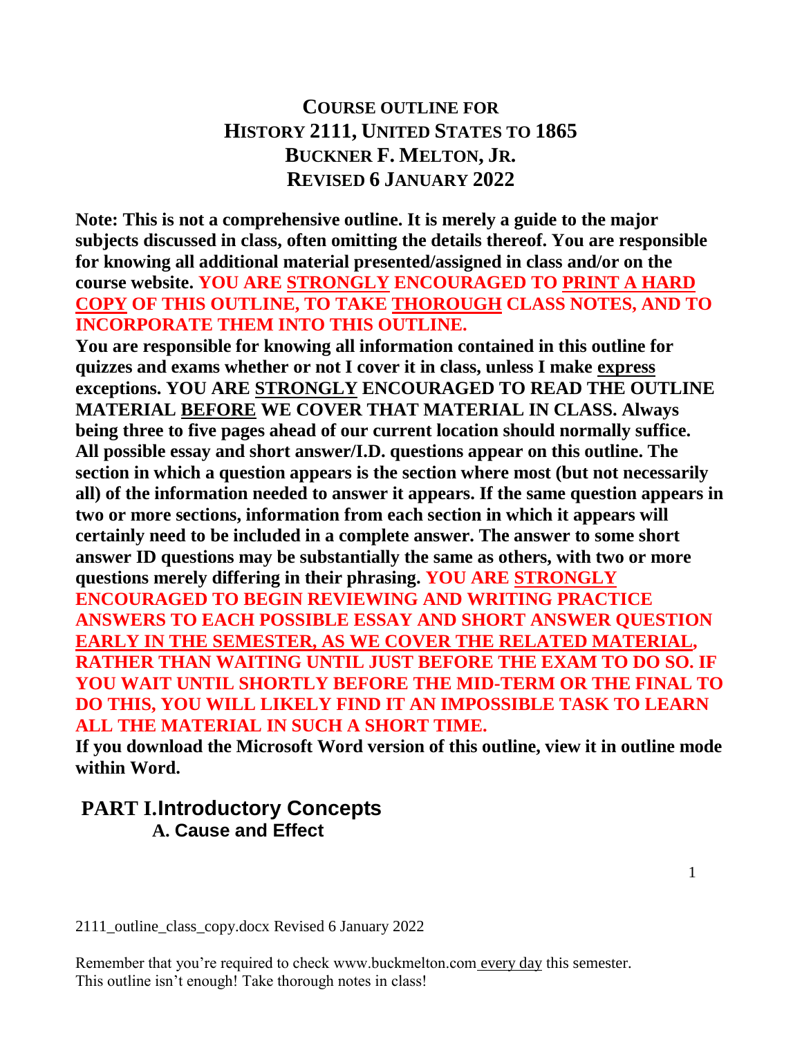# COURSE OUTLINE FOR
# HISTORY 2111, UNITED STATES TO 1865
# BUCKNER F. MELTON, JR.
# REVISED 6 JANUARY 2022

**Note: This is not a comprehensive outline. It is merely a guide to the major subjects discussed in class, often omitting the details thereof. You are responsible for knowing all additional material presented/assigned in class and/or on the course website. YOU ARE <u>STRONGLY</u> ENCOURAGED TO <u>PRINT A HARD COPY</u> OF THIS OUTLINE, TO TAKE <u>THOROUGH</u> CLASS NOTES, AND TO INCORPORATE THEM INTO THIS OUTLINE.**

**You are responsible for knowing all information contained in this outline for quizzes and exams whether or not I cover it in class, unless I make <u>express</u> exceptions. YOU ARE <u>STRONGLY</u> ENCOURAGED TO READ THE OUTLINE MATERIAL <u>BEFORE</u> WE COVER THAT MATERIAL IN CLASS. Always being three to five pages ahead of our current location should normally suffice. All possible essay and short answer/I.D. questions appear on this outline. The section in which a question appears is the section where most (but not necessarily all) of the information needed to answer it appears. If the same question appears in two or more sections, information from each section in which it appears will certainly need to be included in a complete answer. The answer to some short answer ID questions may be substantially the same as others, with two or more questions merely differing in their phrasing. YOU ARE <u>STRONGLY</u> ENCOURAGED TO BEGIN REVIEWING AND WRITING PRACTICE ANSWERS TO EACH POSSIBLE ESSAY AND SHORT ANSWER QUESTION <u>EARLY IN THE SEMESTER, AS WE COVER THE RELATED MATERIAL</u>, RATHER THAN WAITING UNTIL JUST BEFORE THE EXAM TO DO SO. IF YOU WAIT UNTIL SHORTLY BEFORE THE MID-TERM OR THE FINAL TO DO THIS, YOU WILL LIKELY FIND IT AN IMPOSSIBLE TASK TO LEARN ALL THE MATERIAL IN SUCH A SHORT TIME.**

**If you download the Microsoft Word version of this outline, view it in outline mode within Word.**

## PART I. Introductory Concepts

### A. Cause and Effect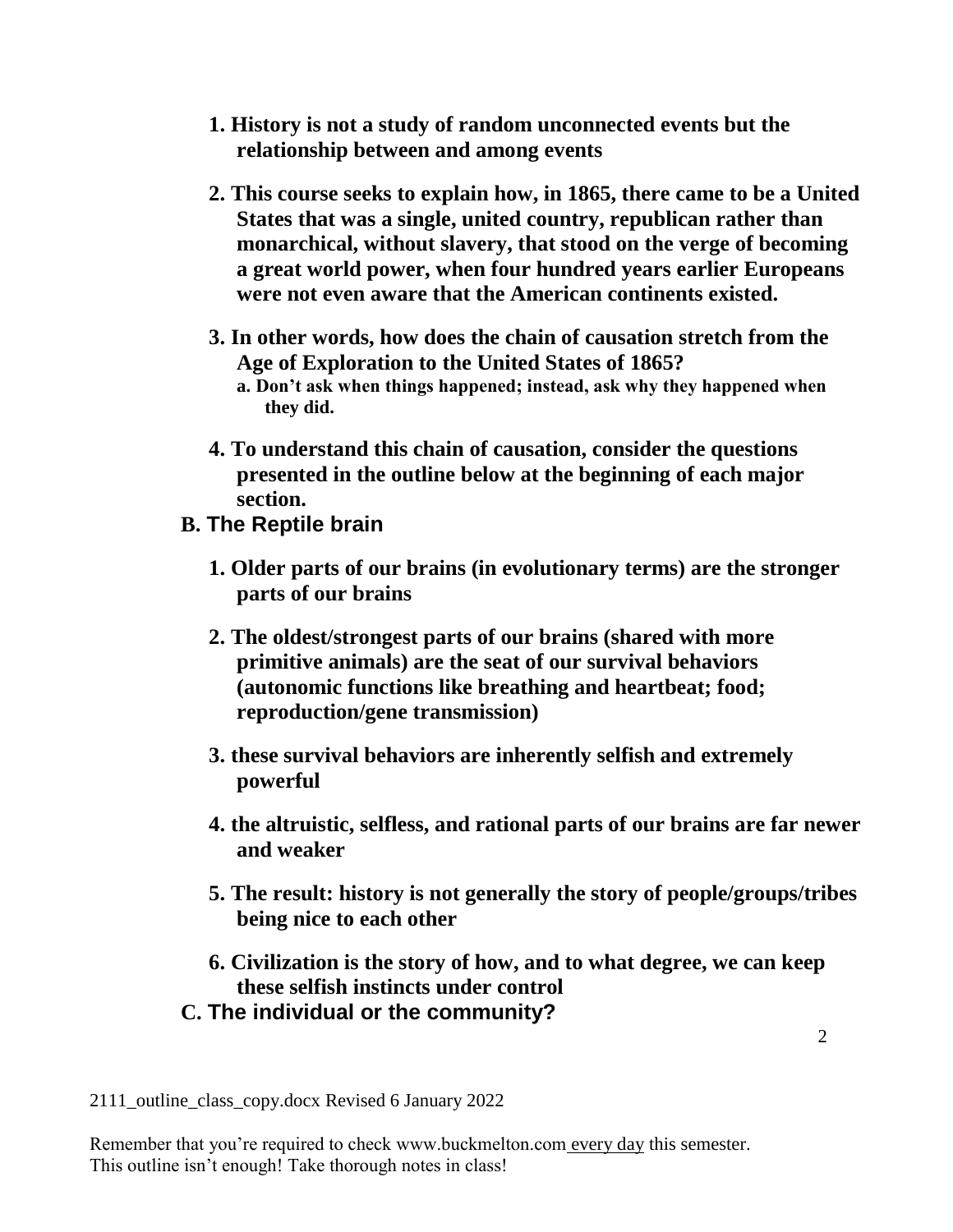1. **History is not a study of random unconnected events but the relationship between and among events**

2. **This course seeks to explain how, in 1865, there came to be a United States that was a single, united country, republican rather than monarchical, without slavery, that stood on the verge of becoming a great world power, when four hundred years earlier Europeans were not even aware that the American continents existed.**

3. **In other words, how does the chain of causation stretch from the Age of Exploration to the United States of 1865?**
   a. **Don't ask when things happened; instead, ask why they happened when they did.**

4. **To understand this chain of causation, consider the questions presented in the outline below at the beginning of each major section.**

**B. The Reptile brain**

1. **Older parts of our brains (in evolutionary terms) are the stronger parts of our brains**

2. **The oldest/strongest parts of our brains (shared with more primitive animals) are the seat of our survival behaviors (autonomic functions like breathing and heartbeat; food; reproduction/gene transmission)**

3. **these survival behaviors are inherently selfish and extremely powerful**

4. **the altruistic, selfless, and rational parts of our brains are far newer and weaker**

5. **The result: history is not generally the story of people/groups/tribes being nice to each other**

6. **Civilization is the story of how, and to what degree, we can keep these selfish instincts under control**

**C. The individual or the community?**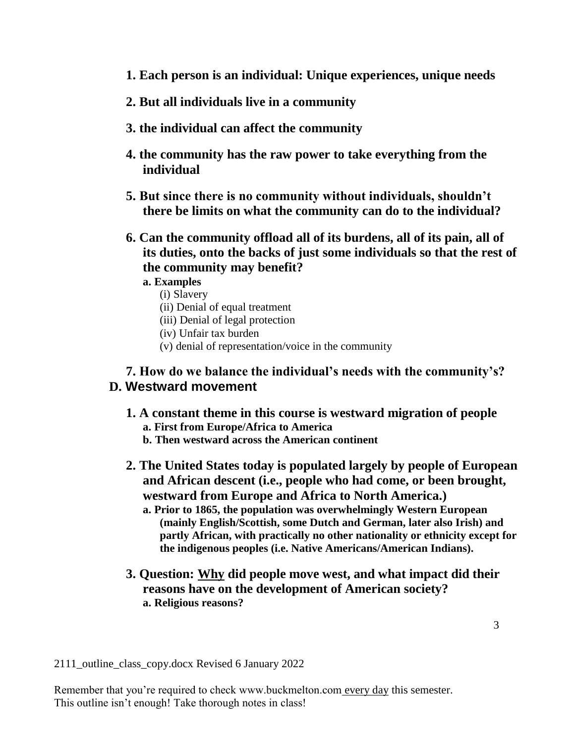**1. Each person is an individual: Unique experiences, unique needs**

**2. But all individuals live in a community**

**3. the individual can affect the community**

**4. the community has the raw power to take everything from the individual**

**5. But since there is no community without individuals, shouldn't there be limits on what the community can do to the individual?**

**6. Can the community offload all of its burdens, all of its pain, all of its duties, onto the backs of just some individuals so that the rest of the community may benefit?**

- **a. Examples**
  - (i) Slavery
  - (ii) Denial of equal treatment
  - (iii) Denial of legal protection
  - (iv) Unfair tax burden
  - (v) denial of representation/voice in the community

**7. How do we balance the individual's needs with the community's?**

## D. Westward movement

**1. A constant theme in this course is westward migration of people**

- **a. First from Europe/Africa to America**
- **b. Then westward across the American continent**

**2. The United States today is populated largely by people of European and African descent (i.e., people who had come, or been brought, westward from Europe and Africa to North America.)**

- **a. Prior to 1865, the population was overwhelmingly Western European (mainly English/Scottish, some Dutch and German, later also Irish) and partly African, with practically no other nationality or ethnicity except for the indigenous peoples (i.e. Native Americans/American Indians).**

**3. Question: <u>Why</u> did people move west, and what impact did their reasons have on the development of American society?**

- **a. Religious reasons?**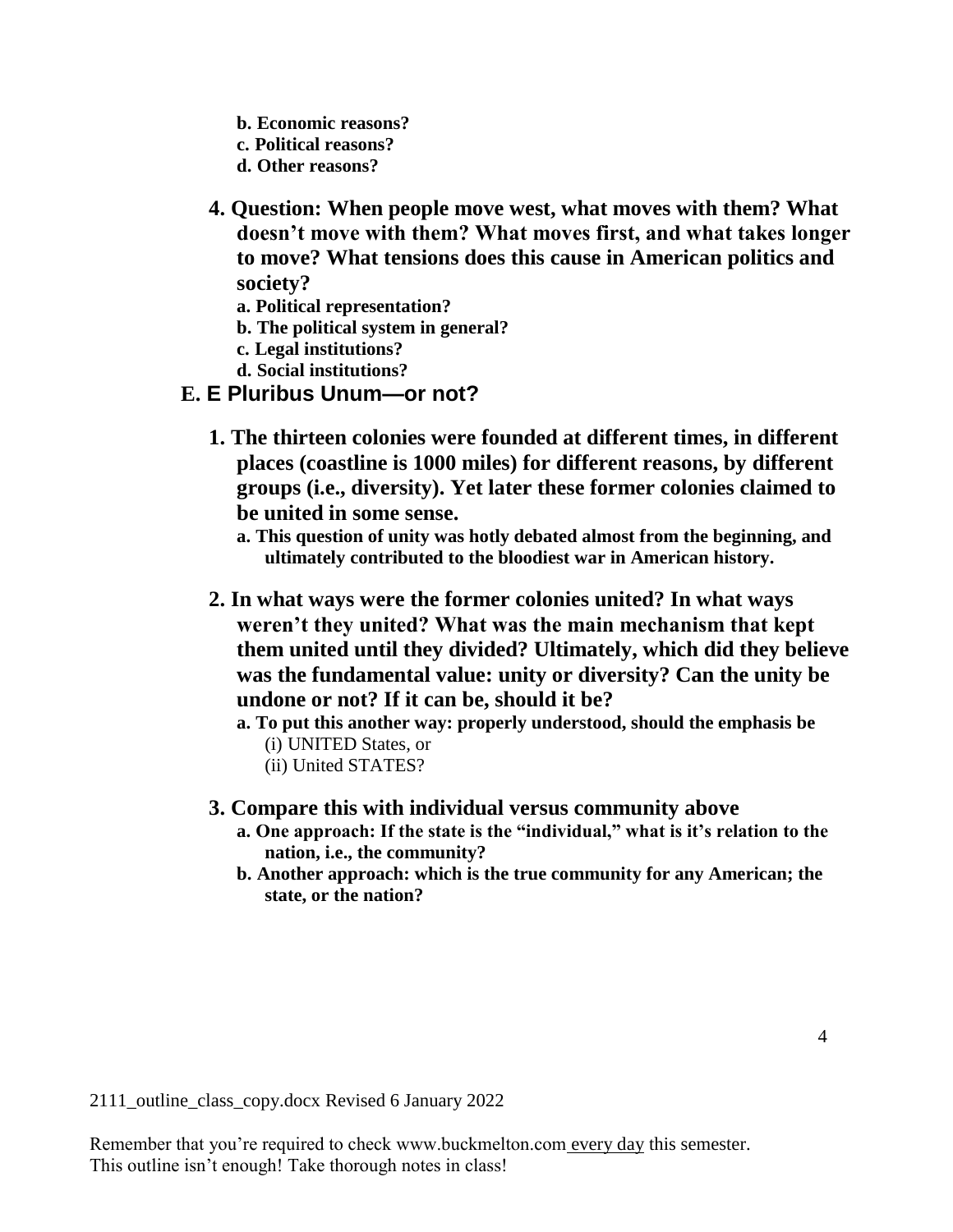b. **Economic reasons?**
c. **Political reasons?**
d. **Other reasons?**

4. **Question: When people move west, what moves with them? What doesn't move with them? What moves first, and what takes longer to move? What tensions does this cause in American politics and society?**
   a. **Political representation?**
   b. **The political system in general?**
   c. **Legal institutions?**
   d. **Social institutions?**

## E. E Pluribus Unum—or not?

1. **The thirteen colonies were founded at different times, in different places (coastline is 1000 miles) for different reasons, by different groups (i.e., diversity). Yet later these former colonies claimed to be united in some sense.**
   a. **This question of unity was hotly debated almost from the beginning, and ultimately contributed to the bloodiest war in American history.**

2. **In what ways were the former colonies united? In what ways weren't they united? What was the main mechanism that kept them united until they divided? Ultimately, which did they believe was the fundamental value: unity or diversity? Can the unity be undone or not? If it can be, should it be?**
   a. **To put this another way: properly understood, should the emphasis be**
      (i) UNITED States, or
      (ii) United STATES?

3. **Compare this with individual versus community above**
   a. **One approach: If the state is the "individual," what is it's relation to the nation, i.e., the community?**
   b. **Another approach: which is the true community for any American; the state, or the nation?**

2111_outline_class_copy.docx Revised 6 January 2022

Remember that you're required to check www.buckmelton.com every day this semester.
This outline isn't enough! Take thorough notes in class!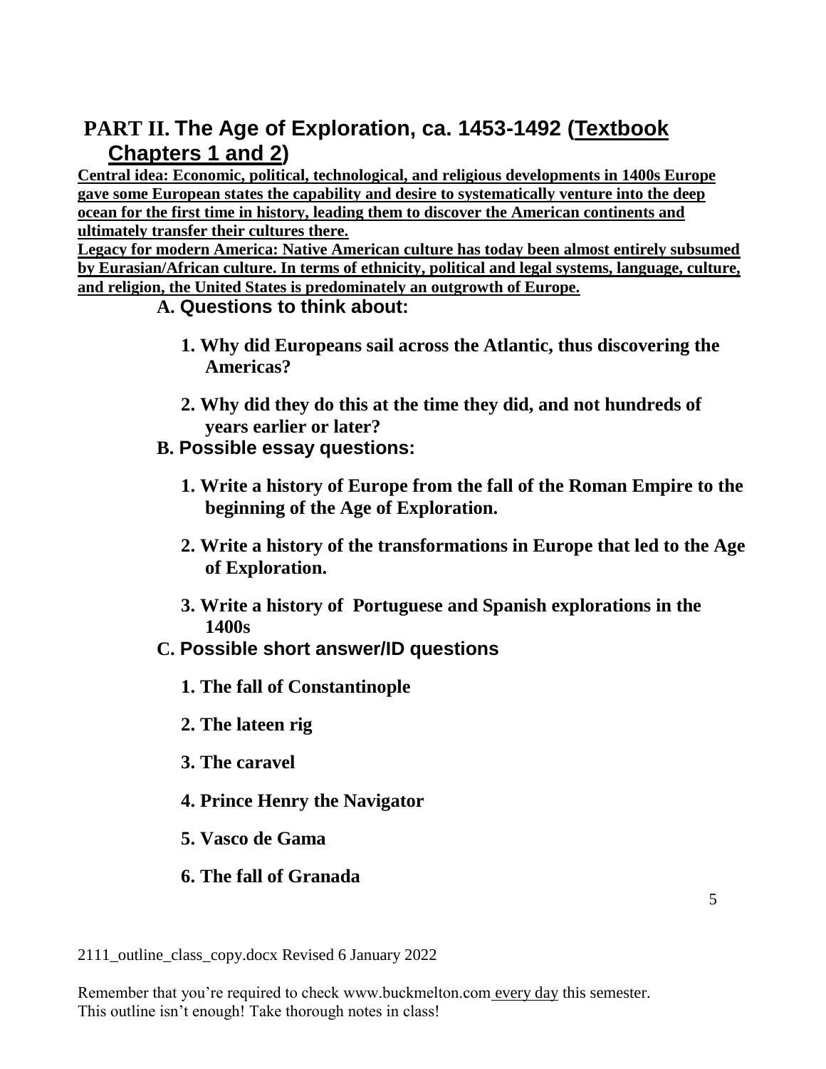## PART II. The Age of Exploration, ca. 1453-1492 (Textbook Chapters 1 and 2)

**Central idea: Economic, political, technological, and religious developments in 1400s Europe gave some European states the capability and desire to systematically venture into the deep ocean for the first time in history, leading them to discover the American continents and ultimately transfer their cultures there.**

**Legacy for modern America: Native American culture has today been almost entirely subsumed by Eurasian/African culture. In terms of ethnicity, political and legal systems, language, culture, and religion, the United States is predominately an outgrowth of Europe.**

### A. Questions to think about:

1. **Why did Europeans sail across the Atlantic, thus discovering the Americas?**
2. **Why did they do this at the time they did, and not hundreds of years earlier or later?**

### B. Possible essay questions:

1. **Write a history of Europe from the fall of the Roman Empire to the beginning of the Age of Exploration.**
2. **Write a history of the transformations in Europe that led to the Age of Exploration.**
3. **Write a history of Portuguese and Spanish explorations in the 1400s**

### C. Possible short answer/ID questions

1. **The fall of Constantinople**
2. **The lateen rig**
3. **The caravel**
4. **Prince Henry the Navigator**
5. **Vasco de Gama**
6. **The fall of Granada**

2111_outline_class_copy.docx Revised 6 January 2022

Remember that you're required to check www.buckmelton.com every day this semester.
This outline isn't enough! Take thorough notes in class!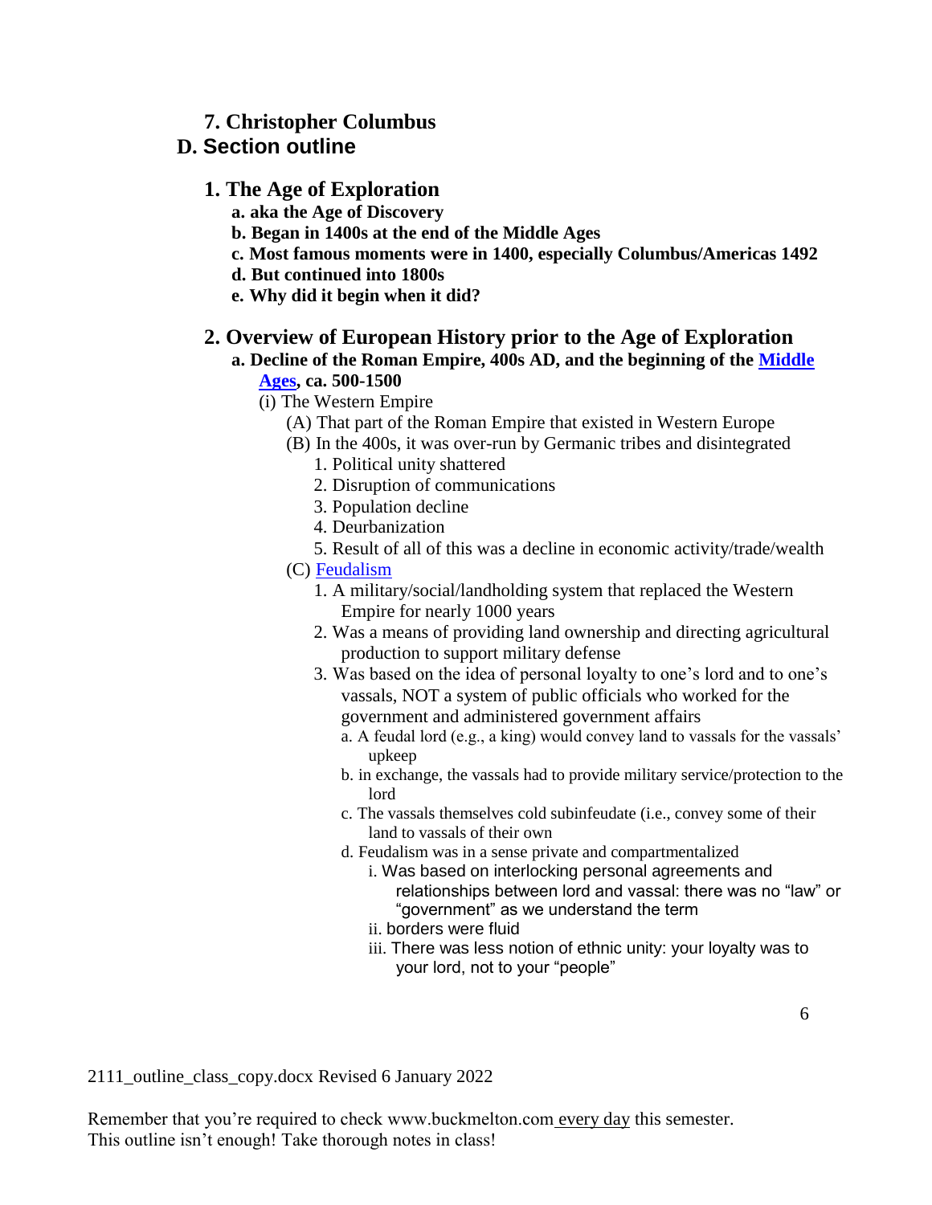### 7. Christopher Columbus

## D. Section outline

### 1. The Age of Exploration

**a. aka the Age of Discovery**

**b. Began in 1400s at the end of the Middle Ages**

**c. Most famous moments were in 1400, especially Columbus/Americas 1492**

**d. But continued into 1800s**

**e. Why did it begin when it did?**

### 2. Overview of European History prior to the Age of Exploration

**a. Decline of the Roman Empire, 400s AD, and the beginning of the Middle Ages, ca. 500-1500**

(i) The Western Empire

(A) That part of the Roman Empire that existed in Western Europe

(B) In the 400s, it was over-run by Germanic tribes and disintegrated

1. Political unity shattered
2. Disruption of communications
3. Population decline
4. Deurbanization
5. Result of all of this was a decline in economic activity/trade/wealth

(C) Feudalism

1. A military/social/landholding system that replaced the Western Empire for nearly 1000 years
2. Was a means of providing land ownership and directing agricultural production to support military defense
3. Was based on the idea of personal loyalty to one's lord and to one's vassals, NOT a system of public officials who worked for the government and administered government affairs

a. A feudal lord (e.g., a king) would convey land to vassals for the vassals' upkeep

b. in exchange, the vassals had to provide military service/protection to the lord

c. The vassals themselves cold subinfeudate (i.e., convey some of their land to vassals of their own

d. Feudalism was in a sense private and compartmentalized

i. Was based on interlocking personal agreements and relationships between lord and vassal: there was no "law" or "government" as we understand the term

ii. borders were fluid

iii. There was less notion of ethnic unity: your loyalty was to your lord, not to your "people"

2111_outline_class_copy.docx Revised 6 January 2022

Remember that you're required to check www.buckmelton.com every day this semester.
This outline isn't enough! Take thorough notes in class!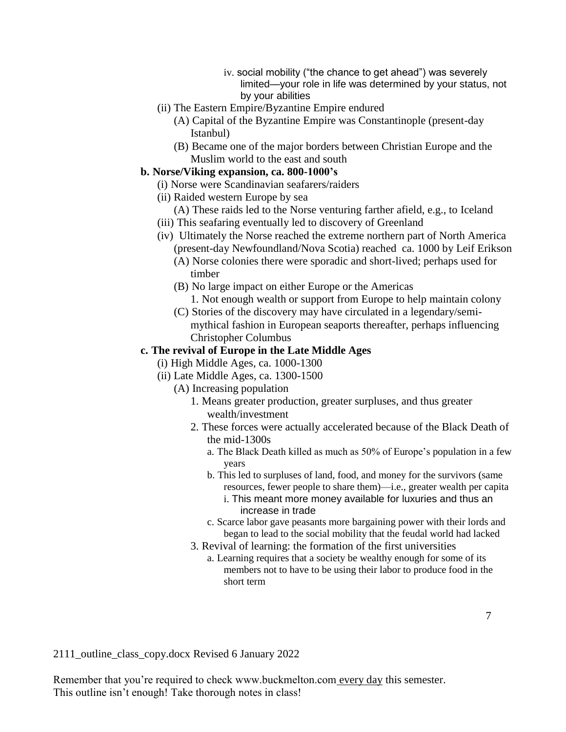- iv. social mobility ("the chance to get ahead") was severely limited—your role in life was determined by your status, not by your abilities

- (ii) The Eastern Empire/Byzantine Empire endured
  - (A) Capital of the Byzantine Empire was Constantinople (present-day Istanbul)
  - (B) Became one of the major borders between Christian Europe and the Muslim world to the east and south

**b. Norse/Viking expansion, ca. 800-1000's**

- (i) Norse were Scandinavian seafarers/raiders
- (ii) Raided western Europe by sea
  - (A) These raids led to the Norse venturing farther afield, e.g., to Iceland
- (iii) This seafaring eventually led to discovery of Greenland
- (iv) Ultimately the Norse reached the extreme northern part of North America (present-day Newfoundland/Nova Scotia) reached ca. 1000 by Leif Erikson
  - (A) Norse colonies there were sporadic and short-lived; perhaps used for timber
  - (B) No large impact on either Europe or the Americas
    - 1. Not enough wealth or support from Europe to help maintain colony
  - (C) Stories of the discovery may have circulated in a legendary/semi-mythical fashion in European seaports thereafter, perhaps influencing Christopher Columbus

**c. The revival of Europe in the Late Middle Ages**

- (i) High Middle Ages, ca. 1000-1300
- (ii) Late Middle Ages, ca. 1300-1500
  - (A) Increasing population
    - 1. Means greater production, greater surpluses, and thus greater wealth/investment
    - 2. These forces were actually accelerated because of the Black Death of the mid-1300s
      - a. The Black Death killed as much as 50% of Europe's population in a few years
      - b. This led to surpluses of land, food, and money for the survivors (same resources, fewer people to share them)—i.e., greater wealth per capita
        - i. This meant more money available for luxuries and thus an increase in trade
      - c. Scarce labor gave peasants more bargaining power with their lords and began to lead to the social mobility that the feudal world had lacked
    - 3. Revival of learning: the formation of the first universities
      - a. Learning requires that a society be wealthy enough for some of its members not to have to be using their labor to produce food in the short term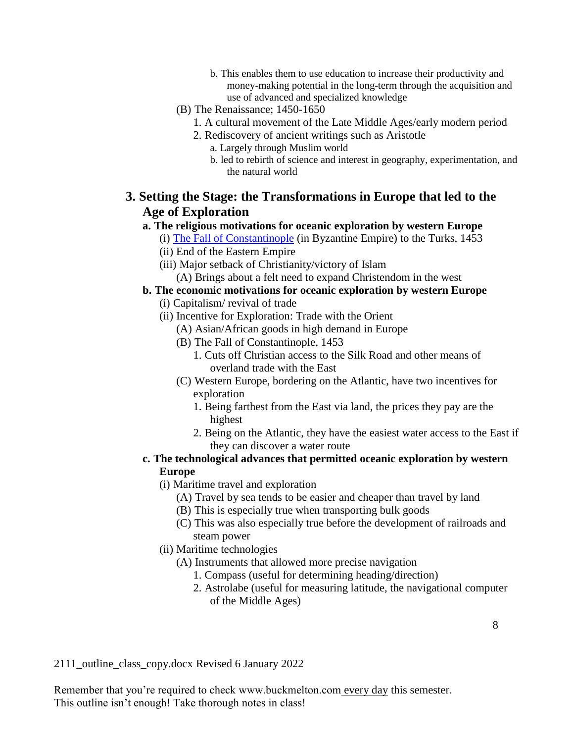b. This enables them to use education to increase their productivity and money-making potential in the long-term through the acquisition and use of advanced and specialized knowledge

(B) The Renaissance; 1450-1650

1. A cultural movement of the Late Middle Ages/early modern period
2. Rediscovery of ancient writings such as Aristotle
   a. Largely through Muslim world
   b. led to rebirth of science and interest in geography, experimentation, and the natural world

## 3. Setting the Stage: the Transformations in Europe that led to the Age of Exploration

### a. The religious motivations for oceanic exploration by western Europe

(i) [The Fall of Constantinople](#) (in Byzantine Empire) to the Turks, 1453

(ii) End of the Eastern Empire

(iii) Major setback of Christianity/victory of Islam

(A) Brings about a felt need to expand Christendom in the west

### b. The economic motivations for oceanic exploration by western Europe

(i) Capitalism/ revival of trade

(ii) Incentive for Exploration: Trade with the Orient

(A) Asian/African goods in high demand in Europe

(B) The Fall of Constantinople, 1453

1. Cuts off Christian access to the Silk Road and other means of overland trade with the East

(C) Western Europe, bordering on the Atlantic, have two incentives for exploration

1. Being farthest from the East via land, the prices they pay are the highest
2. Being on the Atlantic, they have the easiest water access to the East if they can discover a water route

### c. The technological advances that permitted oceanic exploration by western Europe

(i) Maritime travel and exploration

(A) Travel by sea tends to be easier and cheaper than travel by land

(B) This is especially true when transporting bulk goods

(C) This was also especially true before the development of railroads and steam power

(ii) Maritime technologies

(A) Instruments that allowed more precise navigation

1. Compass (useful for determining heading/direction)
2. Astrolabe (useful for measuring latitude, the navigational computer of the Middle Ages)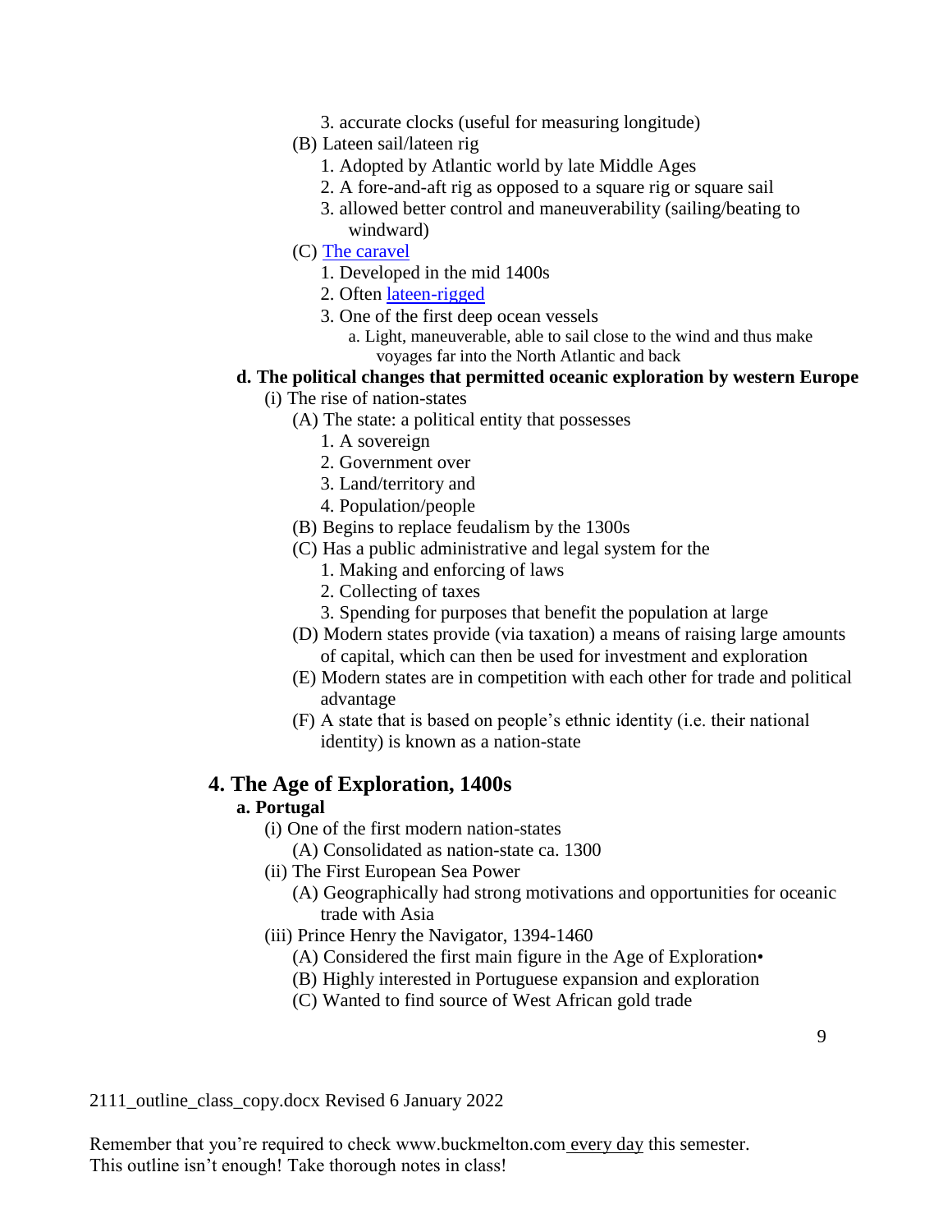- 3. accurate clocks (useful for measuring longitude)
- (B) Lateen sail/lateen rig
  - 1. Adopted by Atlantic world by late Middle Ages
  - 2. A fore-and-aft rig as opposed to a square rig or square sail
  - 3. allowed better control and maneuverability (sailing/beating to windward)
- (C) [The caravel]()
  - 1. Developed in the mid 1400s
  - 2. Often [lateen-rigged]()
  - 3. One of the first deep ocean vessels
    - a. Light, maneuverable, able to sail close to the wind and thus make voyages far into the North Atlantic and back

**d. The political changes that permitted oceanic exploration by western Europe**

- (i) The rise of nation-states
  - (A) The state: a political entity that possesses
    - 1. A sovereign
    - 2. Government over
    - 3. Land/territory and
    - 4. Population/people
  - (B) Begins to replace feudalism by the 1300s
  - (C) Has a public administrative and legal system for the
    - 1. Making and enforcing of laws
    - 2. Collecting of taxes
    - 3. Spending for purposes that benefit the population at large
  - (D) Modern states provide (via taxation) a means of raising large amounts of capital, which can then be used for investment and exploration
  - (E) Modern states are in competition with each other for trade and political advantage
  - (F) A state that is based on people's ethnic identity (i.e. their national identity) is known as a nation-state

## 4. The Age of Exploration, 1400s

**a. Portugal**

- (i) One of the first modern nation-states
  - (A) Consolidated as nation-state ca. 1300
- (ii) The First European Sea Power
  - (A) Geographically had strong motivations and opportunities for oceanic trade with Asia
- (iii) Prince Henry the Navigator, 1394-1460
  - (A) Considered the first main figure in the Age of Exploration•
  - (B) Highly interested in Portuguese expansion and exploration
  - (C) Wanted to find source of West African gold trade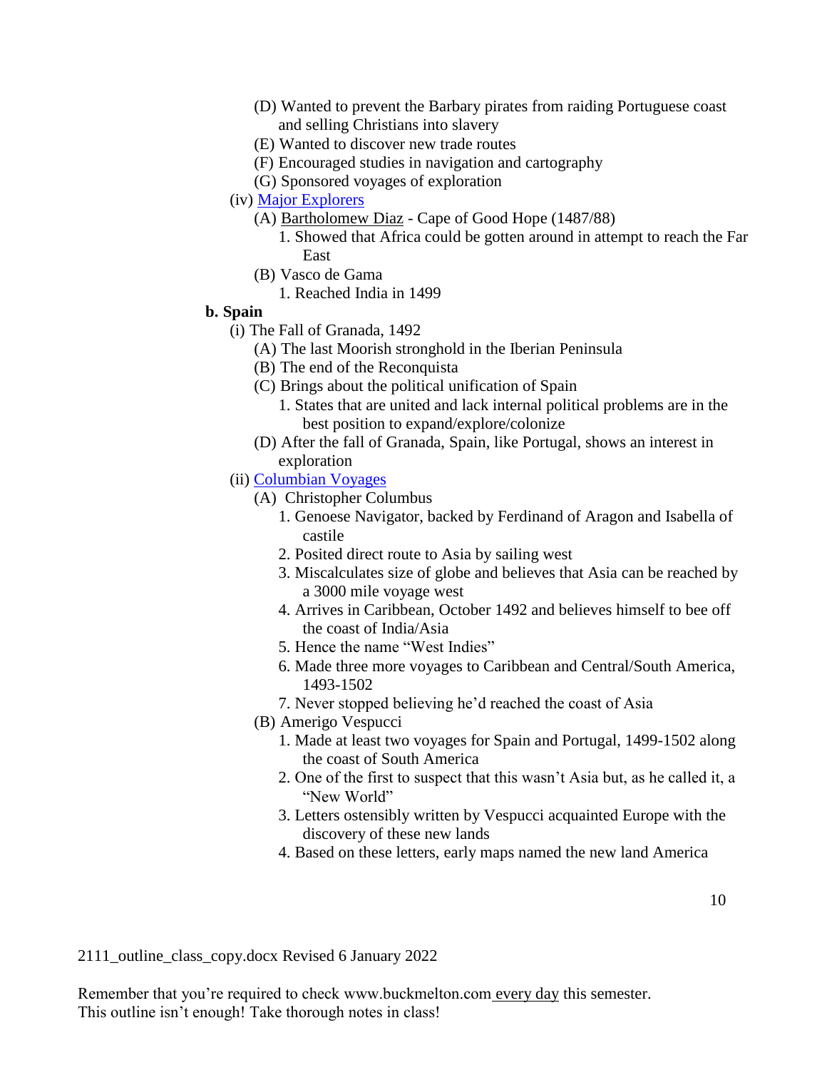- (D) Wanted to prevent the Barbary pirates from raiding Portuguese coast and selling Christians into slavery
- (E) Wanted to discover new trade routes
- (F) Encouraged studies in navigation and cartography
- (G) Sponsored voyages of exploration

(iv) Major Explorers

- (A) Bartholomew Diaz - Cape of Good Hope (1487/88)
  1. Showed that Africa could be gotten around in attempt to reach the Far East
- (B) Vasco de Gama
  1. Reached India in 1499

**b. Spain**

(i) The Fall of Granada, 1492

- (A) The last Moorish stronghold in the Iberian Peninsula
- (B) The end of the Reconquista
- (C) Brings about the political unification of Spain
  1. States that are united and lack internal political problems are in the best position to expand/explore/colonize
- (D) After the fall of Granada, Spain, like Portugal, shows an interest in exploration

(ii) Columbian Voyages

- (A) Christopher Columbus
  1. Genoese Navigator, backed by Ferdinand of Aragon and Isabella of castile
  2. Posited direct route to Asia by sailing west
  3. Miscalculates size of globe and believes that Asia can be reached by a 3000 mile voyage west
  4. Arrives in Caribbean, October 1492 and believes himself to bee off the coast of India/Asia
  5. Hence the name "West Indies"
  6. Made three more voyages to Caribbean and Central/South America, 1493-1502
  7. Never stopped believing he'd reached the coast of Asia
- (B) Amerigo Vespucci
  1. Made at least two voyages for Spain and Portugal, 1499-1502 along the coast of South America
  2. One of the first to suspect that this wasn't Asia but, as he called it, a "New World"
  3. Letters ostensibly written by Vespucci acquainted Europe with the discovery of these new lands
  4. Based on these letters, early maps named the new land America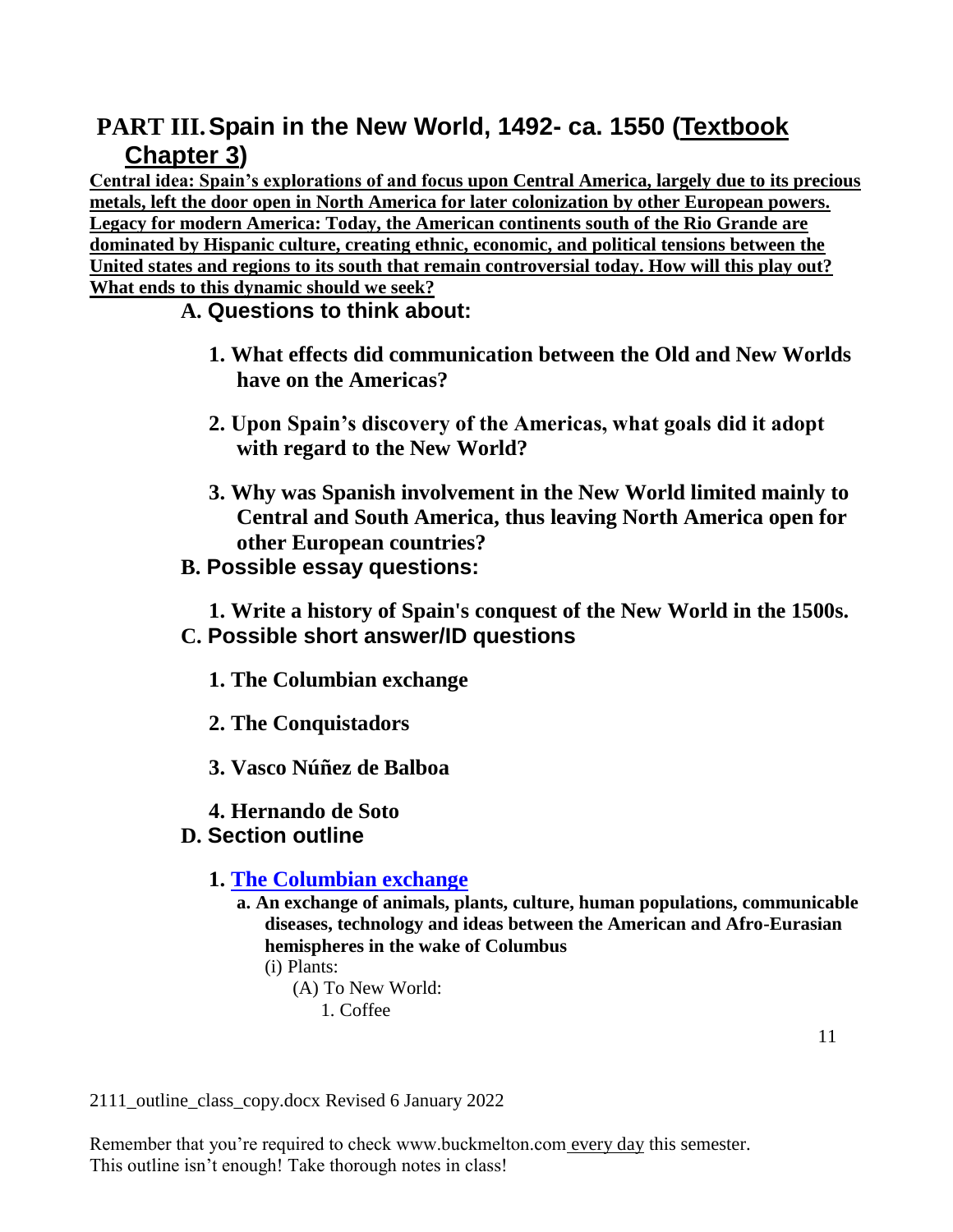# PART III. Spain in the New World, 1492- ca. 1550 (Textbook Chapter 3)

**Central idea: Spain's explorations of and focus upon Central America, largely due to its precious metals, left the door open in North America for later colonization by other European powers. Legacy for modern America: Today, the American continents south of the Rio Grande are dominated by Hispanic culture, creating ethnic, economic, and political tensions between the United states and regions to its south that remain controversial today. How will this play out? What ends to this dynamic should we seek?**

## A. Questions to think about:

1. **What effects did communication between the Old and New Worlds have on the Americas?**
2. **Upon Spain's discovery of the Americas, what goals did it adopt with regard to the New World?**
3. **Why was Spanish involvement in the New World limited mainly to Central and South America, thus leaving North America open for other European countries?**

## B. Possible essay questions:

1. **Write a history of Spain's conquest of the New World in the 1500s.**

## C. Possible short answer/ID questions

1. **The Columbian exchange**
2. **The Conquistadors**
3. **Vasco Núñez de Balboa**
4. **Hernando de Soto**

## D. Section outline

1. **The Columbian exchange**
   - **a. An exchange of animals, plants, culture, human populations, communicable diseases, technology and ideas between the American and Afro-Eurasian hemispheres in the wake of Columbus**
     - (i) Plants:
       - (A) To New World:
         1. Coffee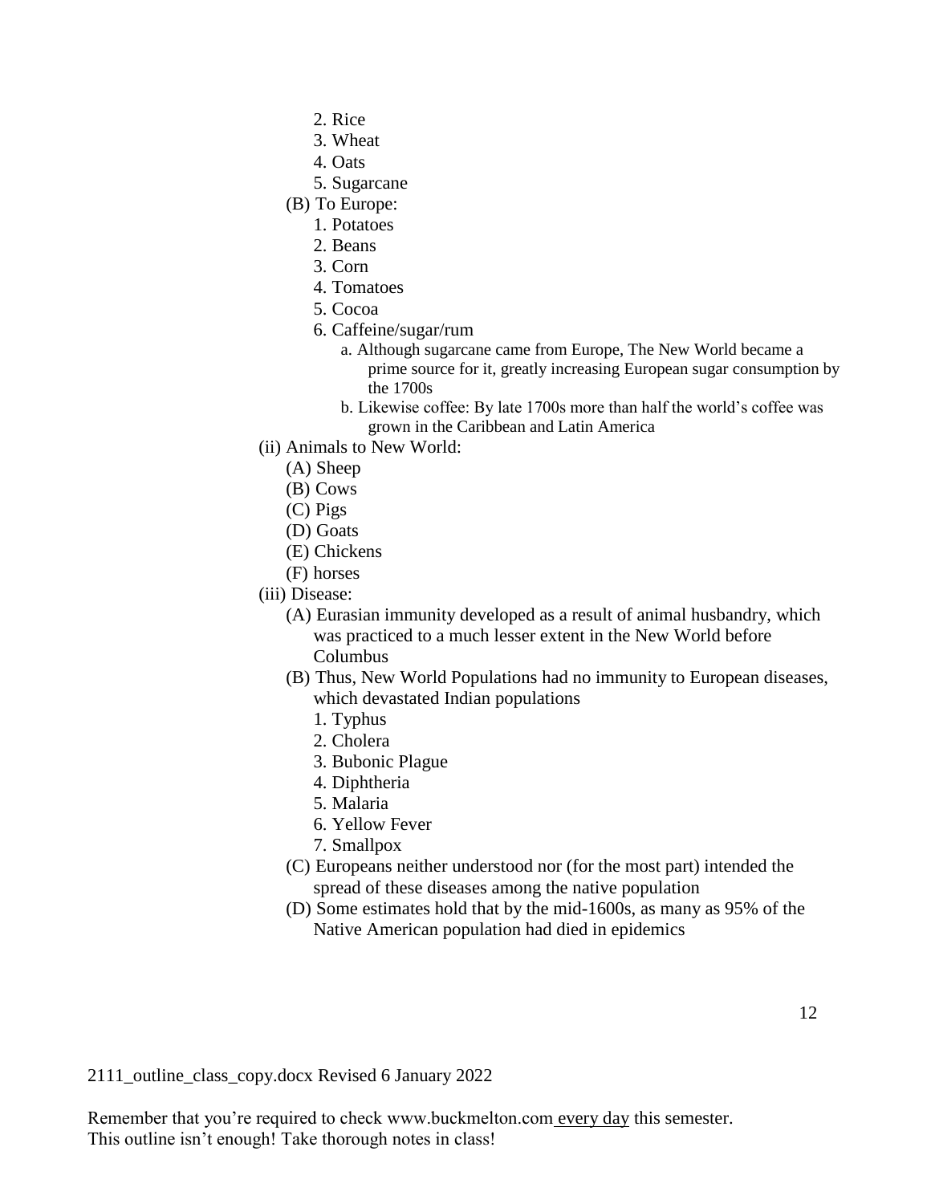2. Rice
      3. Wheat
      4. Oats
      5. Sugarcane
   (B) To Europe:
      1. Potatoes
      2. Beans
      3. Corn
      4. Tomatoes
      5. Cocoa
      6. Caffeine/sugar/rum
         a. Although sugarcane came from Europe, The New World became a prime source for it, greatly increasing European sugar consumption by the 1700s
         b. Likewise coffee: By late 1700s more than half the world's coffee was grown in the Caribbean and Latin America

(ii) Animals to New World:
   (A) Sheep
   (B) Cows
   (C) Pigs
   (D) Goats
   (E) Chickens
   (F) horses

(iii) Disease:
   (A) Eurasian immunity developed as a result of animal husbandry, which was practiced to a much lesser extent in the New World before Columbus
   (B) Thus, New World Populations had no immunity to European diseases, which devastated Indian populations
      1. Typhus
      2. Cholera
      3. Bubonic Plague
      4. Diphtheria
      5. Malaria
      6. Yellow Fever
      7. Smallpox
   (C) Europeans neither understood nor (for the most part) intended the spread of these diseases among the native population
   (D) Some estimates hold that by the mid-1600s, as many as 95% of the Native American population had died in epidemics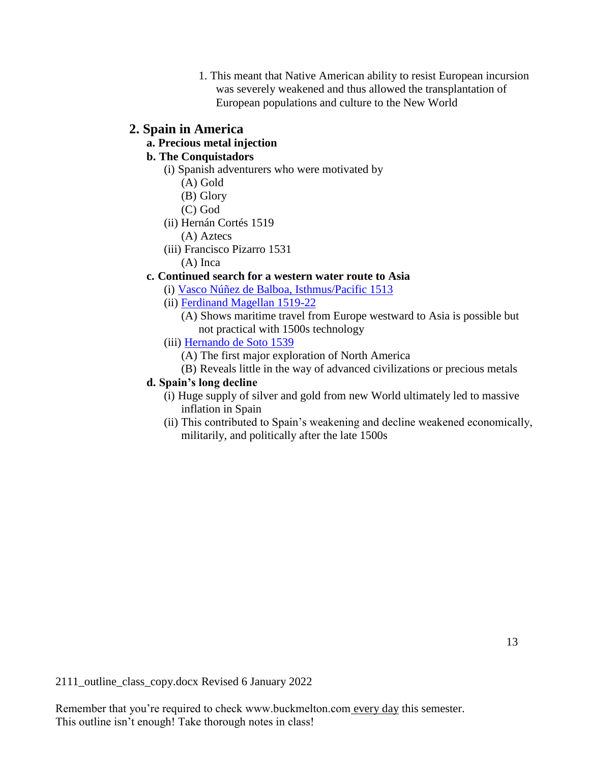1. This meant that Native American ability to resist European incursion was severely weakened and thus allowed the transplantation of European populations and culture to the New World

## 2. Spain in America

**a. Precious metal injection**

**b. The Conquistadors**

- (i) Spanish adventurers who were motivated by
  - (A) Gold
  - (B) Glory
  - (C) God
- (ii) Hernán Cortés 1519
  - (A) Aztecs
- (iii) Francisco Pizarro 1531
  - (A) Inca

**c. Continued search for a western water route to Asia**

- (i) Vasco Núñez de Balboa, Isthmus/Pacific 1513
- (ii) Ferdinand Magellan 1519-22
  - (A) Shows maritime travel from Europe westward to Asia is possible but not practical with 1500s technology
- (iii) Hernando de Soto 1539
  - (A) The first major exploration of North America
  - (B) Reveals little in the way of advanced civilizations or precious metals

**d. Spain's long decline**

- (i) Huge supply of silver and gold from new World ultimately led to massive inflation in Spain
- (ii) This contributed to Spain's weakening and decline weakened economically, militarily, and politically after the late 1500s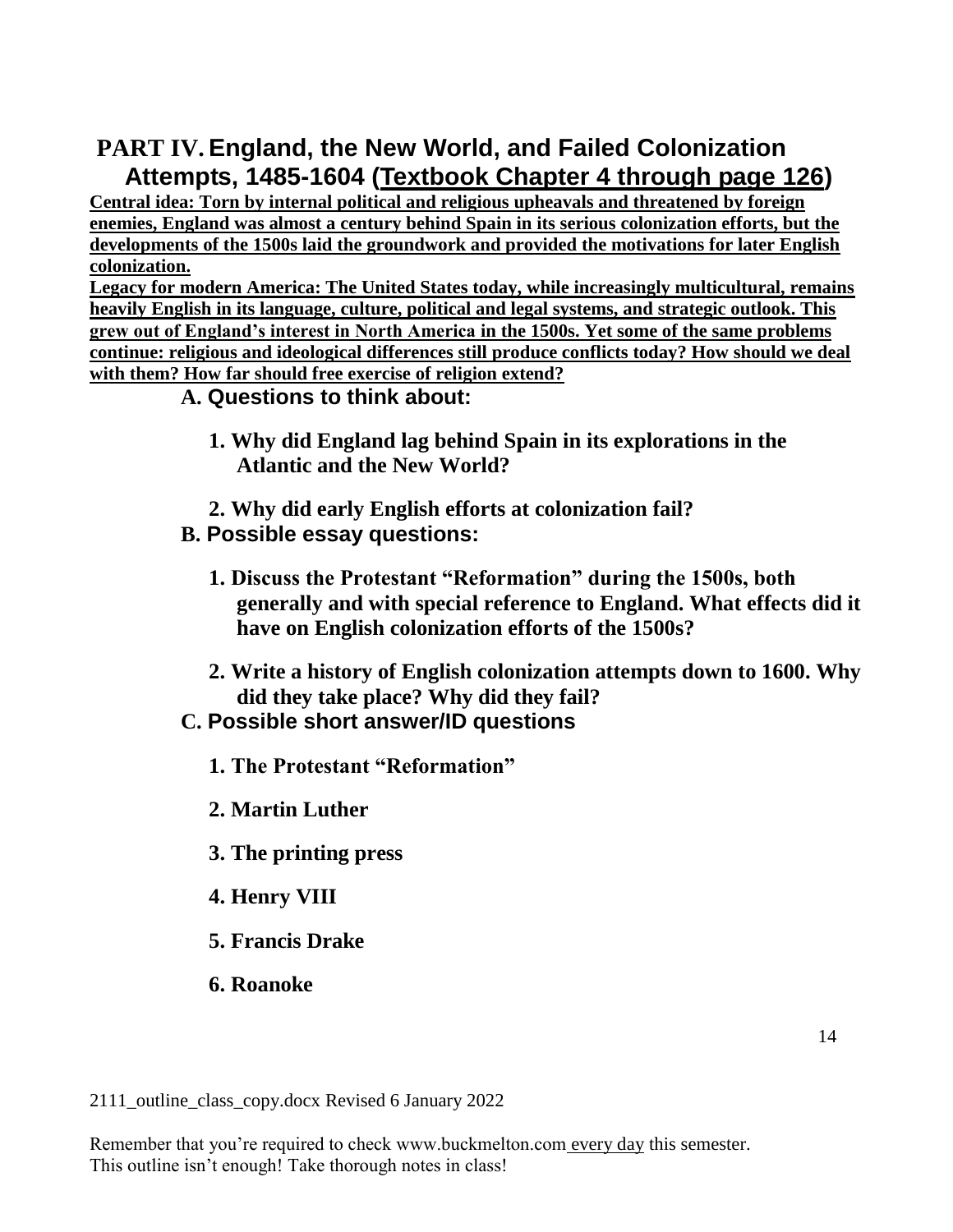## PART IV. England, the New World, and Failed Colonization Attempts, 1485-1604 (Textbook Chapter 4 through page 126)

**Central idea: Torn by internal political and religious upheavals and threatened by foreign enemies, England was almost a century behind Spain in its serious colonization efforts, but the developments of the 1500s laid the groundwork and provided the motivations for later English colonization.**

**Legacy for modern America: The United States today, while increasingly multicultural, remains heavily English in its language, culture, political and legal systems, and strategic outlook. This grew out of England's interest in North America in the 1500s. Yet some of the same problems continue: religious and ideological differences still produce conflicts today? How should we deal with them? How far should free exercise of religion extend?**

### A. Questions to think about:

1. **Why did England lag behind Spain in its explorations in the Atlantic and the New World?**

2. **Why did early English efforts at colonization fail?**

### B. Possible essay questions:

1. **Discuss the Protestant "Reformation" during the 1500s, both generally and with special reference to England. What effects did it have on English colonization efforts of the 1500s?**

2. **Write a history of English colonization attempts down to 1600. Why did they take place? Why did they fail?**

### C. Possible short answer/ID questions

1. **The Protestant "Reformation"**

2. **Martin Luther**

3. **The printing press**

4. **Henry VIII**

5. **Francis Drake**

6. **Roanoke**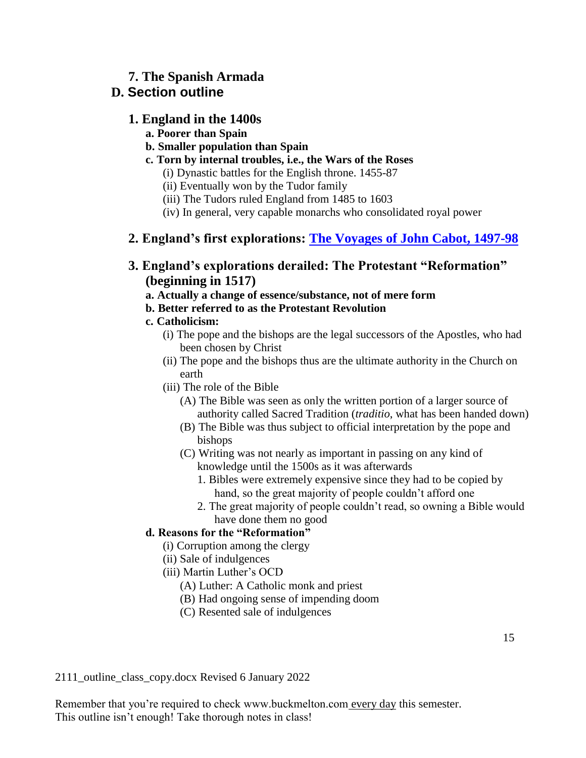### 7. The Spanish Armada

## D. Section outline

### 1. England in the 1400s

- **a. Poorer than Spain**
- **b. Smaller population than Spain**
- **c. Torn by internal troubles, i.e., the Wars of the Roses**
  - (i) Dynastic battles for the English throne. 1455-87
  - (ii) Eventually won by the Tudor family
  - (iii) The Tudors ruled England from 1485 to 1603
  - (iv) In general, very capable monarchs who consolidated royal power

### 2. England's first explorations: [The Voyages of John Cabot, 1497-98]()

### 3. England's explorations derailed: The Protestant "Reformation" (beginning in 1517)

- **a. Actually a change of essence/substance, not of mere form**
- **b. Better referred to as the Protestant Revolution**
- **c. Catholicism:**
  - (i) The pope and the bishops are the legal successors of the Apostles, who had been chosen by Christ
  - (ii) The pope and the bishops thus are the ultimate authority in the Church on earth
  - (iii) The role of the Bible
    - (A) The Bible was seen as only the written portion of a larger source of authority called Sacred Tradition (*traditio*, what has been handed down)
    - (B) The Bible was thus subject to official interpretation by the pope and bishops
    - (C) Writing was not nearly as important in passing on any kind of knowledge until the 1500s as it was afterwards
      1. Bibles were extremely expensive since they had to be copied by hand, so the great majority of people couldn't afford one
      2. The great majority of people couldn't read, so owning a Bible would have done them no good
- **d. Reasons for the "Reformation"**
  - (i) Corruption among the clergy
  - (ii) Sale of indulgences
  - (iii) Martin Luther's OCD
    - (A) Luther: A Catholic monk and priest
    - (B) Had ongoing sense of impending doom
    - (C) Resented sale of indulgences

2111_outline_class_copy.docx Revised 6 January 2022

Remember that you're required to check www.buckmelton.com <u>every day</u> this semester.
This outline isn't enough! Take thorough notes in class!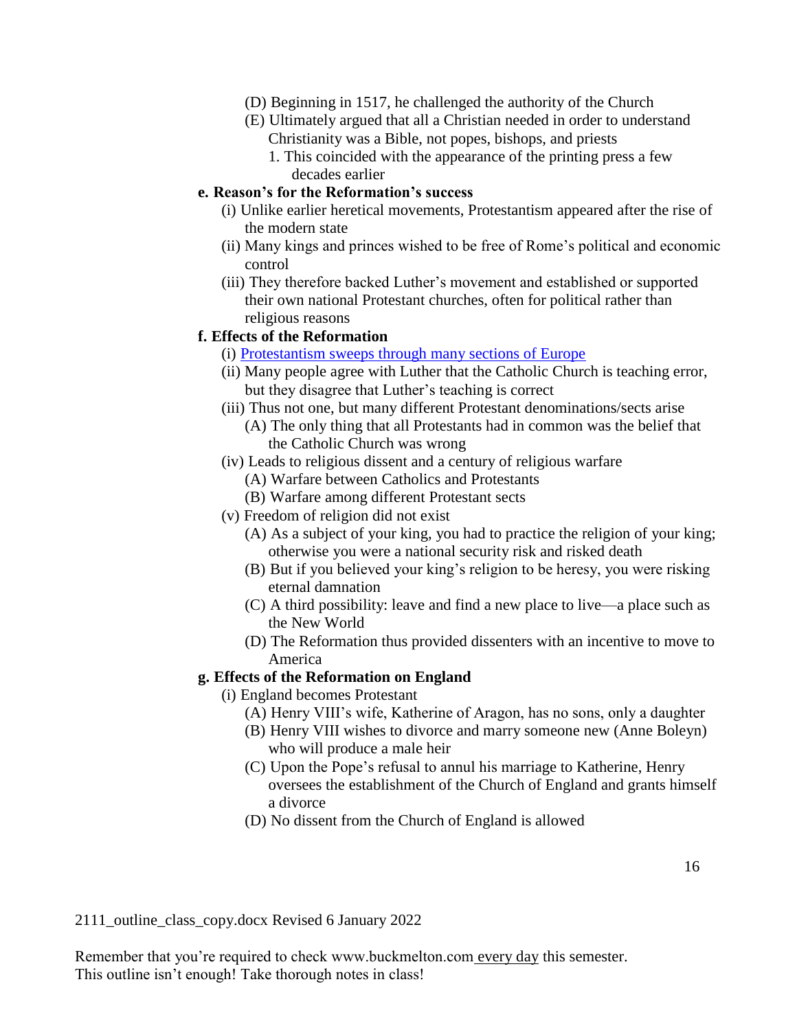- (D) Beginning in 1517, he challenged the authority of the Church
- (E) Ultimately argued that all a Christian needed in order to understand Christianity was a Bible, not popes, bishops, and priests
    1. This coincided with the appearance of the printing press a few decades earlier

**e. Reason's for the Reformation's success**

- (i) Unlike earlier heretical movements, Protestantism appeared after the rise of the modern state
- (ii) Many kings and princes wished to be free of Rome's political and economic control
- (iii) They therefore backed Luther's movement and established or supported their own national Protestant churches, often for political rather than religious reasons

**f. Effects of the Reformation**

- (i) Protestantism sweeps through many sections of Europe
- (ii) Many people agree with Luther that the Catholic Church is teaching error, but they disagree that Luther's teaching is correct
- (iii) Thus not one, but many different Protestant denominations/sects arise
    - (A) The only thing that all Protestants had in common was the belief that the Catholic Church was wrong
- (iv) Leads to religious dissent and a century of religious warfare
    - (A) Warfare between Catholics and Protestants
    - (B) Warfare among different Protestant sects
- (v) Freedom of religion did not exist
    - (A) As a subject of your king, you had to practice the religion of your king; otherwise you were a national security risk and risked death
    - (B) But if you believed your king's religion to be heresy, you were risking eternal damnation
    - (C) A third possibility: leave and find a new place to live—a place such as the New World
    - (D) The Reformation thus provided dissenters with an incentive to move to America

**g. Effects of the Reformation on England**

- (i) England becomes Protestant
    - (A) Henry VIII's wife, Katherine of Aragon, has no sons, only a daughter
    - (B) Henry VIII wishes to divorce and marry someone new (Anne Boleyn) who will produce a male heir
    - (C) Upon the Pope's refusal to annul his marriage to Katherine, Henry oversees the establishment of the Church of England and grants himself a divorce
    - (D) No dissent from the Church of England is allowed

2111_outline_class_copy.docx Revised 6 January 2022

Remember that you're required to check www.buckmelton.com every day this semester.
This outline isn't enough! Take thorough notes in class!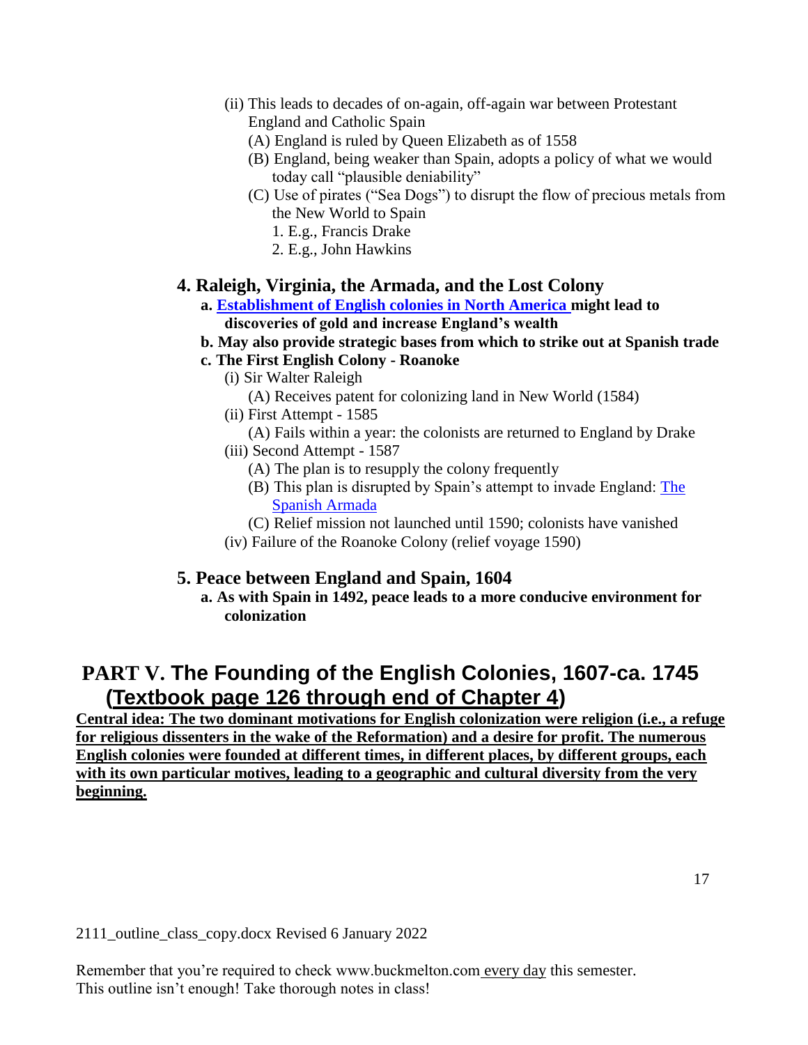- (ii) This leads to decades of on-again, off-again war between Protestant England and Catholic Spain
    - (A) England is ruled by Queen Elizabeth as of 1558
    - (B) England, being weaker than Spain, adopts a policy of what we would today call "plausible deniability"
    - (C) Use of pirates ("Sea Dogs") to disrupt the flow of precious metals from the New World to Spain
        1. E.g., Francis Drake
        2. E.g., John Hawkins

### 4. Raleigh, Virginia, the Armada, and the Lost Colony

**a. Establishment of English colonies in North America might lead to discoveries of gold and increase England's wealth**

**b. May also provide strategic bases from which to strike out at Spanish trade**

**c. The First English Colony - Roanoke**

- (i) Sir Walter Raleigh
    - (A) Receives patent for colonizing land in New World (1584)
- (ii) First Attempt - 1585
    - (A) Fails within a year: the colonists are returned to England by Drake
- (iii) Second Attempt - 1587
    - (A) The plan is to resupply the colony frequently
    - (B) This plan is disrupted by Spain's attempt to invade England: The Spanish Armada
    - (C) Relief mission not launched until 1590; colonists have vanished
- (iv) Failure of the Roanoke Colony (relief voyage 1590)

### 5. Peace between England and Spain, 1604

**a. As with Spain in 1492, peace leads to a more conducive environment for colonization**

## PART V. The Founding of the English Colonies, 1607-ca. 1745 (Textbook page 126 through end of Chapter 4)

**Central idea: The two dominant motivations for English colonization were religion (i.e., a refuge for religious dissenters in the wake of the Reformation) and a desire for profit. The numerous English colonies were founded at different times, in different places, by different groups, each with its own particular motives, leading to a geographic and cultural diversity from the very beginning.**

2111_outline_class_copy.docx Revised 6 January 2022

Remember that you're required to check www.buckmelton.com every day this semester.
This outline isn't enough! Take thorough notes in class!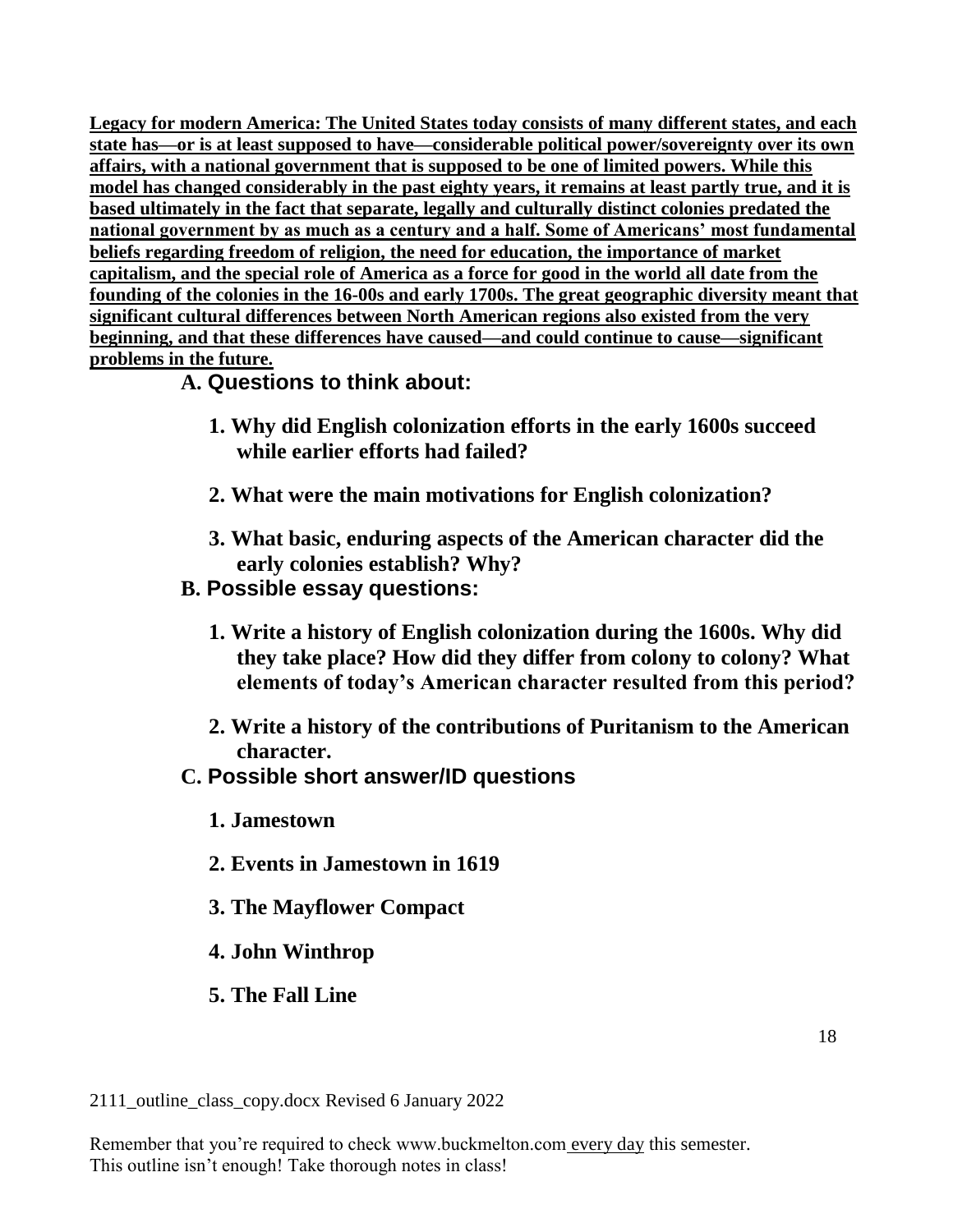**Legacy for modern America: The United States today consists of many different states, and each state has—or is at least supposed to have—considerable political power/sovereignty over its own affairs, with a national government that is supposed to be one of limited powers. While this model has changed considerably in the past eighty years, it remains at least partly true, and it is based ultimately in the fact that separate, legally and culturally distinct colonies predated the national government by as much as a century and a half. Some of Americans' most fundamental beliefs regarding freedom of religion, the need for education, the importance of market capitalism, and the special role of America as a force for good in the world all date from the founding of the colonies in the 16-00s and early 1700s. The great geographic diversity meant that significant cultural differences between North American regions also existed from the very beginning, and that these differences have caused—and could continue to cause—significant problems in the future.**

### A. Questions to think about:

1. **Why did English colonization efforts in the early 1600s succeed while earlier efforts had failed?**

2. **What were the main motivations for English colonization?**

3. **What basic, enduring aspects of the American character did the early colonies establish? Why?**

### B. Possible essay questions:

1. **Write a history of English colonization during the 1600s. Why did they take place? How did they differ from colony to colony? What elements of today's American character resulted from this period?**

2. **Write a history of the contributions of Puritanism to the American character.**

### C. Possible short answer/ID questions

1. **Jamestown**

2. **Events in Jamestown in 1619**

3. **The Mayflower Compact**

4. **John Winthrop**

5. **The Fall Line**

2111_outline_class_copy.docx Revised 6 January 2022

Remember that you're required to check www.buckmelton.com every day this semester.
This outline isn't enough! Take thorough notes in class!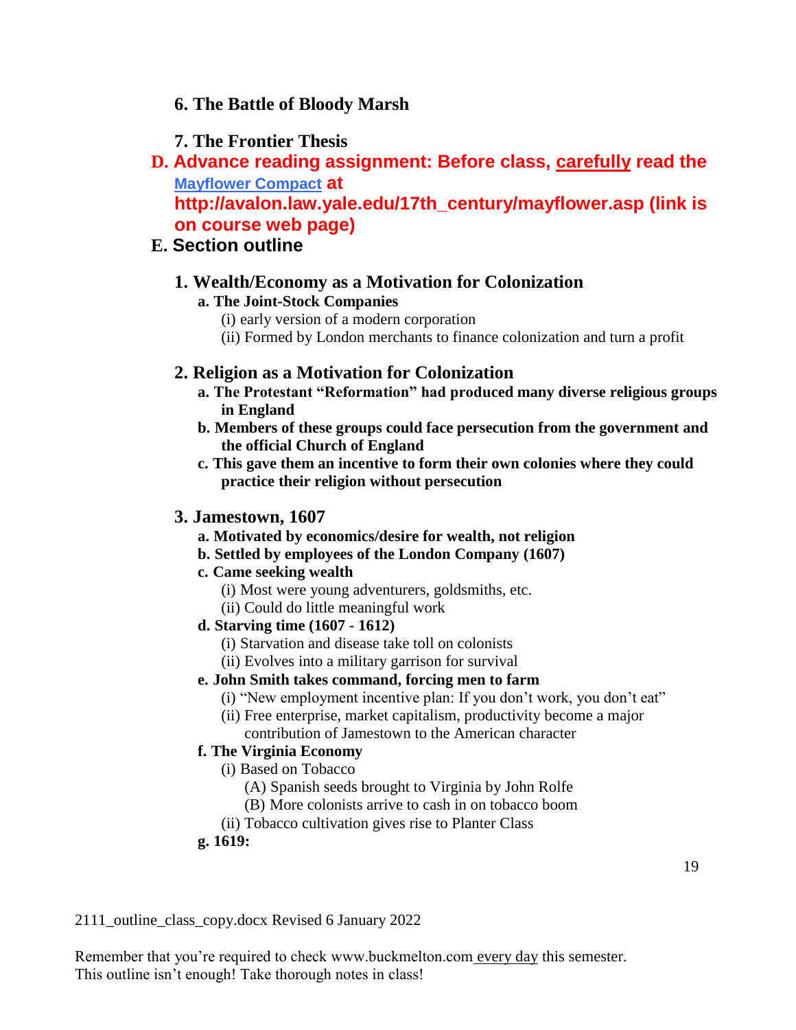**6. The Battle of Bloody Marsh**

**7. The Frontier Thesis**

**D. Advance reading assignment: Before class, carefully read the [Mayflower Compact](http://avalon.law.yale.edu/17th_century/mayflower.asp) at http://avalon.law.yale.edu/17th_century/mayflower.asp (link is on course web page)**

**E. Section outline**

**1. Wealth/Economy as a Motivation for Colonization**

**a. The Joint-Stock Companies**

(i) early version of a modern corporation

(ii) Formed by London merchants to finance colonization and turn a profit

**2. Religion as a Motivation for Colonization**

**a. The Protestant "Reformation" had produced many diverse religious groups in England**

**b. Members of these groups could face persecution from the government and the official Church of England**

**c. This gave them an incentive to form their own colonies where they could practice their religion without persecution**

**3. Jamestown, 1607**

**a. Motivated by economics/desire for wealth, not religion**

**b. Settled by employees of the London Company (1607)**

**c. Came seeking wealth**

(i) Most were young adventurers, goldsmiths, etc.

(ii) Could do little meaningful work

**d. Starving time (1607 - 1612)**

(i) Starvation and disease take toll on colonists

(ii) Evolves into a military garrison for survival

**e. John Smith takes command, forcing men to farm**

(i) "New employment incentive plan: If you don't work, you don't eat"

(ii) Free enterprise, market capitalism, productivity become a major contribution of Jamestown to the American character

**f. The Virginia Economy**

(i) Based on Tobacco

(A) Spanish seeds brought to Virginia by John Rolfe

(B) More colonists arrive to cash in on tobacco boom

(ii) Tobacco cultivation gives rise to Planter Class

**g. 1619:**

2111_outline_class_copy.docx Revised 6 January 2022

Remember that you're required to check www.buckmelton.com every day this semester.
This outline isn't enough! Take thorough notes in class!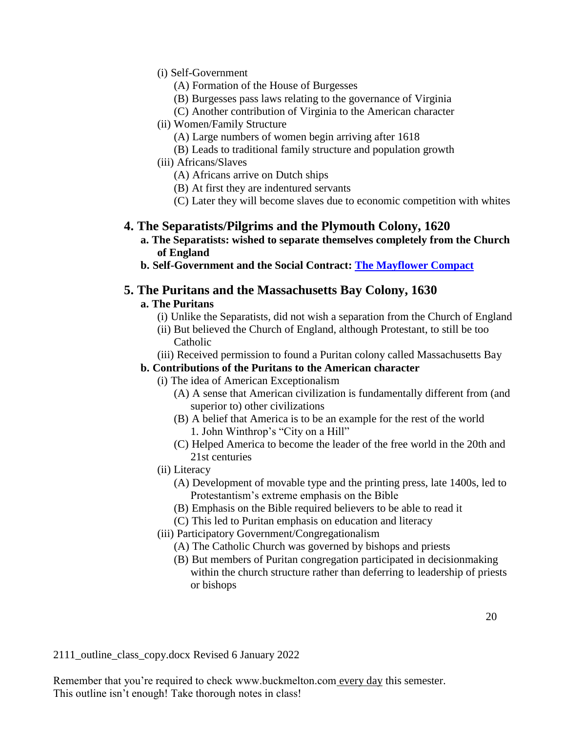- (i) Self-Government
  - (A) Formation of the House of Burgesses
  - (B) Burgesses pass laws relating to the governance of Virginia
  - (C) Another contribution of Virginia to the American character
- (ii) Women/Family Structure
  - (A) Large numbers of women begin arriving after 1618
  - (B) Leads to traditional family structure and population growth
- (iii) Africans/Slaves
  - (A) Africans arrive on Dutch ships
  - (B) At first they are indentured servants
  - (C) Later they will become slaves due to economic competition with whites

## 4. The Separatists/Pilgrims and the Plymouth Colony, 1620

**a. The Separatists: wished to separate themselves completely from the Church of England**

**b. Self-Government and the Social Contract: The Mayflower Compact**

## 5. The Puritans and the Massachusetts Bay Colony, 1630

**a. The Puritans**

- (i) Unlike the Separatists, did not wish a separation from the Church of England
- (ii) But believed the Church of England, although Protestant, to still be too Catholic
- (iii) Received permission to found a Puritan colony called Massachusetts Bay

**b. Contributions of the Puritans to the American character**

- (i) The idea of American Exceptionalism
  - (A) A sense that American civilization is fundamentally different from (and superior to) other civilizations
  - (B) A belief that America is to be an example for the rest of the world
    1. John Winthrop's "City on a Hill"
  - (C) Helped America to become the leader of the free world in the 20th and 21st centuries
- (ii) Literacy
  - (A) Development of movable type and the printing press, late 1400s, led to Protestantism's extreme emphasis on the Bible
  - (B) Emphasis on the Bible required believers to be able to read it
  - (C) This led to Puritan emphasis on education and literacy
- (iii) Participatory Government/Congregationalism
  - (A) The Catholic Church was governed by bishops and priests
  - (B) But members of Puritan congregation participated in decisionmaking within the church structure rather than deferring to leadership of priests or bishops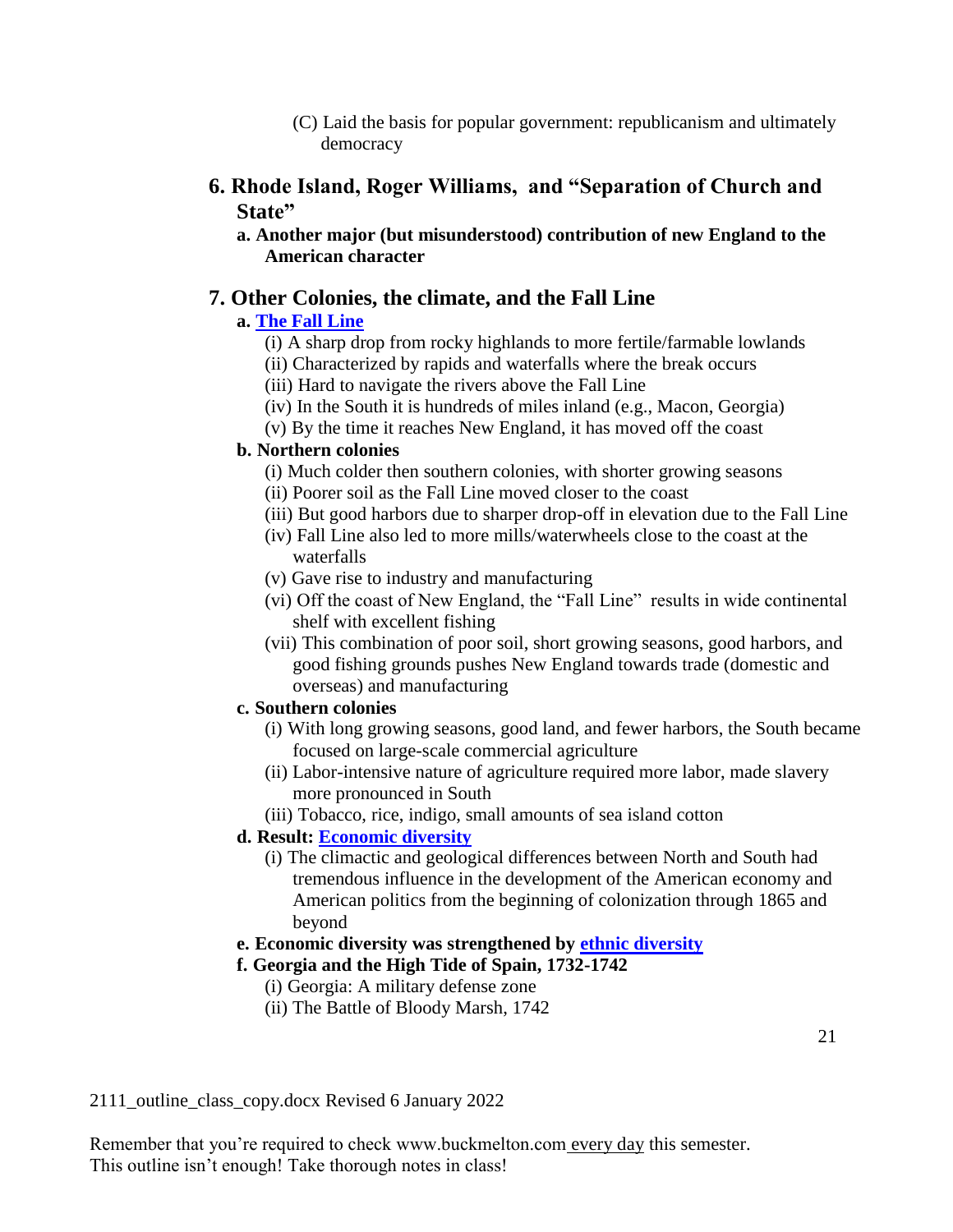(C) Laid the basis for popular government: republicanism and ultimately democracy

## 6. Rhode Island, Roger Williams, and "Separation of Church and State"

**a. Another major (but misunderstood) contribution of new England to the American character**

## 7. Other Colonies, the climate, and the Fall Line

**a. The Fall Line**

(i) A sharp drop from rocky highlands to more fertile/farmable lowlands
(ii) Characterized by rapids and waterfalls where the break occurs
(iii) Hard to navigate the rivers above the Fall Line
(iv) In the South it is hundreds of miles inland (e.g., Macon, Georgia)
(v) By the time it reaches New England, it has moved off the coast

**b. Northern colonies**

(i) Much colder then southern colonies, with shorter growing seasons
(ii) Poorer soil as the Fall Line moved closer to the coast
(iii) But good harbors due to sharper drop-off in elevation due to the Fall Line
(iv) Fall Line also led to more mills/waterwheels close to the coast at the waterfalls
(v) Gave rise to industry and manufacturing
(vi) Off the coast of New England, the "Fall Line" results in wide continental shelf with excellent fishing
(vii) This combination of poor soil, short growing seasons, good harbors, and good fishing grounds pushes New England towards trade (domestic and overseas) and manufacturing

**c. Southern colonies**

(i) With long growing seasons, good land, and fewer harbors, the South became focused on large-scale commercial agriculture
(ii) Labor-intensive nature of agriculture required more labor, made slavery more pronounced in South
(iii) Tobacco, rice, indigo, small amounts of sea island cotton

**d. Result: Economic diversity**

(i) The climactic and geological differences between North and South had tremendous influence in the development of the American economy and American politics from the beginning of colonization through 1865 and beyond

**e. Economic diversity was strengthened by ethnic diversity**

**f. Georgia and the High Tide of Spain, 1732-1742**

(i) Georgia: A military defense zone
(ii) The Battle of Bloody Marsh, 1742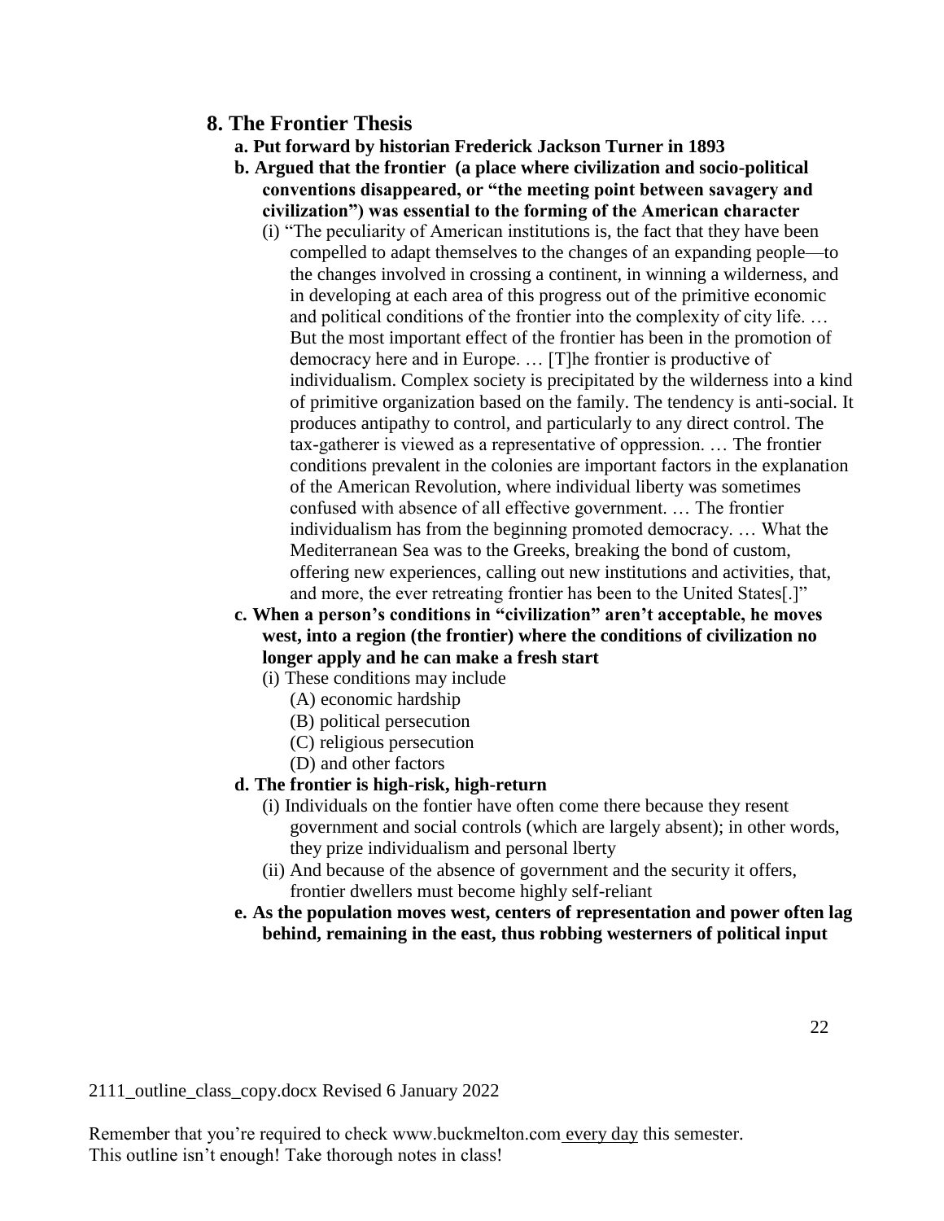## 8. The Frontier Thesis

**a. Put forward by historian Frederick Jackson Turner in 1893**

**b. Argued that the frontier (a place where civilization and socio-political conventions disappeared, or "the meeting point between savagery and civilization") was essential to the forming of the American character**

(i) "The peculiarity of American institutions is, the fact that they have been compelled to adapt themselves to the changes of an expanding people—to the changes involved in crossing a continent, in winning a wilderness, and in developing at each area of this progress out of the primitive economic and political conditions of the frontier into the complexity of city life. … But the most important effect of the frontier has been in the promotion of democracy here and in Europe. … [T]he frontier is productive of individualism. Complex society is precipitated by the wilderness into a kind of primitive organization based on the family. The tendency is anti-social. It produces antipathy to control, and particularly to any direct control. The tax-gatherer is viewed as a representative of oppression. … The frontier conditions prevalent in the colonies are important factors in the explanation of the American Revolution, where individual liberty was sometimes confused with absence of all effective government. … The frontier individualism has from the beginning promoted democracy. … What the Mediterranean Sea was to the Greeks, breaking the bond of custom, offering new experiences, calling out new institutions and activities, that, and more, the ever retreating frontier has been to the United States[.]"

**c. When a person's conditions in "civilization" aren't acceptable, he moves west, into a region (the frontier) where the conditions of civilization no longer apply and he can make a fresh start**

(i) These conditions may include

(A) economic hardship

(B) political persecution

(C) religious persecution

(D) and other factors

**d. The frontier is high-risk, high-return**

(i) Individuals on the fontier have often come there because they resent government and social controls (which are largely absent); in other words, they prize individualism and personal lberty

(ii) And because of the absence of government and the security it offers, frontier dwellers must become highly self-reliant

**e. As the population moves west, centers of representation and power often lag behind, remaining in the east, thus robbing westerners of political input**

2111_outline_class_copy.docx Revised 6 January 2022

Remember that you're required to check www.buckmelton.com every day this semester.
This outline isn't enough! Take thorough notes in class!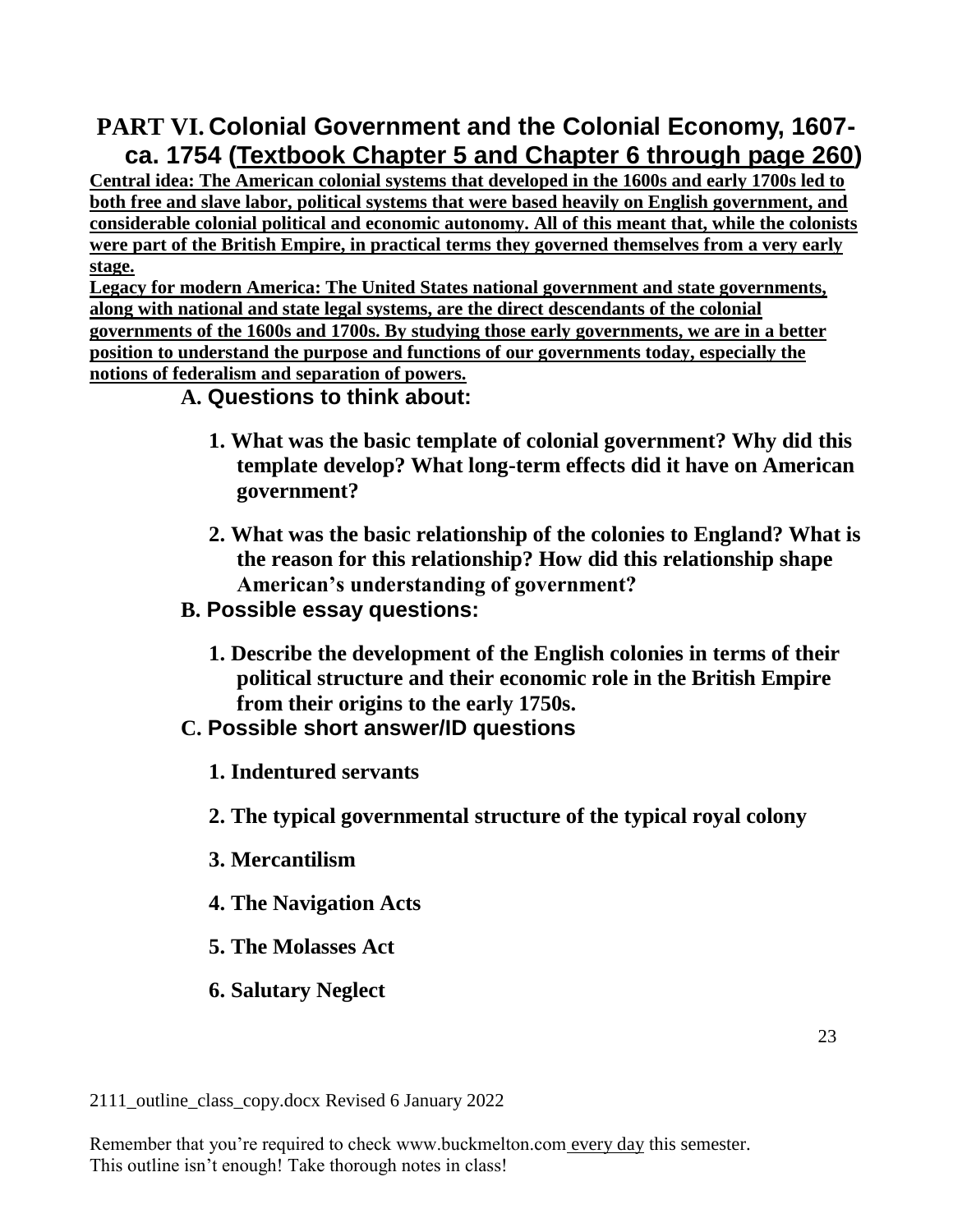# PART VI. Colonial Government and the Colonial Economy, 1607-ca. 1754 (Textbook Chapter 5 and Chapter 6 through page 260)

**Central idea: The American colonial systems that developed in the 1600s and early 1700s led to both free and slave labor, political systems that were based heavily on English government, and considerable colonial political and economic autonomy. All of this meant that, while the colonists were part of the British Empire, in practical terms they governed themselves from a very early stage.**

**Legacy for modern America: The United States national government and state governments, along with national and state legal systems, are the direct descendants of the colonial governments of the 1600s and 1700s. By studying those early governments, we are in a better position to understand the purpose and functions of our governments today, especially the notions of federalism and separation of powers.**

## A. Questions to think about:

1. **What was the basic template of colonial government? Why did this template develop? What long-term effects did it have on American government?**

2. **What was the basic relationship of the colonies to England? What is the reason for this relationship? How did this relationship shape American's understanding of government?**

## B. Possible essay questions:

1. **Describe the development of the English colonies in terms of their political structure and their economic role in the British Empire from their origins to the early 1750s.**

## C. Possible short answer/ID questions

1. **Indentured servants**

2. **The typical governmental structure of the typical royal colony**

3. **Mercantilism**

4. **The Navigation Acts**

5. **The Molasses Act**

6. **Salutary Neglect**

2111_outline_class_copy.docx Revised 6 January 2022

Remember that you're required to check www.buckmelton.com every day this semester.
This outline isn't enough! Take thorough notes in class!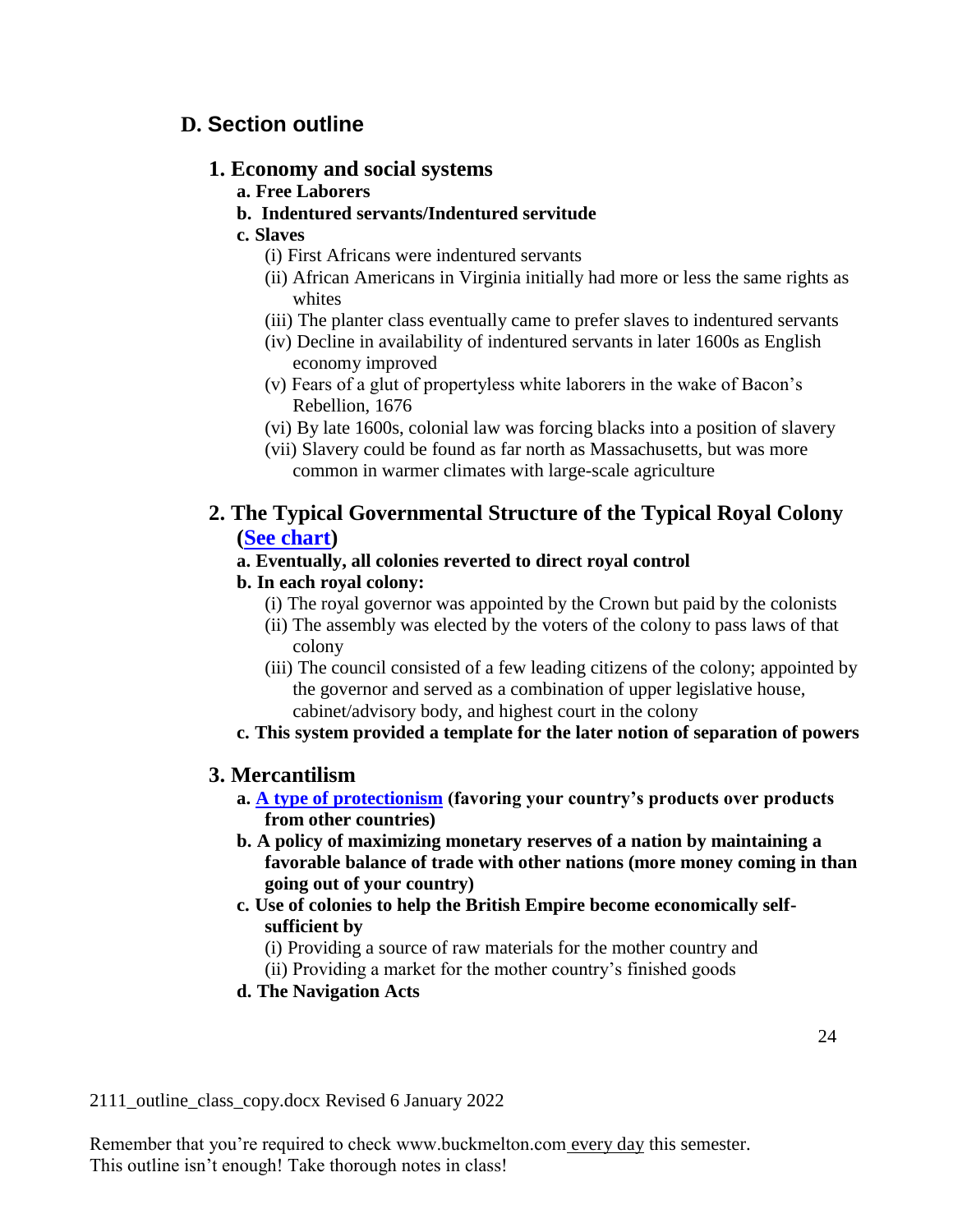## D. Section outline

### 1. Economy and social systems

**a. Free Laborers**

**b. Indentured servants/Indentured servitude**

**c. Slaves**

(i) First Africans were indentured servants

(ii) African Americans in Virginia initially had more or less the same rights as whites

(iii) The planter class eventually came to prefer slaves to indentured servants

(iv) Decline in availability of indentured servants in later 1600s as English economy improved

(v) Fears of a glut of propertyless white laborers in the wake of Bacon's Rebellion, 1676

(vi) By late 1600s, colonial law was forcing blacks into a position of slavery

(vii) Slavery could be found as far north as Massachusetts, but was more common in warmer climates with large-scale agriculture

### 2. The Typical Governmental Structure of the Typical Royal Colony (See chart)

**a. Eventually, all colonies reverted to direct royal control**

**b. In each royal colony:**

(i) The royal governor was appointed by the Crown but paid by the colonists

(ii) The assembly was elected by the voters of the colony to pass laws of that colony

(iii) The council consisted of a few leading citizens of the colony; appointed by the governor and served as a combination of upper legislative house, cabinet/advisory body, and highest court in the colony

**c. This system provided a template for the later notion of separation of powers**

### 3. Mercantilism

**a. A type of protectionism (favoring your country's products over products from other countries)**

**b. A policy of maximizing monetary reserves of a nation by maintaining a favorable balance of trade with other nations (more money coming in than going out of your country)**

**c. Use of colonies to help the British Empire become economically self-sufficient by**

(i) Providing a source of raw materials for the mother country and

(ii) Providing a market for the mother country's finished goods

**d. The Navigation Acts**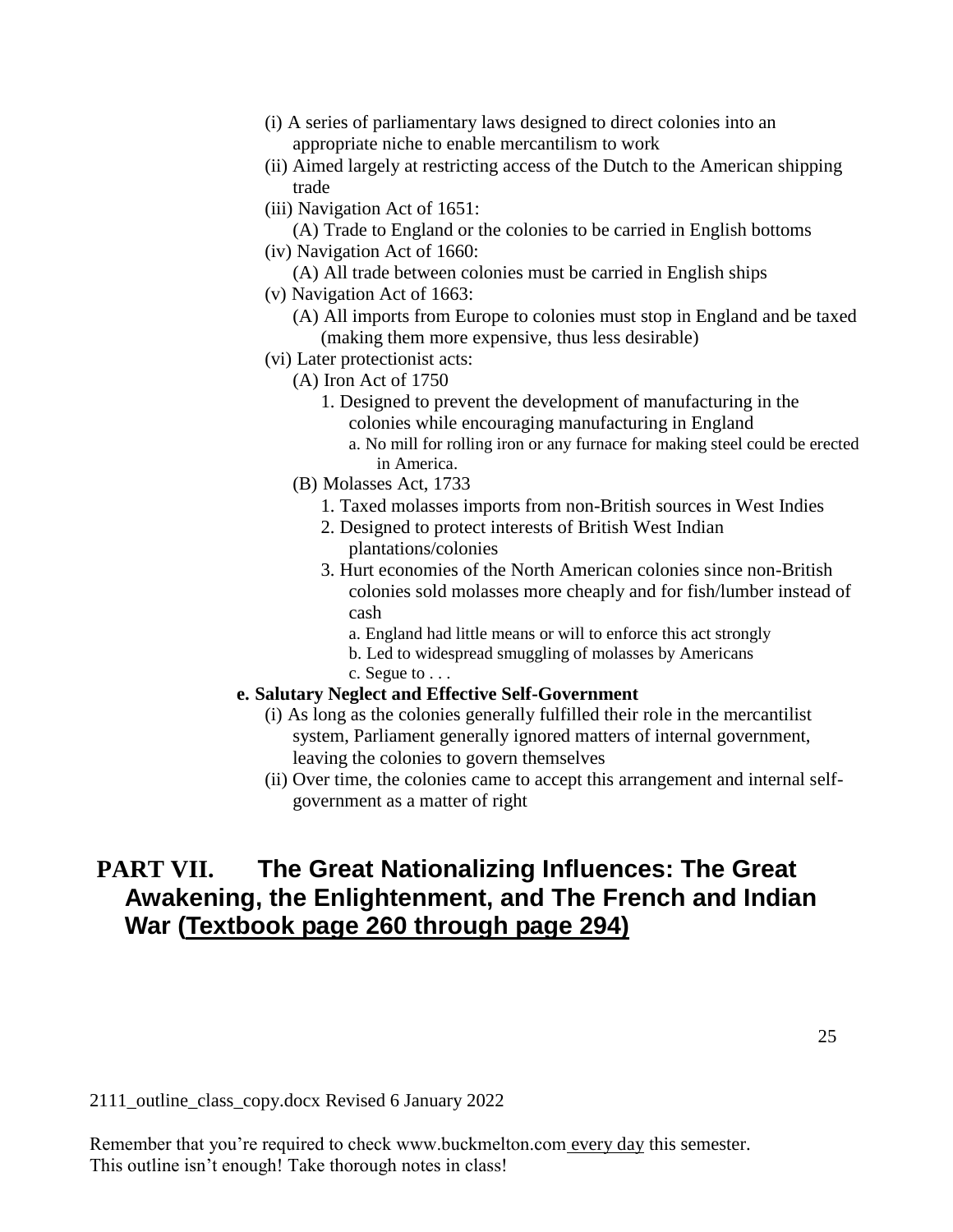- (i) A series of parliamentary laws designed to direct colonies into an appropriate niche to enable mercantilism to work
- (ii) Aimed largely at restricting access of the Dutch to the American shipping trade
- (iii) Navigation Act of 1651:
  - (A) Trade to England or the colonies to be carried in English bottoms
- (iv) Navigation Act of 1660:
  - (A) All trade between colonies must be carried in English ships
- (v) Navigation Act of 1663:
  - (A) All imports from Europe to colonies must stop in England and be taxed (making them more expensive, thus less desirable)
- (vi) Later protectionist acts:
  - (A) Iron Act of 1750
    1. Designed to prevent the development of manufacturing in the colonies while encouraging manufacturing in England
       - a. No mill for rolling iron or any furnace for making steel could be erected in America.
  - (B) Molasses Act, 1733
    1. Taxed molasses imports from non-British sources in West Indies
    2. Designed to protect interests of British West Indian plantations/colonies
    3. Hurt economies of the North American colonies since non-British colonies sold molasses more cheaply and for fish/lumber instead of cash
       - a. England had little means or will to enforce this act strongly
       - b. Led to widespread smuggling of molasses by Americans
       - c. Segue to . . .

**e. Salutary Neglect and Effective Self-Government**

- (i) As long as the colonies generally fulfilled their role in the mercantilist system, Parliament generally ignored matters of internal government, leaving the colonies to govern themselves
- (ii) Over time, the colonies came to accept this arrangement and internal self-government as a matter of right

## PART VII. The Great Nationalizing Influences: The Great Awakening, the Enlightenment, and The French and Indian War (Textbook page 260 through page 294)

2111_outline_class_copy.docx Revised 6 January 2022

Remember that you're required to check www.buckmelton.com every day this semester.
This outline isn't enough! Take thorough notes in class!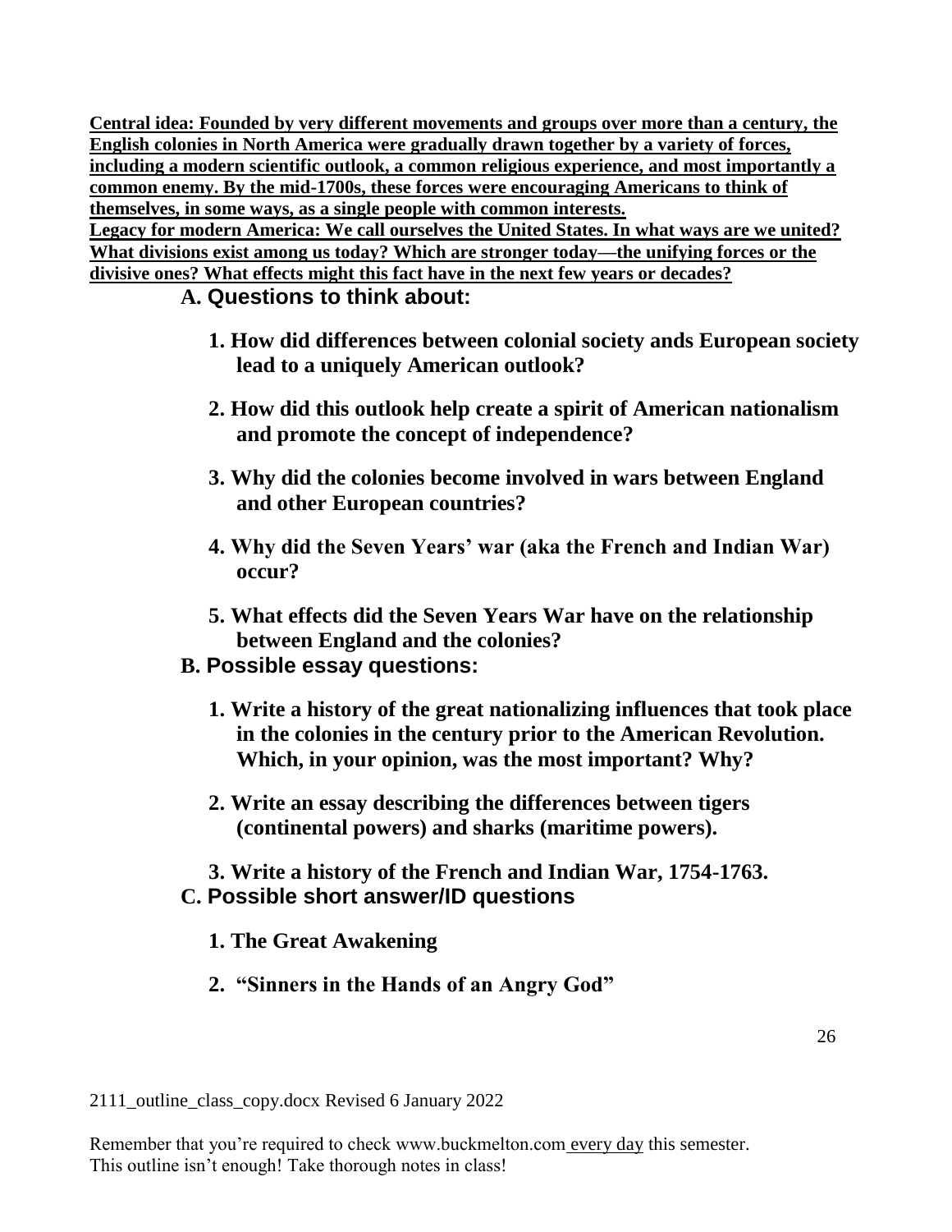**Central idea: Founded by very different movements and groups over more than a century, the English colonies in North America were gradually drawn together by a variety of forces, including a modern scientific outlook, a common religious experience, and most importantly a common enemy. By the mid-1700s, these forces were encouraging Americans to think of themselves, in some ways, as a single people with common interests.**

**Legacy for modern America: We call ourselves the United States. In what ways are we united? What divisions exist among us today? Which are stronger today—the unifying forces or the divisive ones? What effects might this fact have in the next few years or decades?**

## A. Questions to think about:

1. **How did differences between colonial society ands European society lead to a uniquely American outlook?**
2. **How did this outlook help create a spirit of American nationalism and promote the concept of independence?**
3. **Why did the colonies become involved in wars between England and other European countries?**
4. **Why did the Seven Years' war (aka the French and Indian War) occur?**
5. **What effects did the Seven Years War have on the relationship between England and the colonies?**

## B. Possible essay questions:

1. **Write a history of the great nationalizing influences that took place in the colonies in the century prior to the American Revolution. Which, in your opinion, was the most important? Why?**
2. **Write an essay describing the differences between tigers (continental powers) and sharks (maritime powers).**
3. **Write a history of the French and Indian War, 1754-1763.**

## C. Possible short answer/ID questions

1. **The Great Awakening**
2. **"Sinners in the Hands of an Angry God"**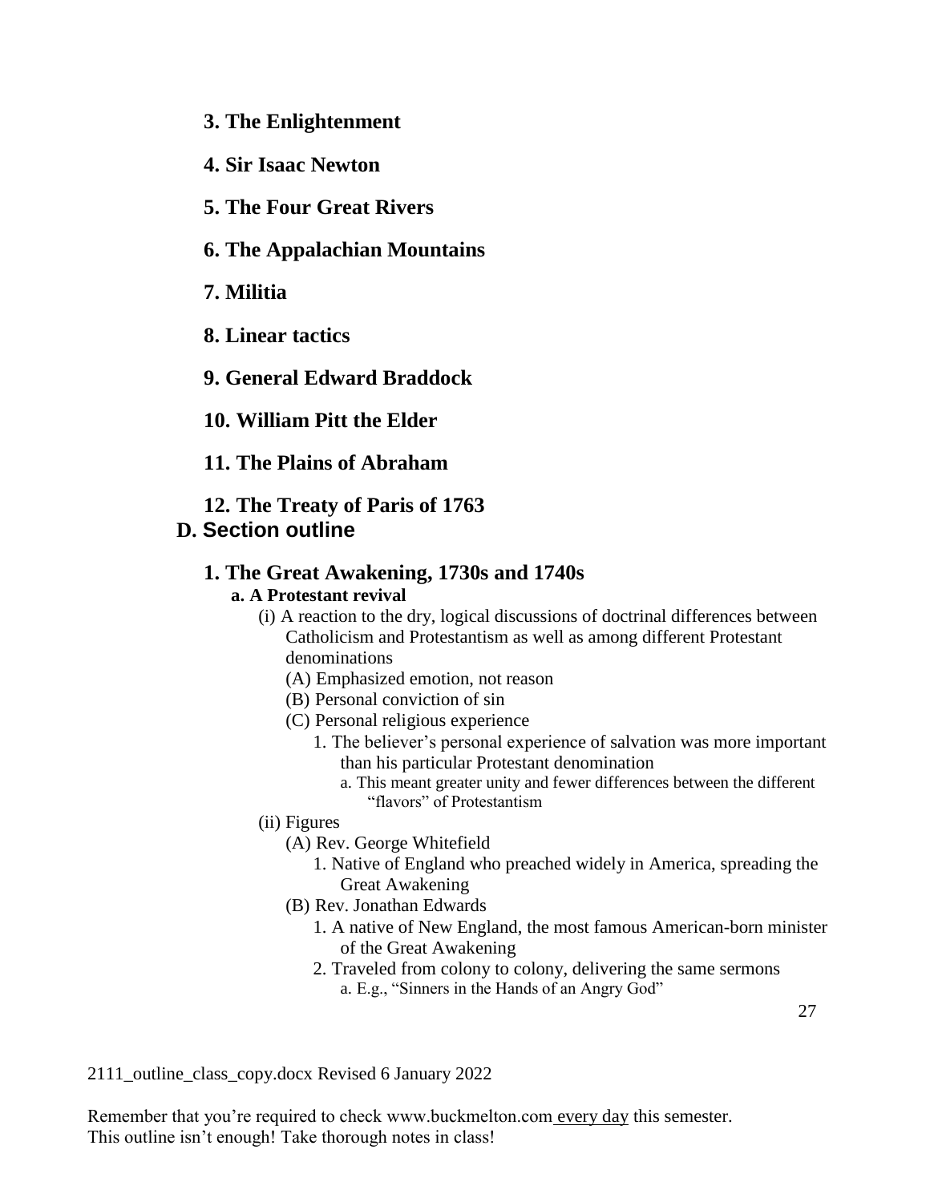**3. The Enlightenment**

**4. Sir Isaac Newton**

**5. The Four Great Rivers**

**6. The Appalachian Mountains**

**7. Militia**

**8. Linear tactics**

**9. General Edward Braddock**

**10. William Pitt the Elder**

**11. The Plains of Abraham**

**12. The Treaty of Paris of 1763**

## D. Section outline

### 1. The Great Awakening, 1730s and 1740s

**a. A Protestant revival**

- (i) A reaction to the dry, logical discussions of doctrinal differences between Catholicism and Protestantism as well as among different Protestant denominations
  - (A) Emphasized emotion, not reason
  - (B) Personal conviction of sin
  - (C) Personal religious experience
    - 1. The believer's personal experience of salvation was more important than his particular Protestant denomination
      - a. This meant greater unity and fewer differences between the different "flavors" of Protestantism
- (ii) Figures
  - (A) Rev. George Whitefield
    - 1. Native of England who preached widely in America, spreading the Great Awakening
  - (B) Rev. Jonathan Edwards
    - 1. A native of New England, the most famous American-born minister of the Great Awakening
    - 2. Traveled from colony to colony, delivering the same sermons
      - a. E.g., "Sinners in the Hands of an Angry God"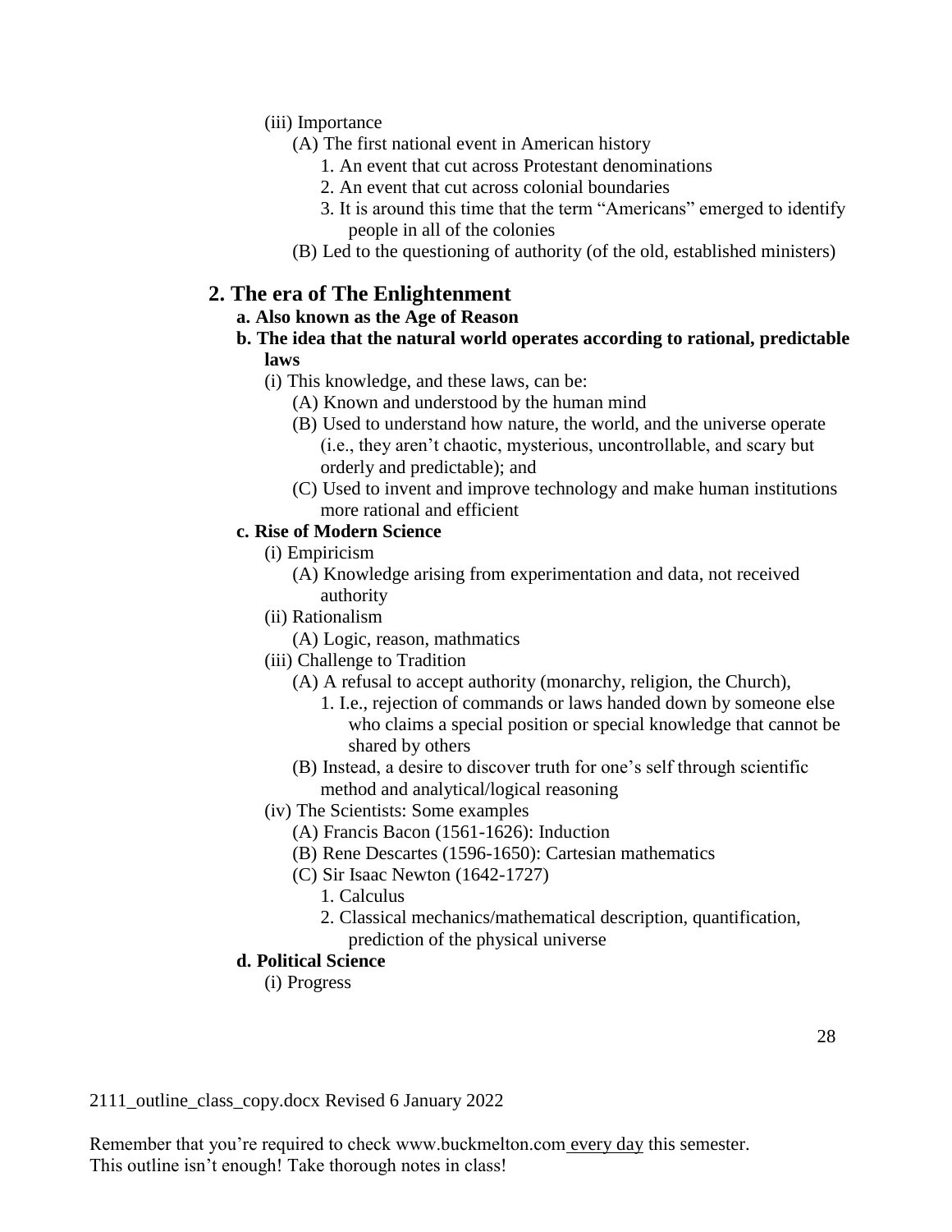(iii) Importance
- (A) The first national event in American history
  1. An event that cut across Protestant denominations
  2. An event that cut across colonial boundaries
  3. It is around this time that the term "Americans" emerged to identify people in all of the colonies
- (B) Led to the questioning of authority (of the old, established ministers)

## 2. The era of The Enlightenment

**a. Also known as the Age of Reason**

**b. The idea that the natural world operates according to rational, predictable laws**

(i) This knowledge, and these laws, can be:
- (A) Known and understood by the human mind
- (B) Used to understand how nature, the world, and the universe operate (i.e., they aren't chaotic, mysterious, uncontrollable, and scary but orderly and predictable); and
- (C) Used to invent and improve technology and make human institutions more rational and efficient

**c. Rise of Modern Science**

(i) Empiricism
- (A) Knowledge arising from experimentation and data, not received authority

(ii) Rationalism
- (A) Logic, reason, mathmatics

(iii) Challenge to Tradition
- (A) A refusal to accept authority (monarchy, religion, the Church),
  1. I.e., rejection of commands or laws handed down by someone else who claims a special position or special knowledge that cannot be shared by others
- (B) Instead, a desire to discover truth for one's self through scientific method and analytical/logical reasoning

(iv) The Scientists: Some examples
- (A) Francis Bacon (1561-1626): Induction
- (B) Rene Descartes (1596-1650): Cartesian mathematics
- (C) Sir Isaac Newton (1642-1727)
  1. Calculus
  2. Classical mechanics/mathematical description, quantification, prediction of the physical universe

**d. Political Science**

(i) Progress

2111_outline_class_copy.docx Revised 6 January 2022

Remember that you're required to check www.buckmelton.com every day this semester.
This outline isn't enough! Take thorough notes in class!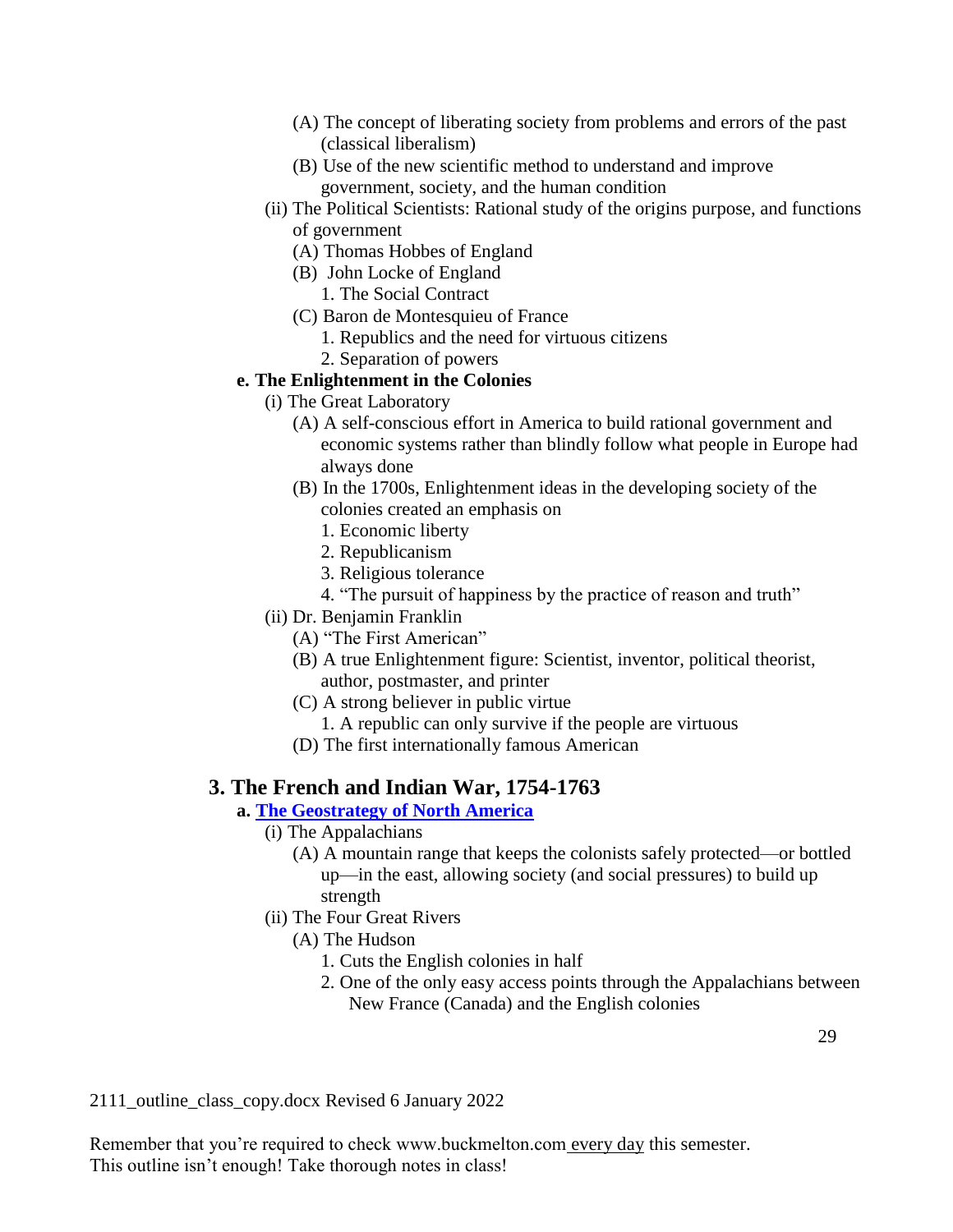- (A) The concept of liberating society from problems and errors of the past (classical liberalism)
- (B) Use of the new scientific method to understand and improve government, society, and the human condition

- (ii) The Political Scientists: Rational study of the origins purpose, and functions of government
  - (A) Thomas Hobbes of England
  - (B) John Locke of England
    1. The Social Contract
  - (C) Baron de Montesquieu of France
    1. Republics and the need for virtuous citizens
    2. Separation of powers

**e. The Enlightenment in the Colonies**

- (i) The Great Laboratory
  - (A) A self-conscious effort in America to build rational government and economic systems rather than blindly follow what people in Europe had always done
  - (B) In the 1700s, Enlightenment ideas in the developing society of the colonies created an emphasis on
    1. Economic liberty
    2. Republicanism
    3. Religious tolerance
    4. "The pursuit of happiness by the practice of reason and truth"
- (ii) Dr. Benjamin Franklin
  - (A) "The First American"
  - (B) A true Enlightenment figure: Scientist, inventor, political theorist, author, postmaster, and printer
  - (C) A strong believer in public virtue
    1. A republic can only survive if the people are virtuous
  - (D) The first internationally famous American

## 3. The French and Indian War, 1754-1763

**a. The Geostrategy of North America**

- (i) The Appalachians
  - (A) A mountain range that keeps the colonists safely protected—or bottled up—in the east, allowing society (and social pressures) to build up strength
- (ii) The Four Great Rivers
  - (A) The Hudson
    1. Cuts the English colonies in half
    2. One of the only easy access points through the Appalachians between New France (Canada) and the English colonies

2111_outline_class_copy.docx Revised 6 January 2022

Remember that you're required to check www.buckmelton.com every day this semester.
This outline isn't enough! Take thorough notes in class!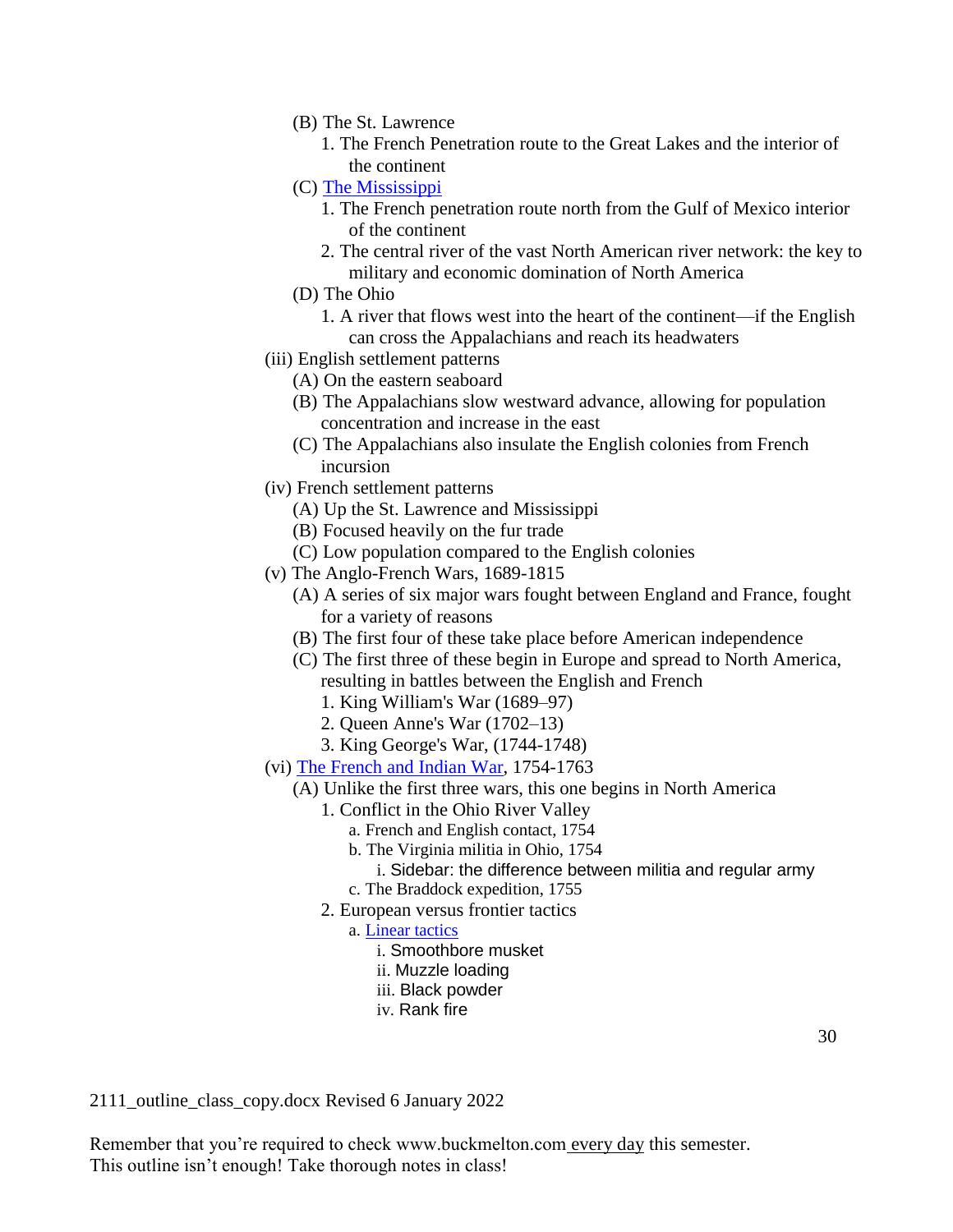- (B) The St. Lawrence
    1. The French Penetration route to the Great Lakes and the interior of the continent
- (C) [The Mississippi]
    1. The French penetration route north from the Gulf of Mexico interior of the continent
    2. The central river of the vast North American river network: the key to military and economic domination of North America
- (D) The Ohio
    1. A river that flows west into the heart of the continent—if the English can cross the Appalachians and reach its headwaters

(iii) English settlement patterns
- (A) On the eastern seaboard
- (B) The Appalachians slow westward advance, allowing for population concentration and increase in the east
- (C) The Appalachians also insulate the English colonies from French incursion

(iv) French settlement patterns
- (A) Up the St. Lawrence and Mississippi
- (B) Focused heavily on the fur trade
- (C) Low population compared to the English colonies

(v) The Anglo-French Wars, 1689-1815
- (A) A series of six major wars fought between England and France, fought for a variety of reasons
- (B) The first four of these take place before American independence
- (C) The first three of these begin in Europe and spread to North America, resulting in battles between the English and French
    1. King William's War (1689–97)
    2. Queen Anne's War (1702–13)
    3. King George's War, (1744-1748)

(vi) [The French and Indian War], 1754-1763
- (A) Unlike the first three wars, this one begins in North America
    1. Conflict in the Ohio River Valley
        - a. French and English contact, 1754
        - b. The Virginia militia in Ohio, 1754
            - i. Sidebar: the difference between militia and regular army
        - c. The Braddock expedition, 1755
    2. European versus frontier tactics
        - a. [Linear tactics]
            - i. Smoothbore musket
            - ii. Muzzle loading
            - iii. Black powder
            - iv. Rank fire

2111_outline_class_copy.docx Revised 6 January 2022

Remember that you're required to check www.buckmelton.com every day this semester.
This outline isn't enough! Take thorough notes in class!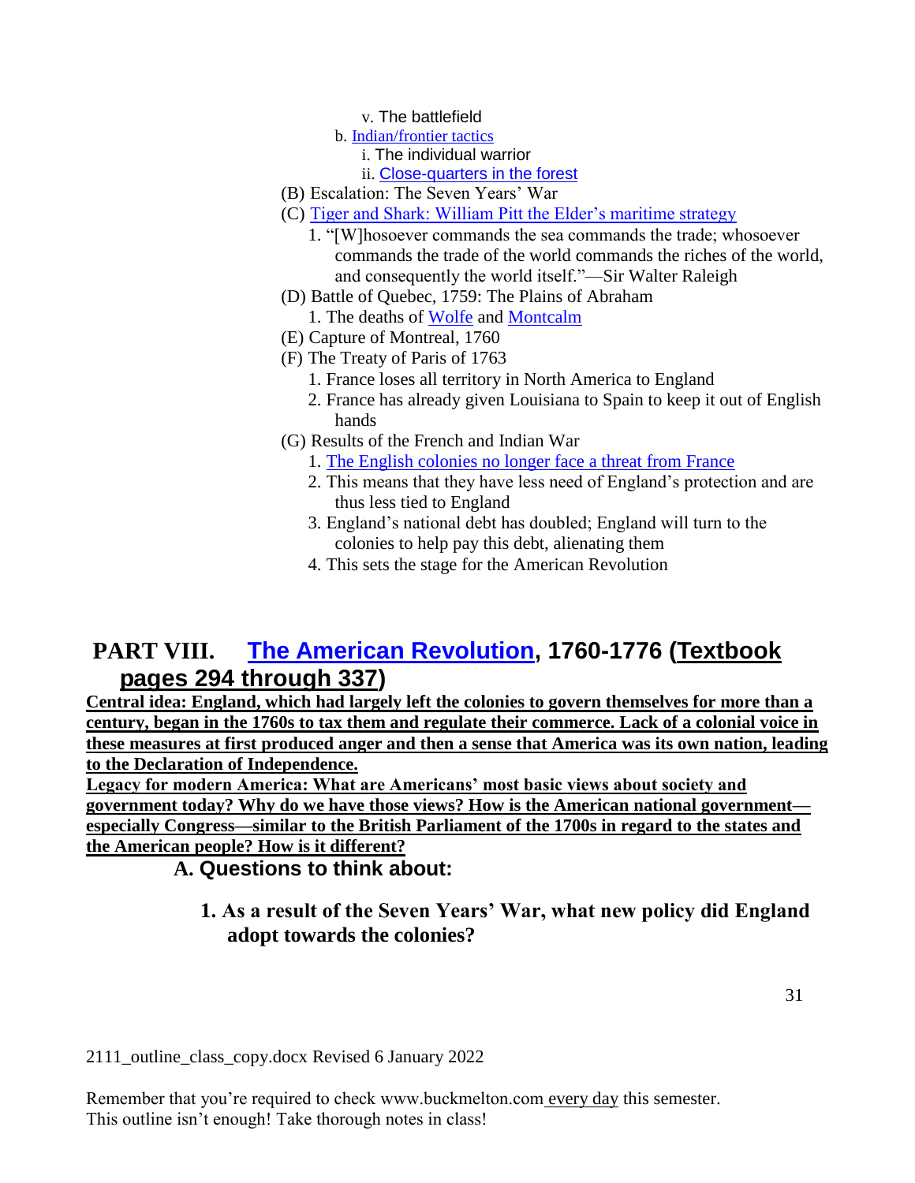v. The battlefield
        b. Indian/frontier tactics
            i. The individual warrior
            ii. Close-quarters in the forest

(B) Escalation: The Seven Years' War

(C) Tiger and Shark: William Pitt the Elder's maritime strategy
    1. "[W]hosoever commands the sea commands the trade; whosoever commands the trade of the world commands the riches of the world, and consequently the world itself."—Sir Walter Raleigh

(D) Battle of Quebec, 1759: The Plains of Abraham
    1. The deaths of Wolfe and Montcalm

(E) Capture of Montreal, 1760

(F) The Treaty of Paris of 1763
    1. France loses all territory in North America to England
    2. France has already given Louisiana to Spain to keep it out of English hands

(G) Results of the French and Indian War
    1. The English colonies no longer face a threat from France
    2. This means that they have less need of England's protection and are thus less tied to England
    3. England's national debt has doubled; England will turn to the colonies to help pay this debt, alienating them
    4. This sets the stage for the American Revolution

## PART VIII. The American Revolution, 1760-1776 (Textbook pages 294 through 337)

**Central idea: England, which had largely left the colonies to govern themselves for more than a century, began in the 1760s to tax them and regulate their commerce. Lack of a colonial voice in these measures at first produced anger and then a sense that America was its own nation, leading to the Declaration of Independence.**

**Legacy for modern America: What are Americans' most basic views about society and government today? Why do we have those views? How is the American national government—especially Congress—similar to the British Parliament of the 1700s in regard to the states and the American people? How is it different?**

### A. Questions to think about:

**1. As a result of the Seven Years' War, what new policy did England adopt towards the colonies?**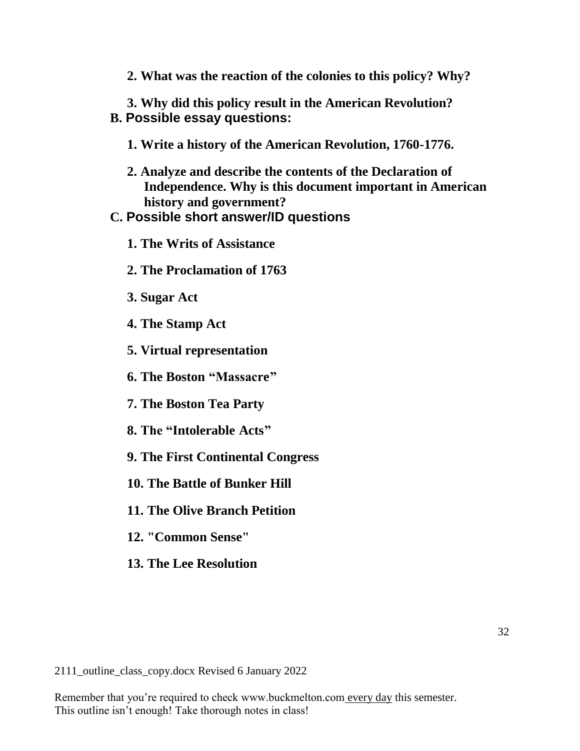**2. What was the reaction of the colonies to this policy? Why?**

**3. Why did this policy result in the American Revolution?**

**B. Possible essay questions:**

**1. Write a history of the American Revolution, 1760-1776.**

**2. Analyze and describe the contents of the Declaration of Independence. Why is this document important in American history and government?**

**C. Possible short answer/ID questions**

**1. The Writs of Assistance**

**2. The Proclamation of 1763**

**3. Sugar Act**

**4. The Stamp Act**

**5. Virtual representation**

**6. The Boston "Massacre"**

**7. The Boston Tea Party**

**8. The "Intolerable Acts"**

**9. The First Continental Congress**

**10. The Battle of Bunker Hill**

**11. The Olive Branch Petition**

**12. "Common Sense"**

**13. The Lee Resolution**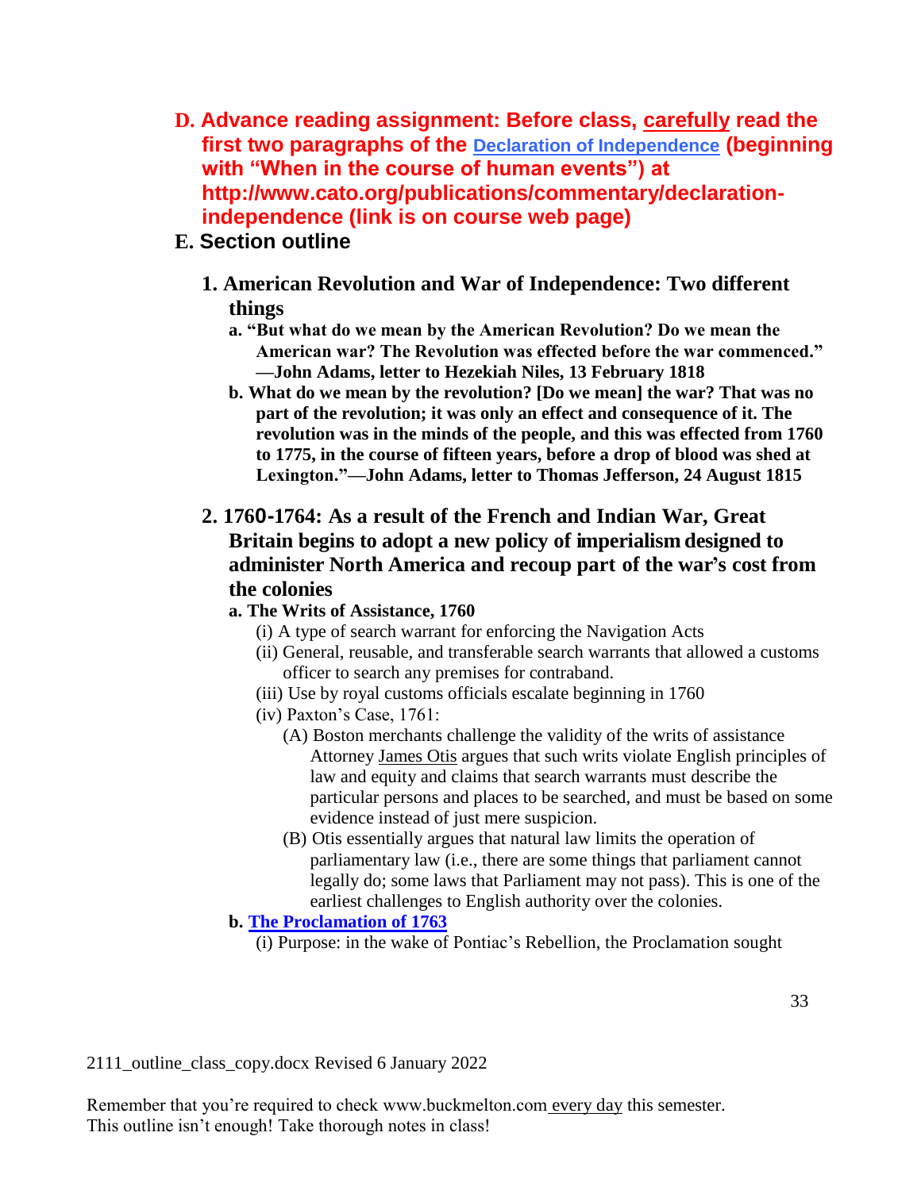**D. Advance reading assignment: Before class, <u>carefully</u> read the first two paragraphs of the [Declaration of Independence](http://www.cato.org/publications/commentary/declaration-independence) (beginning with "When in the course of human events") at http://www.cato.org/publications/commentary/declaration-independence (link is on course web page)**

**E. Section outline**

**1. American Revolution and War of Independence: Two different things**

**a. "But what do we mean by the American Revolution? Do we mean the American war? The Revolution was effected before the war commenced." —John Adams, letter to Hezekiah Niles, 13 February 1818**

**b. What do we mean by the revolution? [Do we mean] the war? That was no part of the revolution; it was only an effect and consequence of it. The revolution was in the minds of the people, and this was effected from 1760 to 1775, in the course of fifteen years, before a drop of blood was shed at Lexington."—John Adams, letter to Thomas Jefferson, 24 August 1815**

**2. 1760-1764: As a result of the French and Indian War, Great Britain begins to adopt a new policy of imperialism designed to administer North America and recoup part of the war's cost from the colonies**

**a. The Writs of Assistance, 1760**

(i) A type of search warrant for enforcing the Navigation Acts

(ii) General, reusable, and transferable search warrants that allowed a customs officer to search any premises for contraband.

(iii) Use by royal customs officials escalate beginning in 1760

(iv) Paxton's Case, 1761:

(A) Boston merchants challenge the validity of the writs of assistance Attorney <u>James Otis</u> argues that such writs violate English principles of law and equity and claims that search warrants must describe the particular persons and places to be searched, and must be based on some evidence instead of just mere suspicion.

(B) Otis essentially argues that natural law limits the operation of parliamentary law (i.e., there are some things that parliament cannot legally do; some laws that Parliament may not pass). This is one of the earliest challenges to English authority over the colonies.

**b. [The Proclamation of 1763]()**

(i) Purpose: in the wake of Pontiac's Rebellion, the Proclamation sought

2111_outline_class_copy.docx Revised 6 January 2022

Remember that you're required to check www.buckmelton.com <u>every day</u> this semester.
This outline isn't enough! Take thorough notes in class!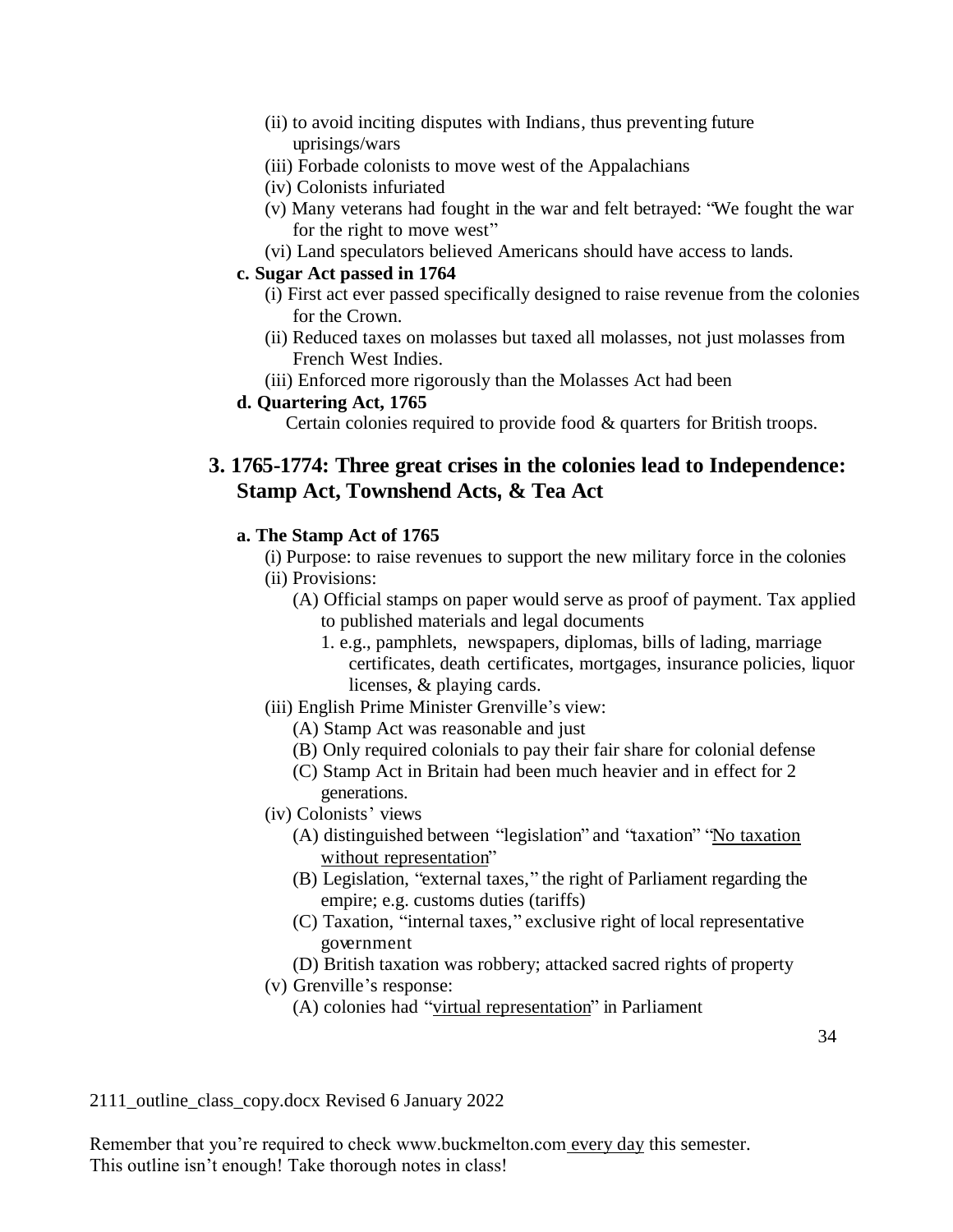(ii) to avoid inciting disputes with Indians, thus preventing future uprisings/wars

(iii) Forbade colonists to move west of the Appalachians

(iv) Colonists infuriated

(v) Many veterans had fought in the war and felt betrayed: "We fought the war for the right to move west"

(vi) Land speculators believed Americans should have access to lands.

**c. Sugar Act passed in 1764**

(i) First act ever passed specifically designed to raise revenue from the colonies for the Crown.

(ii) Reduced taxes on molasses but taxed all molasses, not just molasses from French West Indies.

(iii) Enforced more rigorously than the Molasses Act had been

**d. Quartering Act, 1765**

Certain colonies required to provide food & quarters for British troops.

## 3. 1765-1774: Three great crises in the colonies lead to Independence: Stamp Act, Townshend Acts, & Tea Act

**a. The Stamp Act of 1765**

(i) Purpose: to raise revenues to support the new military force in the colonies

(ii) Provisions:

(A) Official stamps on paper would serve as proof of payment. Tax applied to published materials and legal documents

1. e.g., pamphlets, newspapers, diplomas, bills of lading, marriage certificates, death certificates, mortgages, insurance policies, liquor licenses, & playing cards.

(iii) English Prime Minister Grenville's view:

(A) Stamp Act was reasonable and just

(B) Only required colonials to pay their fair share for colonial defense

(C) Stamp Act in Britain had been much heavier and in effect for 2 generations.

(iv) Colonists' views

(A) distinguished between "legislation" and "taxation" "<u>No taxation without representation</u>"

(B) Legislation, "external taxes," the right of Parliament regarding the empire; e.g. customs duties (tariffs)

(C) Taxation, "internal taxes," exclusive right of local representative government

(D) British taxation was robbery; attacked sacred rights of property

(v) Grenville's response:

(A) colonies had "<u>virtual representation</u>" in Parliament

2111_outline_class_copy.docx Revised 6 January 2022

Remember that you're required to check www.buckmelton.com <u>every day</u> this semester.
This outline isn't enough! Take thorough notes in class!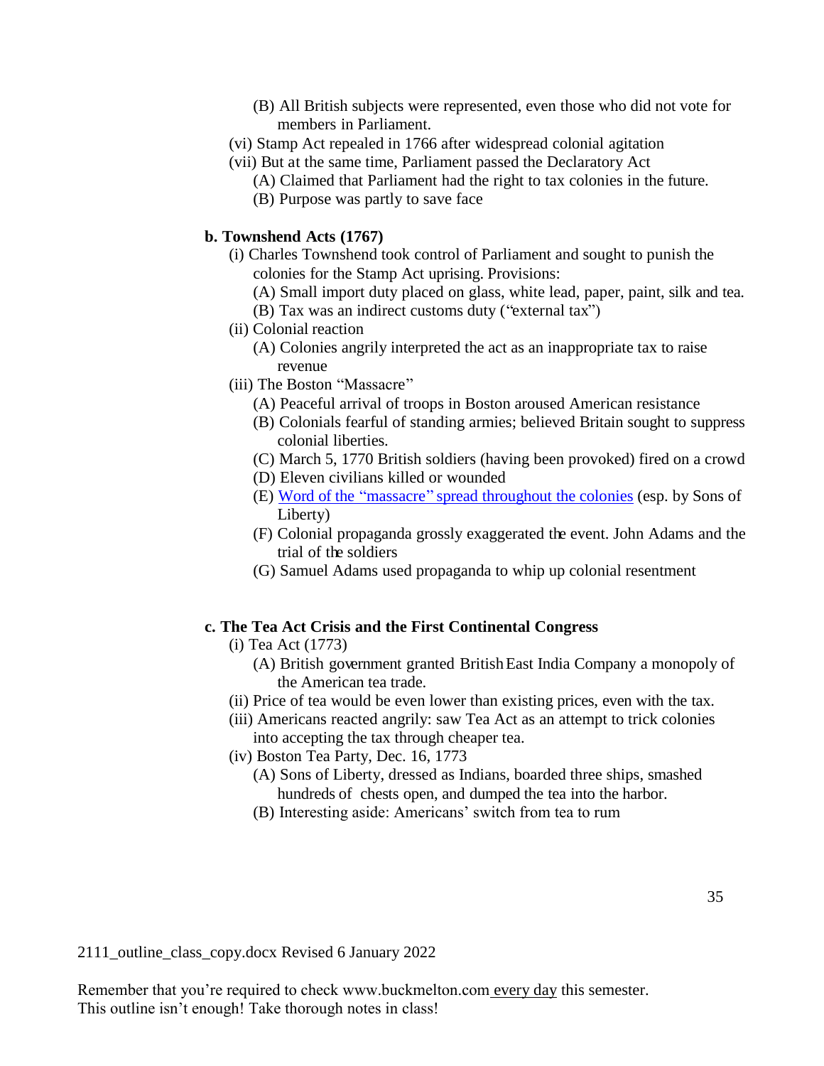- (B) All British subjects were represented, even those who did not vote for members in Parliament.
- (vi) Stamp Act repealed in 1766 after widespread colonial agitation
- (vii) But at the same time, Parliament passed the Declaratory Act
  - (A) Claimed that Parliament had the right to tax colonies in the future.
  - (B) Purpose was partly to save face

**b. Townshend Acts (1767)**

- (i) Charles Townshend took control of Parliament and sought to punish the colonies for the Stamp Act uprising. Provisions:
  - (A) Small import duty placed on glass, white lead, paper, paint, silk and tea.
  - (B) Tax was an indirect customs duty ("external tax")
- (ii) Colonial reaction
  - (A) Colonies angrily interpreted the act as an inappropriate tax to raise revenue
- (iii) The Boston "Massacre"
  - (A) Peaceful arrival of troops in Boston aroused American resistance
  - (B) Colonials fearful of standing armies; believed Britain sought to suppress colonial liberties.
  - (C) March 5, 1770 British soldiers (having been provoked) fired on a crowd
  - (D) Eleven civilians killed or wounded
  - (E) Word of the "massacre" spread throughout the colonies (esp. by Sons of Liberty)
  - (F) Colonial propaganda grossly exaggerated the event. John Adams and the trial of the soldiers
  - (G) Samuel Adams used propaganda to whip up colonial resentment

**c. The Tea Act Crisis and the First Continental Congress**

- (i) Tea Act (1773)
  - (A) British government granted British East India Company a monopoly of the American tea trade.
- (ii) Price of tea would be even lower than existing prices, even with the tax.
- (iii) Americans reacted angrily: saw Tea Act as an attempt to trick colonies into accepting the tax through cheaper tea.
- (iv) Boston Tea Party, Dec. 16, 1773
  - (A) Sons of Liberty, dressed as Indians, boarded three ships, smashed hundreds of chests open, and dumped the tea into the harbor.
  - (B) Interesting aside: Americans' switch from tea to rum

2111_outline_class_copy.docx Revised 6 January 2022

Remember that you're required to check www.buckmelton.com every day this semester. This outline isn't enough! Take thorough notes in class!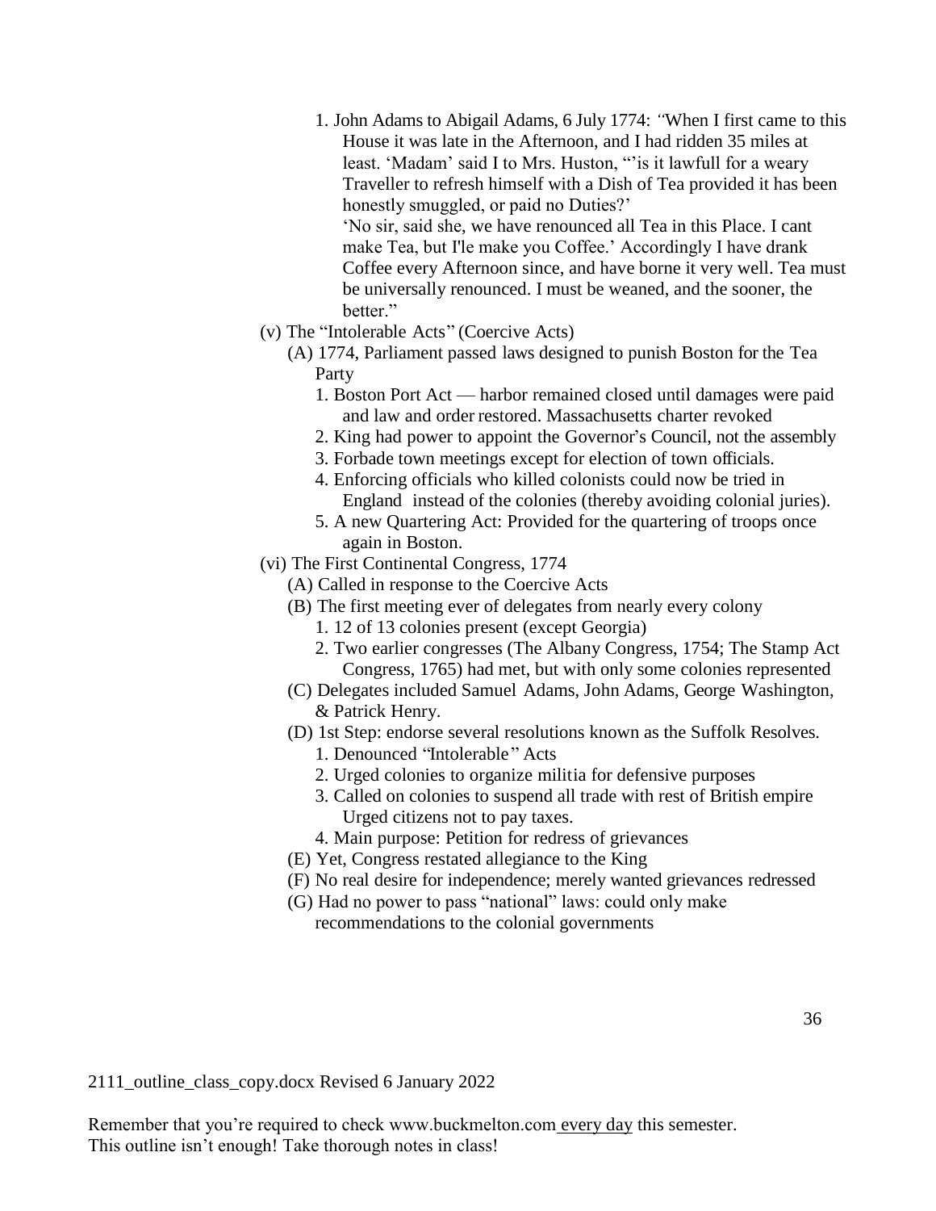1. John Adams to Abigail Adams, 6 July 1774: *"*When I first came to this House it was late in the Afternoon, and I had ridden 35 miles at least. 'Madam' said I to Mrs. Huston, "'is it lawfull for a weary Traveller to refresh himself with a Dish of Tea provided it has been honestly smuggled, or paid no Duties?'
   'No sir, said she, we have renounced all Tea in this Place. I cant make Tea, but I'le make you Coffee.' Accordingly I have drank Coffee every Afternoon since, and have borne it very well. Tea must be universally renounced. I must be weaned, and the sooner, the better."

- (v) The "Intolerable Acts" (Coercive Acts)
  - (A) 1774, Parliament passed laws designed to punish Boston for the Tea Party
    1. Boston Port Act — harbor remained closed until damages were paid and law and order restored. Massachusetts charter revoked
    2. King had power to appoint the Governor's Council, not the assembly
    3. Forbade town meetings except for election of town officials.
    4. Enforcing officials who killed colonists could now be tried in England instead of the colonies (thereby avoiding colonial juries).
    5. A new Quartering Act: Provided for the quartering of troops once again in Boston.
- (vi) The First Continental Congress, 1774
  - (A) Called in response to the Coercive Acts
  - (B) The first meeting ever of delegates from nearly every colony
    1. 12 of 13 colonies present (except Georgia)
    2. Two earlier congresses (The Albany Congress, 1754; The Stamp Act Congress, 1765) had met, but with only some colonies represented
  - (C) Delegates included Samuel Adams, John Adams, George Washington, & Patrick Henry.
  - (D) 1st Step: endorse several resolutions known as the Suffolk Resolves.
    1. Denounced "Intolerable" Acts
    2. Urged colonies to organize militia for defensive purposes
    3. Called on colonies to suspend all trade with rest of British empire Urged citizens not to pay taxes.
    4. Main purpose: Petition for redress of grievances
  - (E) Yet, Congress restated allegiance to the King
  - (F) No real desire for independence; merely wanted grievances redressed
  - (G) Had no power to pass "national" laws: could only make recommendations to the colonial governments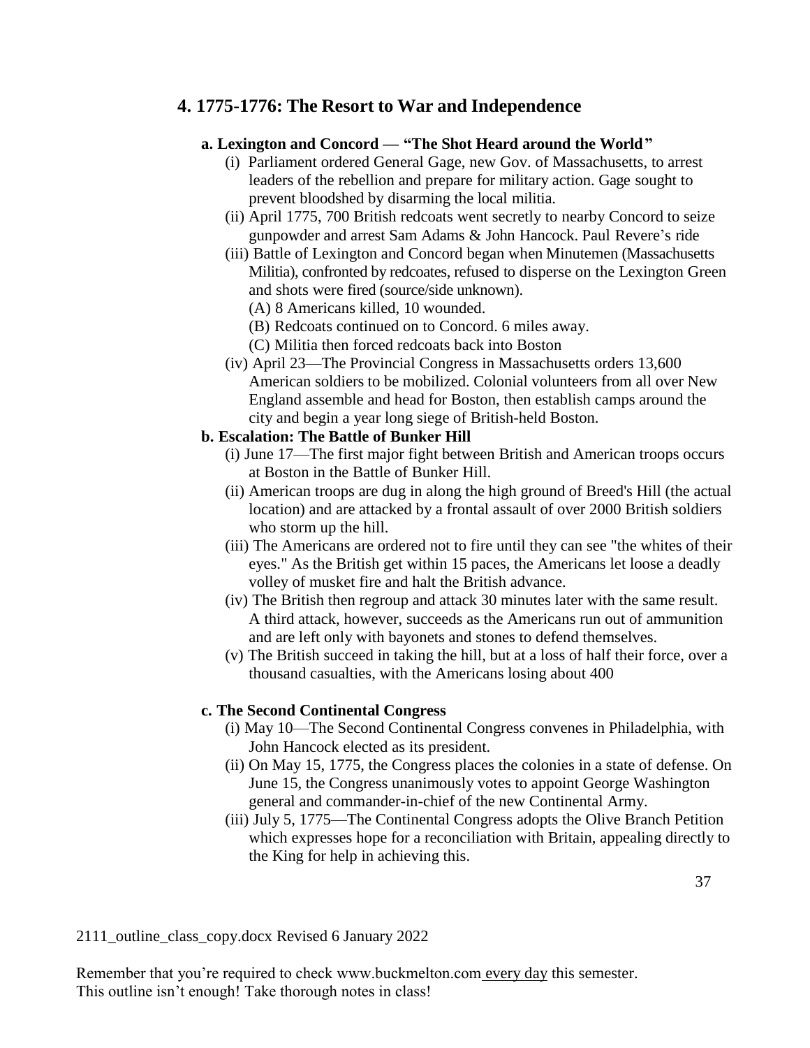## 4. 1775-1776: The Resort to War and Independence

### a. Lexington and Concord — "The Shot Heard around the World"

- (i) Parliament ordered General Gage, new Gov. of Massachusetts, to arrest leaders of the rebellion and prepare for military action. Gage sought to prevent bloodshed by disarming the local militia.
- (ii) April 1775, 700 British redcoats went secretly to nearby Concord to seize gunpowder and arrest Sam Adams & John Hancock. Paul Revere's ride
- (iii) Battle of Lexington and Concord began when Minutemen (Massachusetts Militia), confronted by redcoates, refused to disperse on the Lexington Green and shots were fired (source/side unknown).
  - (A) 8 Americans killed, 10 wounded.
  - (B) Redcoats continued on to Concord. 6 miles away.
  - (C) Militia then forced redcoats back into Boston
- (iv) April 23—The Provincial Congress in Massachusetts orders 13,600 American soldiers to be mobilized. Colonial volunteers from all over New England assemble and head for Boston, then establish camps around the city and begin a year long siege of British-held Boston.

### b. Escalation: The Battle of Bunker Hill

- (i) June 17—The first major fight between British and American troops occurs at Boston in the Battle of Bunker Hill.
- (ii) American troops are dug in along the high ground of Breed's Hill (the actual location) and are attacked by a frontal assault of over 2000 British soldiers who storm up the hill.
- (iii) The Americans are ordered not to fire until they can see "the whites of their eyes." As the British get within 15 paces, the Americans let loose a deadly volley of musket fire and halt the British advance.
- (iv) The British then regroup and attack 30 minutes later with the same result. A third attack, however, succeeds as the Americans run out of ammunition and are left only with bayonets and stones to defend themselves.
- (v) The British succeed in taking the hill, but at a loss of half their force, over a thousand casualties, with the Americans losing about 400

### c. The Second Continental Congress

- (i) May 10—The Second Continental Congress convenes in Philadelphia, with John Hancock elected as its president.
- (ii) On May 15, 1775, the Congress places the colonies in a state of defense. On June 15, the Congress unanimously votes to appoint George Washington general and commander-in-chief of the new Continental Army.
- (iii) July 5, 1775—The Continental Congress adopts the Olive Branch Petition which expresses hope for a reconciliation with Britain, appealing directly to the King for help in achieving this.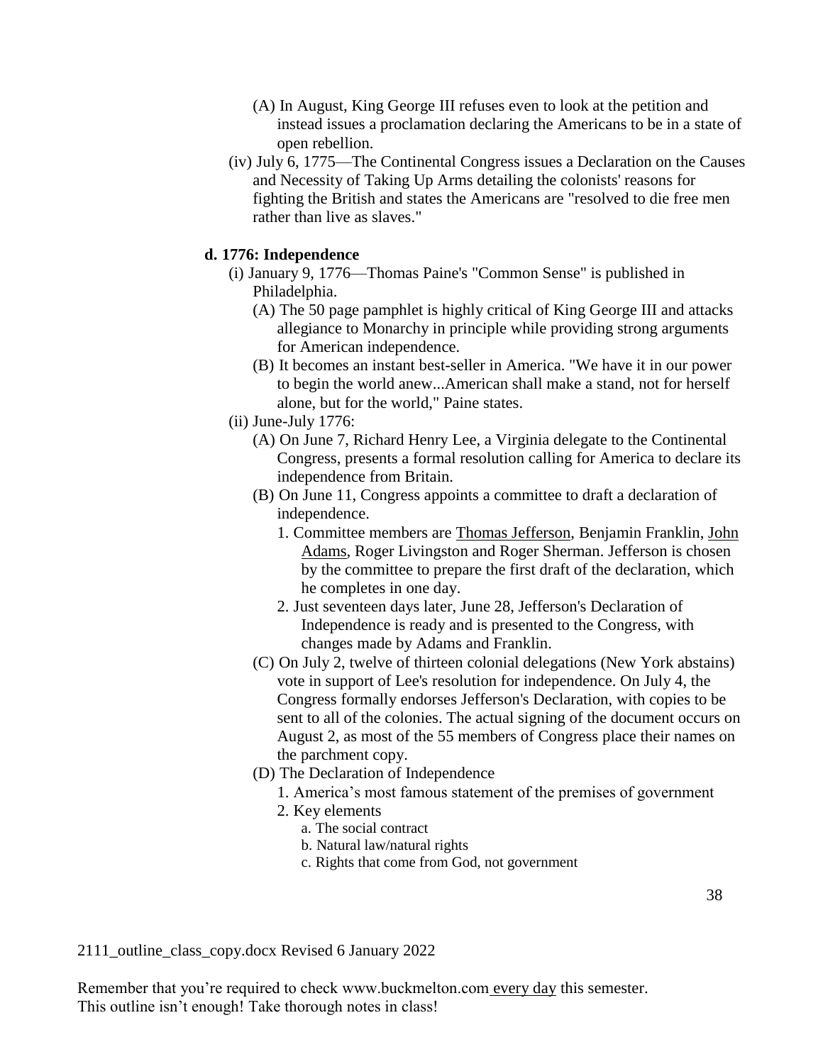- (A) In August, King George III refuses even to look at the petition and instead issues a proclamation declaring the Americans to be in a state of open rebellion.
- (iv) July 6, 1775—The Continental Congress issues a Declaration on the Causes and Necessity of Taking Up Arms detailing the colonists' reasons for fighting the British and states the Americans are "resolved to die free men rather than live as slaves."

**d. 1776: Independence**

- (i) January 9, 1776—Thomas Paine's "Common Sense" is published in Philadelphia.
   - (A) The 50 page pamphlet is highly critical of King George III and attacks allegiance to Monarchy in principle while providing strong arguments for American independence.
   - (B) It becomes an instant best-seller in America. "We have it in our power to begin the world anew...American shall make a stand, not for herself alone, but for the world," Paine states.
- (ii) June-July 1776:
   - (A) On June 7, Richard Henry Lee, a Virginia delegate to the Continental Congress, presents a formal resolution calling for America to declare its independence from Britain.
   - (B) On June 11, Congress appoints a committee to draft a declaration of independence.
      1. Committee members are <u>Thomas Jefferson</u>, Benjamin Franklin, <u>John Adams</u>, Roger Livingston and Roger Sherman. Jefferson is chosen by the committee to prepare the first draft of the declaration, which he completes in one day.
      2. Just seventeen days later, June 28, Jefferson's Declaration of Independence is ready and is presented to the Congress, with changes made by Adams and Franklin.
   - (C) On July 2, twelve of thirteen colonial delegations (New York abstains) vote in support of Lee's resolution for independence. On July 4, the Congress formally endorses Jefferson's Declaration, with copies to be sent to all of the colonies. The actual signing of the document occurs on August 2, as most of the 55 members of Congress place their names on the parchment copy.
   - (D) The Declaration of Independence
      1. America's most famous statement of the premises of government
      2. Key elements
         - a. The social contract
         - b. Natural law/natural rights
         - c. Rights that come from God, not government

2111_outline_class_copy.docx Revised 6 January 2022

Remember that you're required to check www.buckmelton.com <u>every day</u> this semester.
This outline isn't enough! Take thorough notes in class!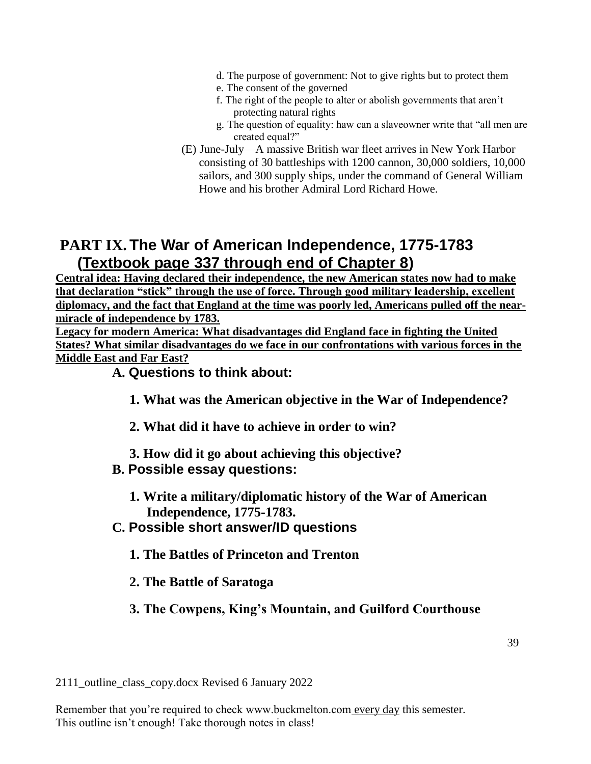d. The purpose of government: Not to give rights but to protect them

e. The consent of the governed

f. The right of the people to alter or abolish governments that aren't protecting natural rights

g. The question of equality: haw can a slaveowner write that "all men are created equal?"

(E) June-July—A massive British war fleet arrives in New York Harbor consisting of 30 battleships with 1200 cannon, 30,000 soldiers, 10,000 sailors, and 300 supply ships, under the command of General William Howe and his brother Admiral Lord Richard Howe.

## PART IX. The War of American Independence, 1775-1783 (Textbook page 337 through end of Chapter 8)

**Central idea: Having declared their independence, the new American states now had to make that declaration "stick" through the use of force. Through good military leadership, excellent diplomacy, and the fact that England at the time was poorly led, Americans pulled off the near-miracle of independence by 1783.**

**Legacy for modern America: What disadvantages did England face in fighting the United States? What similar disadvantages do we face in our confrontations with various forces in the Middle East and Far East?**

### A. Questions to think about:

**1. What was the American objective in the War of Independence?**

**2. What did it have to achieve in order to win?**

**3. How did it go about achieving this objective?**

### B. Possible essay questions:

**1. Write a military/diplomatic history of the War of American Independence, 1775-1783.**

### C. Possible short answer/ID questions

**1. The Battles of Princeton and Trenton**

**2. The Battle of Saratoga**

**3. The Cowpens, King's Mountain, and Guilford Courthouse**

2111_outline_class_copy.docx Revised 6 January 2022

Remember that you're required to check www.buckmelton.com every day this semester.
This outline isn't enough! Take thorough notes in class!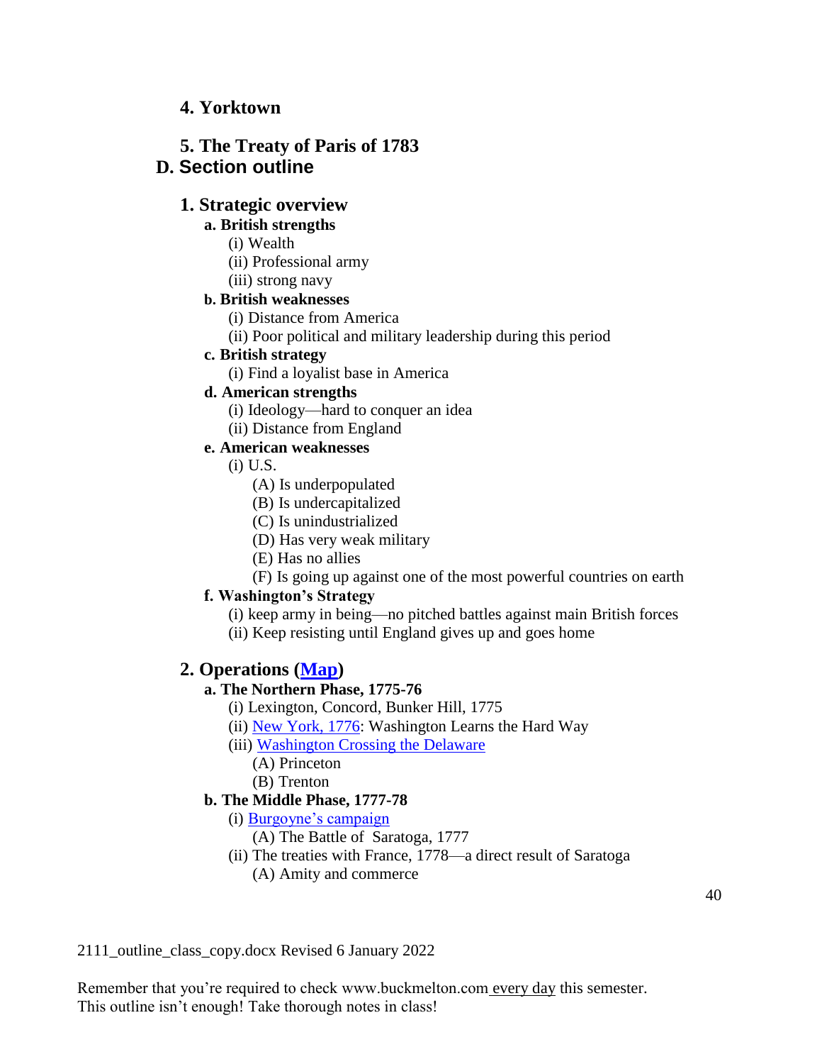### 4. Yorktown

### 5. The Treaty of Paris of 1783

## D. Section outline

### 1. Strategic overview

**a. British strengths**

- (i) Wealth
- (ii) Professional army
- (iii) strong navy

**b. British weaknesses**

- (i) Distance from America
- (ii) Poor political and military leadership during this period

**c. British strategy**

- (i) Find a loyalist base in America

**d. American strengths**

- (i) Ideology—hard to conquer an idea
- (ii) Distance from England

**e. American weaknesses**

- (i) U.S.
  - (A) Is underpopulated
  - (B) Is undercapitalized
  - (C) Is unindustrialized
  - (D) Has very weak military
  - (E) Has no allies
  - (F) Is going up against one of the most powerful countries on earth

**f. Washington's Strategy**

- (i) keep army in being—no pitched battles against main British forces
- (ii) Keep resisting until England gives up and goes home

### 2. Operations (Map)

**a. The Northern Phase, 1775-76**

- (i) Lexington, Concord, Bunker Hill, 1775
- (ii) New York, 1776: Washington Learns the Hard Way
- (iii) Washington Crossing the Delaware
  - (A) Princeton
  - (B) Trenton

**b. The Middle Phase, 1777-78**

- (i) Burgoyne's campaign
  - (A) The Battle of Saratoga, 1777
- (ii) The treaties with France, 1778—a direct result of Saratoga
  - (A) Amity and commerce

2111_outline_class_copy.docx Revised 6 January 2022

Remember that you're required to check www.buckmelton.com every day this semester.
This outline isn't enough! Take thorough notes in class!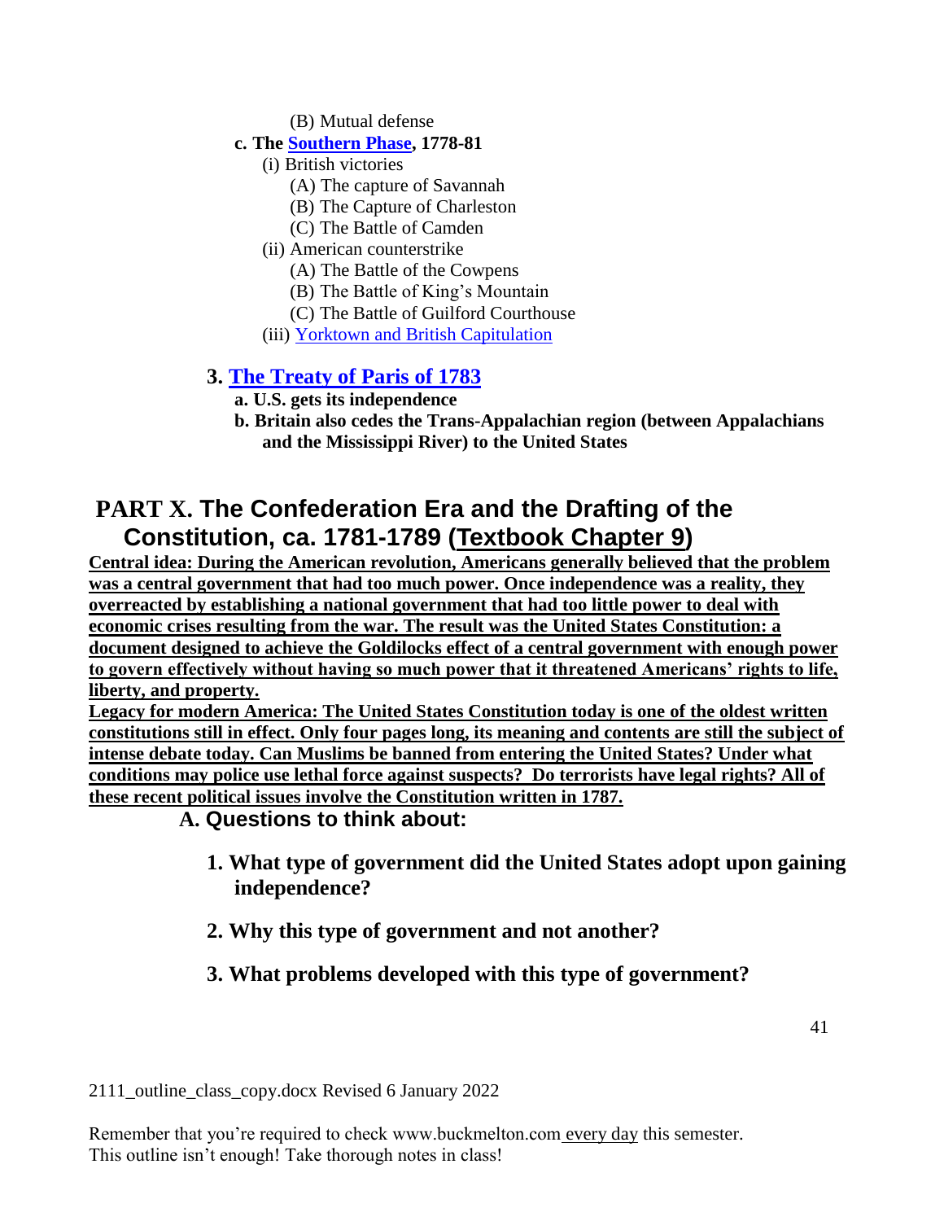(B) Mutual defense

**c. The Southern Phase, 1778-81**

(i) British victories

(A) The capture of Savannah

(B) The Capture of Charleston

(C) The Battle of Camden

(ii) American counterstrike

(A) The Battle of the Cowpens

(B) The Battle of King's Mountain

(C) The Battle of Guilford Courthouse

(iii) Yorktown and British Capitulation

### 3. The Treaty of Paris of 1783

**a. U.S. gets its independence**

**b. Britain also cedes the Trans-Appalachian region (between Appalachians and the Mississippi River) to the United States**

## PART X. The Confederation Era and the Drafting of the Constitution, ca. 1781-1789 (Textbook Chapter 9)

**Central idea: During the American revolution, Americans generally believed that the problem was a central government that had too much power. Once independence was a reality, they overreacted by establishing a national government that had too little power to deal with economic crises resulting from the war. The result was the United States Constitution: a document designed to achieve the Goldilocks effect of a central government with enough power to govern effectively without having so much power that it threatened Americans' rights to life, liberty, and property.**

**Legacy for modern America: The United States Constitution today is one of the oldest written constitutions still in effect. Only four pages long, its meaning and contents are still the subject of intense debate today. Can Muslims be banned from entering the United States? Under what conditions may police use lethal force against suspects? Do terrorists have legal rights? All of these recent political issues involve the Constitution written in 1787.**

### A. Questions to think about:

**1. What type of government did the United States adopt upon gaining independence?**

**2. Why this type of government and not another?**

**3. What problems developed with this type of government?**

2111_outline_class_copy.docx Revised 6 January 2022

Remember that you're required to check www.buckmelton.com every day this semester.
This outline isn't enough! Take thorough notes in class!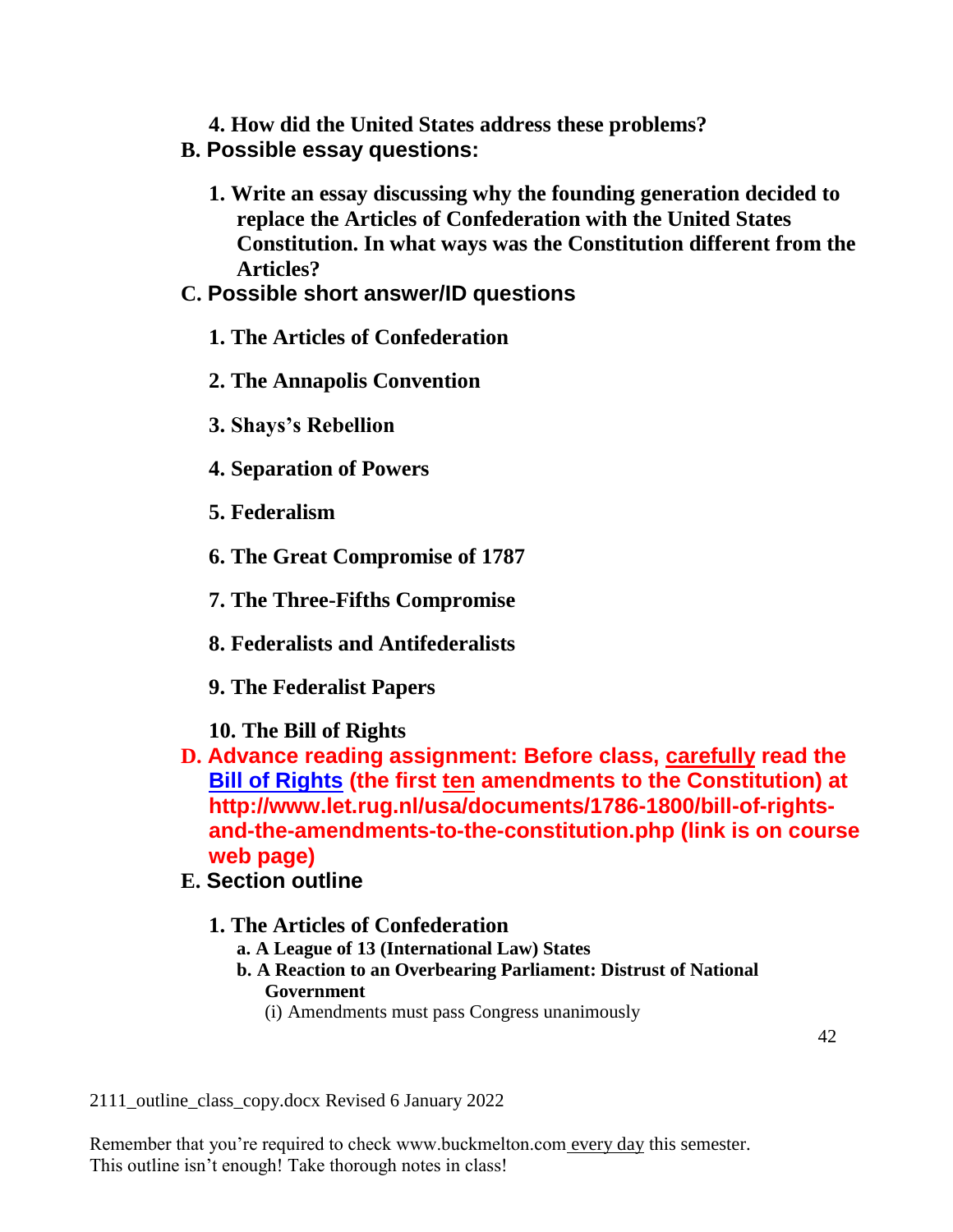**4. How did the United States address these problems?**

## B. Possible essay questions:

**1. Write an essay discussing why the founding generation decided to replace the Articles of Confederation with the United States Constitution. In what ways was the Constitution different from the Articles?**

## C. Possible short answer/ID questions

**1. The Articles of Confederation**

**2. The Annapolis Convention**

**3. Shays's Rebellion**

**4. Separation of Powers**

**5. Federalism**

**6. The Great Compromise of 1787**

**7. The Three-Fifths Compromise**

**8. Federalists and Antifederalists**

**9. The Federalist Papers**

**10. The Bill of Rights**

## D. Advance reading assignment: Before class, carefully read the Bill of Rights (the first ten amendments to the Constitution) at http://www.let.rug.nl/usa/documents/1786-1800/bill-of-rights-and-the-amendments-to-the-constitution.php (link is on course web page)

## E. Section outline

### 1. The Articles of Confederation

**a. A League of 13 (International Law) States**

**b. A Reaction to an Overbearing Parliament: Distrust of National Government**

(i) Amendments must pass Congress unanimously

2111_outline_class_copy.docx Revised 6 January 2022

Remember that you're required to check www.buckmelton.com every day this semester.
This outline isn't enough! Take thorough notes in class!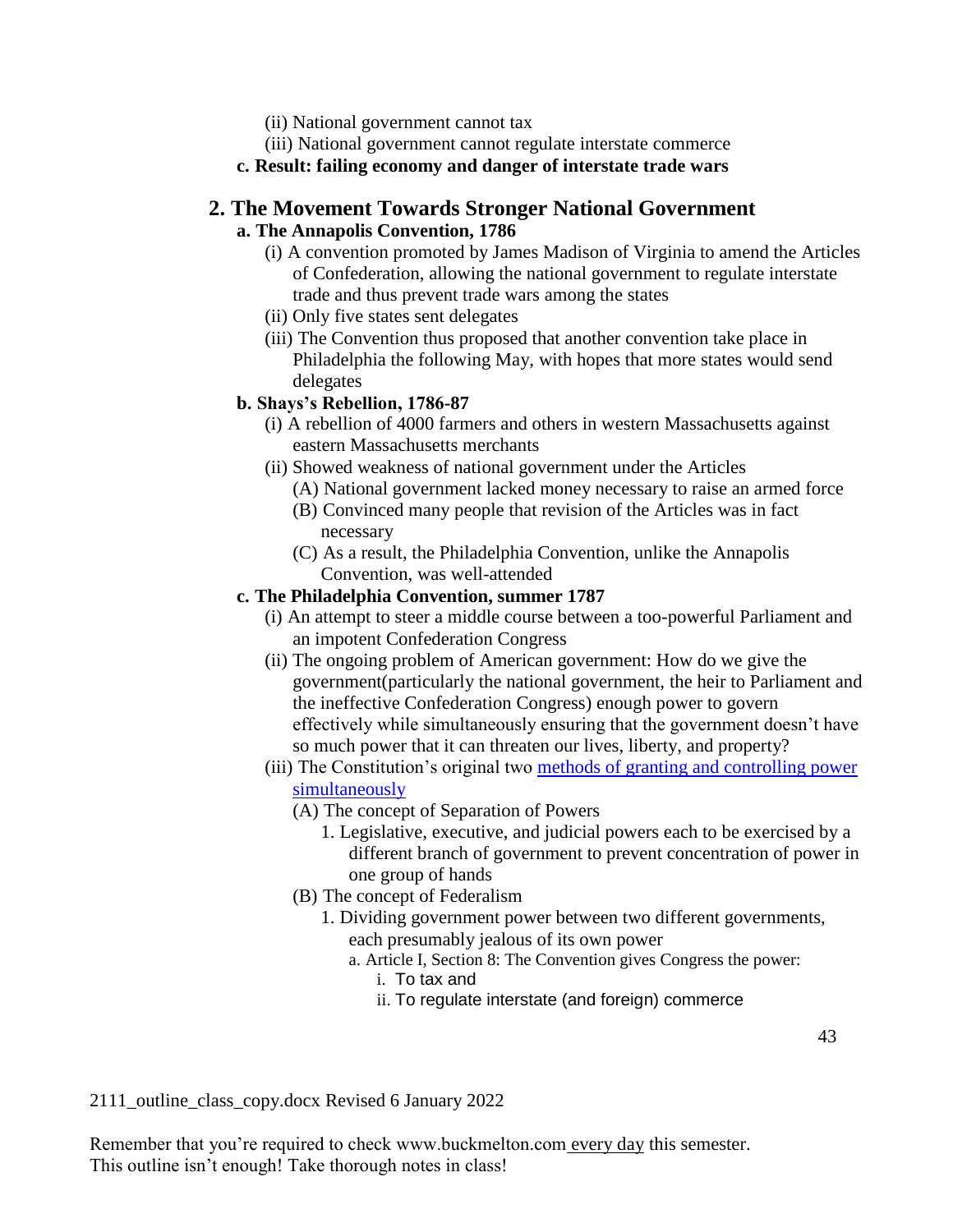(ii) National government cannot tax

(iii) National government cannot regulate interstate commerce

**c. Result: failing economy and danger of interstate trade wars**

## 2. The Movement Towards Stronger National Government

**a. The Annapolis Convention, 1786**

(i) A convention promoted by James Madison of Virginia to amend the Articles of Confederation, allowing the national government to regulate interstate trade and thus prevent trade wars among the states

(ii) Only five states sent delegates

(iii) The Convention thus proposed that another convention take place in Philadelphia the following May, with hopes that more states would send delegates

**b. Shays's Rebellion, 1786-87**

(i) A rebellion of 4000 farmers and others in western Massachusetts against eastern Massachusetts merchants

(ii) Showed weakness of national government under the Articles

(A) National government lacked money necessary to raise an armed force

(B) Convinced many people that revision of the Articles was in fact necessary

(C) As a result, the Philadelphia Convention, unlike the Annapolis Convention, was well-attended

**c. The Philadelphia Convention, summer 1787**

(i) An attempt to steer a middle course between a too-powerful Parliament and an impotent Confederation Congress

(ii) The ongoing problem of American government: How do we give the government(particularly the national government, the heir to Parliament and the ineffective Confederation Congress) enough power to govern effectively while simultaneously ensuring that the government doesn't have so much power that it can threaten our lives, liberty, and property?

(iii) The Constitution's original two methods of granting and controlling power simultaneously

(A) The concept of Separation of Powers

1. Legislative, executive, and judicial powers each to be exercised by a different branch of government to prevent concentration of power in one group of hands

(B) The concept of Federalism

1. Dividing government power between two different governments, each presumably jealous of its own power

a. Article I, Section 8: The Convention gives Congress the power:

i. To tax and

ii. To regulate interstate (and foreign) commerce

2111_outline_class_copy.docx Revised 6 January 2022

Remember that you're required to check www.buckmelton.com every day this semester.
This outline isn't enough! Take thorough notes in class!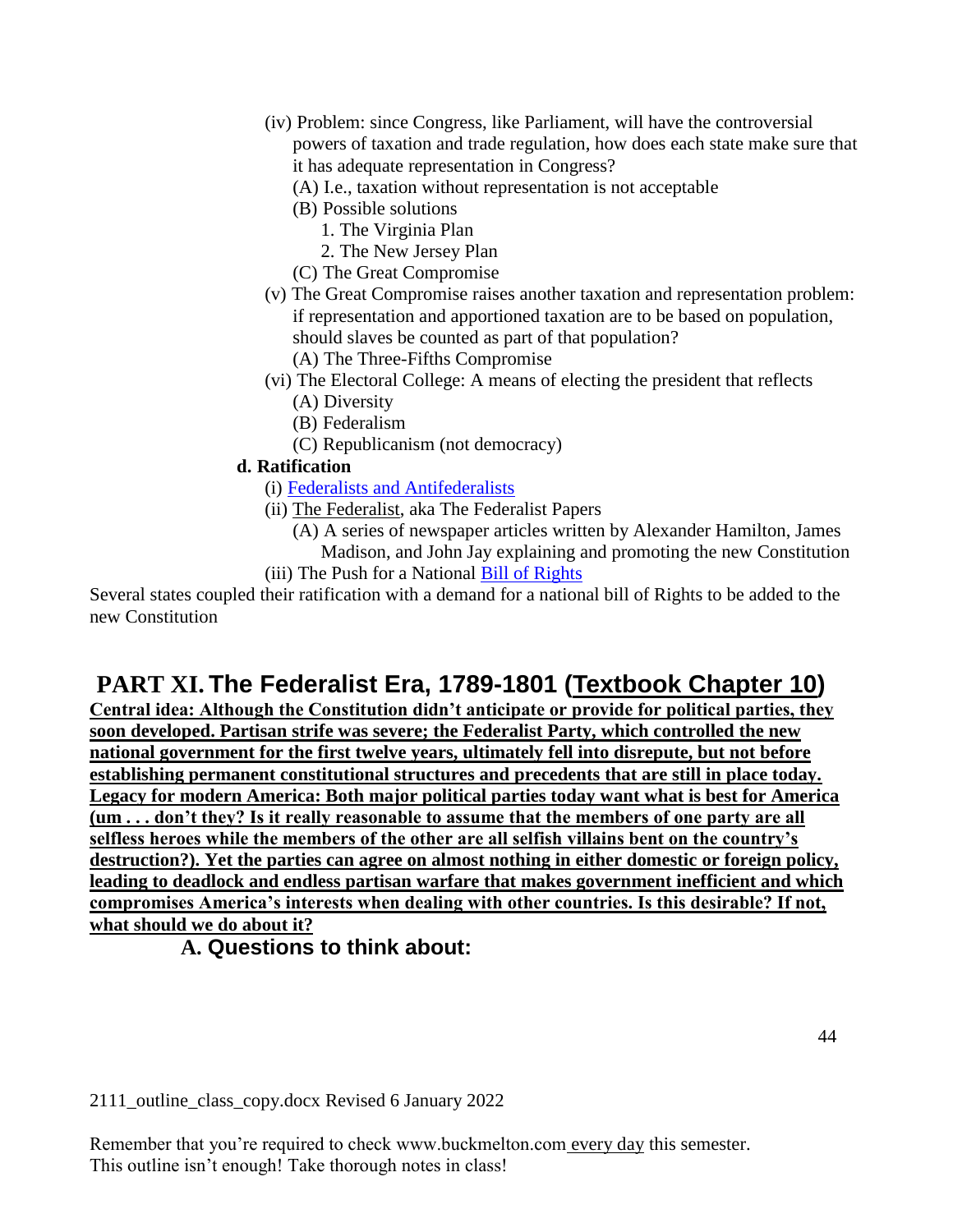- (iv) Problem: since Congress, like Parliament, will have the controversial powers of taxation and trade regulation, how does each state make sure that it has adequate representation in Congress?
  - (A) I.e., taxation without representation is not acceptable
  - (B) Possible solutions
    1. The Virginia Plan
    2. The New Jersey Plan
  - (C) The Great Compromise
- (v) The Great Compromise raises another taxation and representation problem: if representation and apportioned taxation are to be based on population, should slaves be counted as part of that population?
  - (A) The Three-Fifths Compromise
- (vi) The Electoral College: A means of electing the president that reflects
  - (A) Diversity
  - (B) Federalism
  - (C) Republicanism (not democracy)

**d. Ratification**

- (i) Federalists and Antifederalists
- (ii) The Federalist, aka The Federalist Papers
  - (A) A series of newspaper articles written by Alexander Hamilton, James Madison, and John Jay explaining and promoting the new Constitution
- (iii) The Push for a National Bill of Rights

Several states coupled their ratification with a demand for a national bill of Rights to be added to the new Constitution

# PART XI. The Federalist Era, 1789-1801 (Textbook Chapter 10)

**Central idea: Although the Constitution didn't anticipate or provide for political parties, they soon developed. Partisan strife was severe; the Federalist Party, which controlled the new national government for the first twelve years, ultimately fell into disrepute, but not before establishing permanent constitutional structures and precedents that are still in place today. Legacy for modern America: Both major political parties today want what is best for America (um . . . don't they? Is it really reasonable to assume that the members of one party are all selfless heroes while the members of the other are all selfish villains bent on the country's destruction?). Yet the parties can agree on almost nothing in either domestic or foreign policy, leading to deadlock and endless partisan warfare that makes government inefficient and which compromises America's interests when dealing with other countries. Is this desirable? If not, what should we do about it?**

## A. Questions to think about:

2111_outline_class_copy.docx Revised 6 January 2022

Remember that you're required to check www.buckmelton.com every day this semester.
This outline isn't enough! Take thorough notes in class!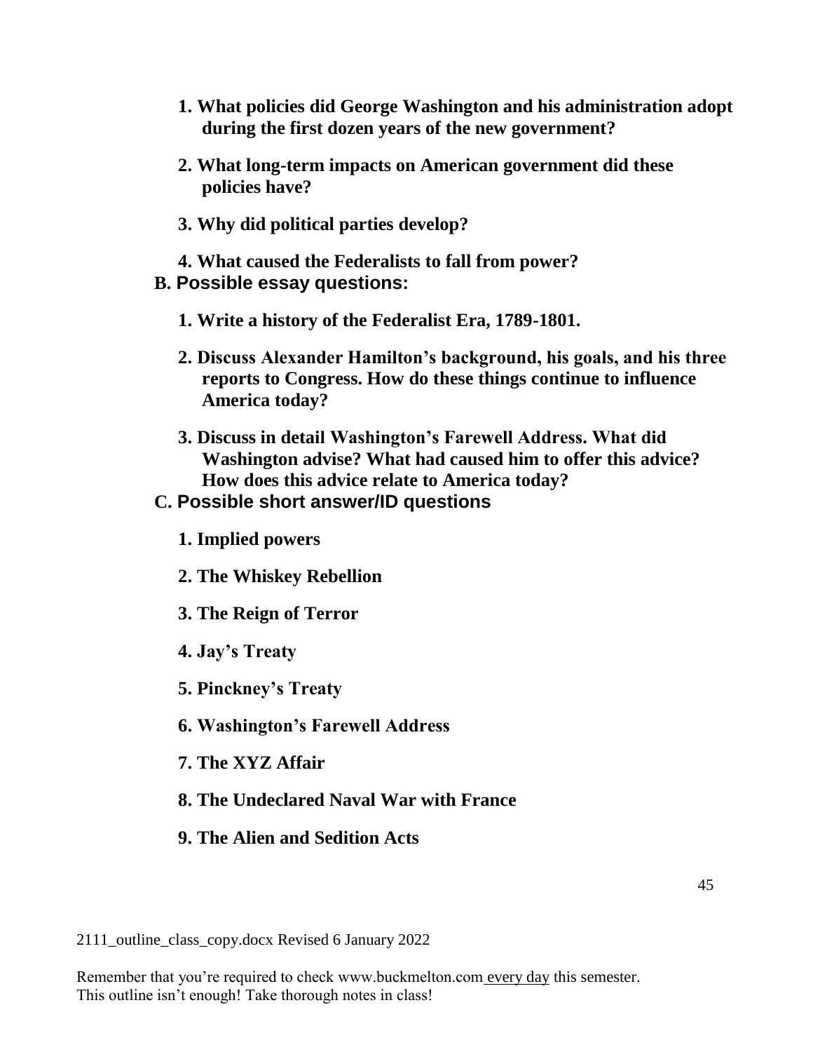1. **What policies did George Washington and his administration adopt during the first dozen years of the new government?**

2. **What long-term impacts on American government did these policies have?**

3. **Why did political parties develop?**

4. **What caused the Federalists to fall from power?**

**B. Possible essay questions:**

1. **Write a history of the Federalist Era, 1789-1801.**

2. **Discuss Alexander Hamilton's background, his goals, and his three reports to Congress. How do these things continue to influence America today?**

3. **Discuss in detail Washington's Farewell Address. What did Washington advise? What had caused him to offer this advice? How does this advice relate to America today?**

**C. Possible short answer/ID questions**

1. **Implied powers**

2. **The Whiskey Rebellion**

3. **The Reign of Terror**

4. **Jay's Treaty**

5. **Pinckney's Treaty**

6. **Washington's Farewell Address**

7. **The XYZ Affair**

8. **The Undeclared Naval War with France**

9. **The Alien and Sedition Acts**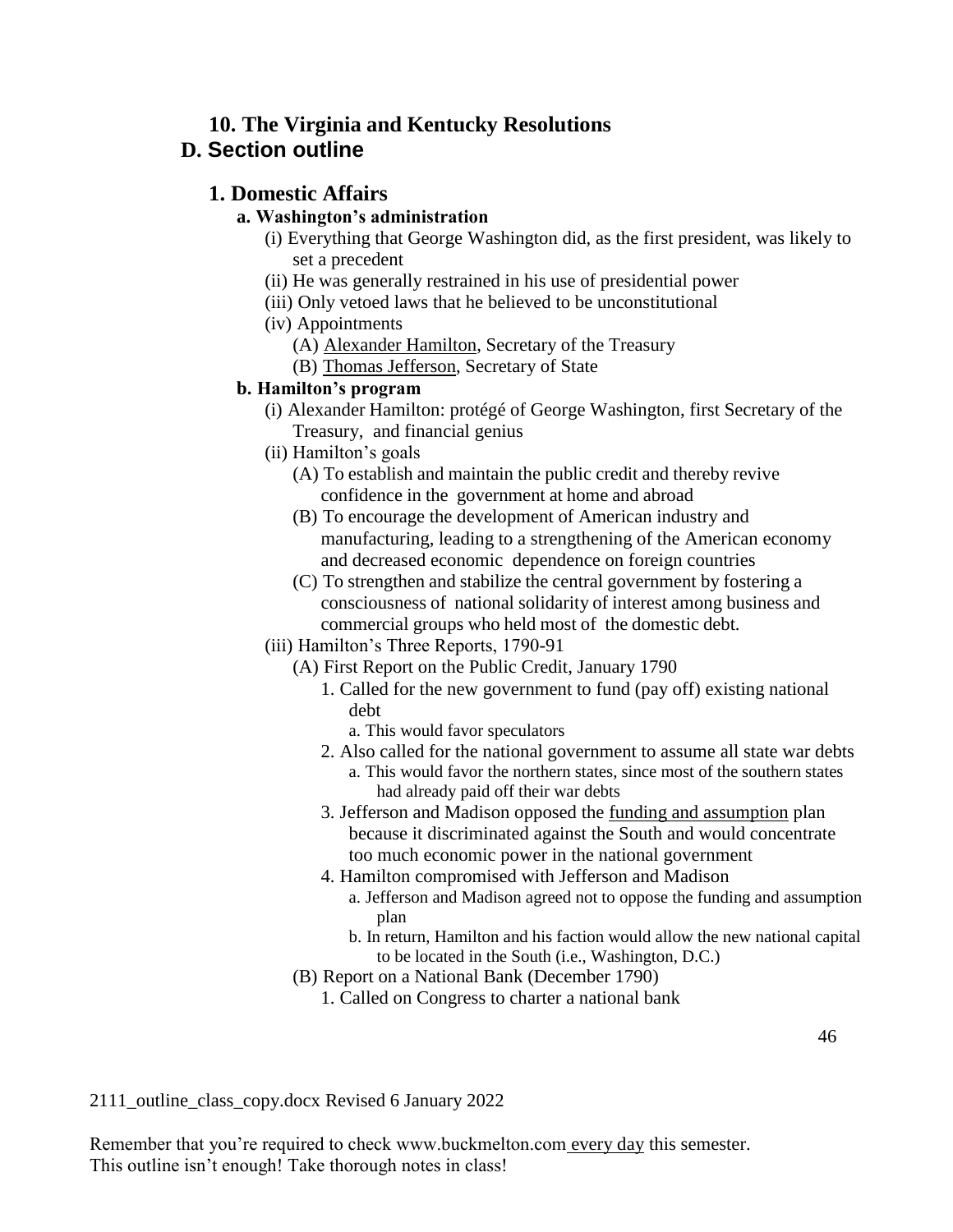### 10. The Virginia and Kentucky Resolutions

## D. Section outline

### 1. Domestic Affairs

#### a. Washington's administration

- (i) Everything that George Washington did, as the first president, was likely to set a precedent
- (ii) He was generally restrained in his use of presidential power
- (iii) Only vetoed laws that he believed to be unconstitutional
- (iv) Appointments
  - (A) Alexander Hamilton, Secretary of the Treasury
  - (B) Thomas Jefferson, Secretary of State

#### b. Hamilton's program

- (i) Alexander Hamilton: protégé of George Washington, first Secretary of the Treasury, and financial genius
- (ii) Hamilton's goals
  - (A) To establish and maintain the public credit and thereby revive confidence in the government at home and abroad
  - (B) To encourage the development of American industry and manufacturing, leading to a strengthening of the American economy and decreased economic dependence on foreign countries
  - (C) To strengthen and stabilize the central government by fostering a consciousness of national solidarity of interest among business and commercial groups who held most of the domestic debt.
- (iii) Hamilton's Three Reports, 1790-91
  - (A) First Report on the Public Credit, January 1790
    1. Called for the new government to fund (pay off) existing national debt
       - a. This would favor speculators
    2. Also called for the national government to assume all state war debts
       - a. This would favor the northern states, since most of the southern states had already paid off their war debts
    3. Jefferson and Madison opposed the funding and assumption plan because it discriminated against the South and would concentrate too much economic power in the national government
    4. Hamilton compromised with Jefferson and Madison
       - a. Jefferson and Madison agreed not to oppose the funding and assumption plan
       - b. In return, Hamilton and his faction would allow the new national capital to be located in the South (i.e., Washington, D.C.)
  - (B) Report on a National Bank (December 1790)
    1. Called on Congress to charter a national bank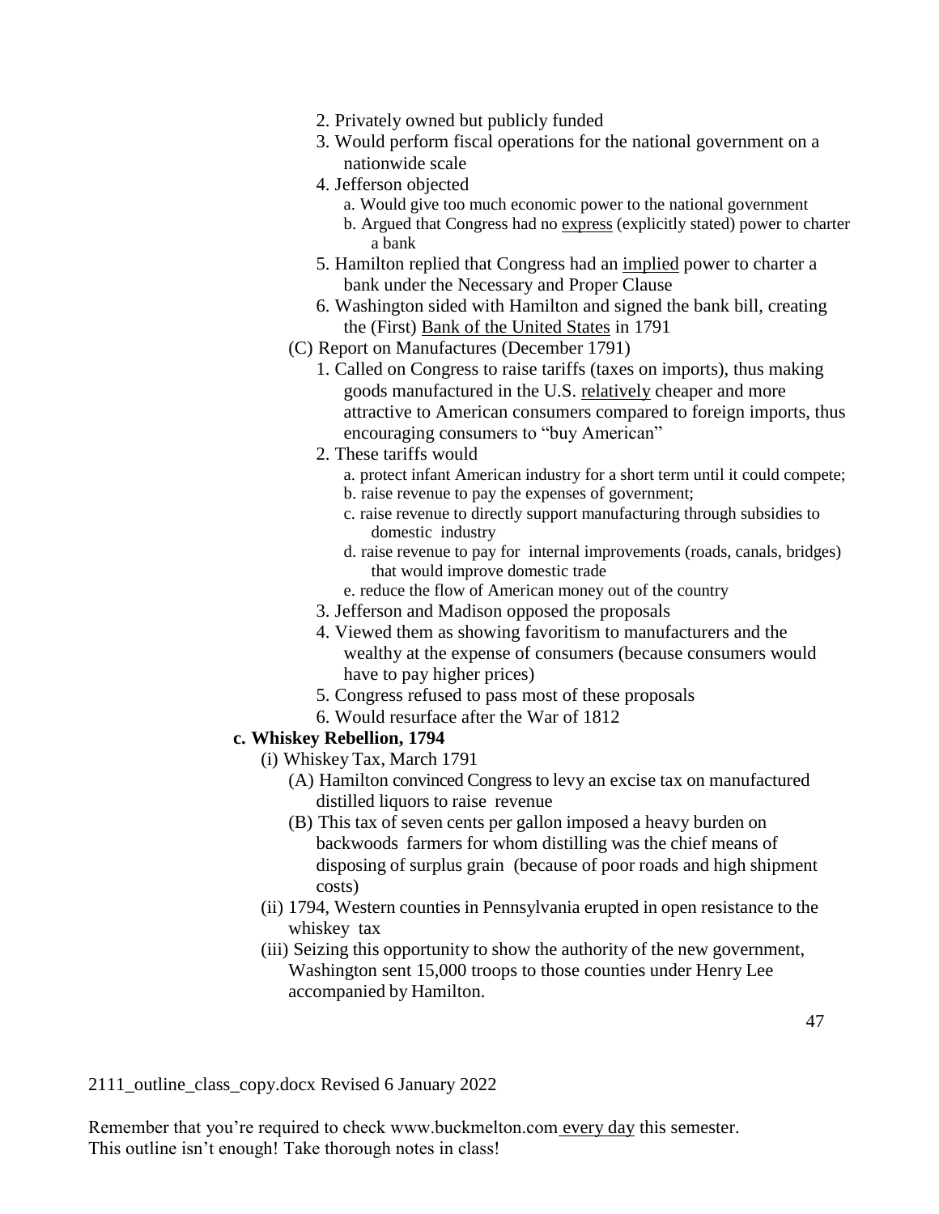2. Privately owned but publicly funded
3. Would perform fiscal operations for the national government on a nationwide scale
4. Jefferson objected
    a. Would give too much economic power to the national government
    b. Argued that Congress had no <u>express</u> (explicitly stated) power to charter a bank
5. Hamilton replied that Congress had an <u>implied</u> power to charter a bank under the Necessary and Proper Clause
6. Washington sided with Hamilton and signed the bank bill, creating the (First) <u>Bank of the United States</u> in 1791

(C) Report on Manufactures (December 1791)

1. Called on Congress to raise tariffs (taxes on imports), thus making goods manufactured in the U.S. <u>relatively</u> cheaper and more attractive to American consumers compared to foreign imports, thus encouraging consumers to "buy American"
2. These tariffs would
    a. protect infant American industry for a short term until it could compete;
    b. raise revenue to pay the expenses of government;
    c. raise revenue to directly support manufacturing through subsidies to domestic industry
    d. raise revenue to pay for internal improvements (roads, canals, bridges) that would improve domestic trade
    e. reduce the flow of American money out of the country
3. Jefferson and Madison opposed the proposals
4. Viewed them as showing favoritism to manufacturers and the wealthy at the expense of consumers (because consumers would have to pay higher prices)
5. Congress refused to pass most of these proposals
6. Would resurface after the War of 1812

**c. Whiskey Rebellion, 1794**

(i) Whiskey Tax, March 1791

(A) Hamilton convinced Congress to levy an excise tax on manufactured distilled liquors to raise revenue

(B) This tax of seven cents per gallon imposed a heavy burden on backwoods farmers for whom distilling was the chief means of disposing of surplus grain (because of poor roads and high shipment costs)

(ii) 1794, Western counties in Pennsylvania erupted in open resistance to the whiskey tax

(iii) Seizing this opportunity to show the authority of the new government, Washington sent 15,000 troops to those counties under Henry Lee accompanied by Hamilton.

2111_outline_class_copy.docx Revised 6 January 2022

Remember that you're required to check www.buckmelton.com <u>every day</u> this semester. This outline isn't enough! Take thorough notes in class!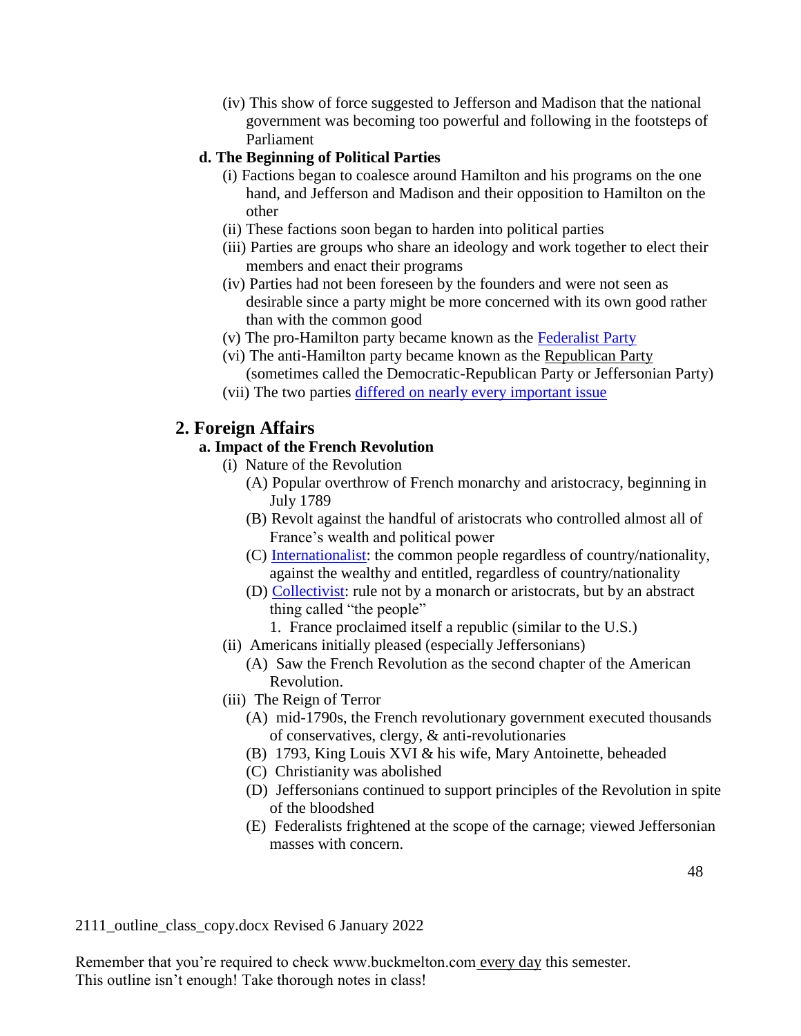(iv) This show of force suggested to Jefferson and Madison that the national government was becoming too powerful and following in the footsteps of Parliament

**d. The Beginning of Political Parties**

(i) Factions began to coalesce around Hamilton and his programs on the one hand, and Jefferson and Madison and their opposition to Hamilton on the other

(ii) These factions soon began to harden into political parties

(iii) Parties are groups who share an ideology and work together to elect their members and enact their programs

(iv) Parties had not been foreseen by the founders and were not seen as desirable since a party might be more concerned with its own good rather than with the common good

(v) The pro-Hamilton party became known as the Federalist Party

(vi) The anti-Hamilton party became known as the Republican Party (sometimes called the Democratic-Republican Party or Jeffersonian Party)

(vii) The two parties differed on nearly every important issue

## 2. Foreign Affairs

**a. Impact of the French Revolution**

(i) Nature of the Revolution

(A) Popular overthrow of French monarchy and aristocracy, beginning in July 1789

(B) Revolt against the handful of aristocrats who controlled almost all of France's wealth and political power

(C) Internationalist: the common people regardless of country/nationality, against the wealthy and entitled, regardless of country/nationality

(D) Collectivist: rule not by a monarch or aristocrats, but by an abstract thing called "the people"

1. France proclaimed itself a republic (similar to the U.S.)

(ii) Americans initially pleased (especially Jeffersonians)

(A) Saw the French Revolution as the second chapter of the American Revolution.

(iii) The Reign of Terror

(A) mid-1790s, the French revolutionary government executed thousands of conservatives, clergy, & anti-revolutionaries

(B) 1793, King Louis XVI & his wife, Mary Antoinette, beheaded

(C) Christianity was abolished

(D) Jeffersonians continued to support principles of the Revolution in spite of the bloodshed

(E) Federalists frightened at the scope of the carnage; viewed Jeffersonian masses with concern.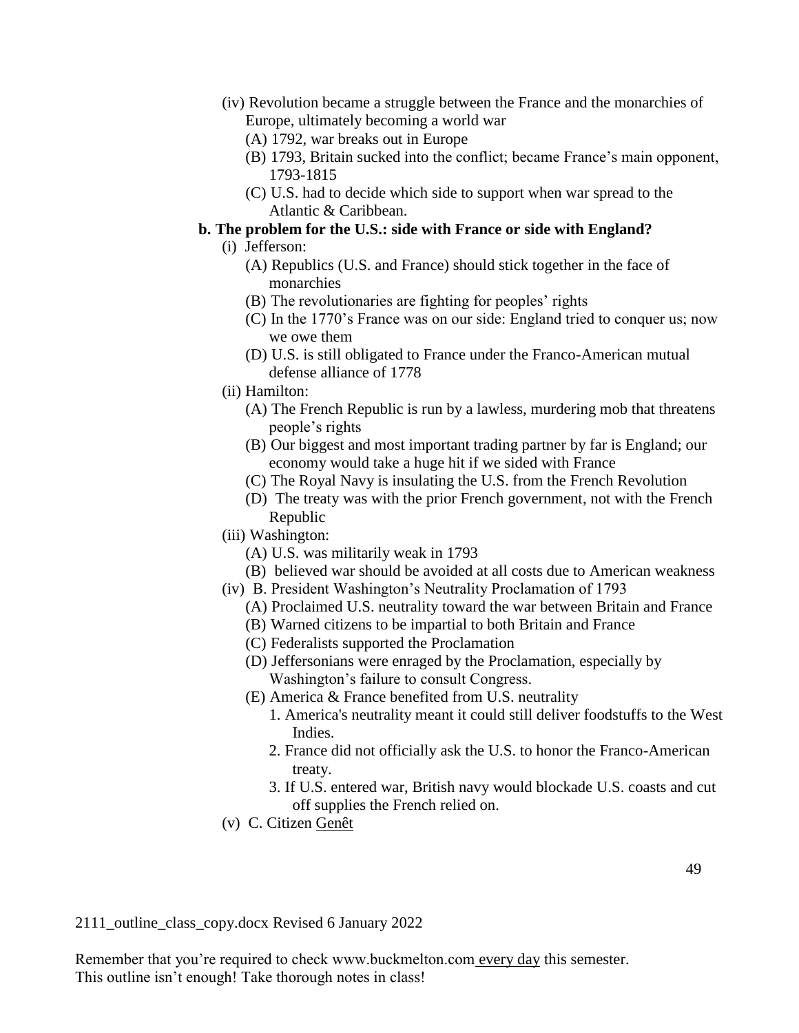(iv) Revolution became a struggle between the France and the monarchies of Europe, ultimately becoming a world war
  - (A) 1792, war breaks out in Europe
  - (B) 1793, Britain sucked into the conflict; became France's main opponent, 1793-1815
  - (C) U.S. had to decide which side to support when war spread to the Atlantic & Caribbean.

**b. The problem for the U.S.: side with France or side with England?**

- (i) Jefferson:
  - (A) Republics (U.S. and France) should stick together in the face of monarchies
  - (B) The revolutionaries are fighting for peoples' rights
  - (C) In the 1770's France was on our side: England tried to conquer us; now we owe them
  - (D) U.S. is still obligated to France under the Franco-American mutual defense alliance of 1778
- (ii) Hamilton:
  - (A) The French Republic is run by a lawless, murdering mob that threatens people's rights
  - (B) Our biggest and most important trading partner by far is England; our economy would take a huge hit if we sided with France
  - (C) The Royal Navy is insulating the U.S. from the French Revolution
  - (D) The treaty was with the prior French government, not with the French Republic
- (iii) Washington:
  - (A) U.S. was militarily weak in 1793
  - (B) believed war should be avoided at all costs due to American weakness
- (iv) B. President Washington's Neutrality Proclamation of 1793
  - (A) Proclaimed U.S. neutrality toward the war between Britain and France
  - (B) Warned citizens to be impartial to both Britain and France
  - (C) Federalists supported the Proclamation
  - (D) Jeffersonians were enraged by the Proclamation, especially by Washington's failure to consult Congress.
  - (E) America & France benefited from U.S. neutrality
    1. America's neutrality meant it could still deliver foodstuffs to the West Indies.
    2. France did not officially ask the U.S. to honor the Franco-American treaty.
    3. If U.S. entered war, British navy would blockade U.S. coasts and cut off supplies the French relied on.
- (v) C. Citizen Genêt

2111_outline_class_copy.docx Revised 6 January 2022

Remember that you're required to check www.buckmelton.com every day this semester.
This outline isn't enough! Take thorough notes in class!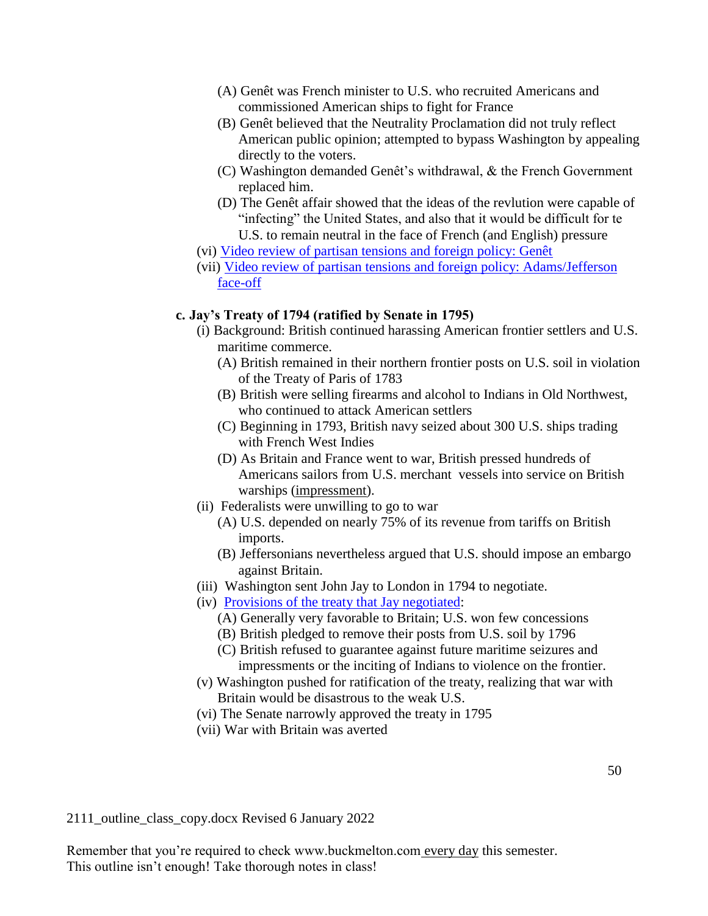- (A) Genêt was French minister to U.S. who recruited Americans and commissioned American ships to fight for France
- (B) Genêt believed that the Neutrality Proclamation did not truly reflect American public opinion; attempted to bypass Washington by appealing directly to the voters.
- (C) Washington demanded Genêt's withdrawal, & the French Government replaced him.
- (D) The Genêt affair showed that the ideas of the revlution were capable of "infecting" the United States, and also that it would be difficult for te U.S. to remain neutral in the face of French (and English) pressure

(vi) Video review of partisan tensions and foreign policy: Genêt

(vii) Video review of partisan tensions and foreign policy: Adams/Jefferson face-off

**c. Jay's Treaty of 1794 (ratified by Senate in 1795)**

(i) Background: British continued harassing American frontier settlers and U.S. maritime commerce.
- (A) British remained in their northern frontier posts on U.S. soil in violation of the Treaty of Paris of 1783
- (B) British were selling firearms and alcohol to Indians in Old Northwest, who continued to attack American settlers
- (C) Beginning in 1793, British navy seized about 300 U.S. ships trading with French West Indies
- (D) As Britain and France went to war, British pressed hundreds of Americans sailors from U.S. merchant vessels into service on British warships (impressment).

(ii) Federalists were unwilling to go to war
- (A) U.S. depended on nearly 75% of its revenue from tariffs on British imports.
- (B) Jeffersonians nevertheless argued that U.S. should impose an embargo against Britain.

(iii) Washington sent John Jay to London in 1794 to negotiate.

(iv) Provisions of the treaty that Jay negotiated:
- (A) Generally very favorable to Britain; U.S. won few concessions
- (B) British pledged to remove their posts from U.S. soil by 1796
- (C) British refused to guarantee against future maritime seizures and impressments or the inciting of Indians to violence on the frontier.

(v) Washington pushed for ratification of the treaty, realizing that war with Britain would be disastrous to the weak U.S.

(vi) The Senate narrowly approved the treaty in 1795

(vii) War with Britain was averted

2111_outline_class_copy.docx Revised 6 January 2022

Remember that you're required to check www.buckmelton.com every day this semester.
This outline isn't enough! Take thorough notes in class!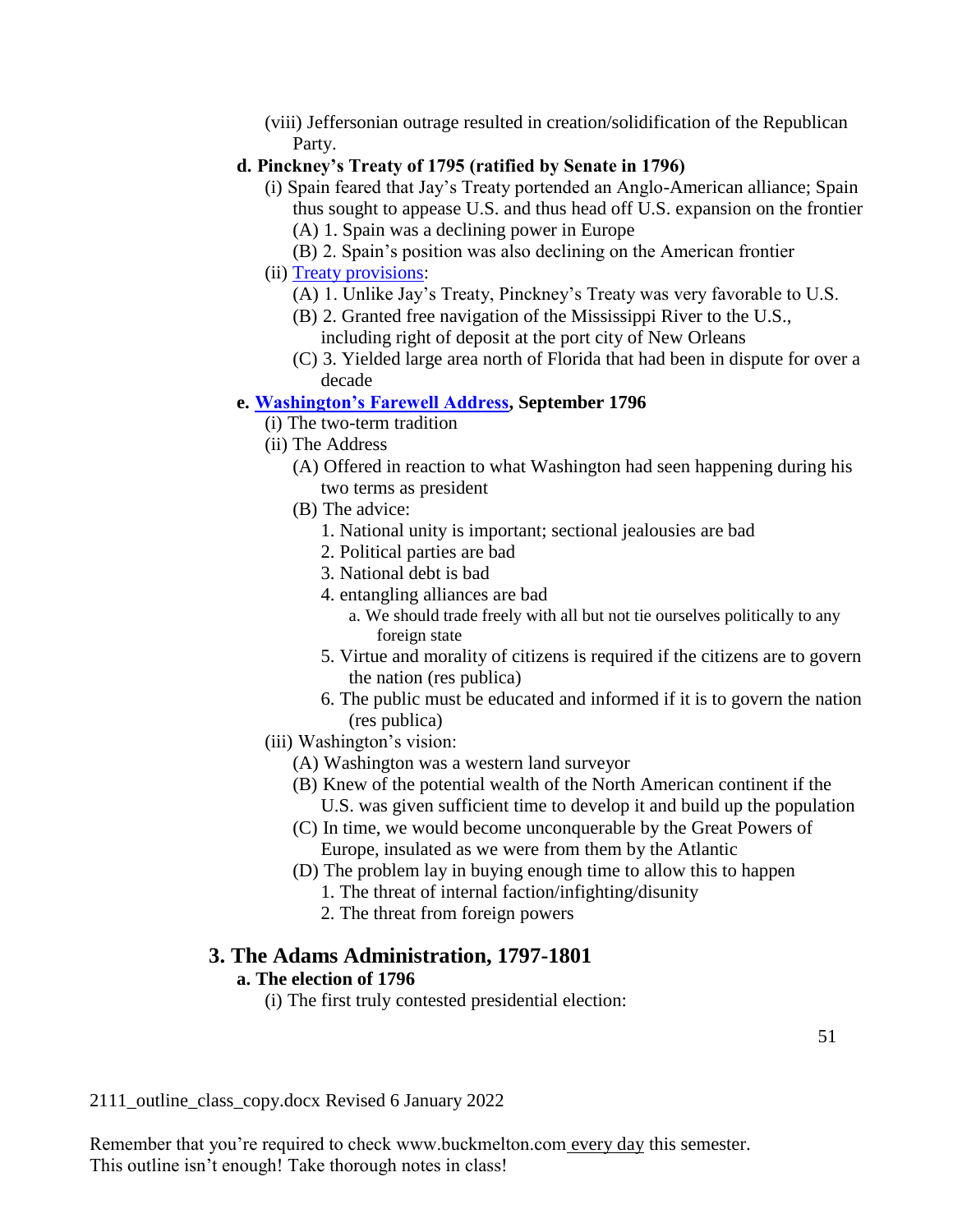(viii) Jeffersonian outrage resulted in creation/solidification of the Republican Party.

**d. Pinckney's Treaty of 1795 (ratified by Senate in 1796)**

(i) Spain feared that Jay's Treaty portended an Anglo-American alliance; Spain thus sought to appease U.S. and thus head off U.S. expansion on the frontier

(A) 1. Spain was a declining power in Europe

(B) 2. Spain's position was also declining on the American frontier

(ii) Treaty provisions:

(A) 1. Unlike Jay's Treaty, Pinckney's Treaty was very favorable to U.S.

(B) 2. Granted free navigation of the Mississippi River to the U.S., including right of deposit at the port city of New Orleans

(C) 3. Yielded large area north of Florida that had been in dispute for over a decade

**e. Washington's Farewell Address, September 1796**

(i) The two-term tradition

(ii) The Address

(A) Offered in reaction to what Washington had seen happening during his two terms as president

(B) The advice:

1. National unity is important; sectional jealousies are bad
2. Political parties are bad
3. National debt is bad
4. entangling alliances are bad
    a. We should trade freely with all but not tie ourselves politically to any foreign state
5. Virtue and morality of citizens is required if the citizens are to govern the nation (res publica)
6. The public must be educated and informed if it is to govern the nation (res publica)

(iii) Washington's vision:

(A) Washington was a western land surveyor

(B) Knew of the potential wealth of the North American continent if the U.S. was given sufficient time to develop it and build up the population

(C) In time, we would become unconquerable by the Great Powers of Europe, insulated as we were from them by the Atlantic

(D) The problem lay in buying enough time to allow this to happen

1. The threat of internal faction/infighting/disunity
2. The threat from foreign powers

## 3. The Adams Administration, 1797-1801

**a. The election of 1796**

(i) The first truly contested presidential election:

2111_outline_class_copy.docx Revised 6 January 2022

Remember that you're required to check www.buckmelton.com every day this semester. This outline isn't enough! Take thorough notes in class!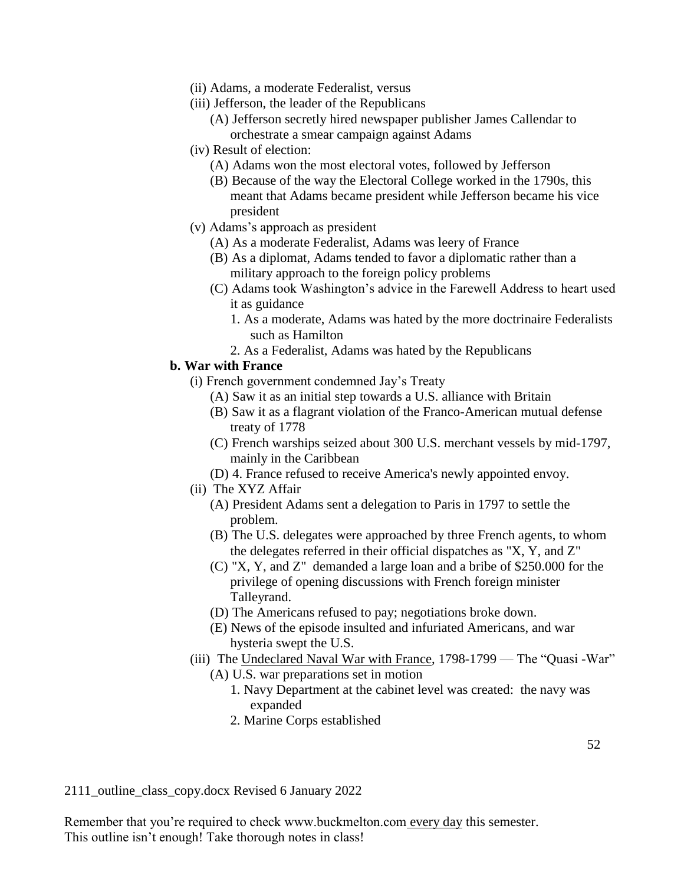- (ii) Adams, a moderate Federalist, versus
- (iii) Jefferson, the leader of the Republicans
  - (A) Jefferson secretly hired newspaper publisher James Callendar to orchestrate a smear campaign against Adams
- (iv) Result of election:
  - (A) Adams won the most electoral votes, followed by Jefferson
  - (B) Because of the way the Electoral College worked in the 1790s, this meant that Adams became president while Jefferson became his vice president
- (v) Adams's approach as president
  - (A) As a moderate Federalist, Adams was leery of France
  - (B) As a diplomat, Adams tended to favor a diplomatic rather than a military approach to the foreign policy problems
  - (C) Adams took Washington's advice in the Farewell Address to heart used it as guidance
    1. As a moderate, Adams was hated by the more doctrinaire Federalists such as Hamilton
    2. As a Federalist, Adams was hated by the Republicans

**b. War with France**

- (i) French government condemned Jay's Treaty
  - (A) Saw it as an initial step towards a U.S. alliance with Britain
  - (B) Saw it as a flagrant violation of the Franco-American mutual defense treaty of 1778
  - (C) French warships seized about 300 U.S. merchant vessels by mid-1797, mainly in the Caribbean
  - (D) 4. France refused to receive America's newly appointed envoy.
- (ii) The XYZ Affair
  - (A) President Adams sent a delegation to Paris in 1797 to settle the problem.
  - (B) The U.S. delegates were approached by three French agents, to whom the delegates referred in their official dispatches as "X, Y, and Z"
  - (C) "X, Y, and Z" demanded a large loan and a bribe of $250.000 for the privilege of opening discussions with French foreign minister Talleyrand.
  - (D) The Americans refused to pay; negotiations broke down.
  - (E) News of the episode insulted and infuriated Americans, and war hysteria swept the U.S.
- (iii) The Undeclared Naval War with France, 1798-1799 — The "Quasi -War"
  - (A) U.S. war preparations set in motion
    1. Navy Department at the cabinet level was created: the navy was expanded
    2. Marine Corps established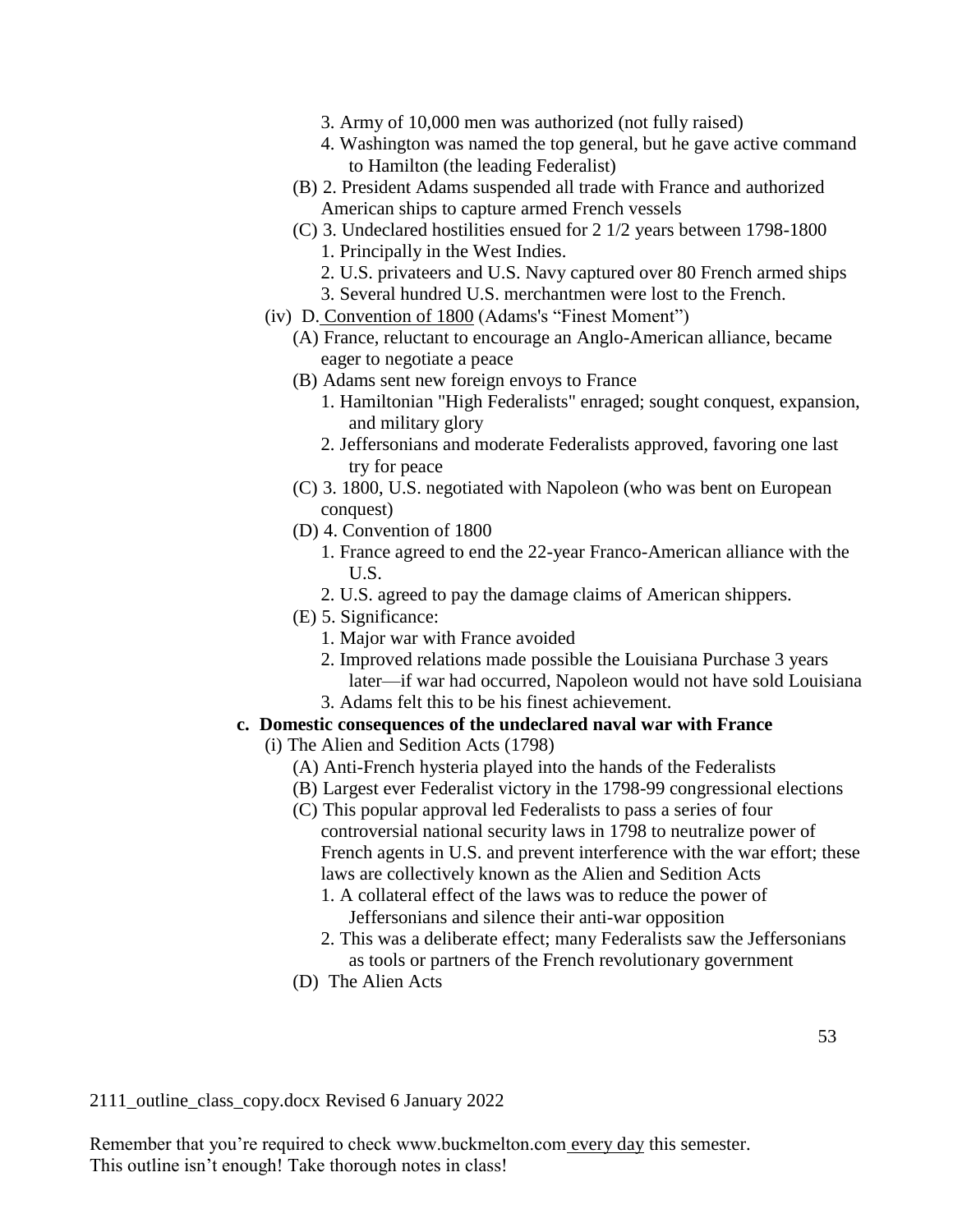3. Army of 10,000 men was authorized (not fully raised)
4. Washington was named the top general, but he gave active command to Hamilton (the leading Federalist)

(B) 2. President Adams suspended all trade with France and authorized American ships to capture armed French vessels

(C) 3. Undeclared hostilities ensued for 2 1/2 years between 1798-1800
1. Principally in the West Indies.
2. U.S. privateers and U.S. Navy captured over 80 French armed ships
3. Several hundred U.S. merchantmen were lost to the French.

(iv) D. Convention of 1800 (Adams's "Finest Moment")

(A) France, reluctant to encourage an Anglo-American alliance, became eager to negotiate a peace

(B) Adams sent new foreign envoys to France
1. Hamiltonian "High Federalists" enraged; sought conquest, expansion, and military glory
2. Jeffersonians and moderate Federalists approved, favoring one last try for peace

(C) 3. 1800, U.S. negotiated with Napoleon (who was bent on European conquest)

(D) 4. Convention of 1800
1. France agreed to end the 22-year Franco-American alliance with the U.S.
2. U.S. agreed to pay the damage claims of American shippers.

(E) 5. Significance:
1. Major war with France avoided
2. Improved relations made possible the Louisiana Purchase 3 years later—if war had occurred, Napoleon would not have sold Louisiana
3. Adams felt this to be his finest achievement.

**c. Domestic consequences of the undeclared naval war with France**

(i) The Alien and Sedition Acts (1798)

(A) Anti-French hysteria played into the hands of the Federalists

(B) Largest ever Federalist victory in the 1798-99 congressional elections

(C) This popular approval led Federalists to pass a series of four controversial national security laws in 1798 to neutralize power of French agents in U.S. and prevent interference with the war effort; these laws are collectively known as the Alien and Sedition Acts
1. A collateral effect of the laws was to reduce the power of Jeffersonians and silence their anti-war opposition
2. This was a deliberate effect; many Federalists saw the Jeffersonians as tools or partners of the French revolutionary government

(D) The Alien Acts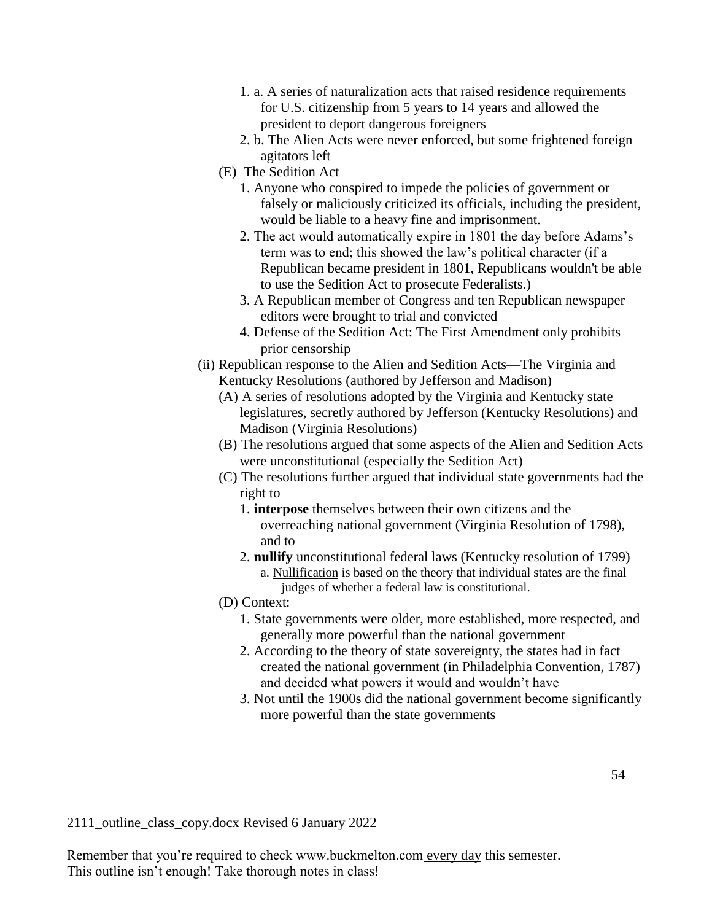1. a. A series of naturalization acts that raised residence requirements for U.S. citizenship from 5 years to 14 years and allowed the president to deport dangerous foreigners
2. b. The Alien Acts were never enforced, but some frightened foreign agitators left

(E) The Sedition Act

1. Anyone who conspired to impede the policies of government or falsely or maliciously criticized its officials, including the president, would be liable to a heavy fine and imprisonment.
2. The act would automatically expire in 1801 the day before Adams's term was to end; this showed the law's political character (if a Republican became president in 1801, Republicans wouldn't be able to use the Sedition Act to prosecute Federalists.)
3. A Republican member of Congress and ten Republican newspaper editors were brought to trial and convicted
4. Defense of the Sedition Act: The First Amendment only prohibits prior censorship

(ii) Republican response to the Alien and Sedition Acts—The Virginia and Kentucky Resolutions (authored by Jefferson and Madison)

(A) A series of resolutions adopted by the Virginia and Kentucky state legislatures, secretly authored by Jefferson (Kentucky Resolutions) and Madison (Virginia Resolutions)

(B) The resolutions argued that some aspects of the Alien and Sedition Acts were unconstitutional (especially the Sedition Act)

(C) The resolutions further argued that individual state governments had the right to

1. **interpose** themselves between their own citizens and the overreaching national government (Virginia Resolution of 1798), and to
2. **nullify** unconstitutional federal laws (Kentucky resolution of 1799)
   - a. <u>Nullification</u> is based on the theory that individual states are the final judges of whether a federal law is constitutional.

(D) Context:

1. State governments were older, more established, more respected, and generally more powerful than the national government
2. According to the theory of state sovereignty, the states had in fact created the national government (in Philadelphia Convention, 1787) and decided what powers it would and wouldn't have
3. Not until the 1900s did the national government become significantly more powerful than the state governments

2111_outline_class_copy.docx Revised 6 January 2022

Remember that you're required to check www.buckmelton.com <u>every day</u> this semester.
This outline isn't enough! Take thorough notes in class!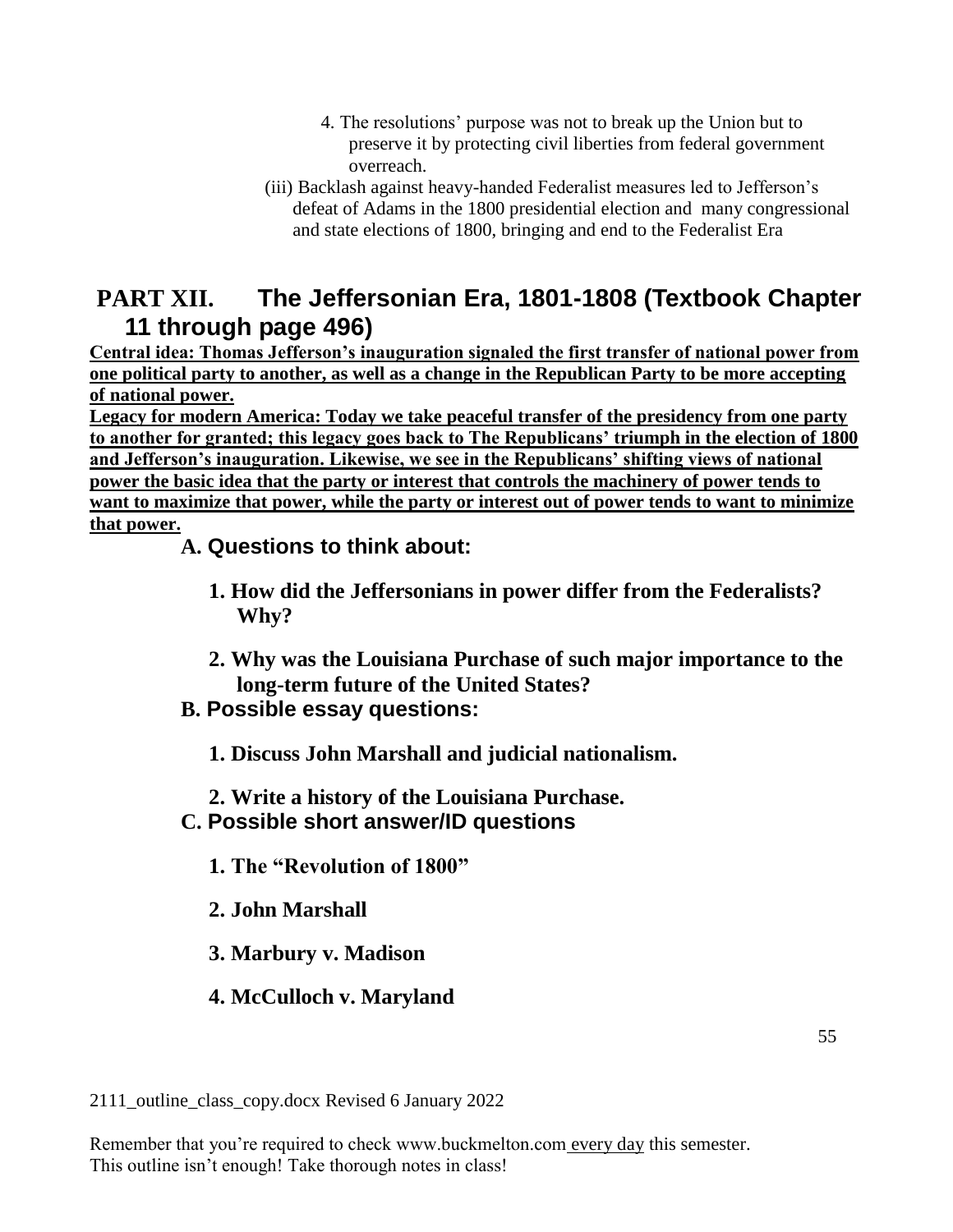4. The resolutions' purpose was not to break up the Union but to preserve it by protecting civil liberties from federal government overreach.

(iii) Backlash against heavy-handed Federalist measures led to Jefferson's defeat of Adams in the 1800 presidential election and many congressional and state elections of 1800, bringing and end to the Federalist Era

## PART XII. The Jeffersonian Era, 1801-1808 (Textbook Chapter 11 through page 496)

**Central idea: Thomas Jefferson's inauguration signaled the first transfer of national power from one political party to another, as well as a change in the Republican Party to be more accepting of national power.**

**Legacy for modern America: Today we take peaceful transfer of the presidency from one party to another for granted; this legacy goes back to The Republicans' triumph in the election of 1800 and Jefferson's inauguration. Likewise, we see in the Republicans' shifting views of national power the basic idea that the party or interest that controls the machinery of power tends to want to maximize that power, while the party or interest out of power tends to want to minimize that power.**

### A. Questions to think about:

**1. How did the Jeffersonians in power differ from the Federalists? Why?**

**2. Why was the Louisiana Purchase of such major importance to the long-term future of the United States?**

### B. Possible essay questions:

**1. Discuss John Marshall and judicial nationalism.**

**2. Write a history of the Louisiana Purchase.**

### C. Possible short answer/ID questions

**1. The "Revolution of 1800"**

**2. John Marshall**

**3. Marbury v. Madison**

**4. McCulloch v. Maryland**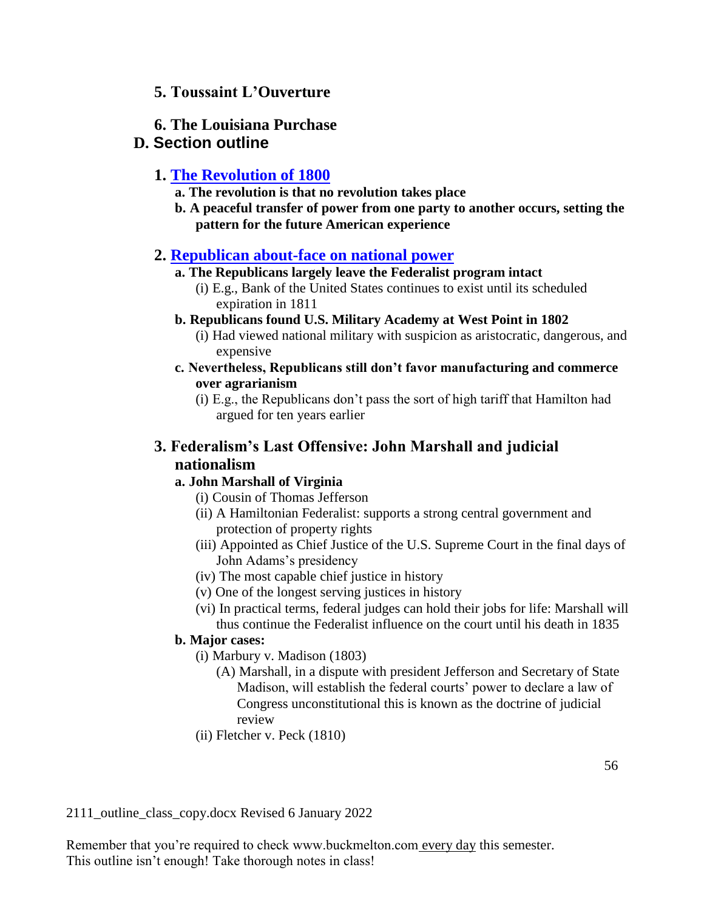### 5. Toussaint L'Ouverture

### 6. The Louisiana Purchase

## D. Section outline

### 1. The Revolution of 1800

**a. The revolution is that no revolution takes place**

**b. A peaceful transfer of power from one party to another occurs, setting the pattern for the future American experience**

### 2. Republican about-face on national power

**a. The Republicans largely leave the Federalist program intact**

(i) E.g., Bank of the United States continues to exist until its scheduled expiration in 1811

**b. Republicans found U.S. Military Academy at West Point in 1802**

(i) Had viewed national military with suspicion as aristocratic, dangerous, and expensive

**c. Nevertheless, Republicans still don't favor manufacturing and commerce over agrarianism**

(i) E.g., the Republicans don't pass the sort of high tariff that Hamilton had argued for ten years earlier

### 3. Federalism's Last Offensive: John Marshall and judicial nationalism

**a. John Marshall of Virginia**

(i) Cousin of Thomas Jefferson

(ii) A Hamiltonian Federalist: supports a strong central government and protection of property rights

(iii) Appointed as Chief Justice of the U.S. Supreme Court in the final days of John Adams's presidency

(iv) The most capable chief justice in history

(v) One of the longest serving justices in history

(vi) In practical terms, federal judges can hold their jobs for life: Marshall will thus continue the Federalist influence on the court until his death in 1835

**b. Major cases:**

(i) Marbury v. Madison (1803)

(A) Marshall, in a dispute with president Jefferson and Secretary of State Madison, will establish the federal courts' power to declare a law of Congress unconstitutional this is known as the doctrine of judicial review

(ii) Fletcher v. Peck (1810)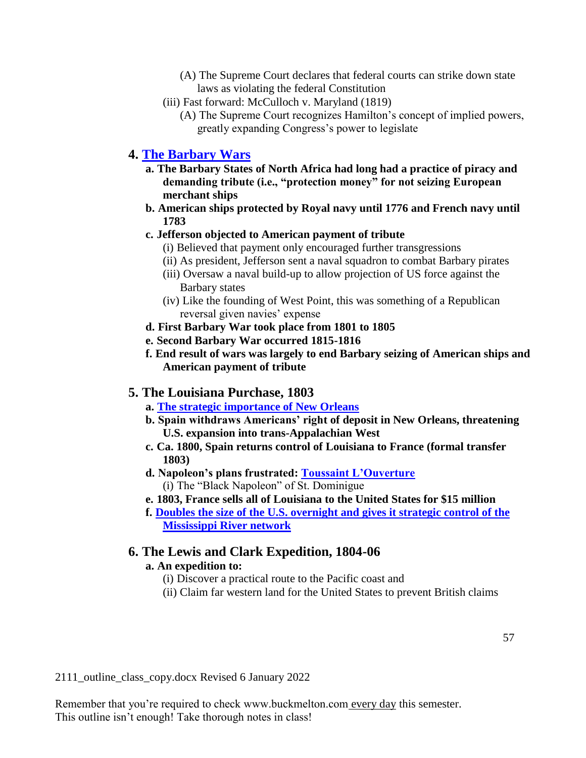(A) The Supreme Court declares that federal courts can strike down state laws as violating the federal Constitution

   (iii) Fast forward: McCulloch v. Maryland (1819)

      (A) The Supreme Court recognizes Hamilton's concept of implied powers, greatly expanding Congress's power to legislate

## 4. The Barbary Wars

**a. The Barbary States of North Africa had long had a practice of piracy and demanding tribute (i.e., "protection money" for not seizing European merchant ships**

**b. American ships protected by Royal navy until 1776 and French navy until 1783**

**c. Jefferson objected to American payment of tribute**

   (i) Believed that payment only encouraged further transgressions

   (ii) As president, Jefferson sent a naval squadron to combat Barbary pirates

   (iii) Oversaw a naval build-up to allow projection of US force against the Barbary states

   (iv) Like the founding of West Point, this was something of a Republican reversal given navies' expense

**d. First Barbary War took place from 1801 to 1805**

**e. Second Barbary War occurred 1815-1816**

**f. End result of wars was largely to end Barbary seizing of American ships and American payment of tribute**

## 5. The Louisiana Purchase, 1803

**a. The strategic importance of New Orleans**

**b. Spain withdraws Americans' right of deposit in New Orleans, threatening U.S. expansion into trans-Appalachian West**

**c. Ca. 1800, Spain returns control of Louisiana to France (formal transfer 1803)**

**d. Napoleon's plans frustrated: Toussaint L'Ouverture**

   (i) The "Black Napoleon" of St. Dominigue

**e. 1803, France sells all of Louisiana to the United States for $15 million**

**f. Doubles the size of the U.S. overnight and gives it strategic control of the Mississippi River network**

## 6. The Lewis and Clark Expedition, 1804-06

**a. An expedition to:**

   (i) Discover a practical route to the Pacific coast and

   (ii) Claim far western land for the United States to prevent British claims

2111_outline_class_copy.docx Revised 6 January 2022

Remember that you're required to check www.buckmelton.com every day this semester.
This outline isn't enough! Take thorough notes in class!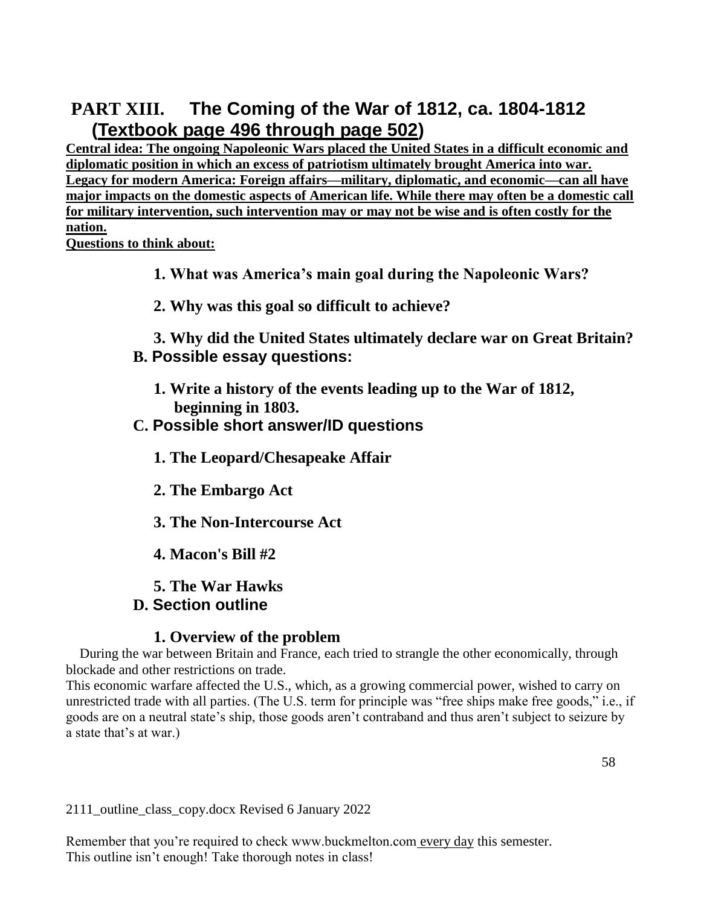# PART XIII. The Coming of the War of 1812, ca. 1804-1812 (Textbook page 496 through page 502)

**Central idea: The ongoing Napoleonic Wars placed the United States in a difficult economic and diplomatic position in which an excess of patriotism ultimately brought America into war.**

**Legacy for modern America: Foreign affairs—military, diplomatic, and economic—can all have major impacts on the domestic aspects of American life. While there may often be a domestic call for military intervention, such intervention may or may not be wise and is often costly for the nation.**

**Questions to think about:**

1. **What was America's main goal during the Napoleonic Wars?**
2. **Why was this goal so difficult to achieve?**
3. **Why did the United States ultimately declare war on Great Britain?**

## B. Possible essay questions:

1. **Write a history of the events leading up to the War of 1812, beginning in 1803.**

## C. Possible short answer/ID questions

1. **The Leopard/Chesapeake Affair**
2. **The Embargo Act**
3. **The Non-Intercourse Act**
4. **Macon's Bill #2**
5. **The War Hawks**

## D. Section outline

### 1. Overview of the problem

During the war between Britain and France, each tried to strangle the other economically, through blockade and other restrictions on trade.

This economic warfare affected the U.S., which, as a growing commercial power, wished to carry on unrestricted trade with all parties. (The U.S. term for principle was "free ships make free goods," i.e., if goods are on a neutral state's ship, those goods aren't contraband and thus aren't subject to seizure by a state that's at war.)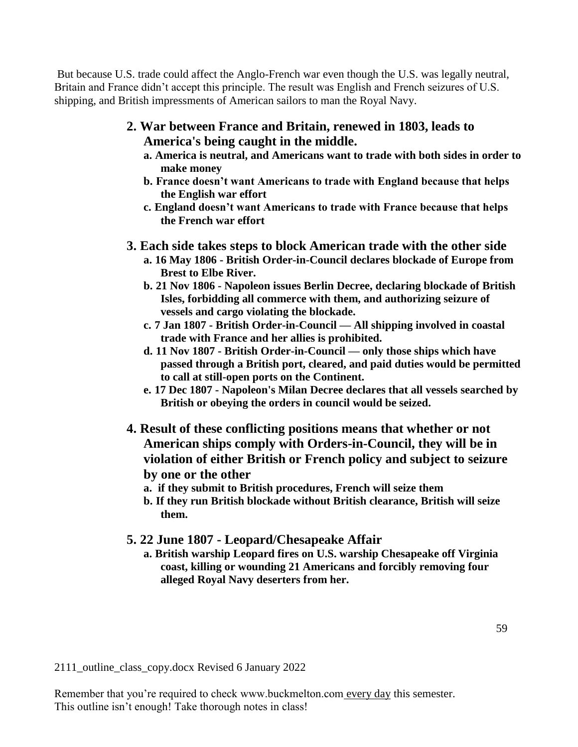But because U.S. trade could affect the Anglo-French war even though the U.S. was legally neutral, Britain and France didn't accept this principle. The result was English and French seizures of U.S. shipping, and British impressments of American sailors to man the Royal Navy.

**2. War between France and Britain, renewed in 1803, leads to America's being caught in the middle.**

- **a. America is neutral, and Americans want to trade with both sides in order to make money**
- **b. France doesn't want Americans to trade with England because that helps the English war effort**
- **c. England doesn't want Americans to trade with France because that helps the French war effort**

**3. Each side takes steps to block American trade with the other side**

- **a. 16 May 1806 - British Order-in-Council declares blockade of Europe from Brest to Elbe River.**
- **b. 21 Nov 1806 - Napoleon issues Berlin Decree, declaring blockade of British Isles, forbidding all commerce with them, and authorizing seizure of vessels and cargo violating the blockade.**
- **c. 7 Jan 1807 - British Order-in-Council — All shipping involved in coastal trade with France and her allies is prohibited.**
- **d. 11 Nov 1807 - British Order-in-Council — only those ships which have passed through a British port, cleared, and paid duties would be permitted to call at still-open ports on the Continent.**
- **e. 17 Dec 1807 - Napoleon's Milan Decree declares that all vessels searched by British or obeying the orders in council would be seized.**

**4. Result of these conflicting positions means that whether or not American ships comply with Orders-in-Council, they will be in violation of either British or French policy and subject to seizure by one or the other**

- **a. if they submit to British procedures, French will seize them**
- **b. If they run British blockade without British clearance, British will seize them.**

**5. 22 June 1807 - Leopard/Chesapeake Affair**

- **a. British warship Leopard fires on U.S. warship Chesapeake off Virginia coast, killing or wounding 21 Americans and forcibly removing four alleged Royal Navy deserters from her.**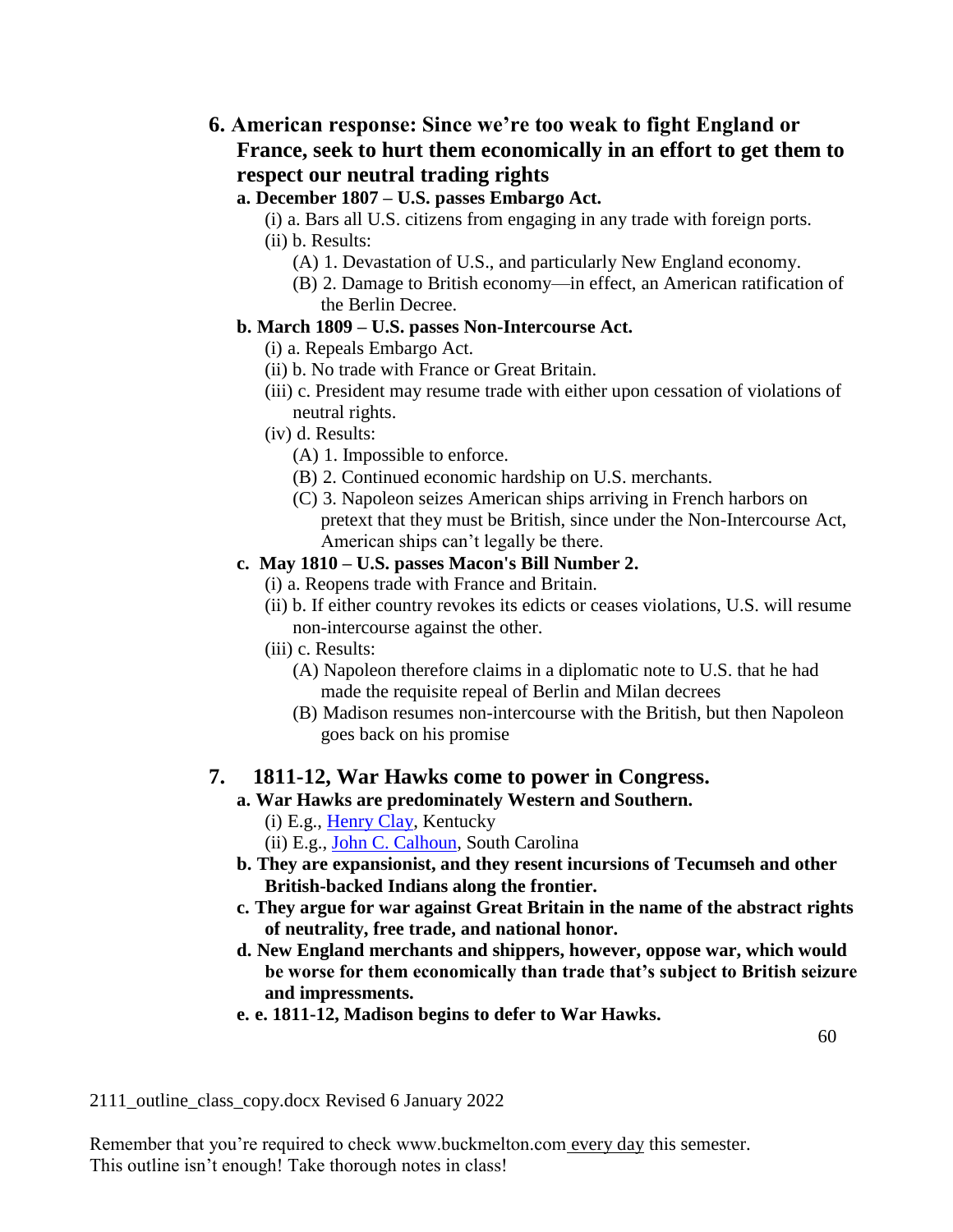## 6. American response: Since we're too weak to fight England or France, seek to hurt them economically in an effort to get them to respect our neutral trading rights

**a. December 1807 – U.S. passes Embargo Act.**

- (i) a. Bars all U.S. citizens from engaging in any trade with foreign ports.
- (ii) b. Results:
  - (A) 1. Devastation of U.S., and particularly New England economy.
  - (B) 2. Damage to British economy—in effect, an American ratification of the Berlin Decree.

**b. March 1809 – U.S. passes Non-Intercourse Act.**

- (i) a. Repeals Embargo Act.
- (ii) b. No trade with France or Great Britain.
- (iii) c. President may resume trade with either upon cessation of violations of neutral rights.
- (iv) d. Results:
  - (A) 1. Impossible to enforce.
  - (B) 2. Continued economic hardship on U.S. merchants.
  - (C) 3. Napoleon seizes American ships arriving in French harbors on pretext that they must be British, since under the Non-Intercourse Act, American ships can't legally be there.

**c. May 1810 – U.S. passes Macon's Bill Number 2.**

- (i) a. Reopens trade with France and Britain.
- (ii) b. If either country revokes its edicts or ceases violations, U.S. will resume non-intercourse against the other.
- (iii) c. Results:
  - (A) Napoleon therefore claims in a diplomatic note to U.S. that he had made the requisite repeal of Berlin and Milan decrees
  - (B) Madison resumes non-intercourse with the British, but then Napoleon goes back on his promise

## 7. 1811-12, War Hawks come to power in Congress.

**a. War Hawks are predominately Western and Southern.**

- (i) E.g., Henry Clay, Kentucky
- (ii) E.g., John C. Calhoun, South Carolina

**b. They are expansionist, and they resent incursions of Tecumseh and other British-backed Indians along the frontier.**

**c. They argue for war against Great Britain in the name of the abstract rights of neutrality, free trade, and national honor.**

**d. New England merchants and shippers, however, oppose war, which would be worse for them economically than trade that's subject to British seizure and impressments.**

**e. e. 1811-12, Madison begins to defer to War Hawks.**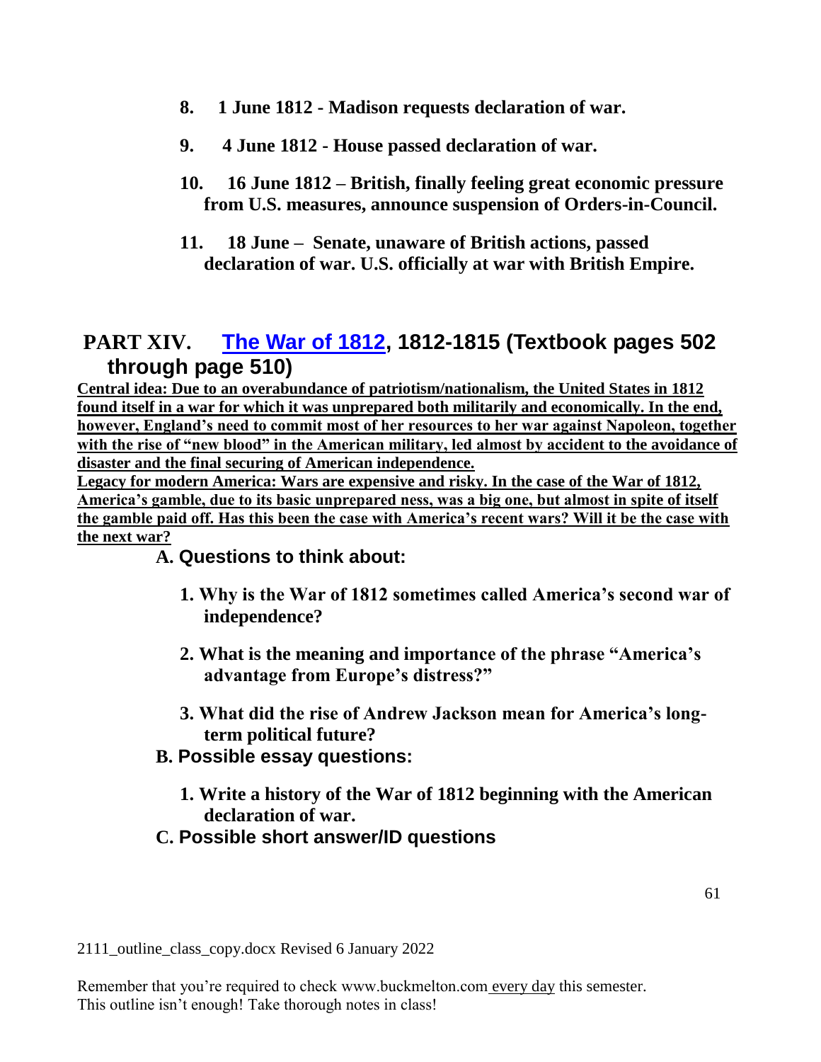8. **1 June 1812 - Madison requests declaration of war.**

9. **4 June 1812 - House passed declaration of war.**

10. **16 June 1812 – British, finally feeling great economic pressure from U.S. measures, announce suspension of Orders-in-Council.**

11. **18 June – Senate, unaware of British actions, passed declaration of war. U.S. officially at war with British Empire.**

## PART XIV. The War of 1812, 1812-1815 (Textbook pages 502 through page 510)

**Central idea: Due to an overabundance of patriotism/nationalism, the United States in 1812 found itself in a war for which it was unprepared both militarily and economically. In the end, however, England's need to commit most of her resources to her war against Napoleon, together with the rise of "new blood" in the American military, led almost by accident to the avoidance of disaster and the final securing of American independence.**

**Legacy for modern America: Wars are expensive and risky. In the case of the War of 1812, America's gamble, due to its basic unprepared ness, was a big one, but almost in spite of itself the gamble paid off. Has this been the case with America's recent wars? Will it be the case with the next war?**

### A. Questions to think about:

1. **Why is the War of 1812 sometimes called America's second war of independence?**

2. **What is the meaning and importance of the phrase "America's advantage from Europe's distress?"**

3. **What did the rise of Andrew Jackson mean for America's long-term political future?**

### B. Possible essay questions:

1. **Write a history of the War of 1812 beginning with the American declaration of war.**

### C. Possible short answer/ID questions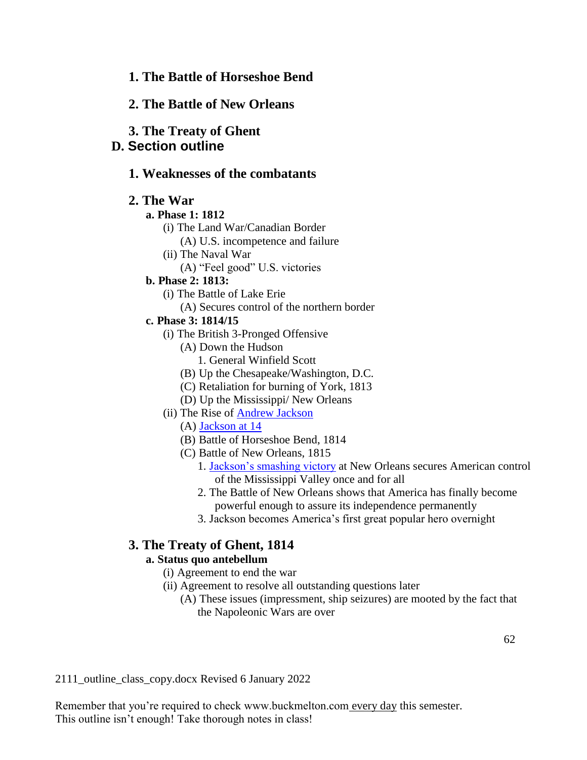### 1. The Battle of Horseshoe Bend

### 2. The Battle of New Orleans

### 3. The Treaty of Ghent

## D. Section outline

### 1. Weaknesses of the combatants

### 2. The War

**a. Phase 1: 1812**

- (i) The Land War/Canadian Border
  - (A) U.S. incompetence and failure
- (ii) The Naval War
  - (A) "Feel good" U.S. victories

**b. Phase 2: 1813:**

- (i) The Battle of Lake Erie
  - (A) Secures control of the northern border

**c. Phase 3: 1814/15**

- (i) The British 3-Pronged Offensive
  - (A) Down the Hudson
    - 1. General Winfield Scott
  - (B) Up the Chesapeake/Washington, D.C.
  - (C) Retaliation for burning of York, 1813
  - (D) Up the Mississippi/ New Orleans
- (ii) The Rise of Andrew Jackson
  - (A) Jackson at 14
  - (B) Battle of Horseshoe Bend, 1814
  - (C) Battle of New Orleans, 1815
    - 1. Jackson's smashing victory at New Orleans secures American control of the Mississippi Valley once and for all
    - 2. The Battle of New Orleans shows that America has finally become powerful enough to assure its independence permanently
    - 3. Jackson becomes America's first great popular hero overnight

### 3. The Treaty of Ghent, 1814

**a. Status quo antebellum**

- (i) Agreement to end the war
- (ii) Agreement to resolve all outstanding questions later
  - (A) These issues (impressment, ship seizures) are mooted by the fact that the Napoleonic Wars are over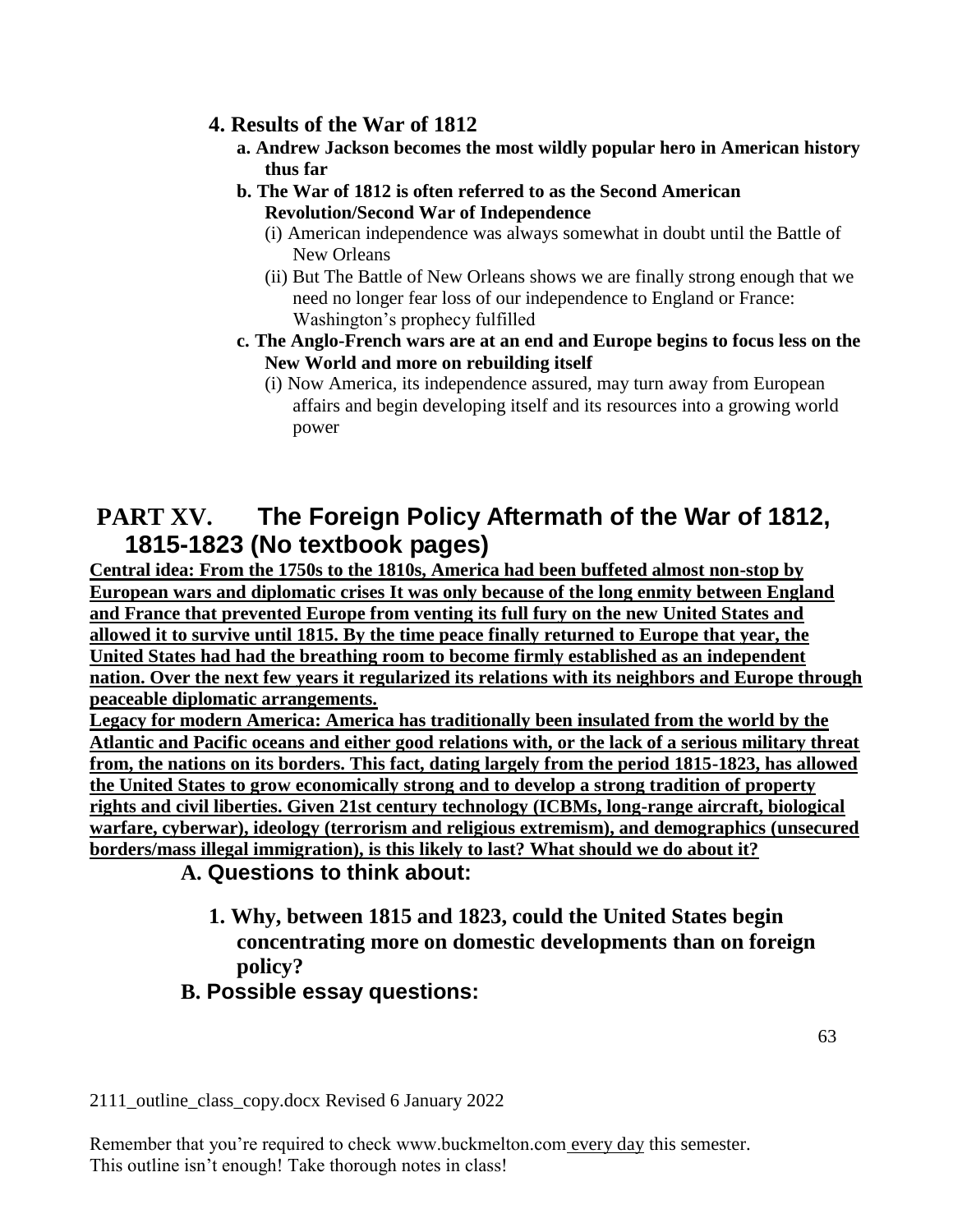### 4. Results of the War of 1812

**a. Andrew Jackson becomes the most wildly popular hero in American history thus far**

**b. The War of 1812 is often referred to as the Second American Revolution/Second War of Independence**

(i) American independence was always somewhat in doubt until the Battle of New Orleans

(ii) But The Battle of New Orleans shows we are finally strong enough that we need no longer fear loss of our independence to England or France: Washington's prophecy fulfilled

**c. The Anglo-French wars are at an end and Europe begins to focus less on the New World and more on rebuilding itself**

(i) Now America, its independence assured, may turn away from European affairs and begin developing itself and its resources into a growing world power

# PART XV. The Foreign Policy Aftermath of the War of 1812, 1815-1823 (No textbook pages)

**Central idea: From the 1750s to the 1810s, America had been buffeted almost non-stop by European wars and diplomatic crises It was only because of the long enmity between England and France that prevented Europe from venting its full fury on the new United States and allowed it to survive until 1815. By the time peace finally returned to Europe that year, the United States had had the breathing room to become firmly established as an independent nation. Over the next few years it regularized its relations with its neighbors and Europe through peaceable diplomatic arrangements.**

**Legacy for modern America: America has traditionally been insulated from the world by the Atlantic and Pacific oceans and either good relations with, or the lack of a serious military threat from, the nations on its borders. This fact, dating largely from the period 1815-1823, has allowed the United States to grow economically strong and to develop a strong tradition of property rights and civil liberties. Given 21st century technology (ICBMs, long-range aircraft, biological warfare, cyberwar), ideology (terrorism and religious extremism), and demographics (unsecured borders/mass illegal immigration), is this likely to last? What should we do about it?**

## A. Questions to think about:

**1. Why, between 1815 and 1823, could the United States begin concentrating more on domestic developments than on foreign policy?**

## B. Possible essay questions:

2111_outline_class_copy.docx Revised 6 January 2022

Remember that you're required to check www.buckmelton.com every day this semester.
This outline isn't enough! Take thorough notes in class!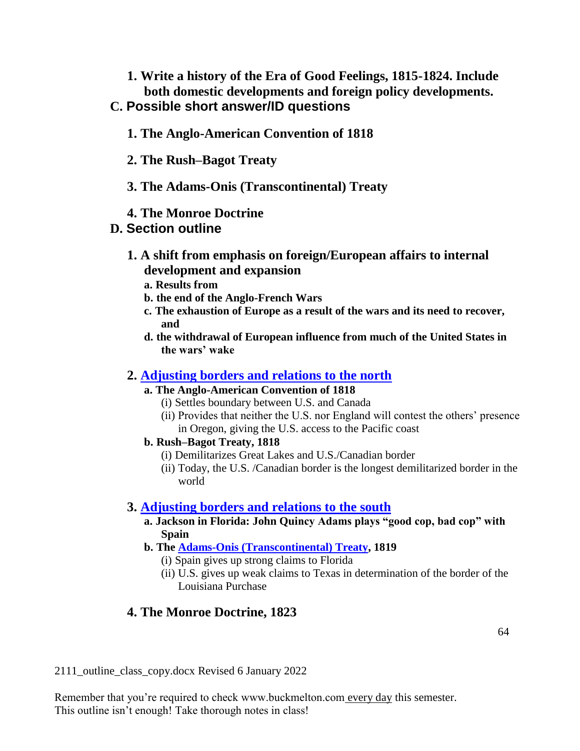1. **Write a history of the Era of Good Feelings, 1815-1824. Include both domestic developments and foreign policy developments.**

### C. Possible short answer/ID questions

1. **The Anglo-American Convention of 1818**
2. **The Rush–Bagot Treaty**
3. **The Adams-Onis (Transcontinental) Treaty**
4. **The Monroe Doctrine**

### D. Section outline

1. **A shift from emphasis on foreign/European affairs to internal development and expansion**
   - **a. Results from**
   - **b. the end of the Anglo-French Wars**
   - **c. The exhaustion of Europe as a result of the wars and its need to recover, and**
   - **d. the withdrawal of European influence from much of the United States in the wars' wake**

2. **Adjusting borders and relations to the north**
   - **a. The Anglo-American Convention of 1818**
     - (i) Settles boundary between U.S. and Canada
     - (ii) Provides that neither the U.S. nor England will contest the others' presence in Oregon, giving the U.S. access to the Pacific coast
   - **b. Rush–Bagot Treaty, 1818**
     - (i) Demilitarizes Great Lakes and U.S./Canadian border
     - (ii) Today, the U.S. /Canadian border is the longest demilitarized border in the world

3. **Adjusting borders and relations to the south**
   - **a. Jackson in Florida: John Quincy Adams plays "good cop, bad cop" with Spain**
   - **b. The Adams-Onis (Transcontinental) Treaty, 1819**
     - (i) Spain gives up strong claims to Florida
     - (ii) U.S. gives up weak claims to Texas in determination of the border of the Louisiana Purchase

4. **The Monroe Doctrine, 1823**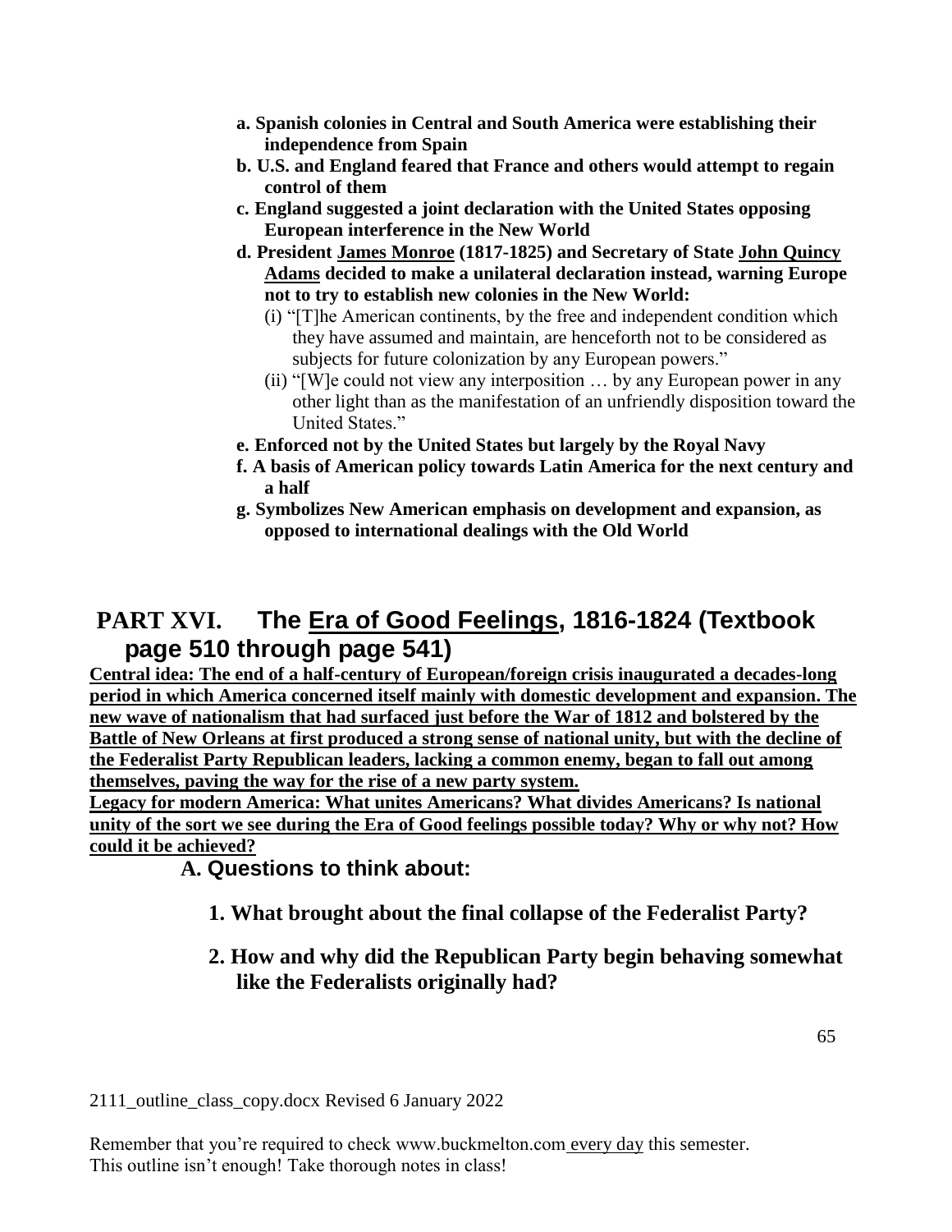- **a. Spanish colonies in Central and South America were establishing their independence from Spain**
- **b. U.S. and England feared that France and others would attempt to regain control of them**
- **c. England suggested a joint declaration with the United States opposing European interference in the New World**
- **d. President <u>James Monroe</u> (1817-1825) and Secretary of State <u>John Quincy Adams</u> decided to make a unilateral declaration instead, warning Europe not to try to establish new colonies in the New World:**
  - (i) "[T]he American continents, by the free and independent condition which they have assumed and maintain, are henceforth not to be considered as subjects for future colonization by any European powers."
  - (ii) "[W]e could not view any interposition … by any European power in any other light than as the manifestation of an unfriendly disposition toward the United States."
- **e. Enforced not by the United States but largely by the Royal Navy**
- **f. A basis of American policy towards Latin America for the next century and a half**
- **g. Symbolizes New American emphasis on development and expansion, as opposed to international dealings with the Old World**

## PART XVI. The <u>Era of Good Feelings</u>, 1816-1824 (Textbook page 510 through page 541)

<u>**Central idea: The end of a half-century of European/foreign crisis inaugurated a decades-long period in which America concerned itself mainly with domestic development and expansion. The new wave of nationalism that had surfaced just before the War of 1812 and bolstered by the Battle of New Orleans at first produced a strong sense of national unity, but with the decline of the Federalist Party Republican leaders, lacking a common enemy, began to fall out among themselves, paving the way for the rise of a new party system.**</u>

<u>**Legacy for modern America: What unites Americans? What divides Americans? Is national unity of the sort we see during the Era of Good feelings possible today? Why or why not? How could it be achieved?**</u>

### A. Questions to think about:

**1. What brought about the final collapse of the Federalist Party?**

**2. How and why did the Republican Party begin behaving somewhat like the Federalists originally had?**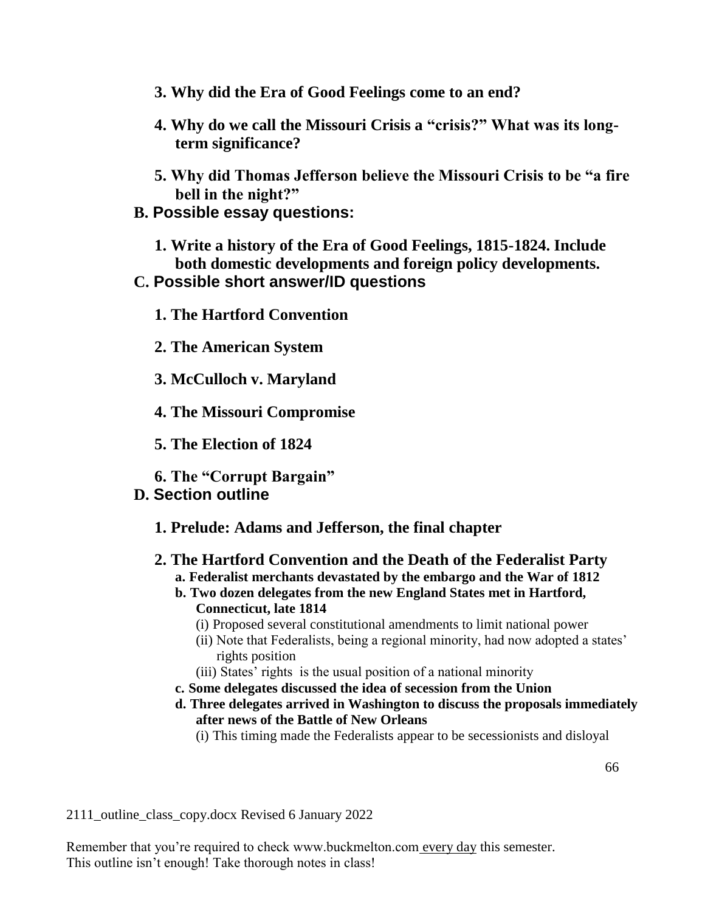**3. Why did the Era of Good Feelings come to an end?**

**4. Why do we call the Missouri Crisis a "crisis?" What was its long-term significance?**

**5. Why did Thomas Jefferson believe the Missouri Crisis to be "a fire bell in the night?"**

## B. Possible essay questions:

**1. Write a history of the Era of Good Feelings, 1815-1824. Include both domestic developments and foreign policy developments.**

## C. Possible short answer/ID questions

**1. The Hartford Convention**

**2. The American System**

**3. McCulloch v. Maryland**

**4. The Missouri Compromise**

**5. The Election of 1824**

**6. The "Corrupt Bargain"**

## D. Section outline

**1. Prelude: Adams and Jefferson, the final chapter**

**2. The Hartford Convention and the Death of the Federalist Party**

- **a. Federalist merchants devastated by the embargo and the War of 1812**
- **b. Two dozen delegates from the new England States met in Hartford, Connecticut, late 1814**
  - (i) Proposed several constitutional amendments to limit national power
  - (ii) Note that Federalists, being a regional minority, had now adopted a states' rights position
  - (iii) States' rights is the usual position of a national minority
- **c. Some delegates discussed the idea of secession from the Union**
- **d. Three delegates arrived in Washington to discuss the proposals immediately after news of the Battle of New Orleans**
  - (i) This timing made the Federalists appear to be secessionists and disloyal

Remember that you're required to check www.buckmelton.com every day this semester.
This outline isn't enough! Take thorough notes in class!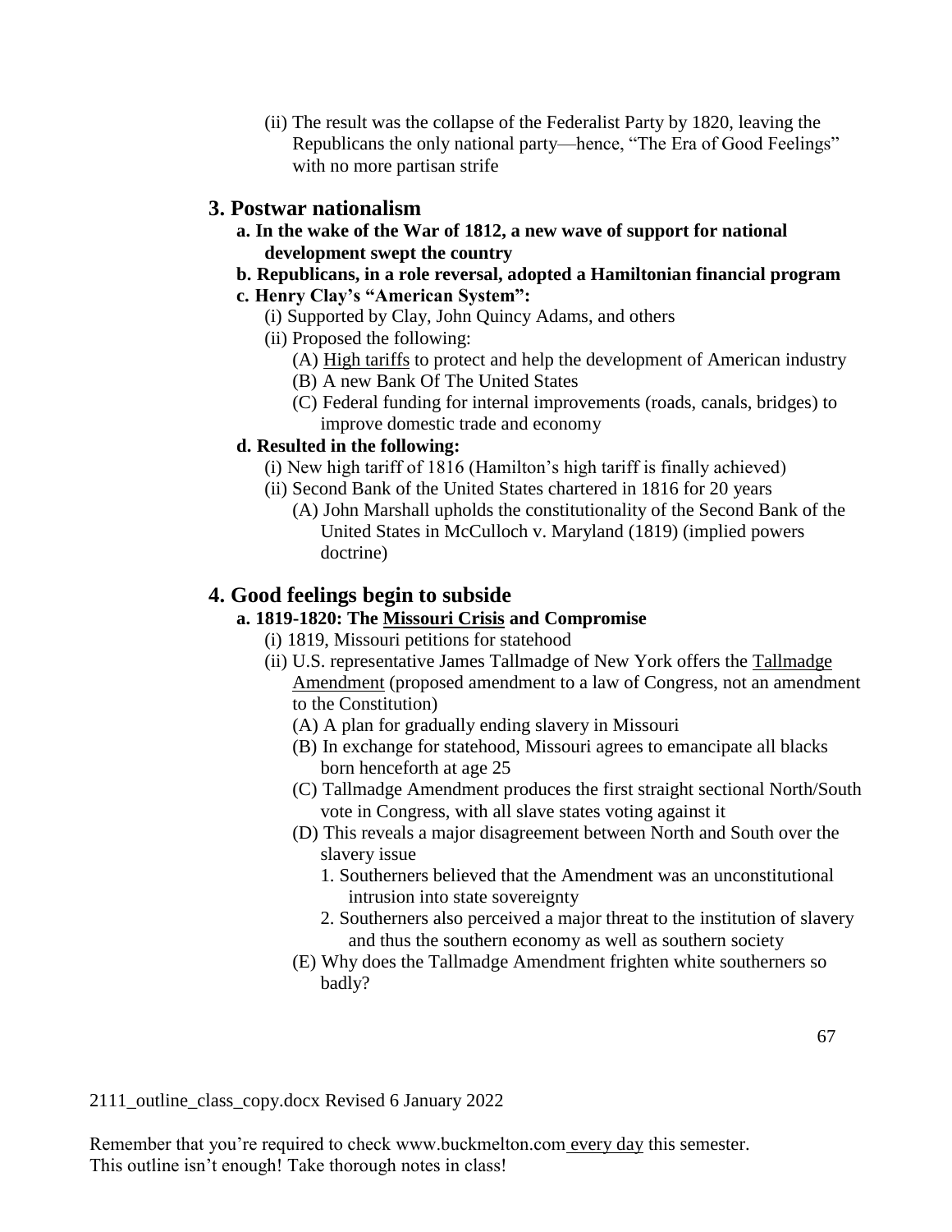(ii) The result was the collapse of the Federalist Party by 1820, leaving the Republicans the only national party—hence, "The Era of Good Feelings" with no more partisan strife

## 3. Postwar nationalism

**a. In the wake of the War of 1812, a new wave of support for national development swept the country**

**b. Republicans, in a role reversal, adopted a Hamiltonian financial program**

**c. Henry Clay's "American System":**

- (i) Supported by Clay, John Quincy Adams, and others
- (ii) Proposed the following:
  - (A) <u>High tariffs</u> to protect and help the development of American industry
  - (B) A new Bank Of The United States
  - (C) Federal funding for internal improvements (roads, canals, bridges) to improve domestic trade and economy

**d. Resulted in the following:**

- (i) New high tariff of 1816 (Hamilton's high tariff is finally achieved)
- (ii) Second Bank of the United States chartered in 1816 for 20 years
  - (A) John Marshall upholds the constitutionality of the Second Bank of the United States in McCulloch v. Maryland (1819) (implied powers doctrine)

## 4. Good feelings begin to subside

**a. 1819-1820: The <u>Missouri Crisis</u> and Compromise**

- (i) 1819, Missouri petitions for statehood
- (ii) U.S. representative James Tallmadge of New York offers the <u>Tallmadge Amendment</u> (proposed amendment to a law of Congress, not an amendment to the Constitution)
  - (A) A plan for gradually ending slavery in Missouri
  - (B) In exchange for statehood, Missouri agrees to emancipate all blacks born henceforth at age 25
  - (C) Tallmadge Amendment produces the first straight sectional North/South vote in Congress, with all slave states voting against it
  - (D) This reveals a major disagreement between North and South over the slavery issue
    1. Southerners believed that the Amendment was an unconstitutional intrusion into state sovereignty
    2. Southerners also perceived a major threat to the institution of slavery and thus the southern economy as well as southern society
  - (E) Why does the Tallmadge Amendment frighten white southerners so badly?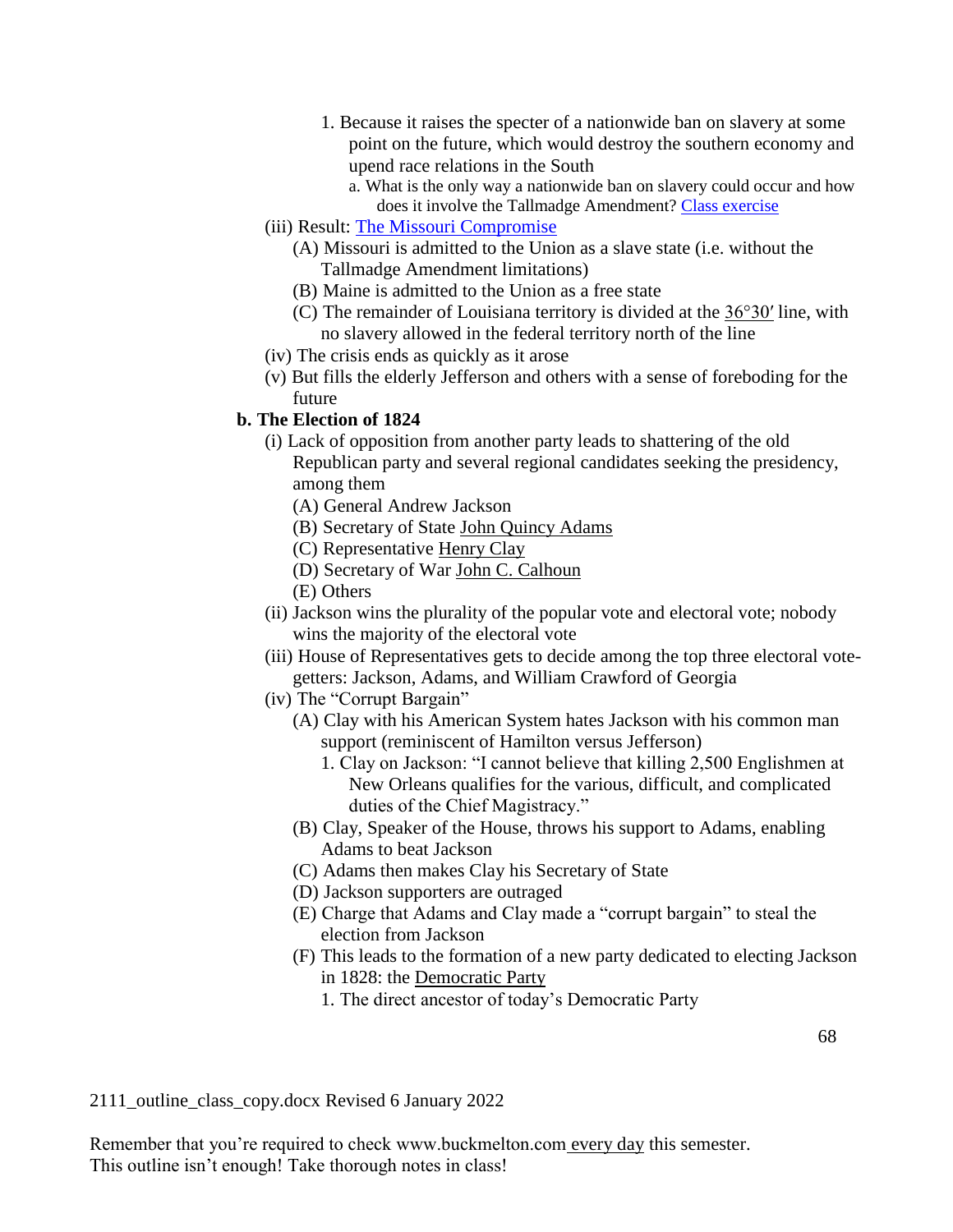1. Because it raises the specter of a nationwide ban on slavery at some point on the future, which would destroy the southern economy and upend race relations in the South
   a. What is the only way a nationwide ban on slavery could occur and how does it involve the Tallmadge Amendment? Class exercise

(iii) Result: The Missouri Compromise

(A) Missouri is admitted to the Union as a slave state (i.e. without the Tallmadge Amendment limitations)

(B) Maine is admitted to the Union as a free state

(C) The remainder of Louisiana territory is divided at the 36°30′ line, with no slavery allowed in the federal territory north of the line

(iv) The crisis ends as quickly as it arose

(v) But fills the elderly Jefferson and others with a sense of foreboding for the future

**b. The Election of 1824**

(i) Lack of opposition from another party leads to shattering of the old Republican party and several regional candidates seeking the presidency, among them

(A) General Andrew Jackson

(B) Secretary of State John Quincy Adams

(C) Representative Henry Clay

(D) Secretary of War John C. Calhoun

(E) Others

(ii) Jackson wins the plurality of the popular vote and electoral vote; nobody wins the majority of the electoral vote

(iii) House of Representatives gets to decide among the top three electoral vote-getters: Jackson, Adams, and William Crawford of Georgia

(iv) The "Corrupt Bargain"

(A) Clay with his American System hates Jackson with his common man support (reminiscent of Hamilton versus Jefferson)

1. Clay on Jackson: "I cannot believe that killing 2,500 Englishmen at New Orleans qualifies for the various, difficult, and complicated duties of the Chief Magistracy."

(B) Clay, Speaker of the House, throws his support to Adams, enabling Adams to beat Jackson

(C) Adams then makes Clay his Secretary of State

(D) Jackson supporters are outraged

(E) Charge that Adams and Clay made a "corrupt bargain" to steal the election from Jackson

(F) This leads to the formation of a new party dedicated to electing Jackson in 1828: the Democratic Party

1. The direct ancestor of today's Democratic Party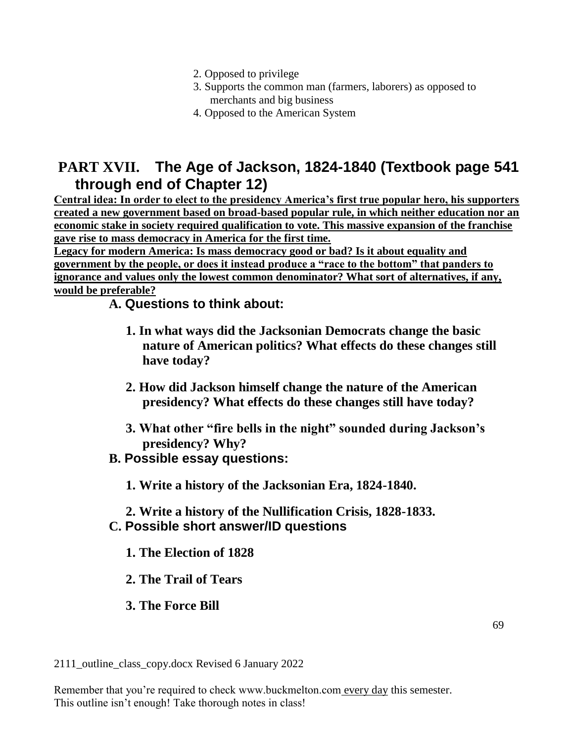2. Opposed to privilege
3. Supports the common man (farmers, laborers) as opposed to merchants and big business
4. Opposed to the American System

## PART XVII. The Age of Jackson, 1824-1840 (Textbook page 541 through end of Chapter 12)

**Central idea: In order to elect to the presidency America's first true popular hero, his supporters created a new government based on broad-based popular rule, in which neither education nor an economic stake in society required qualification to vote. This massive expansion of the franchise gave rise to mass democracy in America for the first time.**

**Legacy for modern America: Is mass democracy good or bad? Is it about equality and government by the people, or does it instead produce a "race to the bottom" that panders to ignorance and values only the lowest common denominator? What sort of alternatives, if any, would be preferable?**

### A. Questions to think about:

**1. In what ways did the Jacksonian Democrats change the basic nature of American politics? What effects do these changes still have today?**

**2. How did Jackson himself change the nature of the American presidency? What effects do these changes still have today?**

**3. What other "fire bells in the night" sounded during Jackson's presidency? Why?**

### B. Possible essay questions:

**1. Write a history of the Jacksonian Era, 1824-1840.**

**2. Write a history of the Nullification Crisis, 1828-1833.**

### C. Possible short answer/ID questions

**1. The Election of 1828**

**2. The Trail of Tears**

**3. The Force Bill**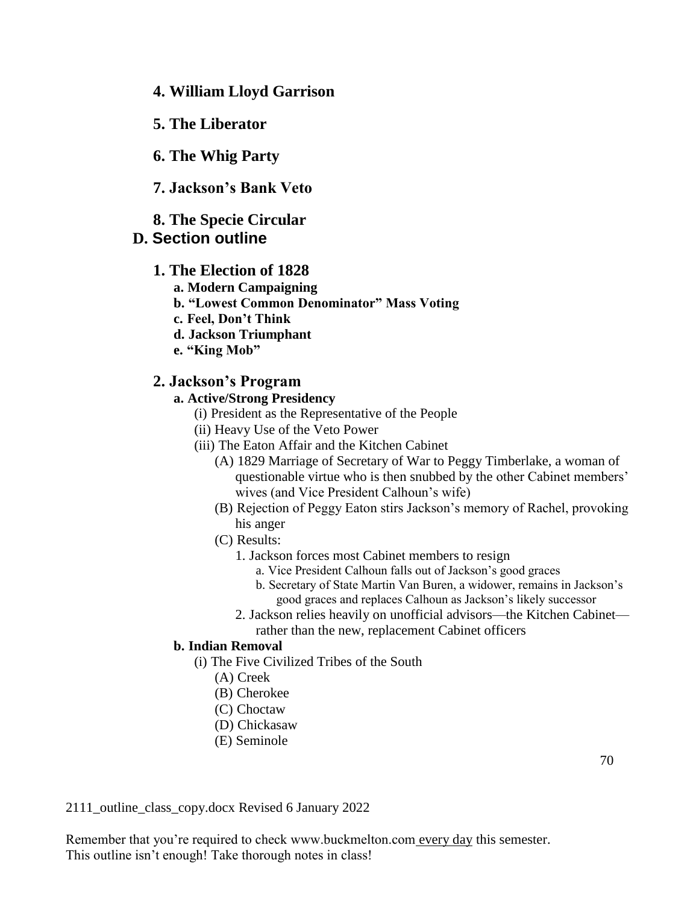**4. William Lloyd Garrison**

**5. The Liberator**

**6. The Whig Party**

**7. Jackson's Bank Veto**

**8. The Specie Circular**

## D. Section outline

### 1. The Election of 1828

**a. Modern Campaigning**

**b. "Lowest Common Denominator" Mass Voting**

**c. Feel, Don't Think**

**d. Jackson Triumphant**

**e. "King Mob"**

### 2. Jackson's Program

**a. Active/Strong Presidency**

- (i) President as the Representative of the People
- (ii) Heavy Use of the Veto Power
- (iii) The Eaton Affair and the Kitchen Cabinet
  - (A) 1829 Marriage of Secretary of War to Peggy Timberlake, a woman of questionable virtue who is then snubbed by the other Cabinet members' wives (and Vice President Calhoun's wife)
  - (B) Rejection of Peggy Eaton stirs Jackson's memory of Rachel, provoking his anger
  - (C) Results:
    - 1. Jackson forces most Cabinet members to resign
      - a. Vice President Calhoun falls out of Jackson's good graces
      - b. Secretary of State Martin Van Buren, a widower, remains in Jackson's good graces and replaces Calhoun as Jackson's likely successor
    - 2. Jackson relies heavily on unofficial advisors—the Kitchen Cabinet—rather than the new, replacement Cabinet officers

**b. Indian Removal**

- (i) The Five Civilized Tribes of the South
  - (A) Creek
  - (B) Cherokee
  - (C) Choctaw
  - (D) Chickasaw
  - (E) Seminole

2111_outline_class_copy.docx Revised 6 January 2022

Remember that you're required to check www.buckmelton.com every day this semester.
This outline isn't enough! Take thorough notes in class!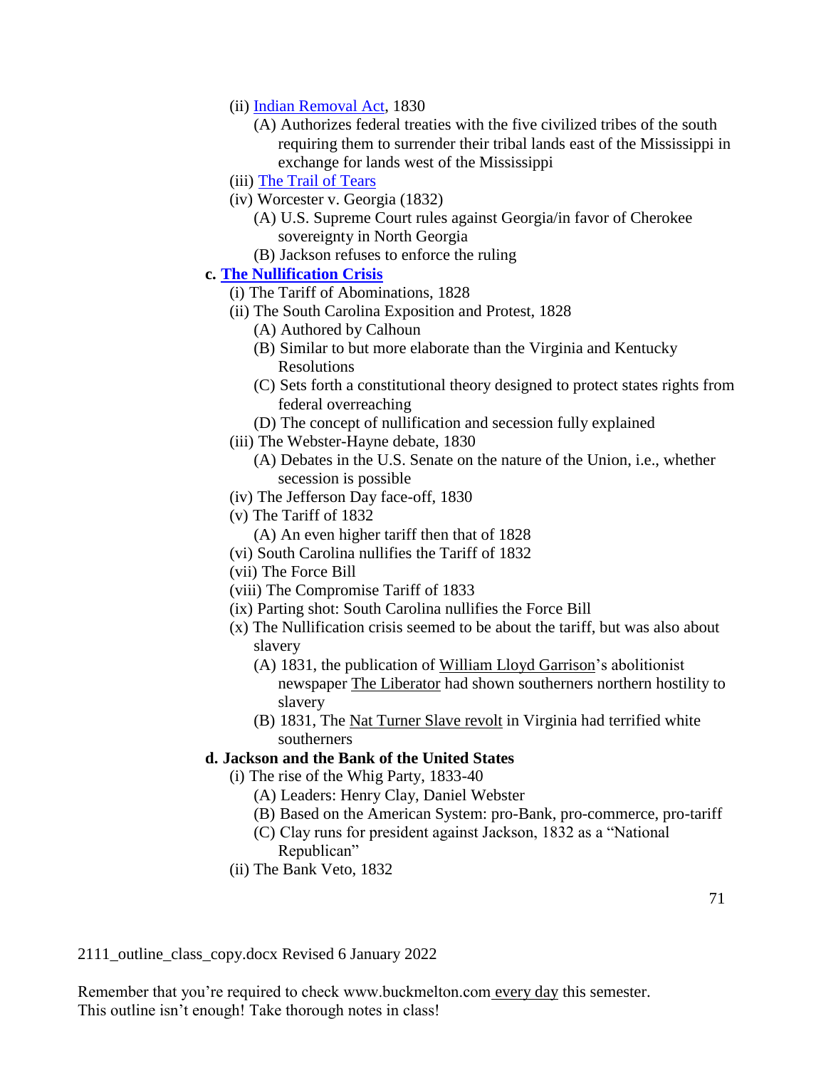- (ii) Indian Removal Act, 1830
  - (A) Authorizes federal treaties with the five civilized tribes of the south requiring them to surrender their tribal lands east of the Mississippi in exchange for lands west of the Mississippi
- (iii) The Trail of Tears
- (iv) Worcester v. Georgia (1832)
  - (A) U.S. Supreme Court rules against Georgia/in favor of Cherokee sovereignty in North Georgia
  - (B) Jackson refuses to enforce the ruling

**c. The Nullification Crisis**

- (i) The Tariff of Abominations, 1828
- (ii) The South Carolina Exposition and Protest, 1828
  - (A) Authored by Calhoun
  - (B) Similar to but more elaborate than the Virginia and Kentucky Resolutions
  - (C) Sets forth a constitutional theory designed to protect states rights from federal overreaching
  - (D) The concept of nullification and secession fully explained
- (iii) The Webster-Hayne debate, 1830
  - (A) Debates in the U.S. Senate on the nature of the Union, i.e., whether secession is possible
- (iv) The Jefferson Day face-off, 1830
- (v) The Tariff of 1832
  - (A) An even higher tariff then that of 1828
- (vi) South Carolina nullifies the Tariff of 1832
- (vii) The Force Bill
- (viii) The Compromise Tariff of 1833
- (ix) Parting shot: South Carolina nullifies the Force Bill
- (x) The Nullification crisis seemed to be about the tariff, but was also about slavery
  - (A) 1831, the publication of William Lloyd Garrison's abolitionist newspaper The Liberator had shown southerners northern hostility to slavery
  - (B) 1831, The Nat Turner Slave revolt in Virginia had terrified white southerners

**d. Jackson and the Bank of the United States**

- (i) The rise of the Whig Party, 1833-40
  - (A) Leaders: Henry Clay, Daniel Webster
  - (B) Based on the American System: pro-Bank, pro-commerce, pro-tariff
  - (C) Clay runs for president against Jackson, 1832 as a "National Republican"
- (ii) The Bank Veto, 1832

Remember that you're required to check www.buckmelton.com every day this semester.
This outline isn't enough! Take thorough notes in class!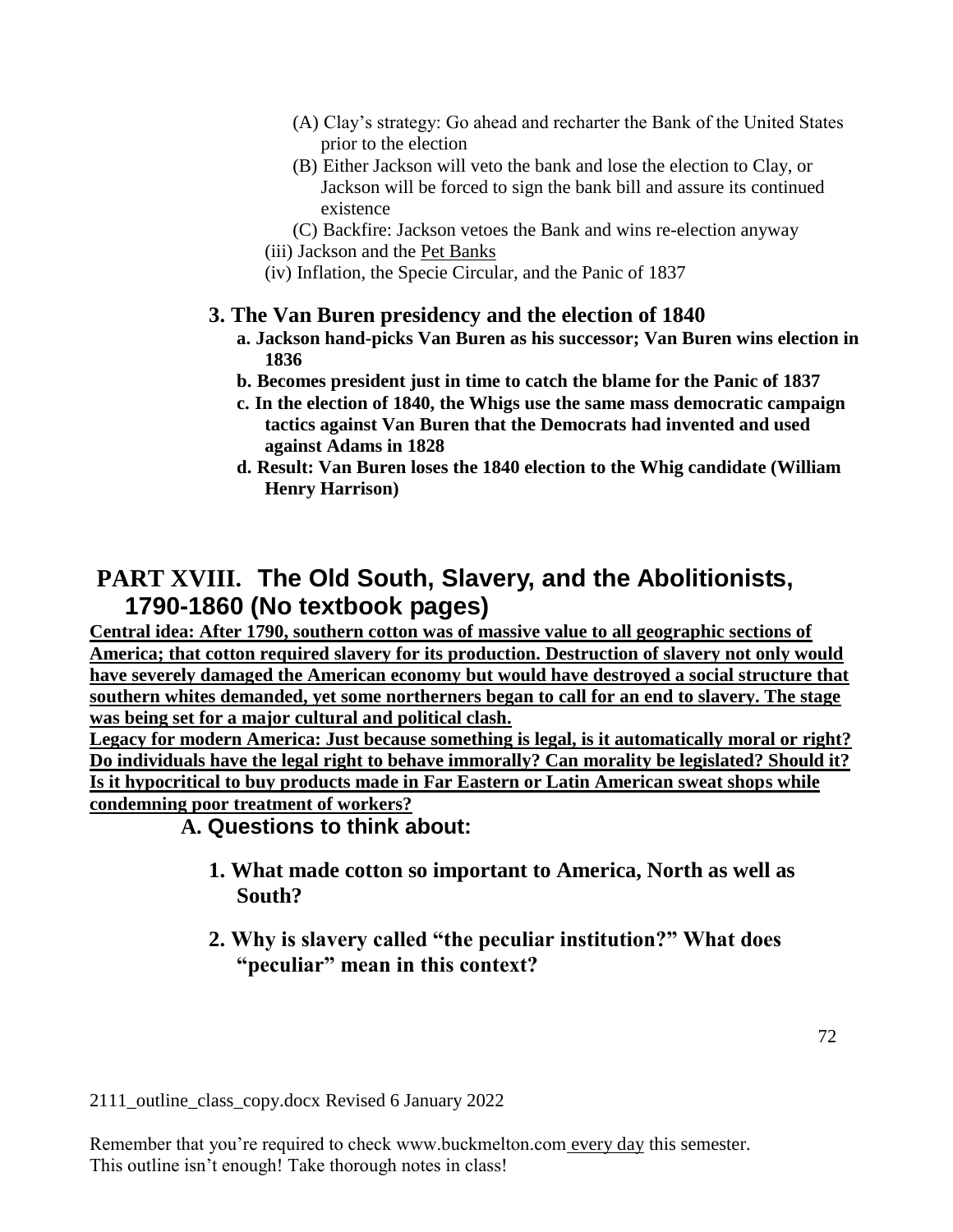(A) Clay's strategy: Go ahead and recharter the Bank of the United States prior to the election

(B) Either Jackson will veto the bank and lose the election to Clay, or Jackson will be forced to sign the bank bill and assure its continued existence

(C) Backfire: Jackson vetoes the Bank and wins re-election anyway

(iii) Jackson and the Pet Banks

(iv) Inflation, the Specie Circular, and the Panic of 1837

### 3. The Van Buren presidency and the election of 1840

**a. Jackson hand-picks Van Buren as his successor; Van Buren wins election in 1836**

**b. Becomes president just in time to catch the blame for the Panic of 1837**

**c. In the election of 1840, the Whigs use the same mass democratic campaign tactics against Van Buren that the Democrats had invented and used against Adams in 1828**

**d. Result: Van Buren loses the 1840 election to the Whig candidate (William Henry Harrison)**

## PART XVIII. The Old South, Slavery, and the Abolitionists, 1790-1860 (No textbook pages)

**Central idea: After 1790, southern cotton was of massive value to all geographic sections of America; that cotton required slavery for its production. Destruction of slavery not only would have severely damaged the American economy but would have destroyed a social structure that southern whites demanded, yet some northerners began to call for an end to slavery. The stage was being set for a major cultural and political clash.**

**Legacy for modern America: Just because something is legal, is it automatically moral or right? Do individuals have the legal right to behave immorally? Can morality be legislated? Should it? Is it hypocritical to buy products made in Far Eastern or Latin American sweat shops while condemning poor treatment of workers?**

### A. Questions to think about:

**1. What made cotton so important to America, North as well as South?**

**2. Why is slavery called "the peculiar institution?" What does "peculiar" mean in this context?**

2111_outline_class_copy.docx Revised 6 January 2022

Remember that you're required to check www.buckmelton.com every day this semester.
This outline isn't enough! Take thorough notes in class!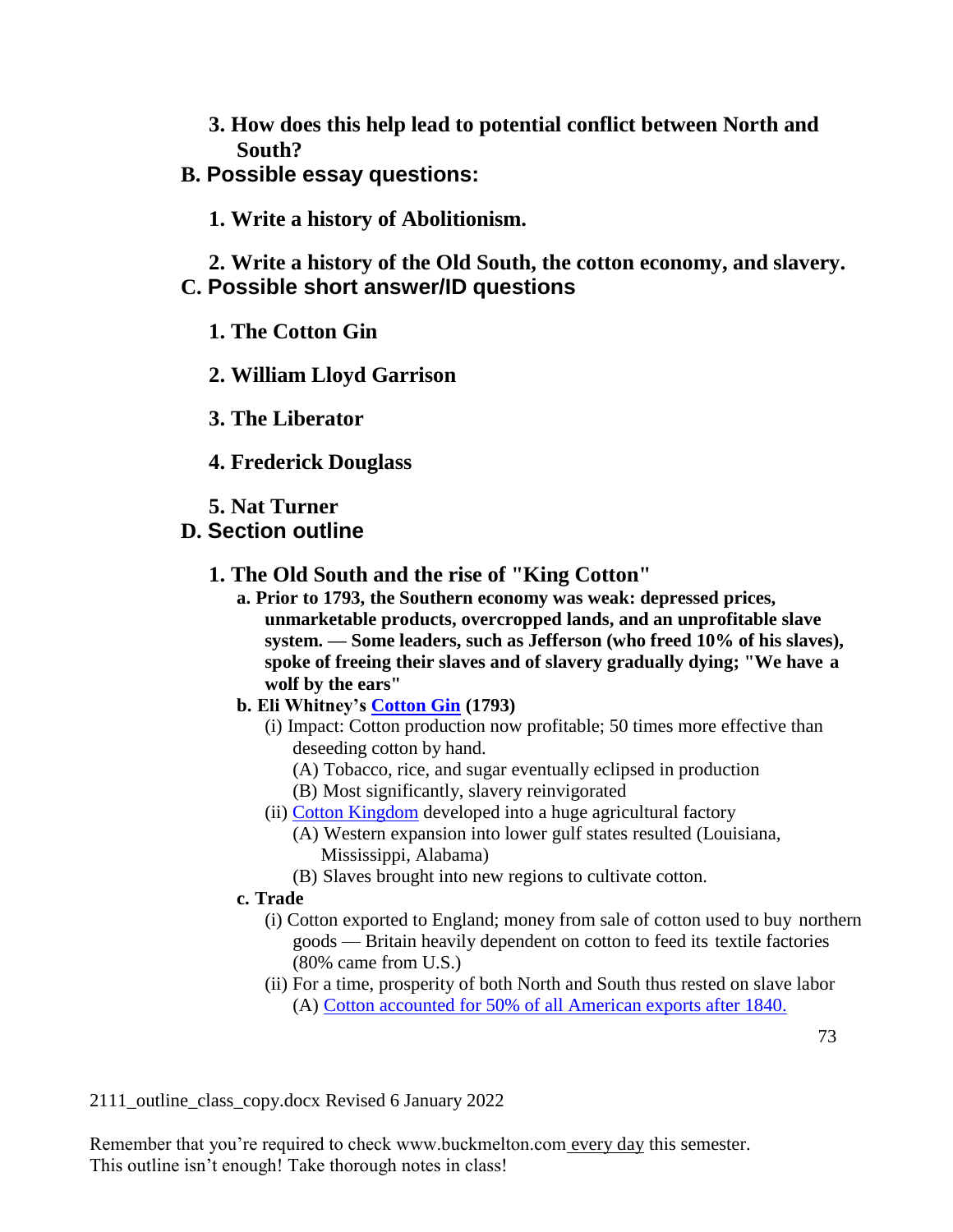**3. How does this help lead to potential conflict between North and South?**

## B. Possible essay questions:

**1. Write a history of Abolitionism.**

**2. Write a history of the Old South, the cotton economy, and slavery.**

## C. Possible short answer/ID questions

**1. The Cotton Gin**

**2. William Lloyd Garrison**

**3. The Liberator**

**4. Frederick Douglass**

**5. Nat Turner**

## D. Section outline

### 1. The Old South and the rise of "King Cotton"

**a. Prior to 1793, the Southern economy was weak: depressed prices, unmarketable products, overcropped lands, and an unprofitable slave system. — Some leaders, such as Jefferson (who freed 10% of his slaves), spoke of freeing their slaves and of slavery gradually dying; "We have a wolf by the ears"**

**b. Eli Whitney's Cotton Gin (1793)**

- (i) Impact: Cotton production now profitable; 50 times more effective than deseeding cotton by hand.
  - (A) Tobacco, rice, and sugar eventually eclipsed in production
  - (B) Most significantly, slavery reinvigorated
- (ii) Cotton Kingdom developed into a huge agricultural factory
  - (A) Western expansion into lower gulf states resulted (Louisiana, Mississippi, Alabama)
  - (B) Slaves brought into new regions to cultivate cotton.

**c. Trade**

- (i) Cotton exported to England; money from sale of cotton used to buy northern goods — Britain heavily dependent on cotton to feed its textile factories (80% came from U.S.)
- (ii) For a time, prosperity of both North and South thus rested on slave labor
  - (A) Cotton accounted for 50% of all American exports after 1840.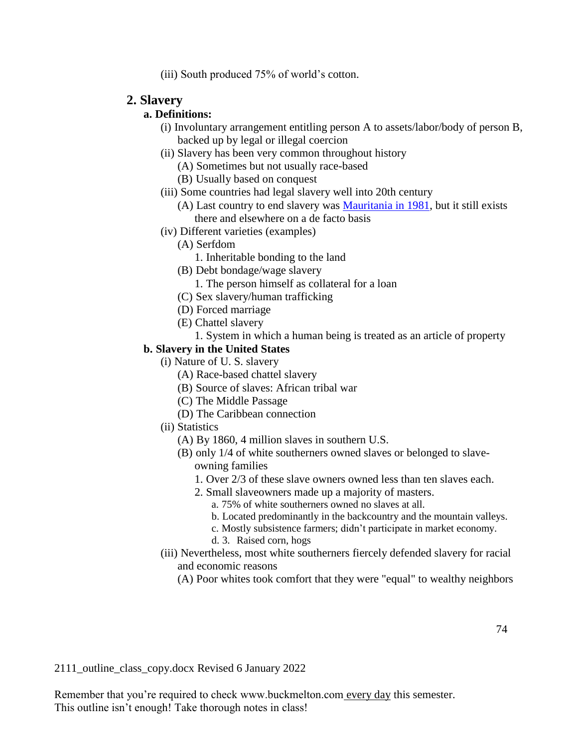(iii) South produced 75% of world's cotton.

## 2. Slavery

### a. Definitions:

- (i) Involuntary arrangement entitling person A to assets/labor/body of person B, backed up by legal or illegal coercion
- (ii) Slavery has been very common throughout history
  - (A) Sometimes but not usually race-based
  - (B) Usually based on conquest
- (iii) Some countries had legal slavery well into 20th century
  - (A) Last country to end slavery was Mauritania in 1981, but it still exists there and elsewhere on a de facto basis
- (iv) Different varieties (examples)
  - (A) Serfdom
    - 1. Inheritable bonding to the land
  - (B) Debt bondage/wage slavery
    - 1. The person himself as collateral for a loan
  - (C) Sex slavery/human trafficking
  - (D) Forced marriage
  - (E) Chattel slavery
    - 1. System in which a human being is treated as an article of property

### b. Slavery in the United States

- (i) Nature of U. S. slavery
  - (A) Race-based chattel slavery
  - (B) Source of slaves: African tribal war
  - (C) The Middle Passage
  - (D) The Caribbean connection
- (ii) Statistics
  - (A) By 1860, 4 million slaves in southern U.S.
  - (B) only 1/4 of white southerners owned slaves or belonged to slave-owning families
    - 1. Over 2/3 of these slave owners owned less than ten slaves each.
    - 2. Small slaveowners made up a majority of masters.
      - a. 75% of white southerners owned no slaves at all.
      - b. Located predominantly in the backcountry and the mountain valleys.
      - c. Mostly subsistence farmers; didn't participate in market economy.
      - d. 3. Raised corn, hogs
- (iii) Nevertheless, most white southerners fiercely defended slavery for racial and economic reasons
  - (A) Poor whites took comfort that they were "equal" to wealthy neighbors

2111_outline_class_copy.docx Revised 6 January 2022

Remember that you're required to check www.buckmelton.com every day this semester.
This outline isn't enough! Take thorough notes in class!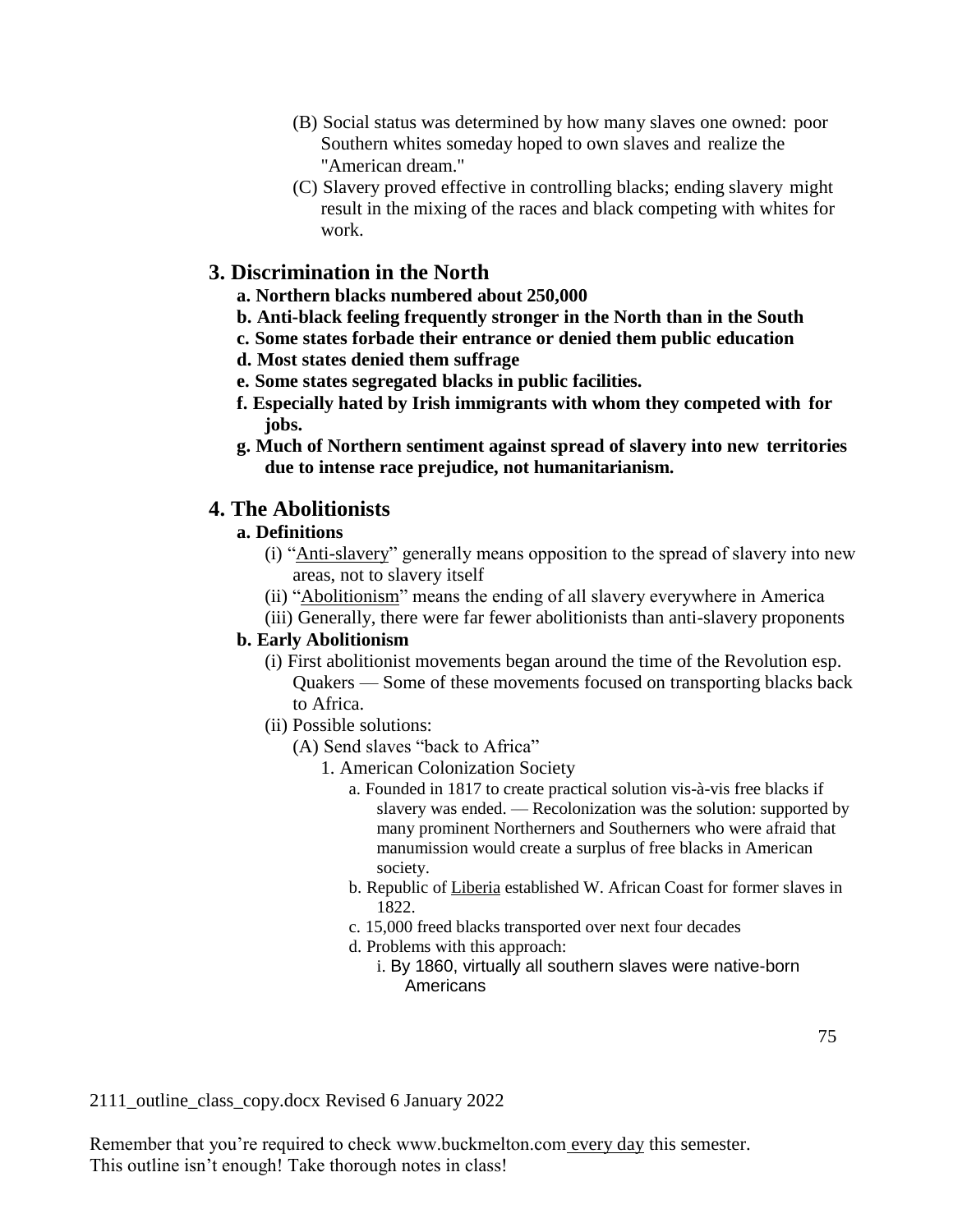(B) Social status was determined by how many slaves one owned: poor Southern whites someday hoped to own slaves and realize the "American dream."

(C) Slavery proved effective in controlling blacks; ending slavery might result in the mixing of the races and black competing with whites for work.

## 3. Discrimination in the North

**a. Northern blacks numbered about 250,000**

**b. Anti-black feeling frequently stronger in the North than in the South**

**c. Some states forbade their entrance or denied them public education**

**d. Most states denied them suffrage**

**e. Some states segregated blacks in public facilities.**

**f. Especially hated by Irish immigrants with whom they competed with for jobs.**

**g. Much of Northern sentiment against spread of slavery into new territories due to intense race prejudice, not humanitarianism.**

## 4. The Abolitionists

**a. Definitions**

(i) "Anti-slavery" generally means opposition to the spread of slavery into new areas, not to slavery itself

(ii) "Abolitionism" means the ending of all slavery everywhere in America

(iii) Generally, there were far fewer abolitionists than anti-slavery proponents

**b. Early Abolitionism**

(i) First abolitionist movements began around the time of the Revolution esp. Quakers — Some of these movements focused on transporting blacks back to Africa.

(ii) Possible solutions:

(A) Send slaves "back to Africa"

1. American Colonization Society

a. Founded in 1817 to create practical solution vis-à-vis free blacks if slavery was ended. — Recolonization was the solution: supported by many prominent Northerners and Southerners who were afraid that manumission would create a surplus of free blacks in American society.

b. Republic of Liberia established W. African Coast for former slaves in 1822.

c. 15,000 freed blacks transported over next four decades

d. Problems with this approach:

i. By 1860, virtually all southern slaves were native-born Americans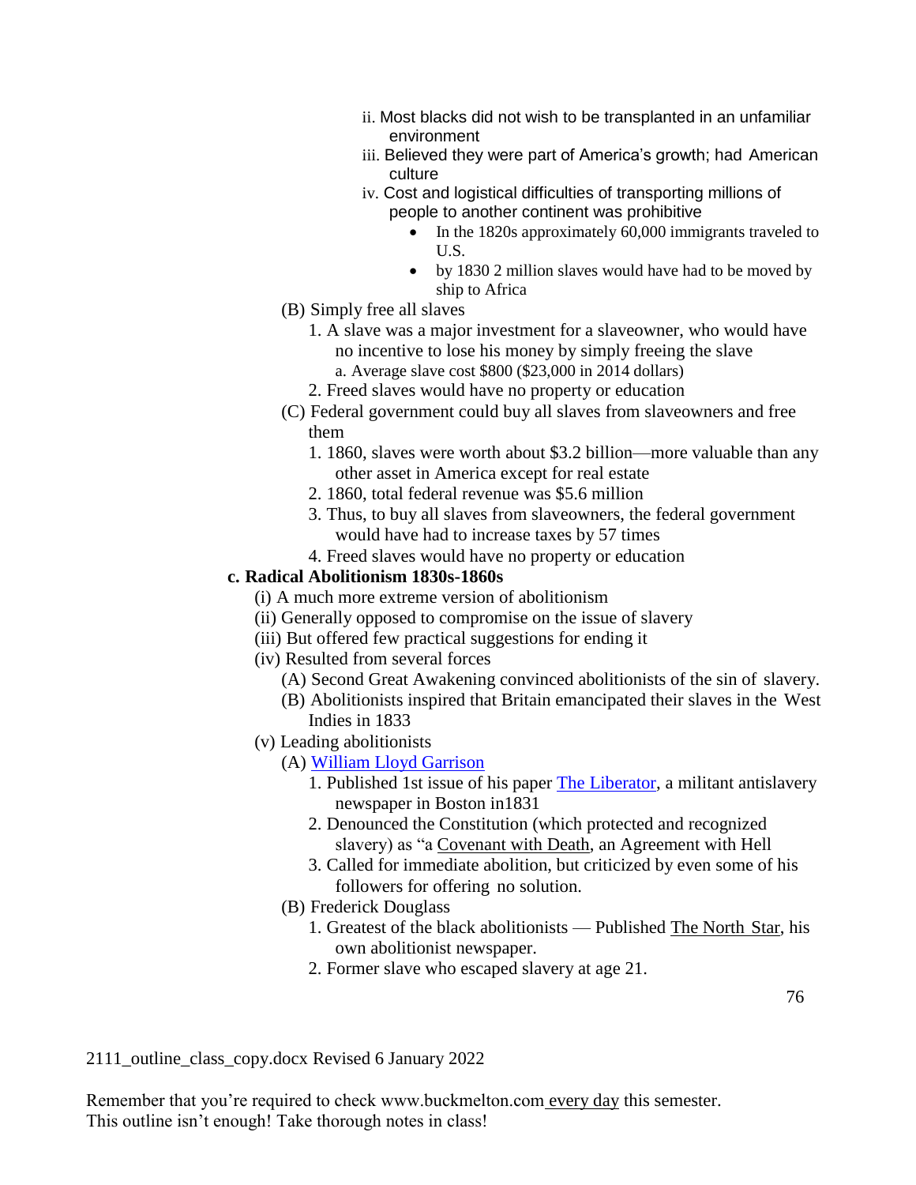- ii. Most blacks did not wish to be transplanted in an unfamiliar environment
  - iii. Believed they were part of America's growth; had American culture
  - iv. Cost and logistical difficulties of transporting millions of people to another continent was prohibitive
    - In the 1820s approximately 60,000 immigrants traveled to U.S.
    - by 1830 2 million slaves would have had to be moved by ship to Africa

- (B) Simply free all slaves
  1. A slave was a major investment for a slaveowner, who would have no incentive to lose his money by simply freeing the slave
     - a. Average slave cost $800 ($23,000 in 2014 dollars)
  2. Freed slaves would have no property or education
- (C) Federal government could buy all slaves from slaveowners and free them
  1. 1860, slaves were worth about $3.2 billion—more valuable than any other asset in America except for real estate
  2. 1860, total federal revenue was $5.6 million
  3. Thus, to buy all slaves from slaveowners, the federal government would have had to increase taxes by 57 times
  4. Freed slaves would have no property or education

**c. Radical Abolitionism 1830s-1860s**

- (i) A much more extreme version of abolitionism
- (ii) Generally opposed to compromise on the issue of slavery
- (iii) But offered few practical suggestions for ending it
- (iv) Resulted from several forces
  - (A) Second Great Awakening convinced abolitionists of the sin of slavery.
  - (B) Abolitionists inspired that Britain emancipated their slaves in the West Indies in 1833
- (v) Leading abolitionists
  - (A) William Lloyd Garrison
    1. Published 1st issue of his paper The Liberator, a militant antislavery newspaper in Boston in1831
    2. Denounced the Constitution (which protected and recognized slavery) as "a Covenant with Death, an Agreement with Hell
    3. Called for immediate abolition, but criticized by even some of his followers for offering no solution.
  - (B) Frederick Douglass
    1. Greatest of the black abolitionists — Published The North Star, his own abolitionist newspaper.
    2. Former slave who escaped slavery at age 21.

2111_outline_class_copy.docx Revised 6 January 2022

Remember that you're required to check www.buckmelton.com every day this semester.
This outline isn't enough! Take thorough notes in class!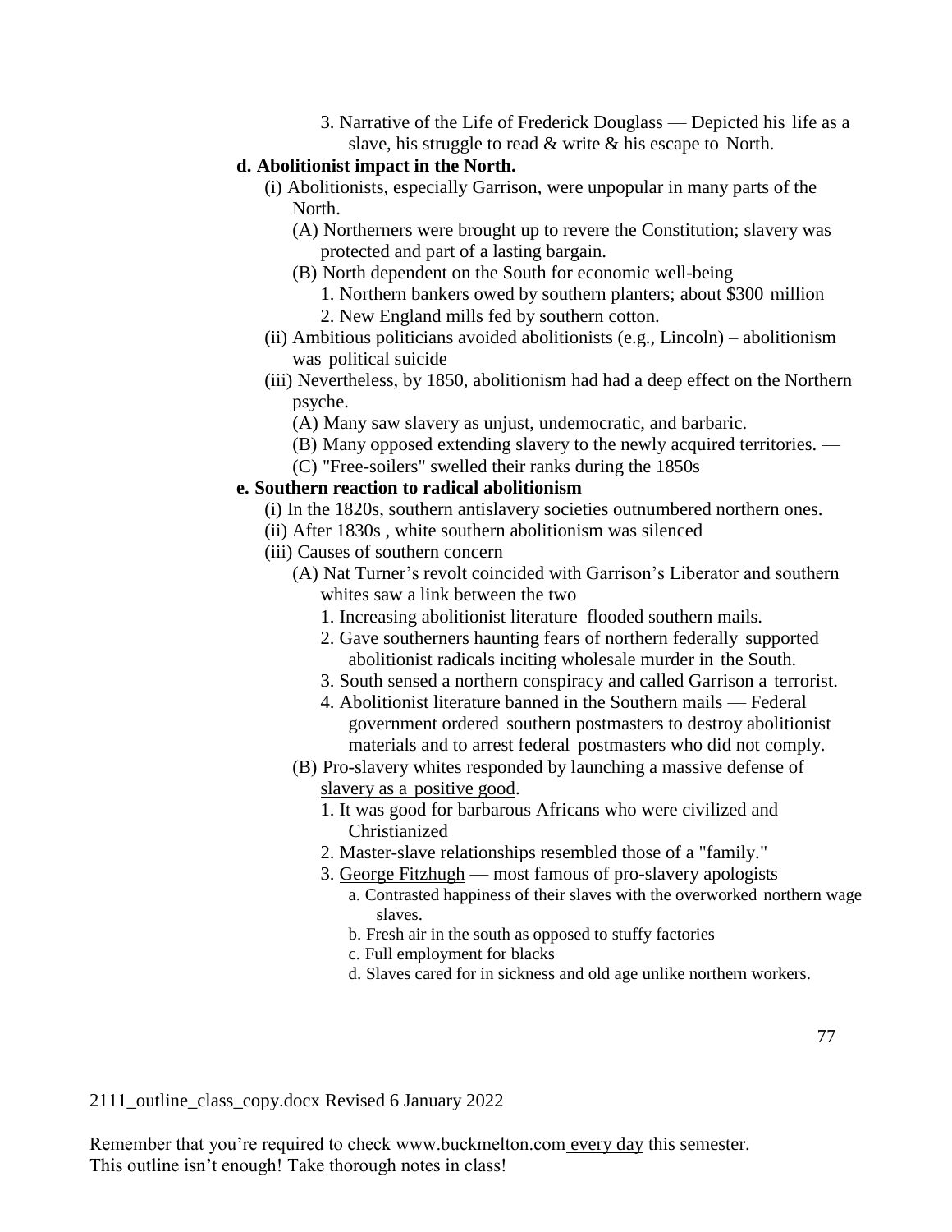3. Narrative of the Life of Frederick Douglass — Depicted his life as a slave, his struggle to read & write & his escape to North.

**d. Abolitionist impact in the North.**

(i) Abolitionists, especially Garrison, were unpopular in many parts of the North.

(A) Northerners were brought up to revere the Constitution; slavery was protected and part of a lasting bargain.

(B) North dependent on the South for economic well-being

1. Northern bankers owed by southern planters; about $300 million

2. New England mills fed by southern cotton.

(ii) Ambitious politicians avoided abolitionists (e.g., Lincoln) – abolitionism was political suicide

(iii) Nevertheless, by 1850, abolitionism had had a deep effect on the Northern psyche.

(A) Many saw slavery as unjust, undemocratic, and barbaric.

(B) Many opposed extending slavery to the newly acquired territories. —

(C) "Free-soilers" swelled their ranks during the 1850s

**e. Southern reaction to radical abolitionism**

(i) In the 1820s, southern antislavery societies outnumbered northern ones.

(ii) After 1830s , white southern abolitionism was silenced

(iii) Causes of southern concern

(A) Nat Turner's revolt coincided with Garrison's Liberator and southern whites saw a link between the two

1. Increasing abolitionist literature flooded southern mails.

2. Gave southerners haunting fears of northern federally supported abolitionist radicals inciting wholesale murder in the South.

3. South sensed a northern conspiracy and called Garrison a terrorist.

4. Abolitionist literature banned in the Southern mails — Federal government ordered southern postmasters to destroy abolitionist materials and to arrest federal postmasters who did not comply.

(B) Pro-slavery whites responded by launching a massive defense of slavery as a positive good.

1. It was good for barbarous Africans who were civilized and Christianized

2. Master-slave relationships resembled those of a "family."

3. George Fitzhugh — most famous of pro-slavery apologists

a. Contrasted happiness of their slaves with the overworked northern wage slaves.

b. Fresh air in the south as opposed to stuffy factories

c. Full employment for blacks

d. Slaves cared for in sickness and old age unlike northern workers.

2111_outline_class_copy.docx Revised 6 January 2022

Remember that you're required to check www.buckmelton.com every day this semester.
This outline isn't enough! Take thorough notes in class!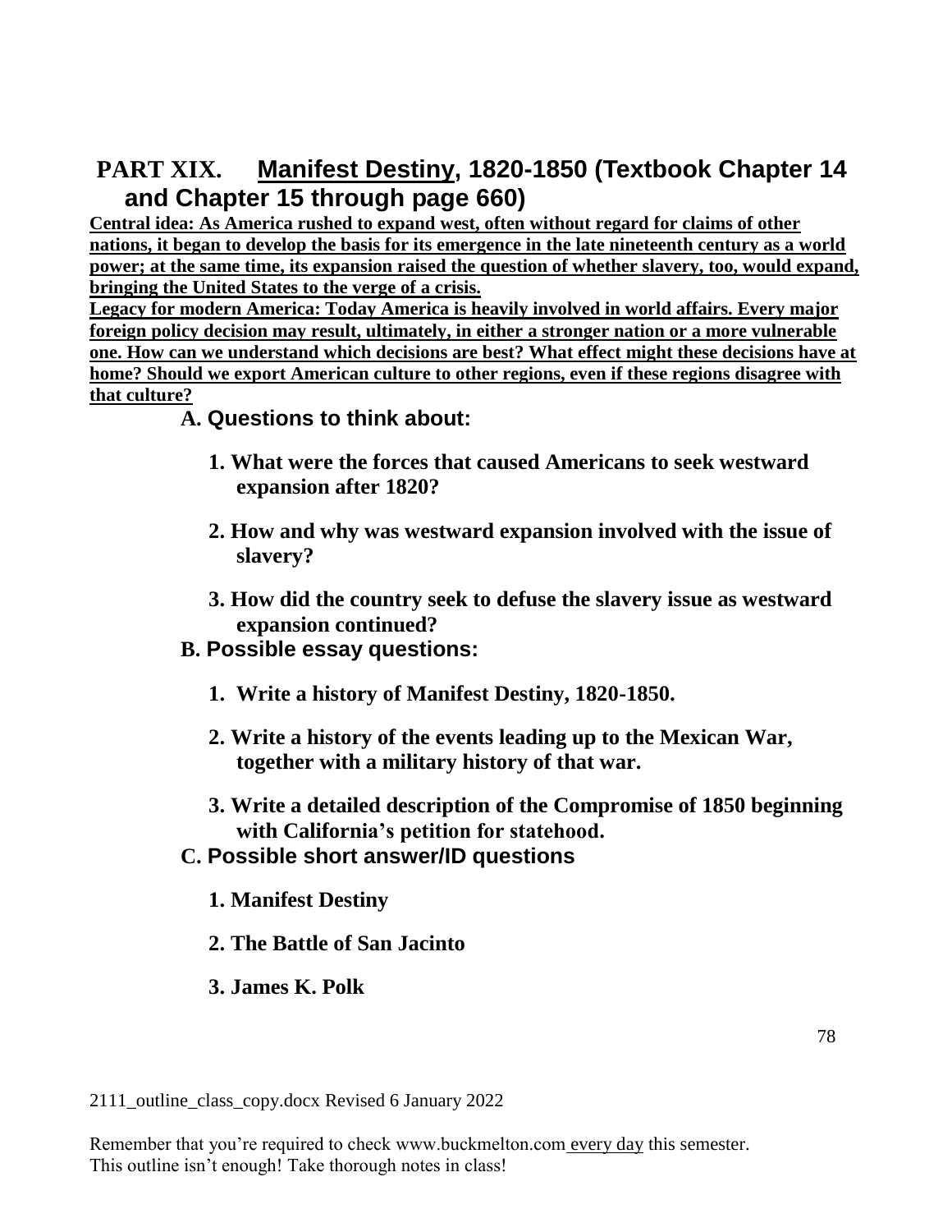# PART XIX. Manifest Destiny, 1820-1850 (Textbook Chapter 14 and Chapter 15 through page 660)

**Central idea: As America rushed to expand west, often without regard for claims of other nations, it began to develop the basis for its emergence in the late nineteenth century as a world power; at the same time, its expansion raised the question of whether slavery, too, would expand, bringing the United States to the verge of a crisis.**

**Legacy for modern America: Today America is heavily involved in world affairs. Every major foreign policy decision may result, ultimately, in either a stronger nation or a more vulnerable one. How can we understand which decisions are best? What effect might these decisions have at home? Should we export American culture to other regions, even if these regions disagree with that culture?**

## A. Questions to think about:

1. **What were the forces that caused Americans to seek westward expansion after 1820?**
2. **How and why was westward expansion involved with the issue of slavery?**
3. **How did the country seek to defuse the slavery issue as westward expansion continued?**

## B. Possible essay questions:

1. **Write a history of Manifest Destiny, 1820-1850.**
2. **Write a history of the events leading up to the Mexican War, together with a military history of that war.**
3. **Write a detailed description of the Compromise of 1850 beginning with California's petition for statehood.**

## C. Possible short answer/ID questions

1. **Manifest Destiny**
2. **The Battle of San Jacinto**
3. **James K. Polk**

2111_outline_class_copy.docx Revised 6 January 2022

Remember that you're required to check www.buckmelton.com every day this semester.
This outline isn't enough! Take thorough notes in class!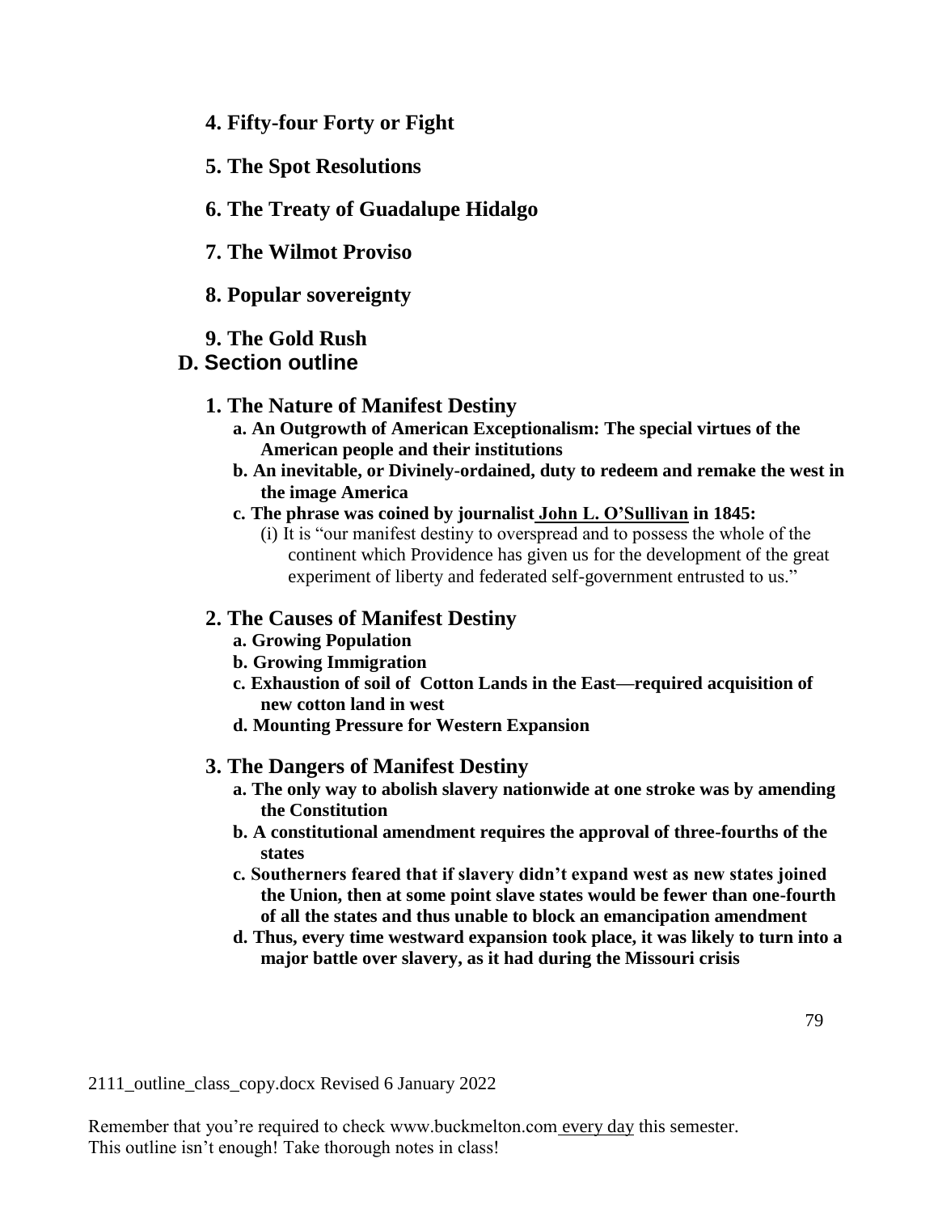**4. Fifty-four Forty or Fight**

**5. The Spot Resolutions**

**6. The Treaty of Guadalupe Hidalgo**

**7. The Wilmot Proviso**

**8. Popular sovereignty**

**9. The Gold Rush**

## D. Section outline

### 1. The Nature of Manifest Destiny

- **a. An Outgrowth of American Exceptionalism: The special virtues of the American people and their institutions**
- **b. An inevitable, or Divinely-ordained, duty to redeem and remake the west in the image America**
- **c. The phrase was coined by journalist John L. O'Sullivan in 1845:**
  - (i) It is "our manifest destiny to overspread and to possess the whole of the continent which Providence has given us for the development of the great experiment of liberty and federated self-government entrusted to us."

### 2. The Causes of Manifest Destiny

- **a. Growing Population**
- **b. Growing Immigration**
- **c. Exhaustion of soil of Cotton Lands in the East—required acquisition of new cotton land in west**
- **d. Mounting Pressure for Western Expansion**

### 3. The Dangers of Manifest Destiny

- **a. The only way to abolish slavery nationwide at one stroke was by amending the Constitution**
- **b. A constitutional amendment requires the approval of three-fourths of the states**
- **c. Southerners feared that if slavery didn't expand west as new states joined the Union, then at some point slave states would be fewer than one-fourth of all the states and thus unable to block an emancipation amendment**
- **d. Thus, every time westward expansion took place, it was likely to turn into a major battle over slavery, as it had during the Missouri crisis**

2111_outline_class_copy.docx Revised 6 January 2022

Remember that you're required to check www.buckmelton.com every day this semester.
This outline isn't enough! Take thorough notes in class!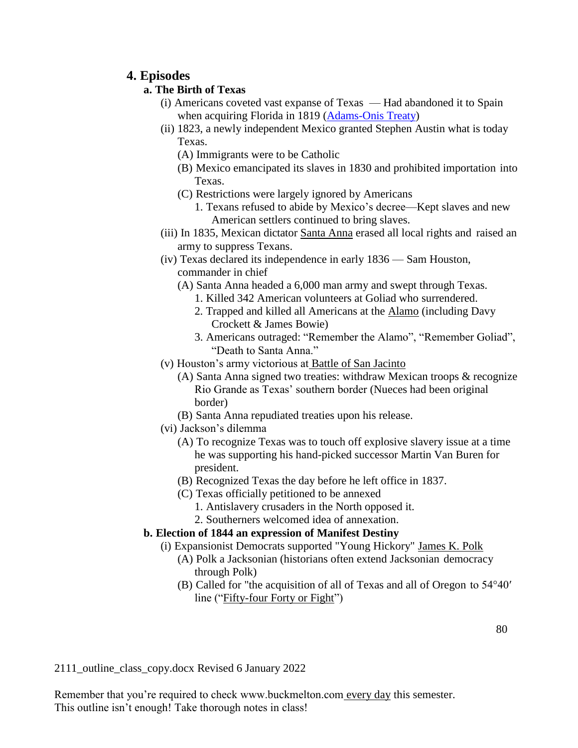## 4. Episodes

### a. The Birth of Texas

- (i) Americans coveted vast expanse of Texas — Had abandoned it to Spain when acquiring Florida in 1819 (Adams-Onis Treaty)
- (ii) 1823, a newly independent Mexico granted Stephen Austin what is today Texas.
  - (A) Immigrants were to be Catholic
  - (B) Mexico emancipated its slaves in 1830 and prohibited importation into Texas.
  - (C) Restrictions were largely ignored by Americans
    1. Texans refused to abide by Mexico's decree—Kept slaves and new American settlers continued to bring slaves.
- (iii) In 1835, Mexican dictator Santa Anna erased all local rights and raised an army to suppress Texans.
- (iv) Texas declared its independence in early 1836 — Sam Houston, commander in chief
  - (A) Santa Anna headed a 6,000 man army and swept through Texas.
    1. Killed 342 American volunteers at Goliad who surrendered.
    2. Trapped and killed all Americans at the Alamo (including Davy Crockett & James Bowie)
    3. Americans outraged: "Remember the Alamo", "Remember Goliad", "Death to Santa Anna."
- (v) Houston's army victorious at Battle of San Jacinto
  - (A) Santa Anna signed two treaties: withdraw Mexican troops & recognize Rio Grande as Texas' southern border (Nueces had been original border)
  - (B) Santa Anna repudiated treaties upon his release.
- (vi) Jackson's dilemma
  - (A) To recognize Texas was to touch off explosive slavery issue at a time he was supporting his hand-picked successor Martin Van Buren for president.
  - (B) Recognized Texas the day before he left office in 1837.
  - (C) Texas officially petitioned to be annexed
    1. Antislavery crusaders in the North opposed it.
    2. Southerners welcomed idea of annexation.

### b. Election of 1844 an expression of Manifest Destiny

- (i) Expansionist Democrats supported "Young Hickory" James K. Polk
  - (A) Polk a Jacksonian (historians often extend Jacksonian democracy through Polk)
  - (B) Called for "the acquisition of all of Texas and all of Oregon to 54°40′ line ("Fifty-four Forty or Fight")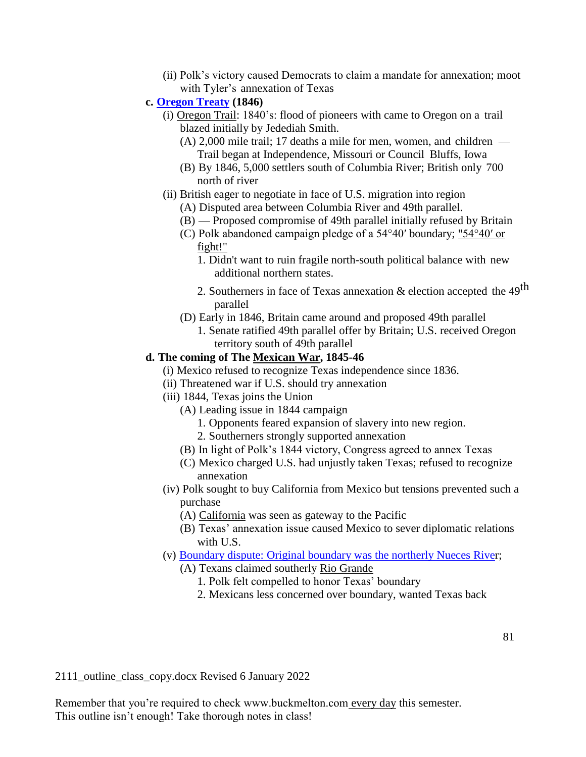(ii) Polk's victory caused Democrats to claim a mandate for annexation; moot with Tyler's annexation of Texas

**c. Oregon Treaty (1846)**

(i) Oregon Trail: 1840's: flood of pioneers with came to Oregon on a trail blazed initially by Jedediah Smith.

(A) 2,000 mile trail; 17 deaths a mile for men, women, and children — Trail began at Independence, Missouri or Council Bluffs, Iowa

(B) By 1846, 5,000 settlers south of Columbia River; British only 700 north of river

(ii) British eager to negotiate in face of U.S. migration into region

(A) Disputed area between Columbia River and 49th parallel.

(B) — Proposed compromise of 49th parallel initially refused by Britain

(C) Polk abandoned campaign pledge of a 54°40′ boundary; "54°40′ or fight!"

1. Didn't want to ruin fragile north-south political balance with new additional northern states.

2. Southerners in face of Texas annexation & election accepted the 49th parallel

(D) Early in 1846, Britain came around and proposed 49th parallel

1. Senate ratified 49th parallel offer by Britain; U.S. received Oregon territory south of 49th parallel

**d. The coming of The Mexican War, 1845-46**

(i) Mexico refused to recognize Texas independence since 1836.

(ii) Threatened war if U.S. should try annexation

(iii) 1844, Texas joins the Union

(A) Leading issue in 1844 campaign

1. Opponents feared expansion of slavery into new region.

2. Southerners strongly supported annexation

(B) In light of Polk's 1844 victory, Congress agreed to annex Texas

(C) Mexico charged U.S. had unjustly taken Texas; refused to recognize annexation

(iv) Polk sought to buy California from Mexico but tensions prevented such a purchase

(A) California was seen as gateway to the Pacific

(B) Texas' annexation issue caused Mexico to sever diplomatic relations with U.S.

(v) Boundary dispute: Original boundary was the northerly Nueces River;

(A) Texans claimed southerly Rio Grande

1. Polk felt compelled to honor Texas' boundary

2. Mexicans less concerned over boundary, wanted Texas back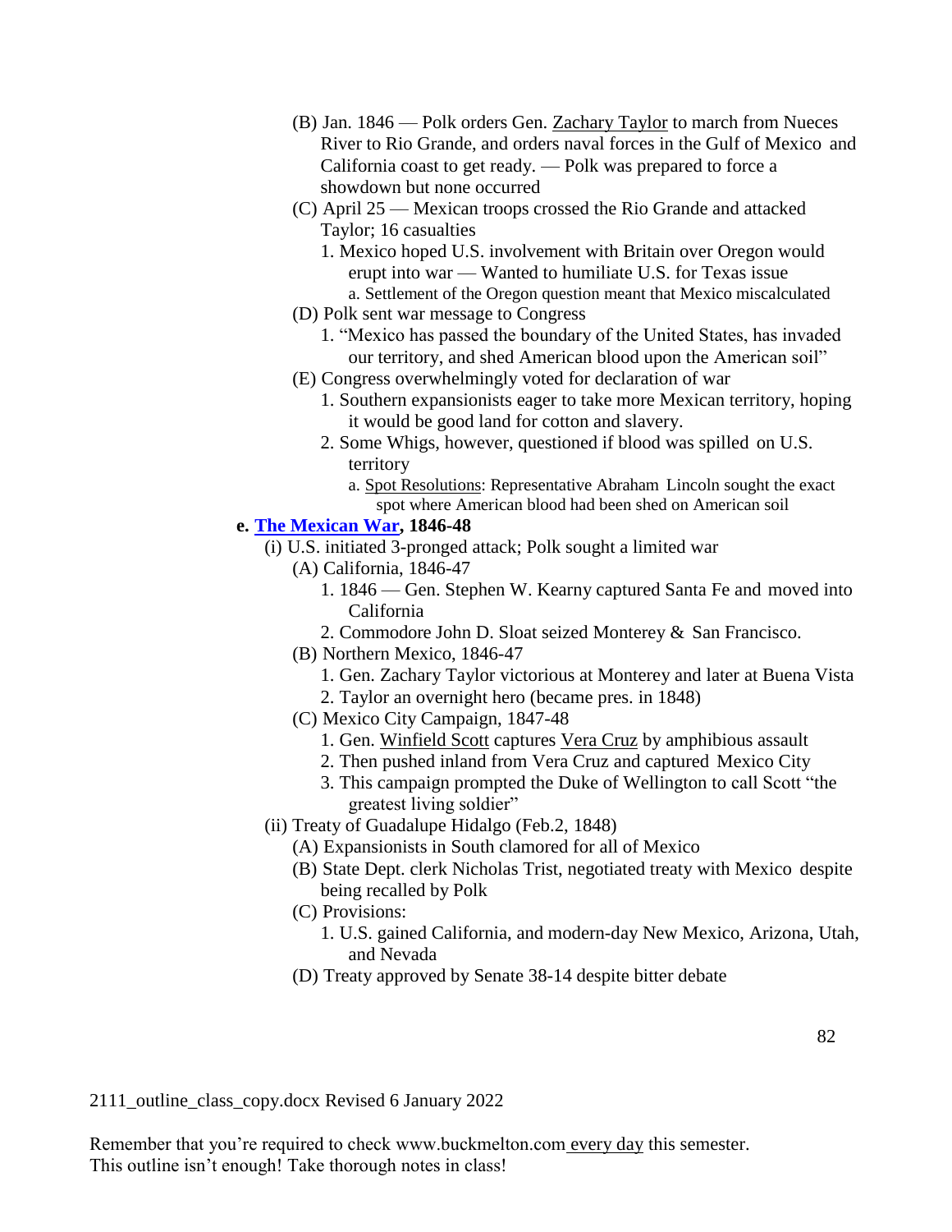- (B) Jan. 1846 — Polk orders Gen. Zachary Taylor to march from Nueces River to Rio Grande, and orders naval forces in the Gulf of Mexico and California coast to get ready. — Polk was prepared to force a showdown but none occurred
- (C) April 25 — Mexican troops crossed the Rio Grande and attacked Taylor; 16 casualties
  1. Mexico hoped U.S. involvement with Britain over Oregon would erupt into war — Wanted to humiliate U.S. for Texas issue
     a. Settlement of the Oregon question meant that Mexico miscalculated
- (D) Polk sent war message to Congress
  1. "Mexico has passed the boundary of the United States, has invaded our territory, and shed American blood upon the American soil"
- (E) Congress overwhelmingly voted for declaration of war
  1. Southern expansionists eager to take more Mexican territory, hoping it would be good land for cotton and slavery.
  2. Some Whigs, however, questioned if blood was spilled on U.S. territory
     a. Spot Resolutions: Representative Abraham Lincoln sought the exact spot where American blood had been shed on American soil

**e. The Mexican War, 1846-48**

- (i) U.S. initiated 3-pronged attack; Polk sought a limited war
  - (A) California, 1846-47
    1. 1846 — Gen. Stephen W. Kearny captured Santa Fe and moved into California
    2. Commodore John D. Sloat seized Monterey & San Francisco.
  - (B) Northern Mexico, 1846-47
    1. Gen. Zachary Taylor victorious at Monterey and later at Buena Vista
    2. Taylor an overnight hero (became pres. in 1848)
  - (C) Mexico City Campaign, 1847-48
    1. Gen. Winfield Scott captures Vera Cruz by amphibious assault
    2. Then pushed inland from Vera Cruz and captured Mexico City
    3. This campaign prompted the Duke of Wellington to call Scott "the greatest living soldier"
- (ii) Treaty of Guadalupe Hidalgo (Feb.2, 1848)
  - (A) Expansionists in South clamored for all of Mexico
  - (B) State Dept. clerk Nicholas Trist, negotiated treaty with Mexico despite being recalled by Polk
  - (C) Provisions:
    1. U.S. gained California, and modern-day New Mexico, Arizona, Utah, and Nevada
  - (D) Treaty approved by Senate 38-14 despite bitter debate

2111_outline_class_copy.docx Revised 6 January 2022

Remember that you're required to check www.buckmelton.com every day this semester.
This outline isn't enough! Take thorough notes in class!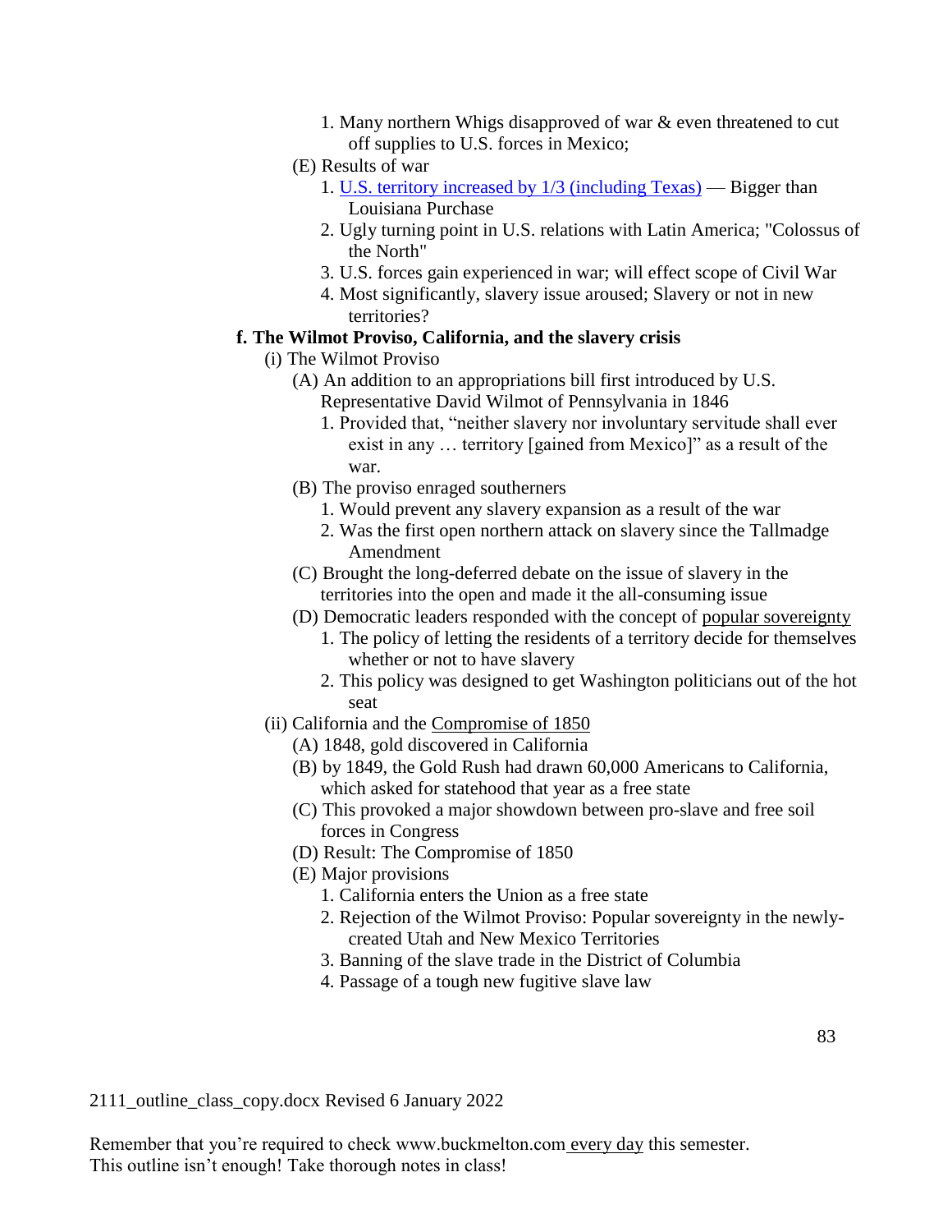1. Many northern Whigs disapproved of war & even threatened to cut off supplies to U.S. forces in Mexico;

(E) Results of war

1. U.S. territory increased by 1/3 (including Texas) — Bigger than Louisiana Purchase
2. Ugly turning point in U.S. relations with Latin America; "Colossus of the North"
3. U.S. forces gain experienced in war; will effect scope of Civil War
4. Most significantly, slavery issue aroused; Slavery or not in new territories?

**f. The Wilmot Proviso, California, and the slavery crisis**

(i) The Wilmot Proviso

(A) An addition to an appropriations bill first introduced by U.S. Representative David Wilmot of Pennsylvania in 1846

1. Provided that, "neither slavery nor involuntary servitude shall ever exist in any … territory [gained from Mexico]" as a result of the war.

(B) The proviso enraged southerners

1. Would prevent any slavery expansion as a result of the war
2. Was the first open northern attack on slavery since the Tallmadge Amendment

(C) Brought the long-deferred debate on the issue of slavery in the territories into the open and made it the all-consuming issue

(D) Democratic leaders responded with the concept of popular sovereignty

1. The policy of letting the residents of a territory decide for themselves whether or not to have slavery
2. This policy was designed to get Washington politicians out of the hot seat

(ii) California and the Compromise of 1850

(A) 1848, gold discovered in California

(B) by 1849, the Gold Rush had drawn 60,000 Americans to California, which asked for statehood that year as a free state

(C) This provoked a major showdown between pro-slave and free soil forces in Congress

(D) Result: The Compromise of 1850

(E) Major provisions

1. California enters the Union as a free state
2. Rejection of the Wilmot Proviso: Popular sovereignty in the newly-created Utah and New Mexico Territories
3. Banning of the slave trade in the District of Columbia
4. Passage of a tough new fugitive slave law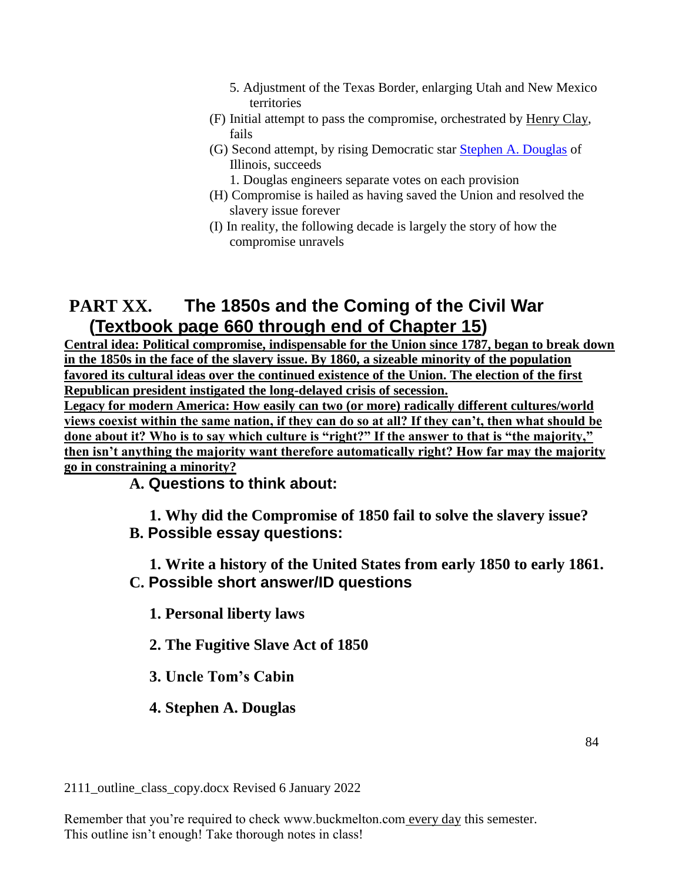5. Adjustment of the Texas Border, enlarging Utah and New Mexico territories

(F) Initial attempt to pass the compromise, orchestrated by Henry Clay, fails

(G) Second attempt, by rising Democratic star Stephen A. Douglas of Illinois, succeeds

1. Douglas engineers separate votes on each provision

(H) Compromise is hailed as having saved the Union and resolved the slavery issue forever

(I) In reality, the following decade is largely the story of how the compromise unravels

## PART XX. The 1850s and the Coming of the Civil War (Textbook page 660 through end of Chapter 15)

**Central idea: Political compromise, indispensable for the Union since 1787, began to break down in the 1850s in the face of the slavery issue. By 1860, a sizeable minority of the population favored its cultural ideas over the continued existence of the Union. The election of the first Republican president instigated the long-delayed crisis of secession.**

**Legacy for modern America: How easily can two (or more) radically different cultures/world views coexist within the same nation, if they can do so at all? If they can't, then what should be done about it? Who is to say which culture is "right?" If the answer to that is "the majority," then isn't anything the majority want therefore automatically right? How far may the majority go in constraining a minority?**

### A. Questions to think about:

**1. Why did the Compromise of 1850 fail to solve the slavery issue?**

### B. Possible essay questions:

**1. Write a history of the United States from early 1850 to early 1861.**

### C. Possible short answer/ID questions

**1. Personal liberty laws**

**2. The Fugitive Slave Act of 1850**

**3. Uncle Tom's Cabin**

**4. Stephen A. Douglas**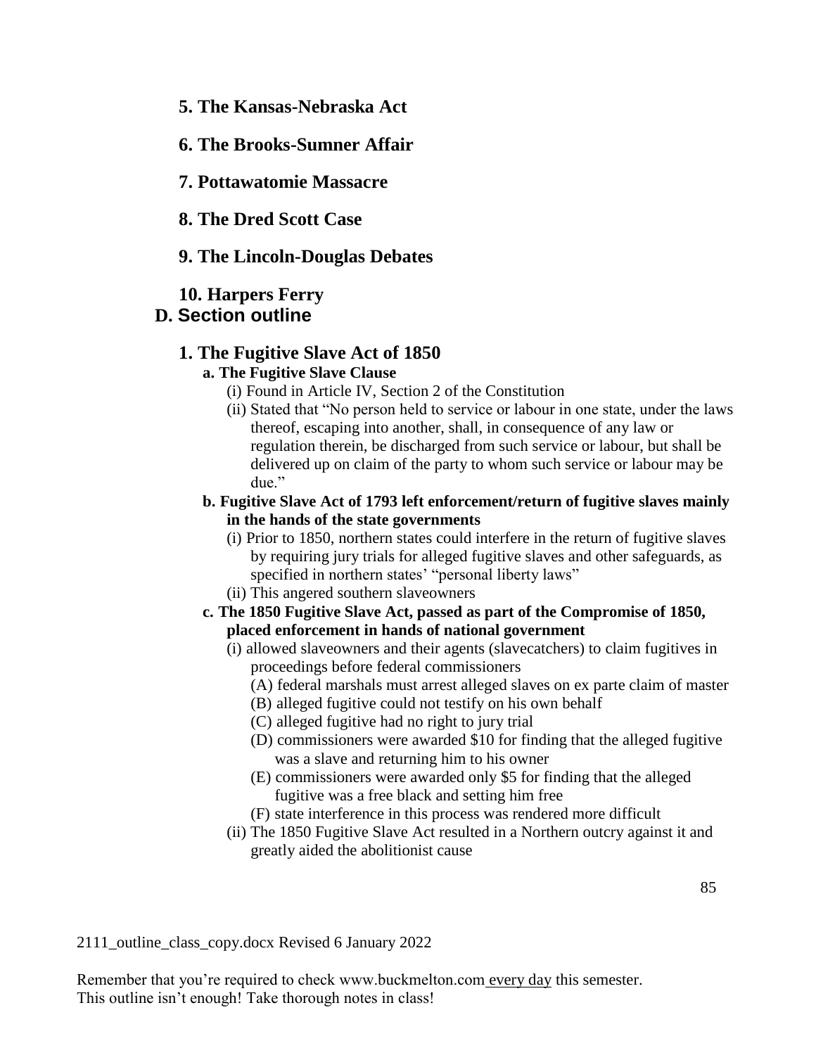### 5. The Kansas-Nebraska Act

### 6. The Brooks-Sumner Affair

### 7. Pottawatomie Massacre

### 8. The Dred Scott Case

### 9. The Lincoln-Douglas Debates

### 10. Harpers Ferry

## D. Section outline

### 1. The Fugitive Slave Act of 1850

**a. The Fugitive Slave Clause**

- (i) Found in Article IV, Section 2 of the Constitution
- (ii) Stated that "No person held to service or labour in one state, under the laws thereof, escaping into another, shall, in consequence of any law or regulation therein, be discharged from such service or labour, but shall be delivered up on claim of the party to whom such service or labour may be due."

**b. Fugitive Slave Act of 1793 left enforcement/return of fugitive slaves mainly in the hands of the state governments**

- (i) Prior to 1850, northern states could interfere in the return of fugitive slaves by requiring jury trials for alleged fugitive slaves and other safeguards, as specified in northern states' "personal liberty laws"
- (ii) This angered southern slaveowners

**c. The 1850 Fugitive Slave Act, passed as part of the Compromise of 1850, placed enforcement in hands of national government**

- (i) allowed slaveowners and their agents (slavecatchers) to claim fugitives in proceedings before federal commissioners
  - (A) federal marshals must arrest alleged slaves on ex parte claim of master
  - (B) alleged fugitive could not testify on his own behalf
  - (C) alleged fugitive had no right to jury trial
  - (D) commissioners were awarded $10 for finding that the alleged fugitive was a slave and returning him to his owner
  - (E) commissioners were awarded only $5 for finding that the alleged fugitive was a free black and setting him free
  - (F) state interference in this process was rendered more difficult
- (ii) The 1850 Fugitive Slave Act resulted in a Northern outcry against it and greatly aided the abolitionist cause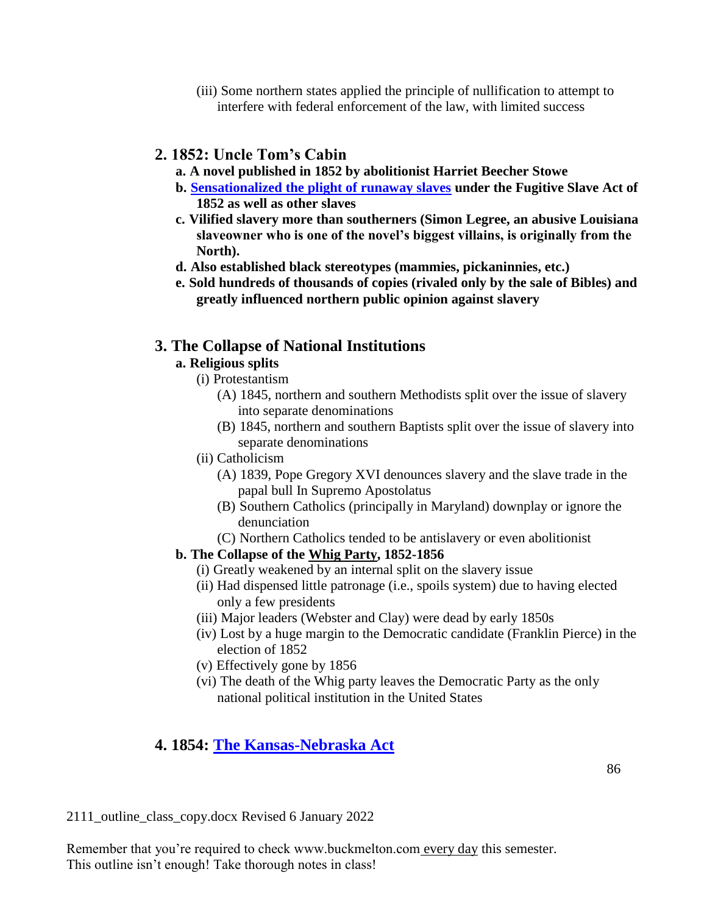(iii) Some northern states applied the principle of nullification to attempt to interfere with federal enforcement of the law, with limited success

## 2. 1852: Uncle Tom's Cabin

**a. A novel published in 1852 by abolitionist Harriet Beecher Stowe**

**b. [Sensationalized the plight of runaway slaves] under the Fugitive Slave Act of 1852 as well as other slaves**

**c. Vilified slavery more than southerners (Simon Legree, an abusive Louisiana slaveowner who is one of the novel's biggest villains, is originally from the North).**

**d. Also established black stereotypes (mammies, pickaninnies, etc.)**

**e. Sold hundreds of thousands of copies (rivaled only by the sale of Bibles) and greatly influenced northern public opinion against slavery**

## 3. The Collapse of National Institutions

**a. Religious splits**

- (i) Protestantism
  - (A) 1845, northern and southern Methodists split over the issue of slavery into separate denominations
  - (B) 1845, northern and southern Baptists split over the issue of slavery into separate denominations
- (ii) Catholicism
  - (A) 1839, Pope Gregory XVI denounces slavery and the slave trade in the papal bull In Supremo Apostolatus
  - (B) Southern Catholics (principally in Maryland) downplay or ignore the denunciation
  - (C) Northern Catholics tended to be antislavery or even abolitionist

**b. The Collapse of the Whig Party, 1852-1856**

- (i) Greatly weakened by an internal split on the slavery issue
- (ii) Had dispensed little patronage (i.e., spoils system) due to having elected only a few presidents
- (iii) Major leaders (Webster and Clay) were dead by early 1850s
- (iv) Lost by a huge margin to the Democratic candidate (Franklin Pierce) in the election of 1852
- (v) Effectively gone by 1856
- (vi) The death of the Whig party leaves the Democratic Party as the only national political institution in the United States

## 4. 1854: [The Kansas-Nebraska Act]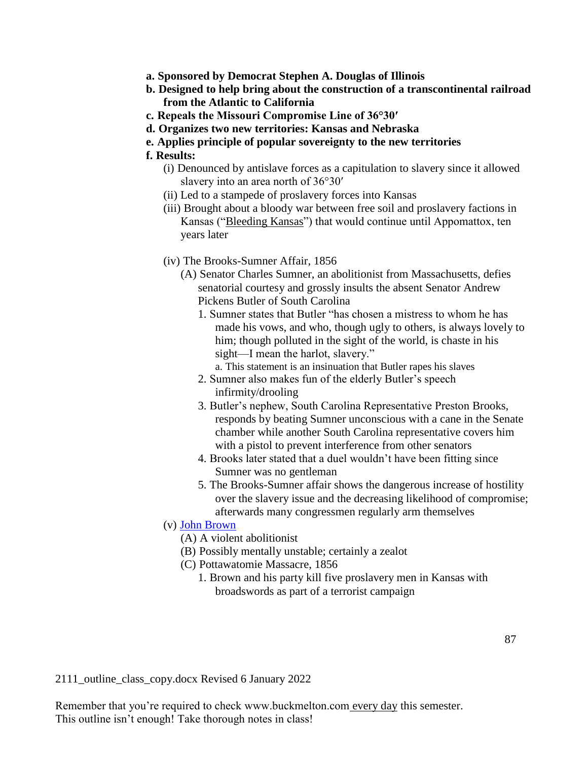- **a. Sponsored by Democrat Stephen A. Douglas of Illinois**
- **b. Designed to help bring about the construction of a transcontinental railroad from the Atlantic to California**
- **c. Repeals the Missouri Compromise Line of 36°30′**
- **d. Organizes two new territories: Kansas and Nebraska**
- **e. Applies principle of popular sovereignty to the new territories**
- **f. Results:**
  - (i) Denounced by antislave forces as a capitulation to slavery since it allowed slavery into an area north of 36°30′
  - (ii) Led to a stampede of proslavery forces into Kansas
  - (iii) Brought about a bloody war between free soil and proslavery factions in Kansas ("Bleeding Kansas") that would continue until Appomattox, ten years later
  - (iv) The Brooks-Sumner Affair, 1856
    - (A) Senator Charles Sumner, an abolitionist from Massachusetts, defies senatorial courtesy and grossly insults the absent Senator Andrew Pickens Butler of South Carolina
      1. Sumner states that Butler "has chosen a mistress to whom he has made his vows, and who, though ugly to others, is always lovely to him; though polluted in the sight of the world, is chaste in his sight—I mean the harlot, slavery."
         - a. This statement is an insinuation that Butler rapes his slaves
      2. Sumner also makes fun of the elderly Butler's speech infirmity/drooling
      3. Butler's nephew, South Carolina Representative Preston Brooks, responds by beating Sumner unconscious with a cane in the Senate chamber while another South Carolina representative covers him with a pistol to prevent interference from other senators
      4. Brooks later stated that a duel wouldn't have been fitting since Sumner was no gentleman
      5. The Brooks-Sumner affair shows the dangerous increase of hostility over the slavery issue and the decreasing likelihood of compromise; afterwards many congressmen regularly arm themselves
  - (v) John Brown
    - (A) A violent abolitionist
    - (B) Possibly mentally unstable; certainly a zealot
    - (C) Pottawatomie Massacre, 1856
      1. Brown and his party kill five proslavery men in Kansas with broadswords as part of a terrorist campaign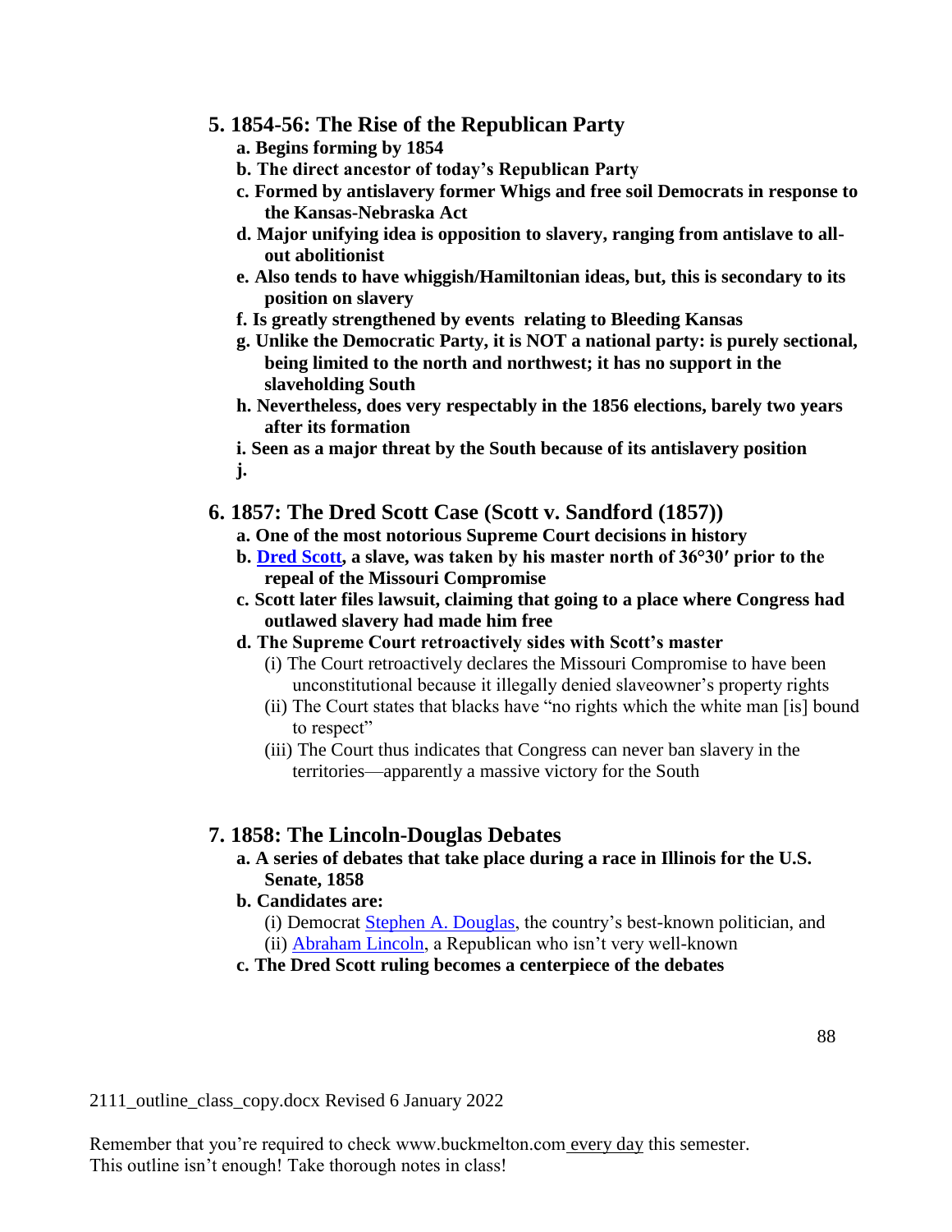## 5. 1854-56: The Rise of the Republican Party

- **a. Begins forming by 1854**
- **b. The direct ancestor of today's Republican Party**
- **c. Formed by antislavery former Whigs and free soil Democrats in response to the Kansas-Nebraska Act**
- **d. Major unifying idea is opposition to slavery, ranging from antislave to all-out abolitionist**
- **e. Also tends to have whiggish/Hamiltonian ideas, but, this is secondary to its position on slavery**
- **f. Is greatly strengthened by events relating to Bleeding Kansas**
- **g. Unlike the Democratic Party, it is NOT a national party: is purely sectional, being limited to the north and northwest; it has no support in the slaveholding South**
- **h. Nevertheless, does very respectably in the 1856 elections, barely two years after its formation**
- **i. Seen as a major threat by the South because of its antislavery position**
- **j.**

## 6. 1857: The Dred Scott Case (Scott v. Sandford (1857))

- **a. One of the most notorious Supreme Court decisions in history**
- **b. Dred Scott, a slave, was taken by his master north of 36°30′ prior to the repeal of the Missouri Compromise**
- **c. Scott later files lawsuit, claiming that going to a place where Congress had outlawed slavery had made him free**
- **d. The Supreme Court retroactively sides with Scott's master**
  - (i) The Court retroactively declares the Missouri Compromise to have been unconstitutional because it illegally denied slaveowner's property rights
  - (ii) The Court states that blacks have "no rights which the white man [is] bound to respect"
  - (iii) The Court thus indicates that Congress can never ban slavery in the territories—apparently a massive victory for the South

## 7. 1858: The Lincoln-Douglas Debates

- **a. A series of debates that take place during a race in Illinois for the U.S. Senate, 1858**
- **b. Candidates are:**
  - (i) Democrat Stephen A. Douglas, the country's best-known politician, and
  - (ii) Abraham Lincoln, a Republican who isn't very well-known
- **c. The Dred Scott ruling becomes a centerpiece of the debates**

2111_outline_class_copy.docx Revised 6 January 2022

Remember that you're required to check www.buckmelton.com every day this semester.
This outline isn't enough! Take thorough notes in class!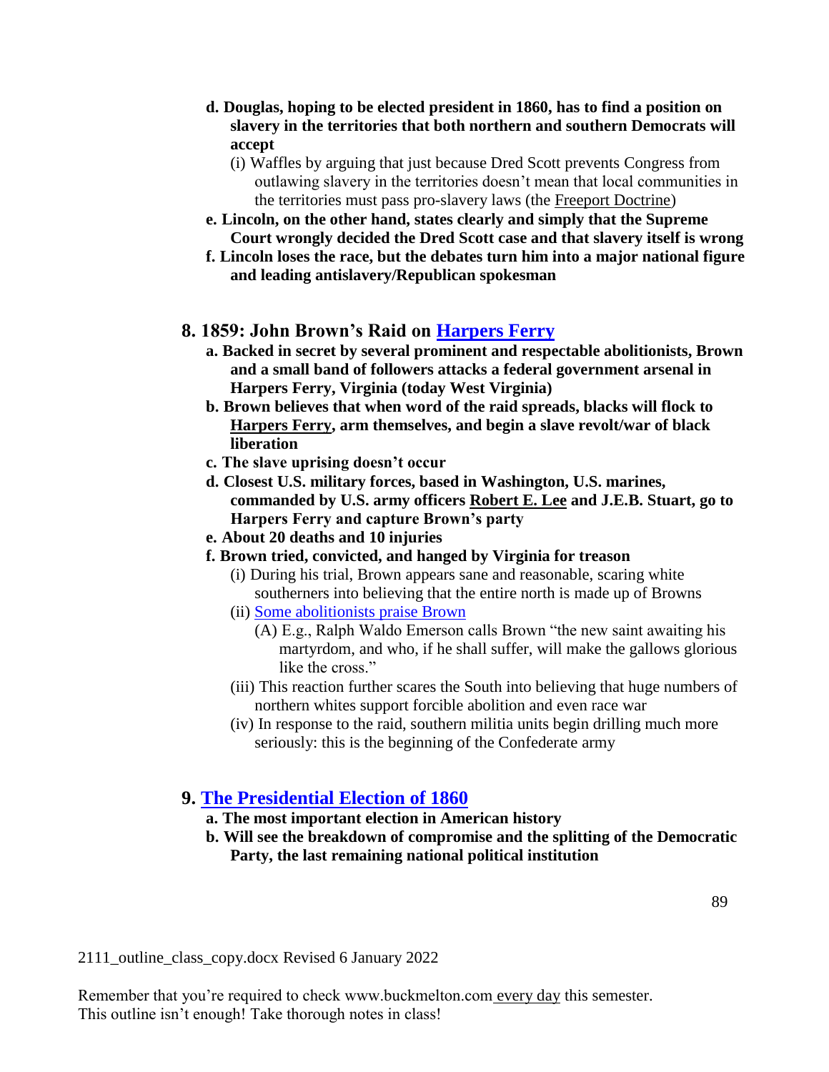**d. Douglas, hoping to be elected president in 1860, has to find a position on slavery in the territories that both northern and southern Democrats will accept**

(i) Waffles by arguing that just because Dred Scott prevents Congress from outlawing slavery in the territories doesn't mean that local communities in the territories must pass pro-slavery laws (the Freeport Doctrine)

**e. Lincoln, on the other hand, states clearly and simply that the Supreme Court wrongly decided the Dred Scott case and that slavery itself is wrong**

**f. Lincoln loses the race, but the debates turn him into a major national figure and leading antislavery/Republican spokesman**

## 8. 1859: John Brown's Raid on Harpers Ferry

**a. Backed in secret by several prominent and respectable abolitionists, Brown and a small band of followers attacks a federal government arsenal in Harpers Ferry, Virginia (today West Virginia)**

**b. Brown believes that when word of the raid spreads, blacks will flock to Harpers Ferry, arm themselves, and begin a slave revolt/war of black liberation**

**c. The slave uprising doesn't occur**

**d. Closest U.S. military forces, based in Washington, U.S. marines, commanded by U.S. army officers Robert E. Lee and J.E.B. Stuart, go to Harpers Ferry and capture Brown's party**

**e. About 20 deaths and 10 injuries**

**f. Brown tried, convicted, and hanged by Virginia for treason**

(i) During his trial, Brown appears sane and reasonable, scaring white southerners into believing that the entire north is made up of Browns

(ii) Some abolitionists praise Brown

(A) E.g., Ralph Waldo Emerson calls Brown "the new saint awaiting his martyrdom, and who, if he shall suffer, will make the gallows glorious like the cross."

(iii) This reaction further scares the South into believing that huge numbers of northern whites support forcible abolition and even race war

(iv) In response to the raid, southern militia units begin drilling much more seriously: this is the beginning of the Confederate army

## 9. The Presidential Election of 1860

**a. The most important election in American history**

**b. Will see the breakdown of compromise and the splitting of the Democratic Party, the last remaining national political institution**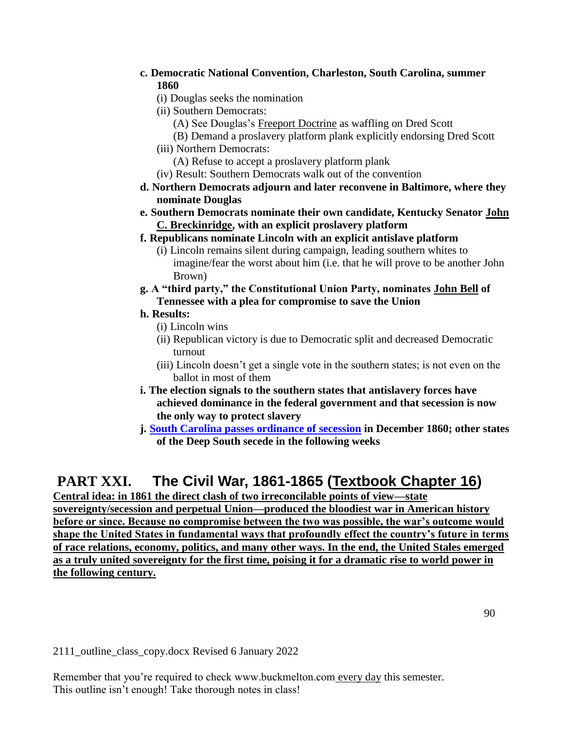**c. Democratic National Convention, Charleston, South Carolina, summer 1860**

(i) Douglas seeks the nomination

(ii) Southern Democrats:

(A) See Douglas's Freeport Doctrine as waffling on Dred Scott

(B) Demand a proslavery platform plank explicitly endorsing Dred Scott

(iii) Northern Democrats:

(A) Refuse to accept a proslavery platform plank

(iv) Result: Southern Democrats walk out of the convention

**d. Northern Democrats adjourn and later reconvene in Baltimore, where they nominate Douglas**

**e. Southern Democrats nominate their own candidate, Kentucky Senator John C. Breckinridge, with an explicit proslavery platform**

**f. Republicans nominate Lincoln with an explicit antislave platform**

(i) Lincoln remains silent during campaign, leading southern whites to imagine/fear the worst about him (i.e. that he will prove to be another John Brown)

**g. A "third party," the Constitutional Union Party, nominates John Bell of Tennessee with a plea for compromise to save the Union**

**h. Results:**

(i) Lincoln wins

(ii) Republican victory is due to Democratic split and decreased Democratic turnout

(iii) Lincoln doesn't get a single vote in the southern states; is not even on the ballot in most of them

**i. The election signals to the southern states that antislavery forces have achieved dominance in the federal government and that secession is now the only way to protect slavery**

**j. South Carolina passes ordinance of secession in December 1860; other states of the Deep South secede in the following weeks**

## PART XXI. The Civil War, 1861-1865 (Textbook Chapter 16)

**Central idea: in 1861 the direct clash of two irreconcilable points of view—state sovereignty/secession and perpetual Union—produced the bloodiest war in American history before or since. Because no compromise between the two was possible, the war's outcome would shape the United States in fundamental ways that profoundly effect the country's future in terms of race relations, economy, politics, and many other ways. In the end, the United States emerged as a truly united sovereignty for the first time, poising it for a dramatic rise to world power in the following century.**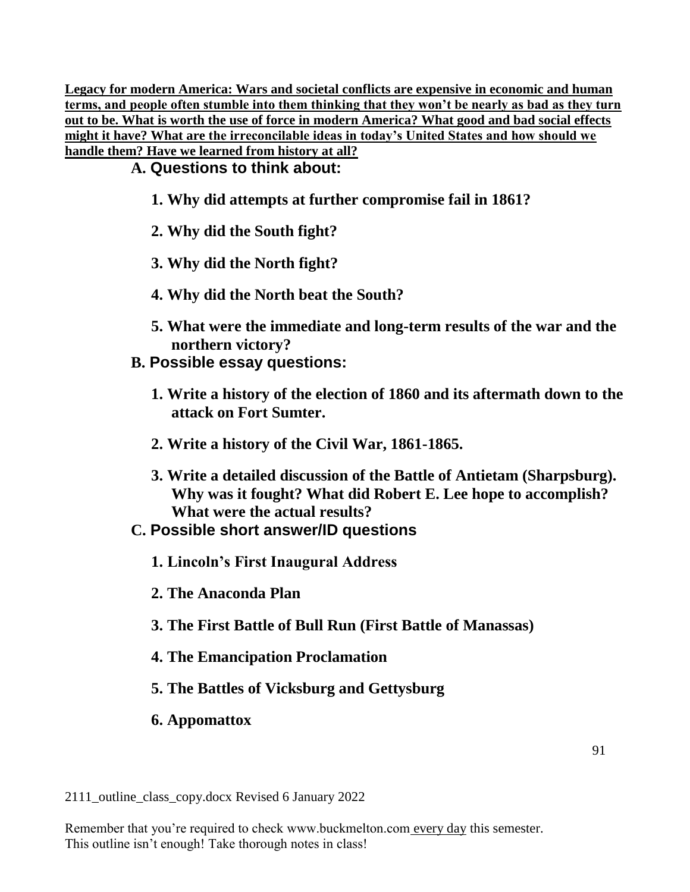**<u>Legacy for modern America: Wars and societal conflicts are expensive in economic and human terms, and people often stumble into them thinking that they won't be nearly as bad as they turn out to be. What is worth the use of force in modern America? What good and bad social effects might it have? What are the irreconcilable ideas in today's United States and how should we handle them? Have we learned from history at all?</u>**

### A. Questions to think about:

1. **Why did attempts at further compromise fail in 1861?**
2. **Why did the South fight?**
3. **Why did the North fight?**
4. **Why did the North beat the South?**
5. **What were the immediate and long-term results of the war and the northern victory?**

### B. Possible essay questions:

1. **Write a history of the election of 1860 and its aftermath down to the attack on Fort Sumter.**
2. **Write a history of the Civil War, 1861-1865.**
3. **Write a detailed discussion of the Battle of Antietam (Sharpsburg). Why was it fought? What did Robert E. Lee hope to accomplish? What were the actual results?**

### C. Possible short answer/ID questions

1. **Lincoln's First Inaugural Address**
2. **The Anaconda Plan**
3. **The First Battle of Bull Run (First Battle of Manassas)**
4. **The Emancipation Proclamation**
5. **The Battles of Vicksburg and Gettysburg**
6. **Appomattox**

2111_outline_class_copy.docx Revised 6 January 2022

Remember that you're required to check www.buckmelton.com <u>every day</u> this semester.
This outline isn't enough! Take thorough notes in class!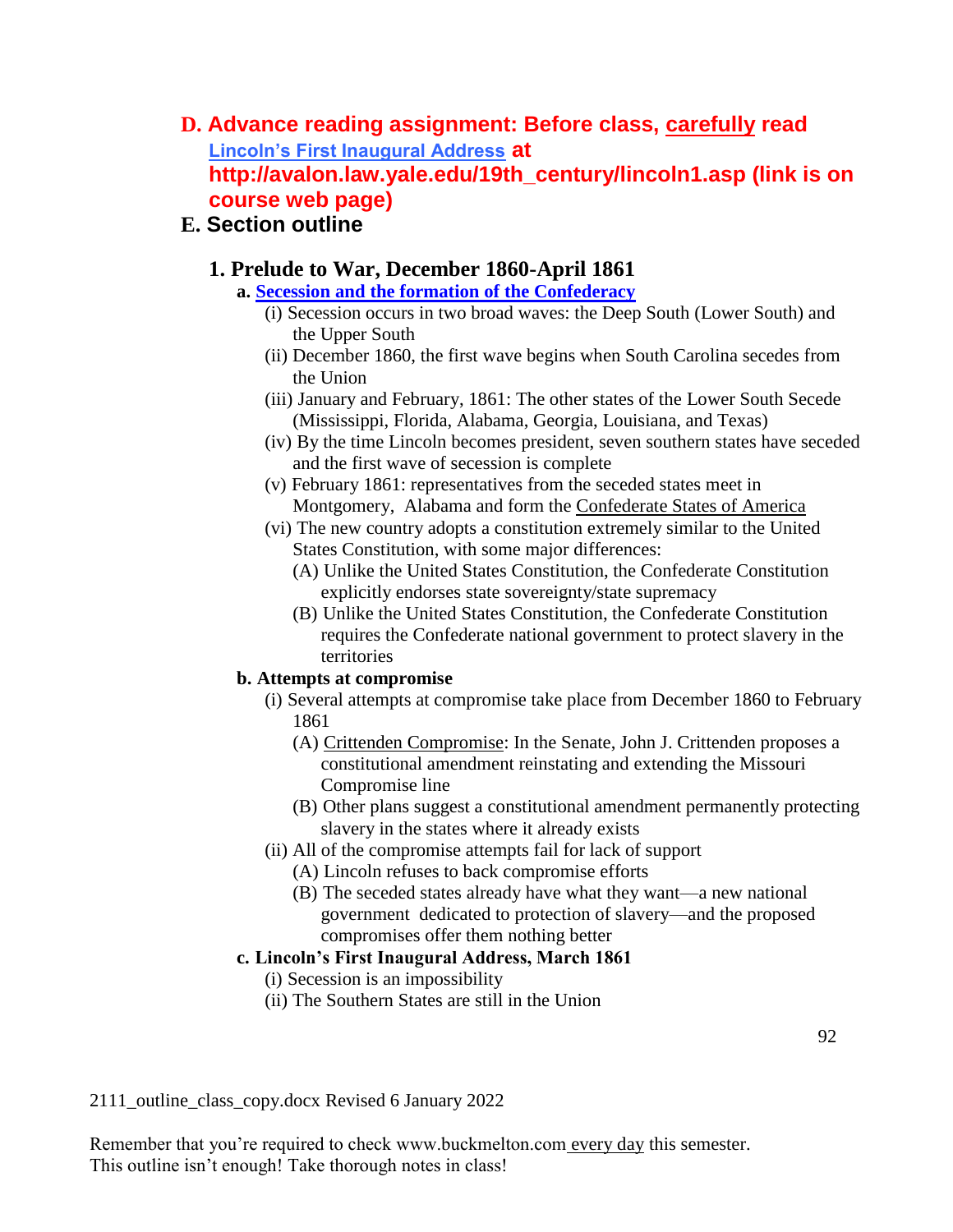**D. Advance reading assignment: Before class, carefully read Lincoln's First Inaugural Address at http://avalon.law.yale.edu/19th_century/lincoln1.asp (link is on course web page)**

**E. Section outline**

## 1. Prelude to War, December 1860-April 1861

**a. Secession and the formation of the Confederacy**

(i) Secession occurs in two broad waves: the Deep South (Lower South) and the Upper South

(ii) December 1860, the first wave begins when South Carolina secedes from the Union

(iii) January and February, 1861: The other states of the Lower South Secede (Mississippi, Florida, Alabama, Georgia, Louisiana, and Texas)

(iv) By the time Lincoln becomes president, seven southern states have seceded and the first wave of secession is complete

(v) February 1861: representatives from the seceded states meet in Montgomery, Alabama and form the Confederate States of America

(vi) The new country adopts a constitution extremely similar to the United States Constitution, with some major differences:

(A) Unlike the United States Constitution, the Confederate Constitution explicitly endorses state sovereignty/state supremacy

(B) Unlike the United States Constitution, the Confederate Constitution requires the Confederate national government to protect slavery in the territories

**b. Attempts at compromise**

(i) Several attempts at compromise take place from December 1860 to February 1861

(A) Crittenden Compromise: In the Senate, John J. Crittenden proposes a constitutional amendment reinstating and extending the Missouri Compromise line

(B) Other plans suggest a constitutional amendment permanently protecting slavery in the states where it already exists

(ii) All of the compromise attempts fail for lack of support

(A) Lincoln refuses to back compromise efforts

(B) The seceded states already have what they want—a new national government dedicated to protection of slavery—and the proposed compromises offer them nothing better

**c. Lincoln's First Inaugural Address, March 1861**

(i) Secession is an impossibility

(ii) The Southern States are still in the Union

2111_outline_class_copy.docx Revised 6 January 2022

Remember that you're required to check www.buckmelton.com every day this semester.
This outline isn't enough! Take thorough notes in class!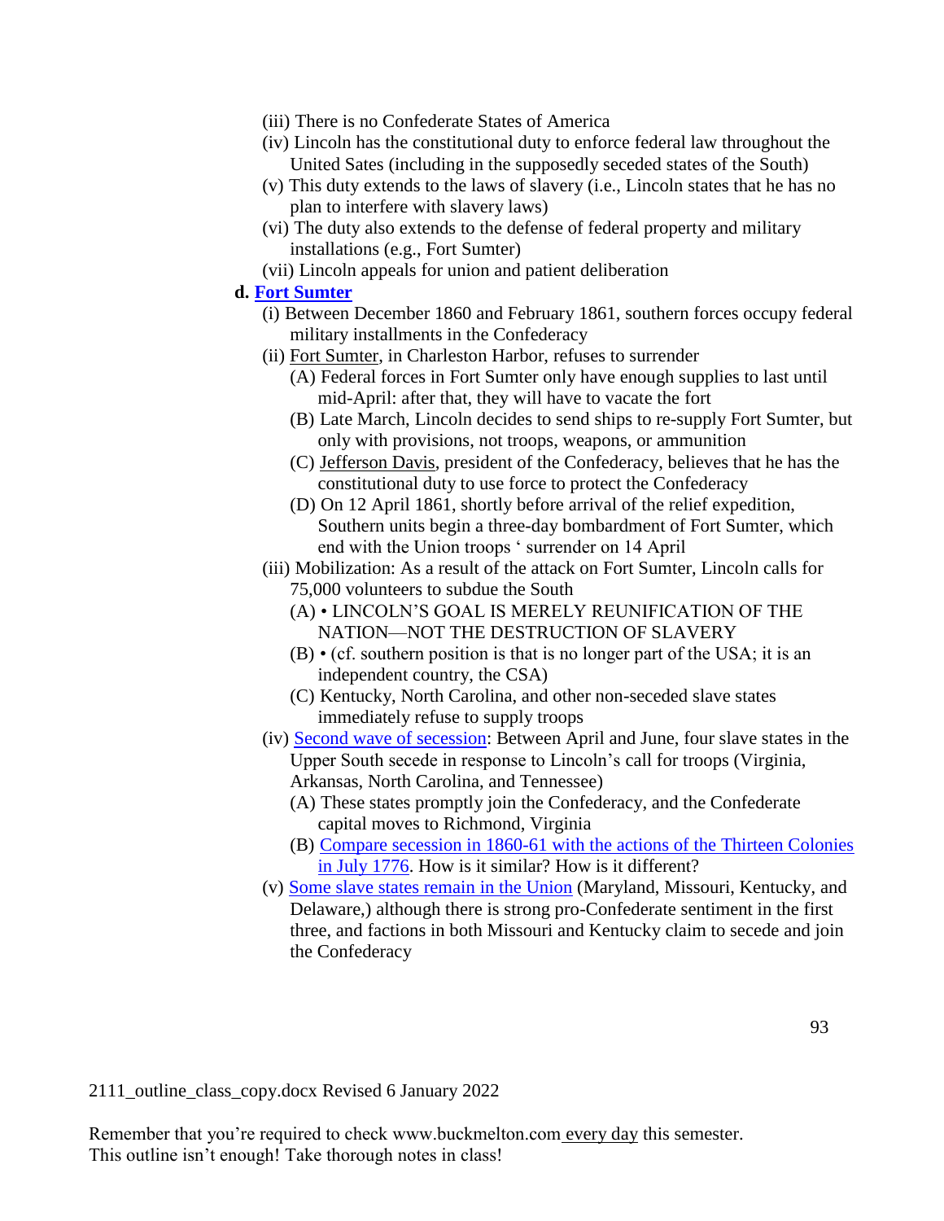- (iii) There is no Confederate States of America
- (iv) Lincoln has the constitutional duty to enforce federal law throughout the United Sates (including in the supposedly seceded states of the South)
- (v) This duty extends to the laws of slavery (i.e., Lincoln states that he has no plan to interfere with slavery laws)
- (vi) The duty also extends to the defense of federal property and military installations (e.g., Fort Sumter)
- (vii) Lincoln appeals for union and patient deliberation

**d. Fort Sumter**

- (i) Between December 1860 and February 1861, southern forces occupy federal military installments in the Confederacy
- (ii) Fort Sumter, in Charleston Harbor, refuses to surrender
  - (A) Federal forces in Fort Sumter only have enough supplies to last until mid-April: after that, they will have to vacate the fort
  - (B) Late March, Lincoln decides to send ships to re-supply Fort Sumter, but only with provisions, not troops, weapons, or ammunition
  - (C) Jefferson Davis, president of the Confederacy, believes that he has the constitutional duty to use force to protect the Confederacy
  - (D) On 12 April 1861, shortly before arrival of the relief expedition, Southern units begin a three-day bombardment of Fort Sumter, which end with the Union troops ' surrender on 14 April
- (iii) Mobilization: As a result of the attack on Fort Sumter, Lincoln calls for 75,000 volunteers to subdue the South
  - (A) • LINCOLN'S GOAL IS MERELY REUNIFICATION OF THE NATION—NOT THE DESTRUCTION OF SLAVERY
  - (B) • (cf. southern position is that is no longer part of the USA; it is an independent country, the CSA)
  - (C) Kentucky, North Carolina, and other non-seceded slave states immediately refuse to supply troops
- (iv) Second wave of secession: Between April and June, four slave states in the Upper South secede in response to Lincoln's call for troops (Virginia, Arkansas, North Carolina, and Tennessee)
  - (A) These states promptly join the Confederacy, and the Confederate capital moves to Richmond, Virginia
  - (B) Compare secession in 1860-61 with the actions of the Thirteen Colonies in July 1776. How is it similar? How is it different?
- (v) Some slave states remain in the Union (Maryland, Missouri, Kentucky, and Delaware,) although there is strong pro-Confederate sentiment in the first three, and factions in both Missouri and Kentucky claim to secede and join the Confederacy

2111_outline_class_copy.docx Revised 6 January 2022

Remember that you're required to check www.buckmelton.com every day this semester.
This outline isn't enough! Take thorough notes in class!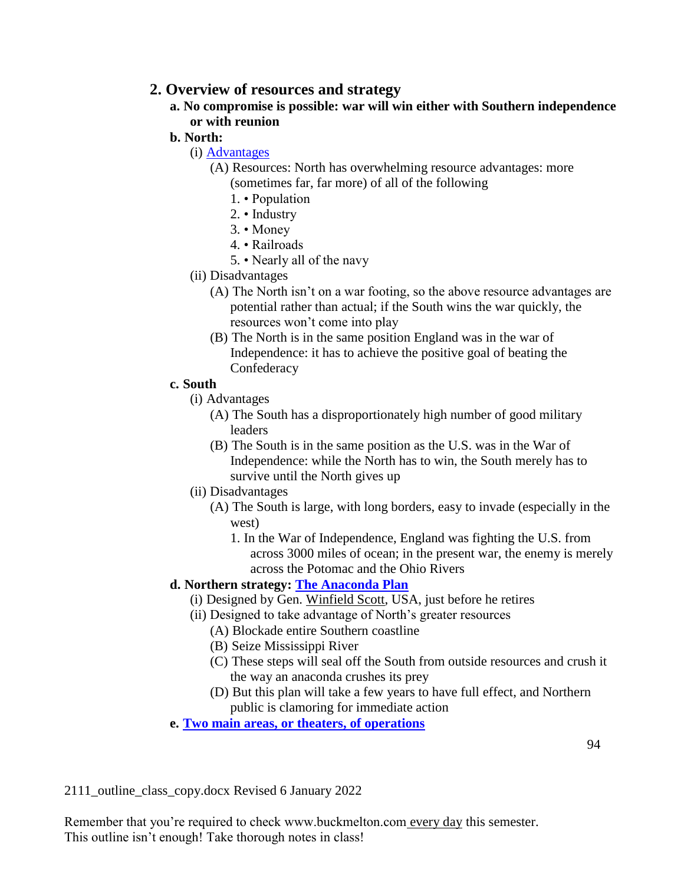## 2. Overview of resources and strategy

**a. No compromise is possible: war will win either with Southern independence or with reunion**

**b. North:**

- (i) Advantages
  - (A) Resources: North has overwhelming resource advantages: more (sometimes far, far more) of all of the following
    1. • Population
    2. • Industry
    3. • Money
    4. • Railroads
    5. • Nearly all of the navy
- (ii) Disadvantages
  - (A) The North isn't on a war footing, so the above resource advantages are potential rather than actual; if the South wins the war quickly, the resources won't come into play
  - (B) The North is in the same position England was in the war of Independence: it has to achieve the positive goal of beating the Confederacy

**c. South**

- (i) Advantages
  - (A) The South has a disproportionately high number of good military leaders
  - (B) The South is in the same position as the U.S. was in the War of Independence: while the North has to win, the South merely has to survive until the North gives up
- (ii) Disadvantages
  - (A) The South is large, with long borders, easy to invade (especially in the west)
    1. In the War of Independence, England was fighting the U.S. from across 3000 miles of ocean; in the present war, the enemy is merely across the Potomac and the Ohio Rivers

**d. Northern strategy: The Anaconda Plan**

- (i) Designed by Gen. Winfield Scott, USA, just before he retires
- (ii) Designed to take advantage of North's greater resources
  - (A) Blockade entire Southern coastline
  - (B) Seize Mississippi River
  - (C) These steps will seal off the South from outside resources and crush it the way an anaconda crushes its prey
  - (D) But this plan will take a few years to have full effect, and Northern public is clamoring for immediate action

**e. Two main areas, or theaters, of operations**

2111_outline_class_copy.docx Revised 6 January 2022

Remember that you're required to check www.buckmelton.com every day this semester.
This outline isn't enough! Take thorough notes in class!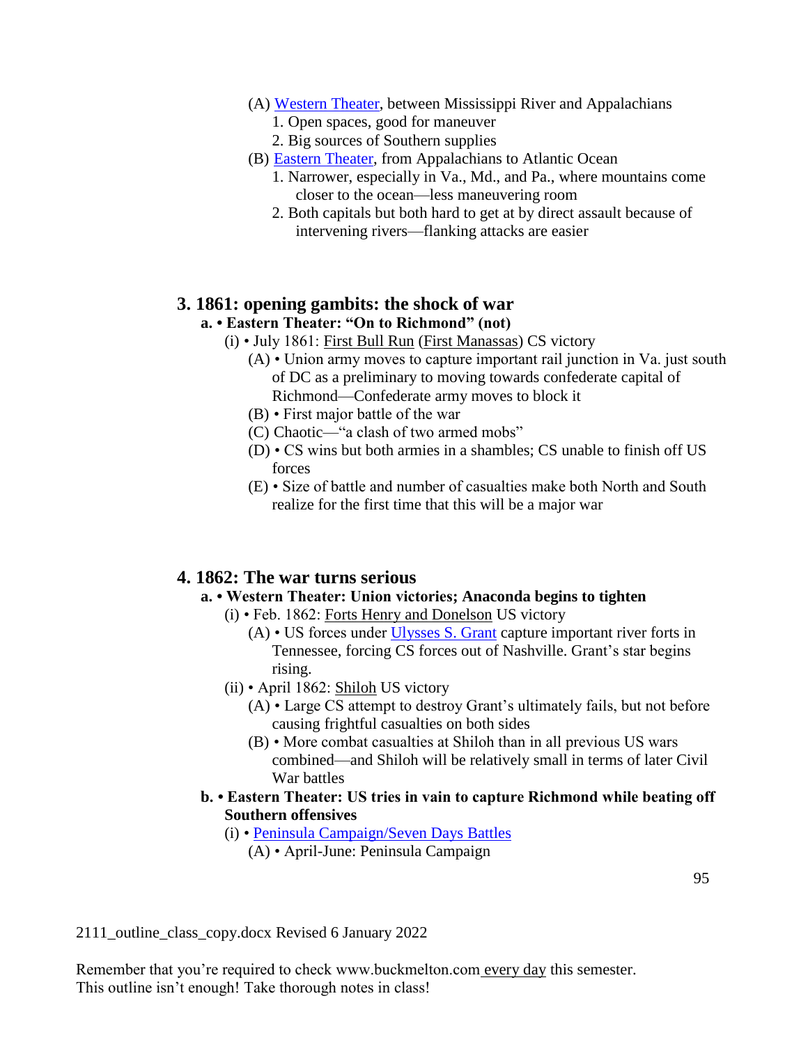(A) Western Theater, between Mississippi River and Appalachians
    1. Open spaces, good for maneuver
    2. Big sources of Southern supplies

(B) Eastern Theater, from Appalachians to Atlantic Ocean
    1. Narrower, especially in Va., Md., and Pa., where mountains come closer to the ocean—less maneuvering room
    2. Both capitals but both hard to get at by direct assault because of intervening rivers—flanking attacks are easier

## 3. 1861: opening gambits: the shock of war

### a. • Eastern Theater: "On to Richmond" (not)

(i) • July 1861: First Bull Run (First Manassas) CS victory

- (A) • Union army moves to capture important rail junction in Va. just south of DC as a preliminary to moving towards confederate capital of Richmond—Confederate army moves to block it
- (B) • First major battle of the war
- (C) Chaotic—"a clash of two armed mobs"
- (D) • CS wins but both armies in a shambles; CS unable to finish off US forces
- (E) • Size of battle and number of casualties make both North and South realize for the first time that this will be a major war

## 4. 1862: The war turns serious

### a. • Western Theater: Union victories; Anaconda begins to tighten

(i) • Feb. 1862: Forts Henry and Donelson US victory

- (A) • US forces under Ulysses S. Grant capture important river forts in Tennessee, forcing CS forces out of Nashville. Grant's star begins rising.

(ii) • April 1862: Shiloh US victory

- (A) • Large CS attempt to destroy Grant's ultimately fails, but not before causing frightful casualties on both sides
- (B) • More combat casualties at Shiloh than in all previous US wars combined—and Shiloh will be relatively small in terms of later Civil War battles

### b. • Eastern Theater: US tries in vain to capture Richmond while beating off Southern offensives

(i) • Peninsula Campaign/Seven Days Battles

- (A) • April-June: Peninsula Campaign

2111_outline_class_copy.docx Revised 6 January 2022

Remember that you're required to check www.buckmelton.com every day this semester.
This outline isn't enough! Take thorough notes in class!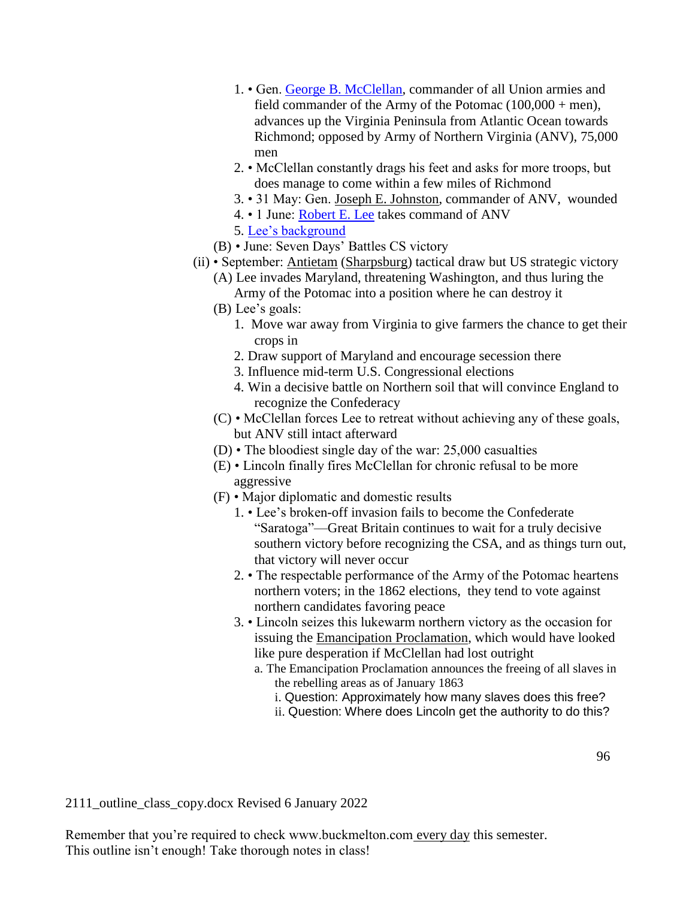1. • Gen. George B. McClellan, commander of all Union armies and field commander of the Army of the Potomac (100,000 + men), advances up the Virginia Peninsula from Atlantic Ocean towards Richmond; opposed by Army of Northern Virginia (ANV), 75,000 men
2. • McClellan constantly drags his feet and asks for more troops, but does manage to come within a few miles of Richmond
3. • 31 May: Gen. Joseph E. Johnston, commander of ANV, wounded
4. • 1 June: Robert E. Lee takes command of ANV
5. Lee's background

(B) • June: Seven Days' Battles CS victory

(ii) • September: Antietam (Sharpsburg) tactical draw but US strategic victory

(A) Lee invades Maryland, threatening Washington, and thus luring the Army of the Potomac into a position where he can destroy it

(B) Lee's goals:

1. Move war away from Virginia to give farmers the chance to get their crops in
2. Draw support of Maryland and encourage secession there
3. Influence mid-term U.S. Congressional elections
4. Win a decisive battle on Northern soil that will convince England to recognize the Confederacy

(C) • McClellan forces Lee to retreat without achieving any of these goals, but ANV still intact afterward

(D) • The bloodiest single day of the war: 25,000 casualties

(E) • Lincoln finally fires McClellan for chronic refusal to be more aggressive

(F) • Major diplomatic and domestic results

1. • Lee's broken-off invasion fails to become the Confederate "Saratoga"—Great Britain continues to wait for a truly decisive southern victory before recognizing the CSA, and as things turn out, that victory will never occur
2. • The respectable performance of the Army of the Potomac heartens northern voters; in the 1862 elections, they tend to vote against northern candidates favoring peace
3. • Lincoln seizes this lukewarm northern victory as the occasion for issuing the Emancipation Proclamation, which would have looked like pure desperation if McClellan had lost outright
   - a. The Emancipation Proclamation announces the freeing of all slaves in the rebelling areas as of January 1863
     - i. Question: Approximately how many slaves does this free?
     - ii. Question: Where does Lincoln get the authority to do this?

2111_outline_class_copy.docx Revised 6 January 2022

Remember that you're required to check www.buckmelton.com every day this semester.
This outline isn't enough! Take thorough notes in class!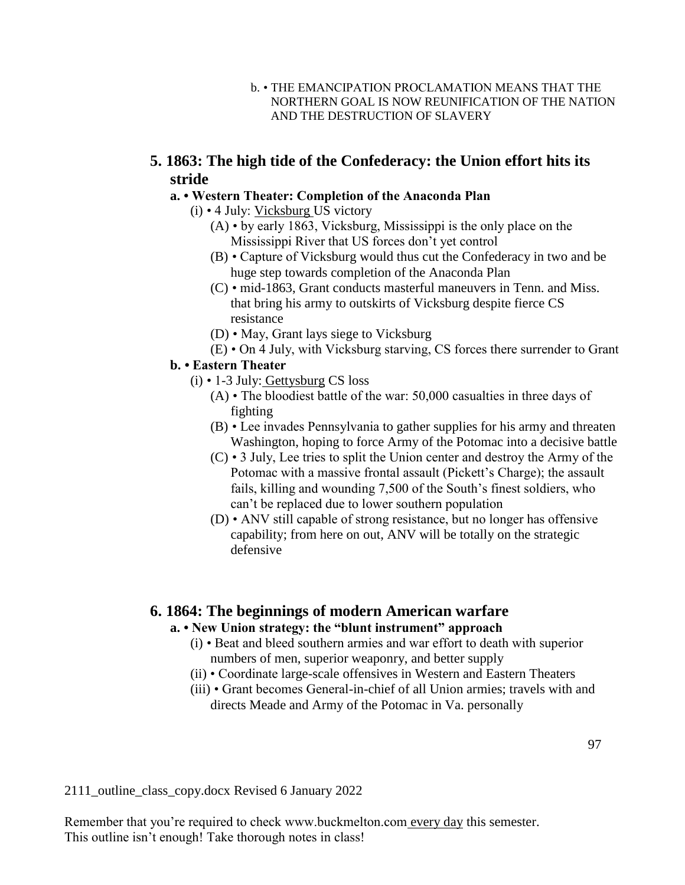b. • THE EMANCIPATION PROCLAMATION MEANS THAT THE NORTHERN GOAL IS NOW REUNIFICATION OF THE NATION AND THE DESTRUCTION OF SLAVERY

## 5. 1863: The high tide of the Confederacy: the Union effort hits its stride

### a. • Western Theater: Completion of the Anaconda Plan

- (i) • 4 July: Vicksburg US victory
  - (A) • by early 1863, Vicksburg, Mississippi is the only place on the Mississippi River that US forces don't yet control
  - (B) • Capture of Vicksburg would thus cut the Confederacy in two and be huge step towards completion of the Anaconda Plan
  - (C) • mid-1863, Grant conducts masterful maneuvers in Tenn. and Miss. that bring his army to outskirts of Vicksburg despite fierce CS resistance
  - (D) • May, Grant lays siege to Vicksburg
  - (E) • On 4 July, with Vicksburg starving, CS forces there surrender to Grant

### b. • Eastern Theater

- (i) • 1-3 July: Gettysburg CS loss
  - (A) • The bloodiest battle of the war: 50,000 casualties in three days of fighting
  - (B) • Lee invades Pennsylvania to gather supplies for his army and threaten Washington, hoping to force Army of the Potomac into a decisive battle
  - (C) • 3 July, Lee tries to split the Union center and destroy the Army of the Potomac with a massive frontal assault (Pickett's Charge); the assault fails, killing and wounding 7,500 of the South's finest soldiers, who can't be replaced due to lower southern population
  - (D) • ANV still capable of strong resistance, but no longer has offensive capability; from here on out, ANV will be totally on the strategic defensive

## 6. 1864: The beginnings of modern American warfare

### a. • New Union strategy: the "blunt instrument" approach

- (i) • Beat and bleed southern armies and war effort to death with superior numbers of men, superior weaponry, and better supply
- (ii) • Coordinate large-scale offensives in Western and Eastern Theaters
- (iii) • Grant becomes General-in-chief of all Union armies; travels with and directs Meade and Army of the Potomac in Va. personally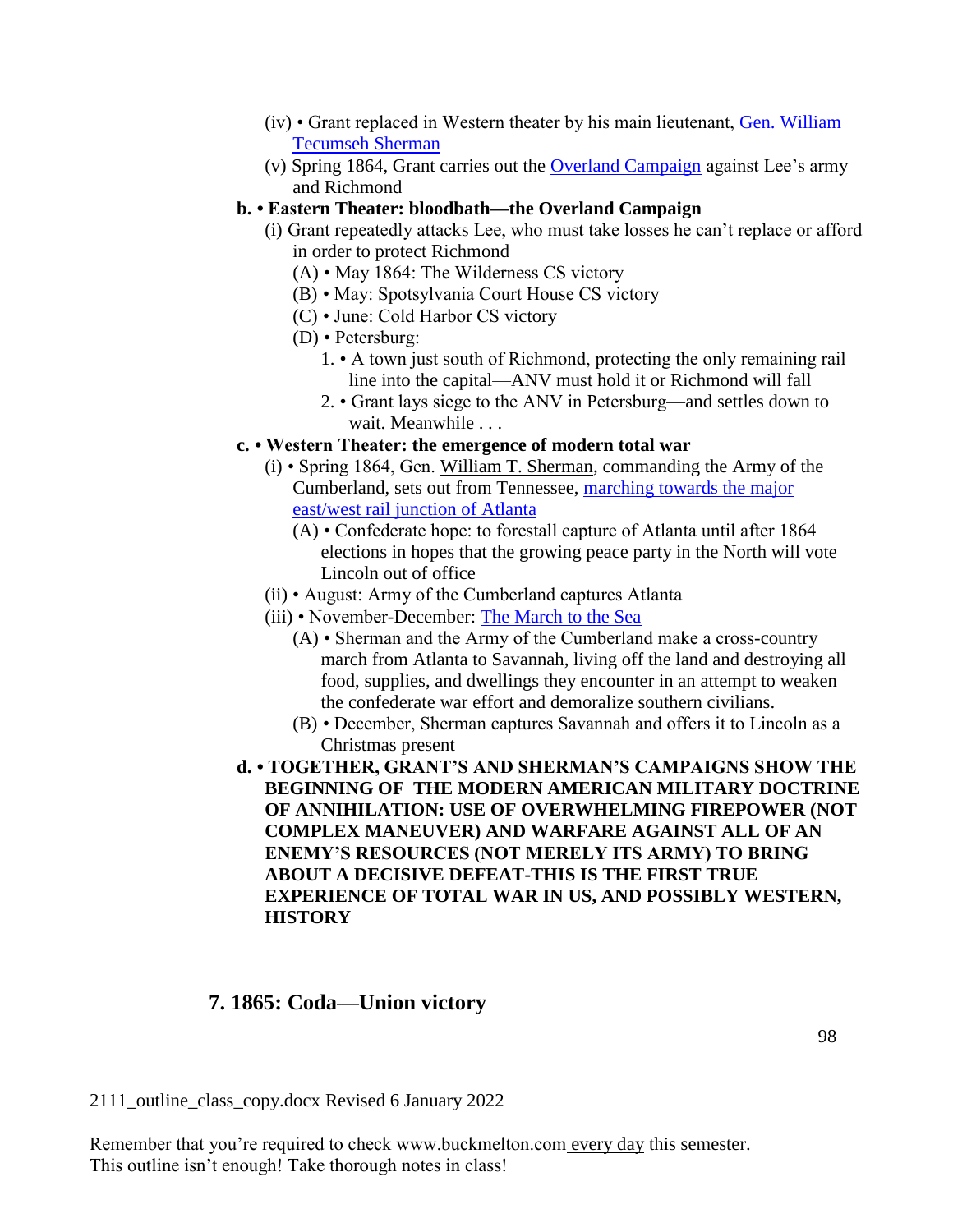- (iv) • Grant replaced in Western theater by his main lieutenant, Gen. William Tecumseh Sherman
- (v) Spring 1864, Grant carries out the Overland Campaign against Lee's army and Richmond

**b. • Eastern Theater: bloodbath—the Overland Campaign**

- (i) Grant repeatedly attacks Lee, who must take losses he can't replace or afford in order to protect Richmond
  - (A) • May 1864: The Wilderness CS victory
  - (B) • May: Spotsylvania Court House CS victory
  - (C) • June: Cold Harbor CS victory
  - (D) • Petersburg:
    1. • A town just south of Richmond, protecting the only remaining rail line into the capital—ANV must hold it or Richmond will fall
    2. • Grant lays siege to the ANV in Petersburg—and settles down to wait. Meanwhile . . .

**c. • Western Theater: the emergence of modern total war**

- (i) • Spring 1864, Gen. William T. Sherman, commanding the Army of the Cumberland, sets out from Tennessee, marching towards the major east/west rail junction of Atlanta
  - (A) • Confederate hope: to forestall capture of Atlanta until after 1864 elections in hopes that the growing peace party in the North will vote Lincoln out of office
- (ii) • August: Army of the Cumberland captures Atlanta
- (iii) • November-December: The March to the Sea
  - (A) • Sherman and the Army of the Cumberland make a cross-country march from Atlanta to Savannah, living off the land and destroying all food, supplies, and dwellings they encounter in an attempt to weaken the confederate war effort and demoralize southern civilians.
  - (B) • December, Sherman captures Savannah and offers it to Lincoln as a Christmas present

**d. • TOGETHER, GRANT'S AND SHERMAN'S CAMPAIGNS SHOW THE BEGINNING OF THE MODERN AMERICAN MILITARY DOCTRINE OF ANNIHILATION: USE OF OVERWHELMING FIREPOWER (NOT COMPLEX MANEUVER) AND WARFARE AGAINST ALL OF AN ENEMY'S RESOURCES (NOT MERELY ITS ARMY) TO BRING ABOUT A DECISIVE DEFEAT-THIS IS THE FIRST TRUE EXPERIENCE OF TOTAL WAR IN US, AND POSSIBLY WESTERN, HISTORY**

## 7. 1865: Coda—Union victory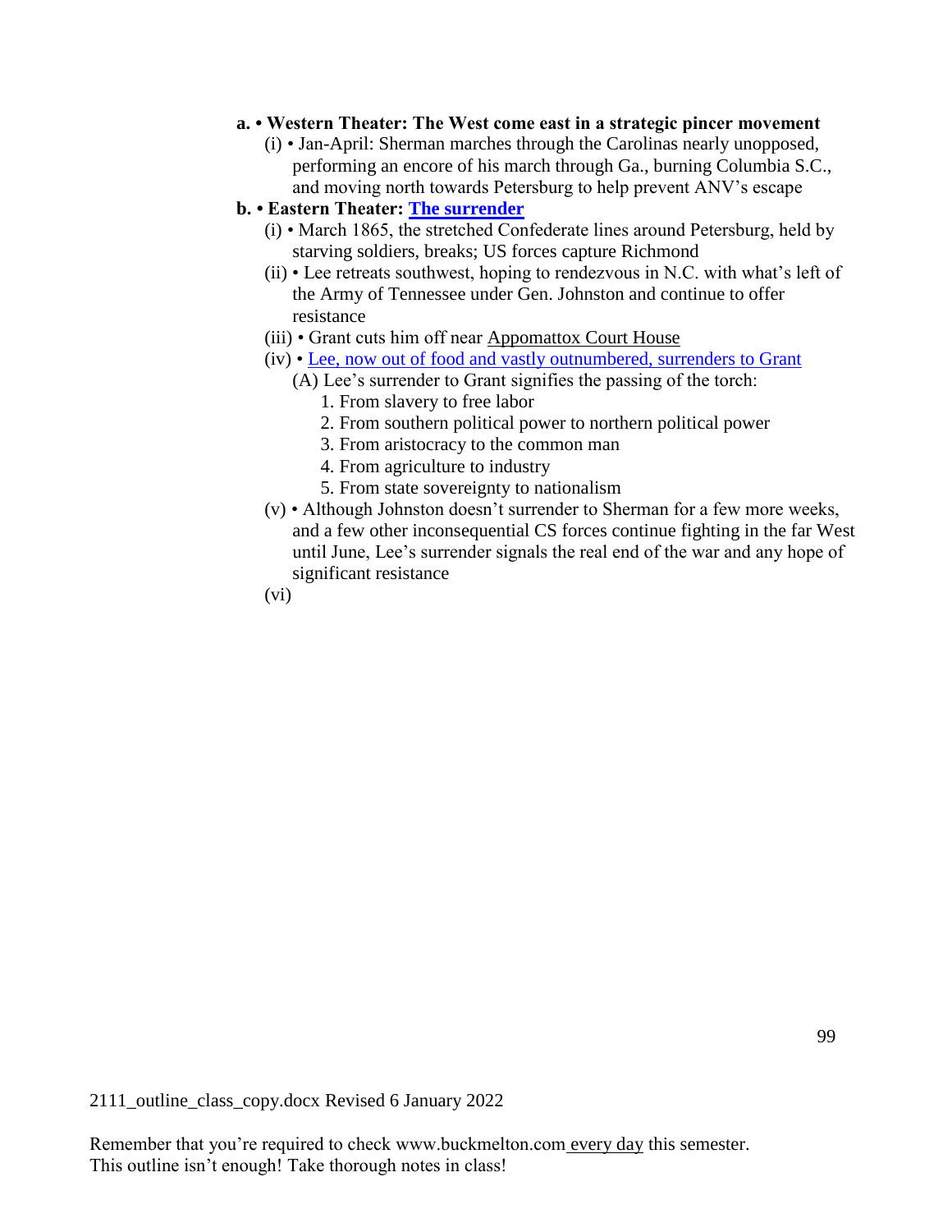**a. • Western Theater: The West come east in a strategic pincer movement**

(i) • Jan-April: Sherman marches through the Carolinas nearly unopposed, performing an encore of his march through Ga., burning Columbia S.C., and moving north towards Petersburg to help prevent ANV's escape

**b. • Eastern Theater: The surrender**

(i) • March 1865, the stretched Confederate lines around Petersburg, held by starving soldiers, breaks; US forces capture Richmond

(ii) • Lee retreats southwest, hoping to rendezvous in N.C. with what's left of the Army of Tennessee under Gen. Johnston and continue to offer resistance

(iii) • Grant cuts him off near Appomattox Court House

(iv) • Lee, now out of food and vastly outnumbered, surrenders to Grant

(A) Lee's surrender to Grant signifies the passing of the torch:

1. From slavery to free labor
2. From southern political power to northern political power
3. From aristocracy to the common man
4. From agriculture to industry
5. From state sovereignty to nationalism

(v) • Although Johnston doesn't surrender to Sherman for a few more weeks, and a few other inconsequential CS forces continue fighting in the far West until June, Lee's surrender signals the real end of the war and any hope of significant resistance

(vi)